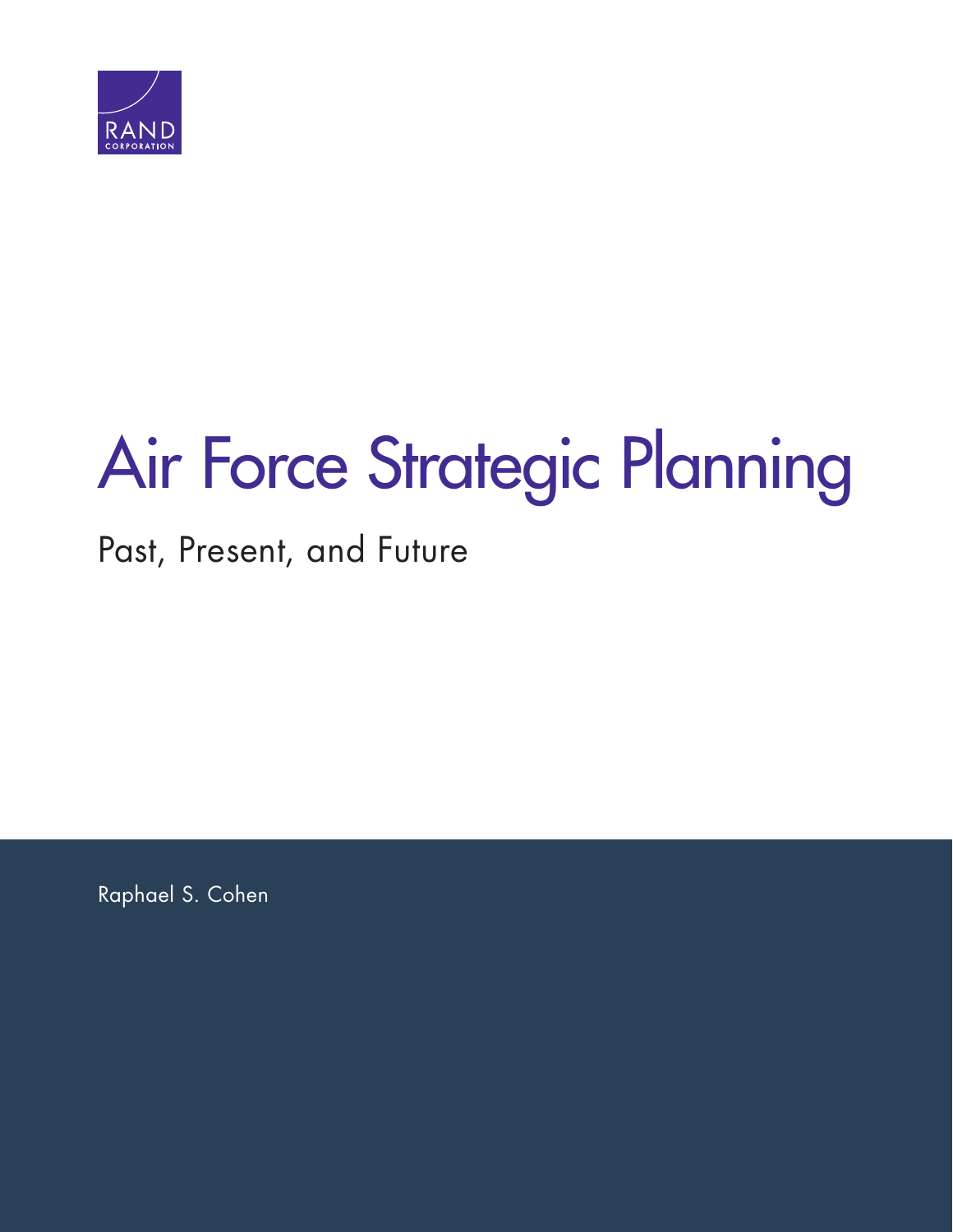# Air Force Strategic Planning

## Past, Present, and Future

Raphael S. Cohen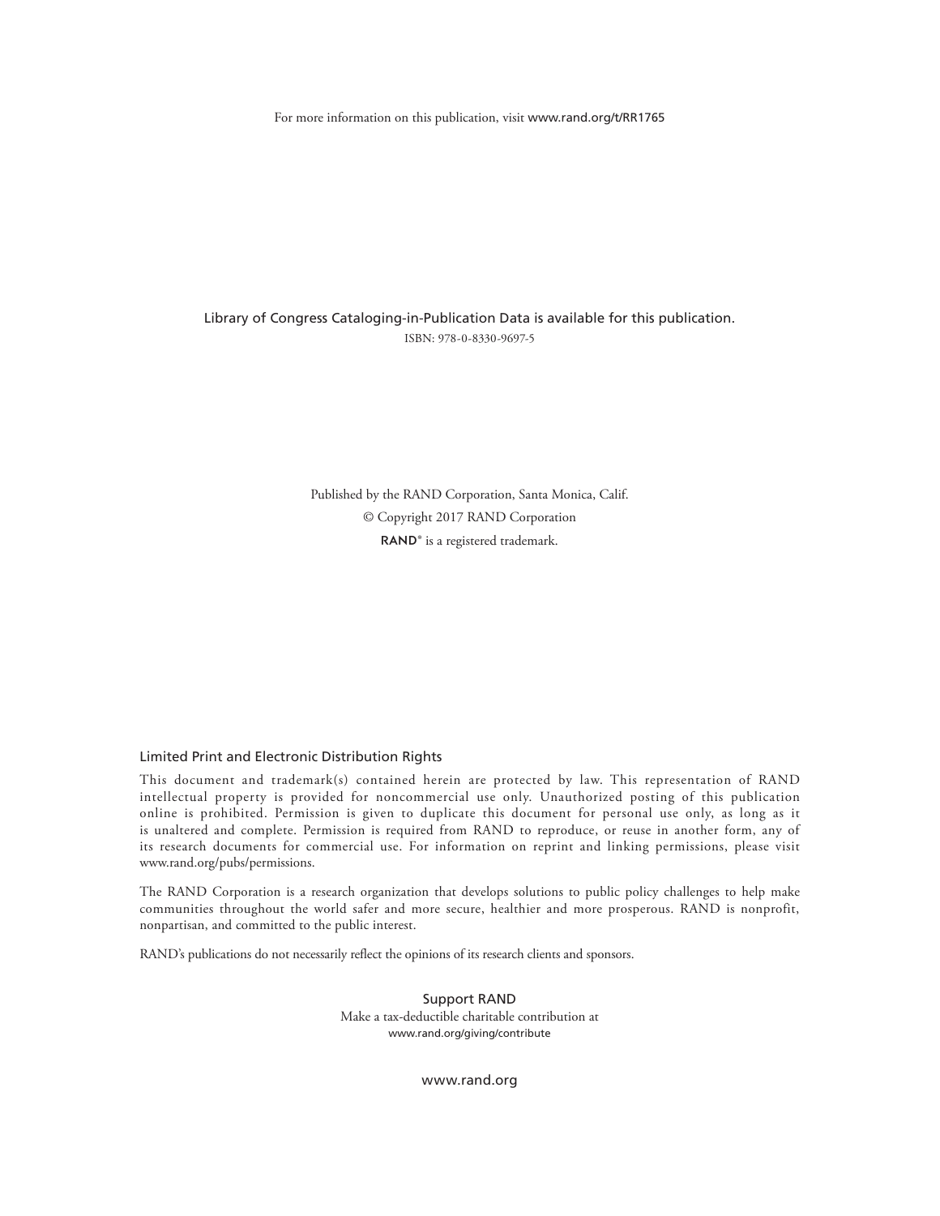For more information on this publication, visit www.rand.org/t/RR1765

Library of Congress Cataloging-in-Publication Data is available for this publication.

ISBN: 978-0-8330-9697-5

Published by the RAND Corporation, Santa Monica, Calif.

© Copyright 2017 RAND Corporation

RAND® is a registered trademark.

## Limited Print and Electronic Distribution Rights

This document and trademark(s) contained herein are protected by law. This representation of RAND intellectual property is provided for noncommercial use only. Unauthorized posting of this publication online is prohibited. Permission is given to duplicate this document for personal use only, as long as it is unaltered and complete. Permission is required from RAND to reproduce, or reuse in another form, any of its research documents for commercial use. For information on reprint and linking permissions, please visit www.rand.org/pubs/permissions.

The RAND Corporation is a research organization that develops solutions to public policy challenges to help make communities throughout the world safer and more secure, healthier and more prosperous. RAND is nonprofit, nonpartisan, and committed to the public interest.

RAND's publications do not necessarily reflect the opinions of its research clients and sponsors.

**Support RAND**

Make a tax-deductible charitable contribution at
www.rand.org/giving/contribute

www.rand.org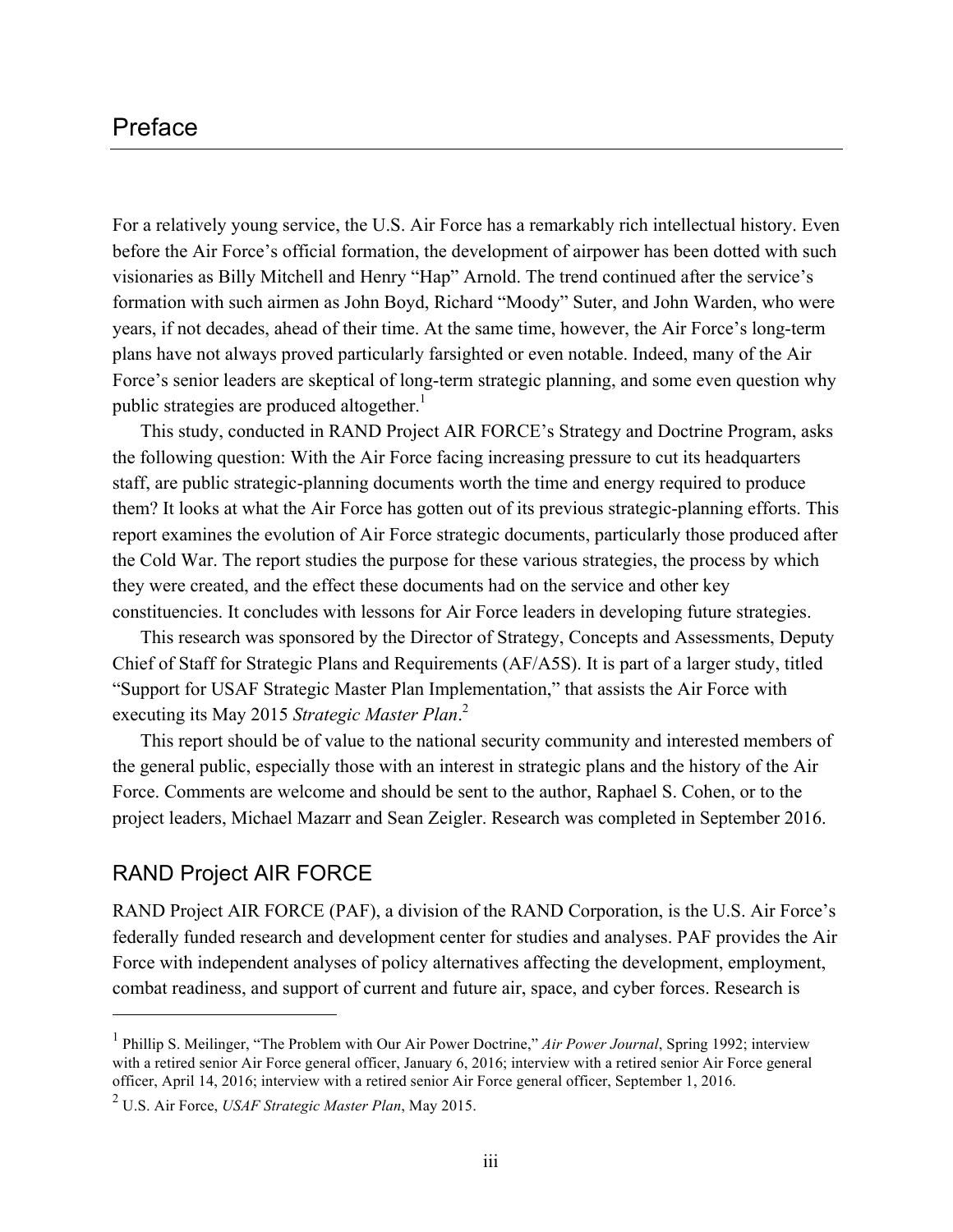# Preface

For a relatively young service, the U.S. Air Force has a remarkably rich intellectual history. Even before the Air Force's official formation, the development of airpower has been dotted with such visionaries as Billy Mitchell and Henry "Hap" Arnold. The trend continued after the service's formation with such airmen as John Boyd, Richard "Moody" Suter, and John Warden, who were years, if not decades, ahead of their time. At the same time, however, the Air Force's long-term plans have not always proved particularly farsighted or even notable. Indeed, many of the Air Force's senior leaders are skeptical of long-term strategic planning, and some even question why public strategies are produced altogether.[1]

This study, conducted in RAND Project AIR FORCE's Strategy and Doctrine Program, asks the following question: With the Air Force facing increasing pressure to cut its headquarters staff, are public strategic-planning documents worth the time and energy required to produce them? It looks at what the Air Force has gotten out of its previous strategic-planning efforts. This report examines the evolution of Air Force strategic documents, particularly those produced after the Cold War. The report studies the purpose for these various strategies, the process by which they were created, and the effect these documents had on the service and other key constituencies. It concludes with lessons for Air Force leaders in developing future strategies.

This research was sponsored by the Director of Strategy, Concepts and Assessments, Deputy Chief of Staff for Strategic Plans and Requirements (AF/A5S). It is part of a larger study, titled "Support for USAF Strategic Master Plan Implementation," that assists the Air Force with executing its May 2015 *Strategic Master Plan*.[2]

This report should be of value to the national security community and interested members of the general public, especially those with an interest in strategic plans and the history of the Air Force. Comments are welcome and should be sent to the author, Raphael S. Cohen, or to the project leaders, Michael Mazarr and Sean Zeigler. Research was completed in September 2016.

## RAND Project AIR FORCE

RAND Project AIR FORCE (PAF), a division of the RAND Corporation, is the U.S. Air Force's federally funded research and development center for studies and analyses. PAF provides the Air Force with independent analyses of policy alternatives affecting the development, employment, combat readiness, and support of current and future air, space, and cyber forces. Research is

---

[1] Phillip S. Meilinger, "The Problem with Our Air Power Doctrine," *Air Power Journal*, Spring 1992; interview with a retired senior Air Force general officer, January 6, 2016; interview with a retired senior Air Force general officer, April 14, 2016; interview with a retired senior Air Force general officer, September 1, 2016.

[2] U.S. Air Force, *USAF Strategic Master Plan*, May 2015.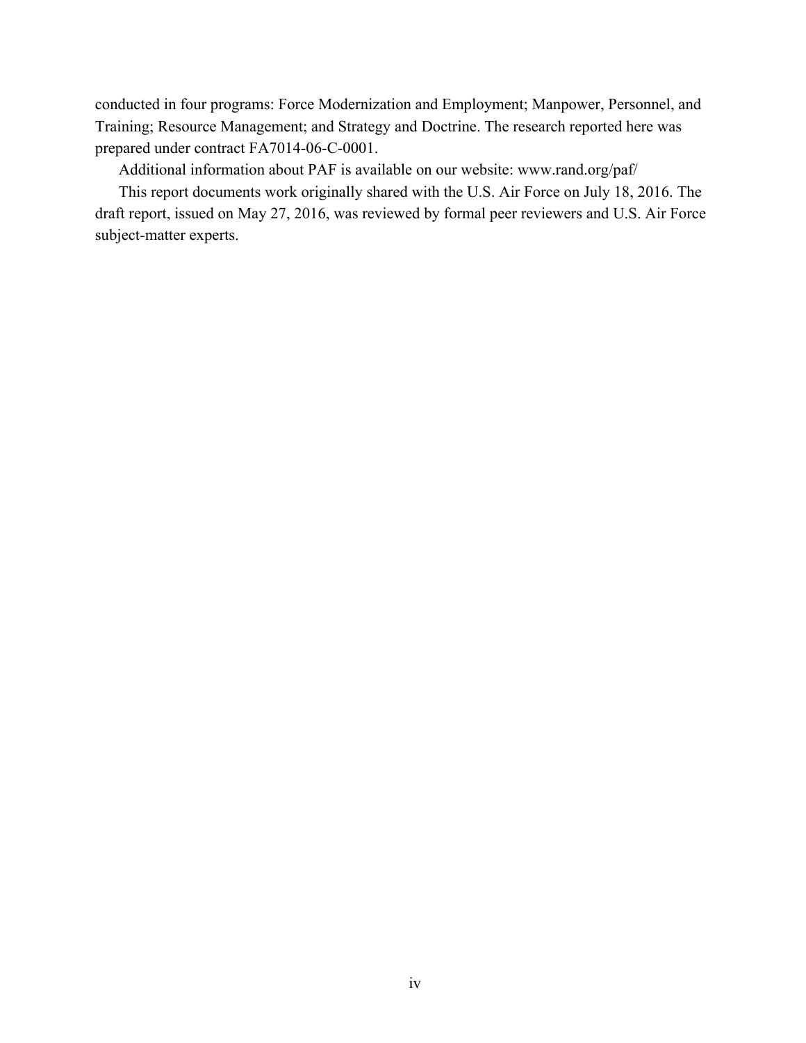conducted in four programs: Force Modernization and Employment; Manpower, Personnel, and Training; Resource Management; and Strategy and Doctrine. The research reported here was prepared under contract FA7014-06-C-0001.

Additional information about PAF is available on our website: www.rand.org/paf/

This report documents work originally shared with the U.S. Air Force on July 18, 2016. The draft report, issued on May 27, 2016, was reviewed by formal peer reviewers and U.S. Air Force subject-matter experts.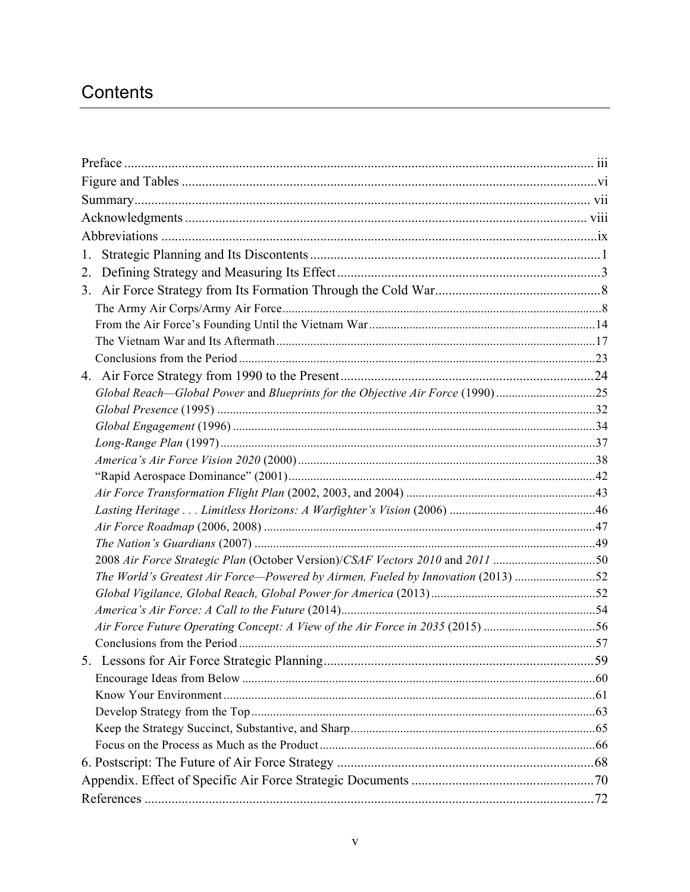# Contents

- Preface ... iii
- Figure and Tables ... vi
- Summary ... vii
- Acknowledgments ... viii
- Abbreviations ... ix
- 1. Strategic Planning and Its Discontents ... 1
- 2. Defining Strategy and Measuring Its Effect ... 3
- 3. Air Force Strategy from Its Formation Through the Cold War ... 8
  - The Army Air Corps/Army Air Force ... 8
  - From the Air Force's Founding Until the Vietnam War ... 14
  - The Vietnam War and Its Aftermath ... 17
  - Conclusions from the Period ... 23
- 4. Air Force Strategy from 1990 to the Present ... 24
  - *Global Reach—Global Power* and *Blueprints for the Objective Air Force* (1990) ... 25
  - *Global Presence* (1995) ... 32
  - *Global Engagement* (1996) ... 34
  - *Long-Range Plan* (1997) ... 37
  - *America's Air Force Vision 2020* (2000) ... 38
  - "Rapid Aerospace Dominance" (2001) ... 42
  - *Air Force Transformation Flight Plan* (2002, 2003, and 2004) ... 43
  - *Lasting Heritage . . . Limitless Horizons: A Warfighter's Vision* (2006) ... 46
  - *Air Force Roadmap* (2006, 2008) ... 47
  - *The Nation's Guardians* (2007) ... 49
  - 2008 *Air Force Strategic Plan* (October Version)/*CSAF Vectors 2010* and *2011* ... 50
  - *The World's Greatest Air Force—Powered by Airmen, Fueled by Innovation* (2013) ... 52
  - *Global Vigilance, Global Reach, Global Power for America* (2013) ... 52
  - *America's Air Force: A Call to the Future* (2014) ... 54
  - *Air Force Future Operating Concept: A View of the Air Force in 2035* (2015) ... 56
  - Conclusions from the Period ... 57
- 5. Lessons for Air Force Strategic Planning ... 59
  - Encourage Ideas from Below ... 60
  - Know Your Environment ... 61
  - Develop Strategy from the Top ... 63
  - Keep the Strategy Succinct, Substantive, and Sharp ... 65
  - Focus on the Process as Much as the Product ... 66
- 6. Postscript: The Future of Air Force Strategy ... 68
- Appendix. Effect of Specific Air Force Strategic Documents ... 70
- References ... 72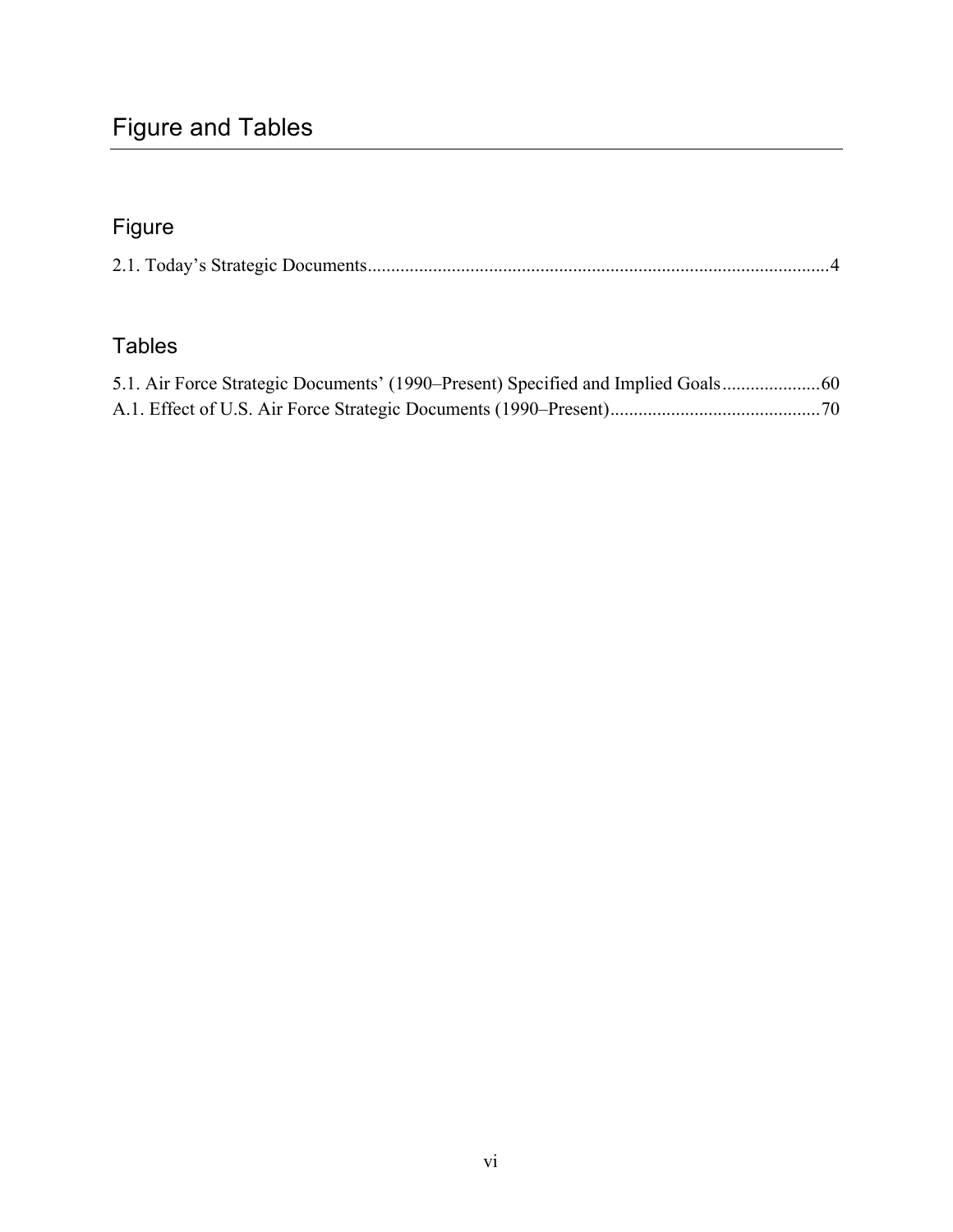# Figure and Tables

## Figure

2.1. Today’s Strategic Documents....................................................................................................4

## Tables

5.1. Air Force Strategic Documents’ (1990–Present) Specified and Implied Goals.....................60
A.1. Effect of U.S. Air Force Strategic Documents (1990–Present).............................................70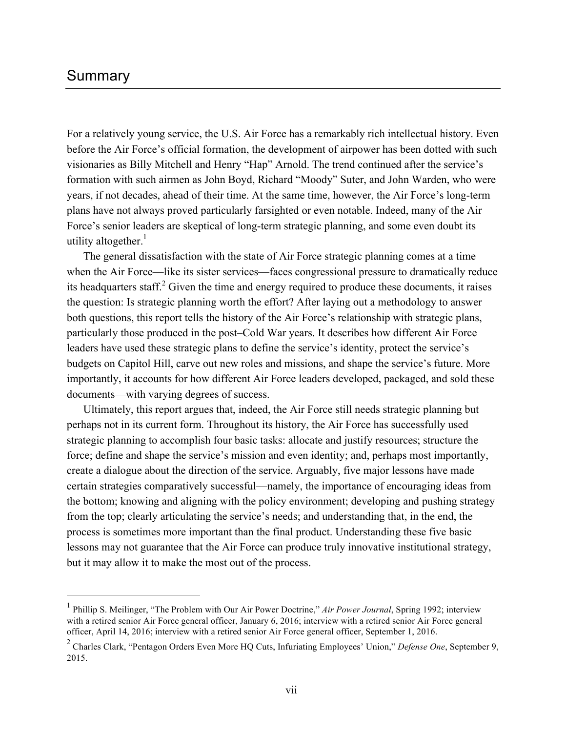# Summary

For a relatively young service, the U.S. Air Force has a remarkably rich intellectual history. Even before the Air Force's official formation, the development of airpower has been dotted with such visionaries as Billy Mitchell and Henry "Hap" Arnold. The trend continued after the service's formation with such airmen as John Boyd, Richard "Moody" Suter, and John Warden, who were years, if not decades, ahead of their time. At the same time, however, the Air Force's long-term plans have not always proved particularly farsighted or even notable. Indeed, many of the Air Force's senior leaders are skeptical of long-term strategic planning, and some even doubt its utility altogether.[1]

The general dissatisfaction with the state of Air Force strategic planning comes at a time when the Air Force—like its sister services—faces congressional pressure to dramatically reduce its headquarters staff.[2] Given the time and energy required to produce these documents, it raises the question: Is strategic planning worth the effort? After laying out a methodology to answer both questions, this report tells the history of the Air Force's relationship with strategic plans, particularly those produced in the post–Cold War years. It describes how different Air Force leaders have used these strategic plans to define the service's identity, protect the service's budgets on Capitol Hill, carve out new roles and missions, and shape the service's future. More importantly, it accounts for how different Air Force leaders developed, packaged, and sold these documents—with varying degrees of success.

Ultimately, this report argues that, indeed, the Air Force still needs strategic planning but perhaps not in its current form. Throughout its history, the Air Force has successfully used strategic planning to accomplish four basic tasks: allocate and justify resources; structure the force; define and shape the service's mission and even identity; and, perhaps most importantly, create a dialogue about the direction of the service. Arguably, five major lessons have made certain strategies comparatively successful—namely, the importance of encouraging ideas from the bottom; knowing and aligning with the policy environment; developing and pushing strategy from the top; clearly articulating the service's needs; and understanding that, in the end, the process is sometimes more important than the final product. Understanding these five basic lessons may not guarantee that the Air Force can produce truly innovative institutional strategy, but it may allow it to make the most out of the process.

---

[1] Phillip S. Meilinger, "The Problem with Our Air Power Doctrine," *Air Power Journal*, Spring 1992; interview with a retired senior Air Force general officer, January 6, 2016; interview with a retired senior Air Force general officer, April 14, 2016; interview with a retired senior Air Force general officer, September 1, 2016.

[2] Charles Clark, "Pentagon Orders Even More HQ Cuts, Infuriating Employees' Union," *Defense One*, September 9, 2015.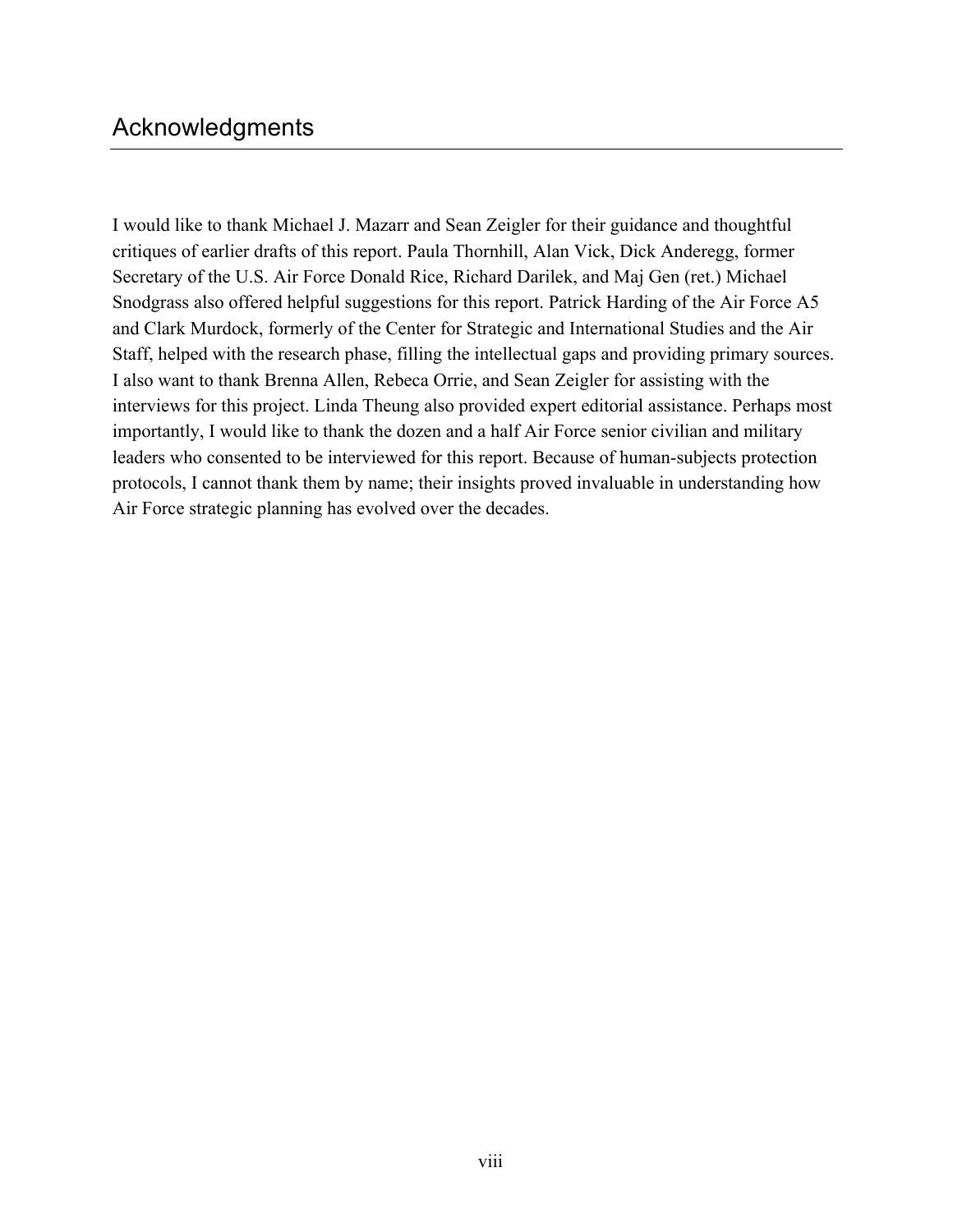# Acknowledgments

I would like to thank Michael J. Mazarr and Sean Zeigler for their guidance and thoughtful critiques of earlier drafts of this report. Paula Thornhill, Alan Vick, Dick Anderegg, former Secretary of the U.S. Air Force Donald Rice, Richard Darilek, and Maj Gen (ret.) Michael Snodgrass also offered helpful suggestions for this report. Patrick Harding of the Air Force A5 and Clark Murdock, formerly of the Center for Strategic and International Studies and the Air Staff, helped with the research phase, filling the intellectual gaps and providing primary sources. I also want to thank Brenna Allen, Rebeca Orrie, and Sean Zeigler for assisting with the interviews for this project. Linda Theung also provided expert editorial assistance. Perhaps most importantly, I would like to thank the dozen and a half Air Force senior civilian and military leaders who consented to be interviewed for this report. Because of human-subjects protection protocols, I cannot thank them by name; their insights proved invaluable in understanding how Air Force strategic planning has evolved over the decades.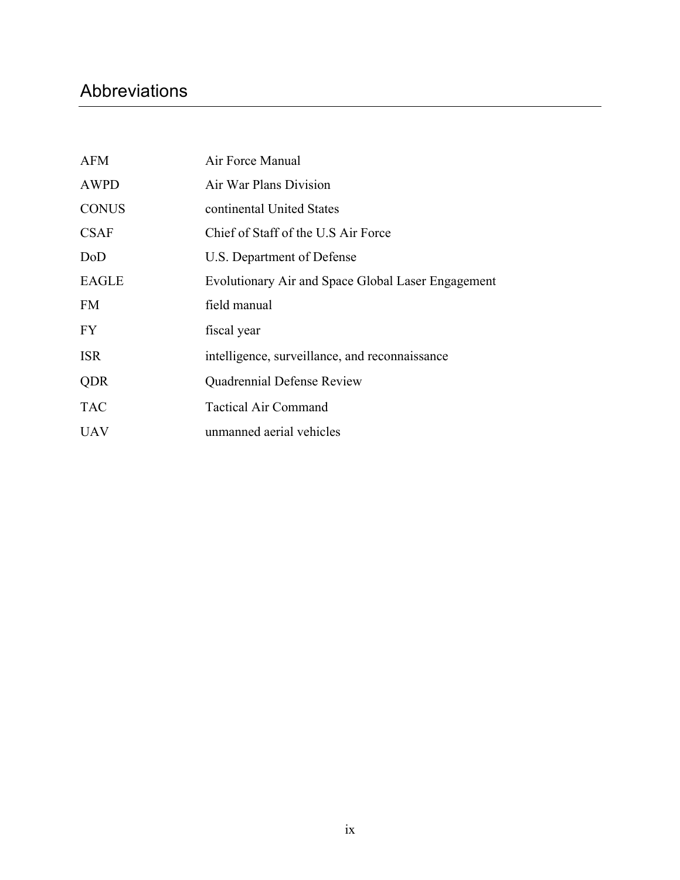# Abbreviations

| | |
|---|---|
| AFM | Air Force Manual |
| AWPD | Air War Plans Division |
| CONUS | continental United States |
| CSAF | Chief of Staff of the U.S Air Force |
| DoD | U.S. Department of Defense |
| EAGLE | Evolutionary Air and Space Global Laser Engagement |
| FM | field manual |
| FY | fiscal year |
| ISR | intelligence, surveillance, and reconnaissance |
| QDR | Quadrennial Defense Review |
| TAC | Tactical Air Command |
| UAV | unmanned aerial vehicles |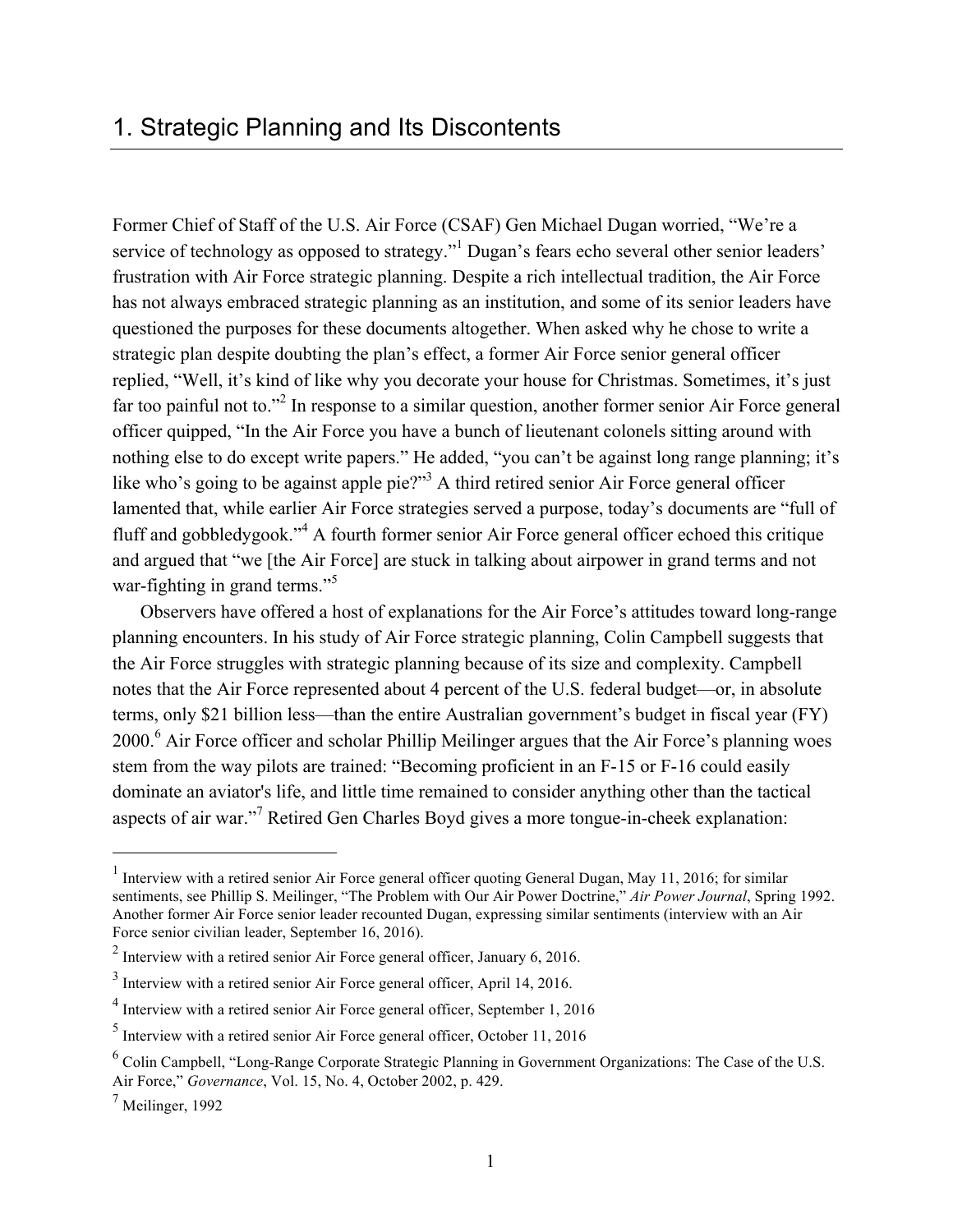# 1. Strategic Planning and Its Discontents

Former Chief of Staff of the U.S. Air Force (CSAF) Gen Michael Dugan worried, "We're a service of technology as opposed to strategy."[1] Dugan's fears echo several other senior leaders' frustration with Air Force strategic planning. Despite a rich intellectual tradition, the Air Force has not always embraced strategic planning as an institution, and some of its senior leaders have questioned the purposes for these documents altogether. When asked why he chose to write a strategic plan despite doubting the plan's effect, a former Air Force senior general officer replied, "Well, it's kind of like why you decorate your house for Christmas. Sometimes, it's just far too painful not to."[2] In response to a similar question, another former senior Air Force general officer quipped, "In the Air Force you have a bunch of lieutenant colonels sitting around with nothing else to do except write papers." He added, "you can't be against long range planning; it's like who's going to be against apple pie?"[3] A third retired senior Air Force general officer lamented that, while earlier Air Force strategies served a purpose, today's documents are "full of fluff and gobbledygook."[4] A fourth former senior Air Force general officer echoed this critique and argued that "we [the Air Force] are stuck in talking about airpower in grand terms and not war-fighting in grand terms."[5]

Observers have offered a host of explanations for the Air Force's attitudes toward long-range planning encounters. In his study of Air Force strategic planning, Colin Campbell suggests that the Air Force struggles with strategic planning because of its size and complexity. Campbell notes that the Air Force represented about 4 percent of the U.S. federal budget—or, in absolute terms, only $21 billion less—than the entire Australian government's budget in fiscal year (FY) 2000.[6] Air Force officer and scholar Phillip Meilinger argues that the Air Force's planning woes stem from the way pilots are trained: "Becoming proficient in an F-15 or F-16 could easily dominate an aviator's life, and little time remained to consider anything other than the tactical aspects of air war."[7] Retired Gen Charles Boyd gives a more tongue-in-cheek explanation:

---

[1] Interview with a retired senior Air Force general officer quoting General Dugan, May 11, 2016; for similar sentiments, see Phillip S. Meilinger, "The Problem with Our Air Power Doctrine," *Air Power Journal*, Spring 1992. Another former Air Force senior leader recounted Dugan, expressing similar sentiments (interview with an Air Force senior civilian leader, September 16, 2016).

[2] Interview with a retired senior Air Force general officer, January 6, 2016.

[3] Interview with a retired senior Air Force general officer, April 14, 2016.

[4] Interview with a retired senior Air Force general officer, September 1, 2016

[5] Interview with a retired senior Air Force general officer, October 11, 2016

[6] Colin Campbell, "Long-Range Corporate Strategic Planning in Government Organizations: The Case of the U.S. Air Force," *Governance*, Vol. 15, No. 4, October 2002, p. 429.

[7] Meilinger, 1992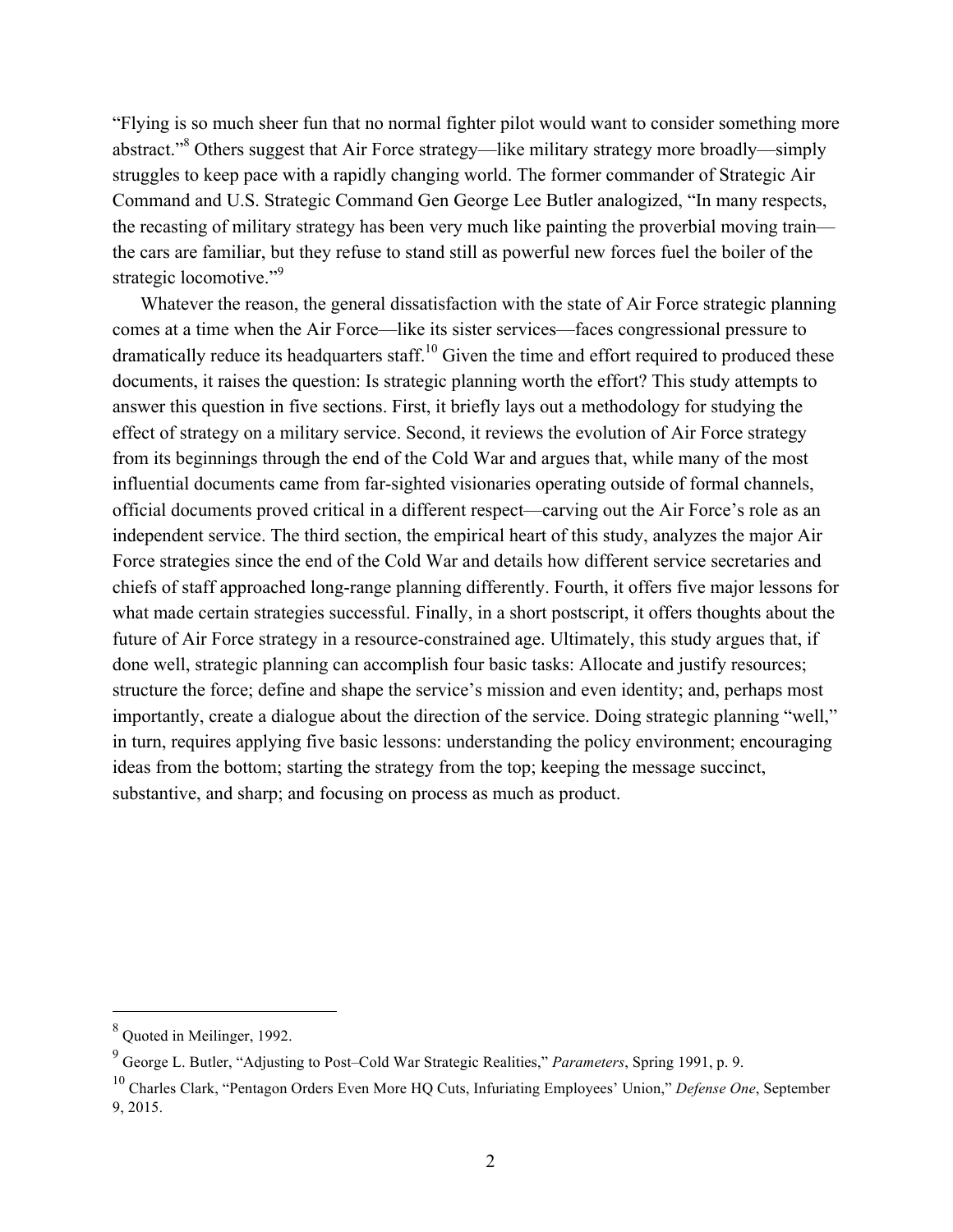"Flying is so much sheer fun that no normal fighter pilot would want to consider something more abstract."[8] Others suggest that Air Force strategy—like military strategy more broadly—simply struggles to keep pace with a rapidly changing world. The former commander of Strategic Air Command and U.S. Strategic Command Gen George Lee Butler analogized, "In many respects, the recasting of military strategy has been very much like painting the proverbial moving train—the cars are familiar, but they refuse to stand still as powerful new forces fuel the boiler of the strategic locomotive."[9]

Whatever the reason, the general dissatisfaction with the state of Air Force strategic planning comes at a time when the Air Force—like its sister services—faces congressional pressure to dramatically reduce its headquarters staff.[10] Given the time and effort required to produced these documents, it raises the question: Is strategic planning worth the effort? This study attempts to answer this question in five sections. First, it briefly lays out a methodology for studying the effect of strategy on a military service. Second, it reviews the evolution of Air Force strategy from its beginnings through the end of the Cold War and argues that, while many of the most influential documents came from far-sighted visionaries operating outside of formal channels, official documents proved critical in a different respect—carving out the Air Force's role as an independent service. The third section, the empirical heart of this study, analyzes the major Air Force strategies since the end of the Cold War and details how different service secretaries and chiefs of staff approached long-range planning differently. Fourth, it offers five major lessons for what made certain strategies successful. Finally, in a short postscript, it offers thoughts about the future of Air Force strategy in a resource-constrained age. Ultimately, this study argues that, if done well, strategic planning can accomplish four basic tasks: Allocate and justify resources; structure the force; define and shape the service's mission and even identity; and, perhaps most importantly, create a dialogue about the direction of the service. Doing strategic planning "well," in turn, requires applying five basic lessons: understanding the policy environment; encouraging ideas from the bottom; starting the strategy from the top; keeping the message succinct, substantive, and sharp; and focusing on process as much as product.

---

[8] Quoted in Meilinger, 1992.

[9] George L. Butler, "Adjusting to Post–Cold War Strategic Realities," *Parameters*, Spring 1991, p. 9.

[10] Charles Clark, "Pentagon Orders Even More HQ Cuts, Infuriating Employees' Union," *Defense One*, September 9, 2015.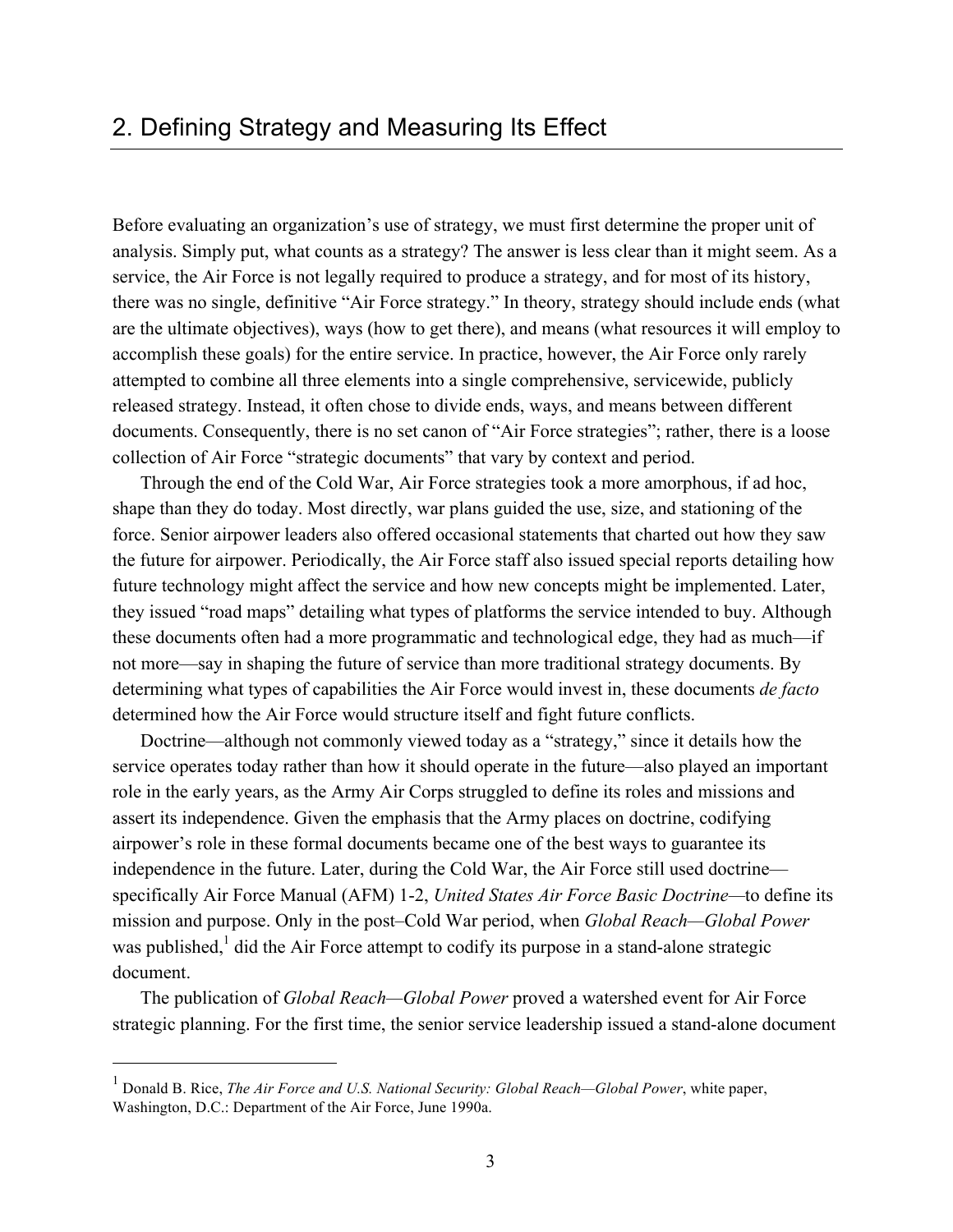## 2. Defining Strategy and Measuring Its Effect

Before evaluating an organization's use of strategy, we must first determine the proper unit of analysis. Simply put, what counts as a strategy? The answer is less clear than it might seem. As a service, the Air Force is not legally required to produce a strategy, and for most of its history, there was no single, definitive "Air Force strategy." In theory, strategy should include ends (what are the ultimate objectives), ways (how to get there), and means (what resources it will employ to accomplish these goals) for the entire service. In practice, however, the Air Force only rarely attempted to combine all three elements into a single comprehensive, servicewide, publicly released strategy. Instead, it often chose to divide ends, ways, and means between different documents. Consequently, there is no set canon of "Air Force strategies"; rather, there is a loose collection of Air Force "strategic documents" that vary by context and period.

Through the end of the Cold War, Air Force strategies took a more amorphous, if ad hoc, shape than they do today. Most directly, war plans guided the use, size, and stationing of the force. Senior airpower leaders also offered occasional statements that charted out how they saw the future for airpower. Periodically, the Air Force staff also issued special reports detailing how future technology might affect the service and how new concepts might be implemented. Later, they issued "road maps" detailing what types of platforms the service intended to buy. Although these documents often had a more programmatic and technological edge, they had as much—if not more—say in shaping the future of service than more traditional strategy documents. By determining what types of capabilities the Air Force would invest in, these documents *de facto* determined how the Air Force would structure itself and fight future conflicts.

Doctrine—although not commonly viewed today as a "strategy," since it details how the service operates today rather than how it should operate in the future—also played an important role in the early years, as the Army Air Corps struggled to define its roles and missions and assert its independence. Given the emphasis that the Army places on doctrine, codifying airpower's role in these formal documents became one of the best ways to guarantee its independence in the future. Later, during the Cold War, the Air Force still used doctrine—specifically Air Force Manual (AFM) 1-2, *United States Air Force Basic Doctrine*—to define its mission and purpose. Only in the post–Cold War period, when *Global Reach—Global Power* was published,[1] did the Air Force attempt to codify its purpose in a stand-alone strategic document.

The publication of *Global Reach—Global Power* proved a watershed event for Air Force strategic planning. For the first time, the senior service leadership issued a stand-alone document

---

[1] Donald B. Rice, *The Air Force and U.S. National Security: Global Reach—Global Power*, white paper, Washington, D.C.: Department of the Air Force, June 1990a.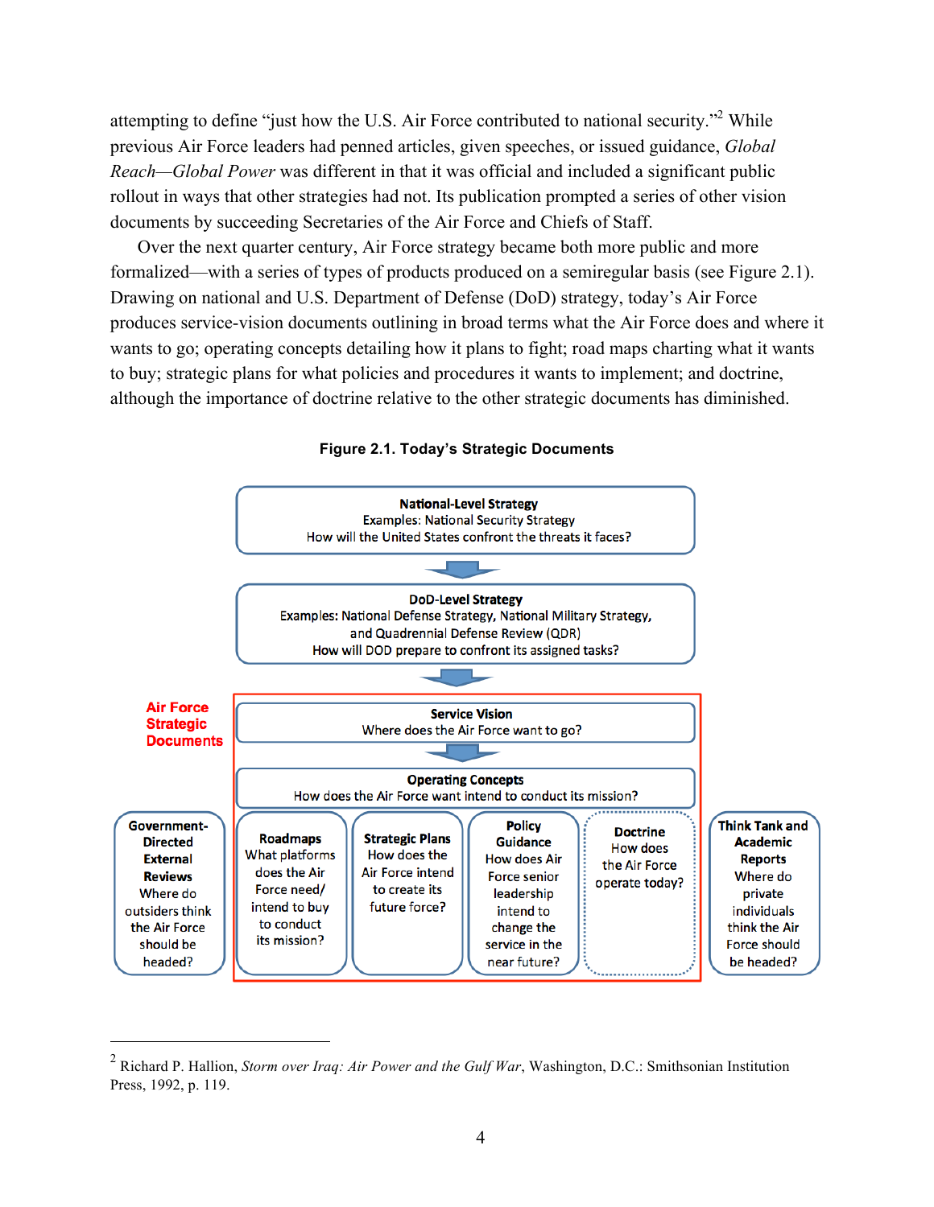attempting to define "just how the U.S. Air Force contributed to national security."[2] While previous Air Force leaders had penned articles, given speeches, or issued guidance, *Global Reach—Global Power* was different in that it was official and included a significant public rollout in ways that other strategies had not. Its publication prompted a series of other vision documents by succeeding Secretaries of the Air Force and Chiefs of Staff.

Over the next quarter century, Air Force strategy became both more public and more formalized—with a series of types of products produced on a semiregular basis (see Figure 2.1). Drawing on national and U.S. Department of Defense (DoD) strategy, today's Air Force produces service-vision documents outlining in broad terms what the Air Force does and where it wants to go; operating concepts detailing how it plans to fight; road maps charting what it wants to buy; strategic plans for what policies and procedures it wants to implement; and doctrine, although the importance of doctrine relative to the other strategic documents has diminished.

**Figure 2.1. Today's Strategic Documents**

**National-Level Strategy**
Examples: National Security Strategy
How will the United States confront the threats it faces?

**DoD-Level Strategy**
Examples: National Defense Strategy, National Military Strategy, and Quadrennial Defense Review (QDR)
How will DOD prepare to confront its assigned tasks?

**Air Force Strategic Documents**

**Service Vision**
Where does the Air Force want to go?

**Operating Concepts**
How does the Air Force want intend to conduct its mission?

| Government-Directed External Reviews | Roadmaps | Strategic Plans | Policy Guidance | Doctrine | Think Tank and Academic Reports |
|---|---|---|---|---|---|
| Where do outsiders think the Air Force should be headed? | What platforms does the Air Force need/ intend to buy to conduct its mission? | How does the Air Force intend to create its future force? | How does Air Force senior leadership intend to change the service in the near future? | How does the Air Force operate today? | Where do private individuals think the Air Force should be headed? |

---

[2] Richard P. Hallion, *Storm over Iraq: Air Power and the Gulf War*, Washington, D.C.: Smithsonian Institution Press, 1992, p. 119.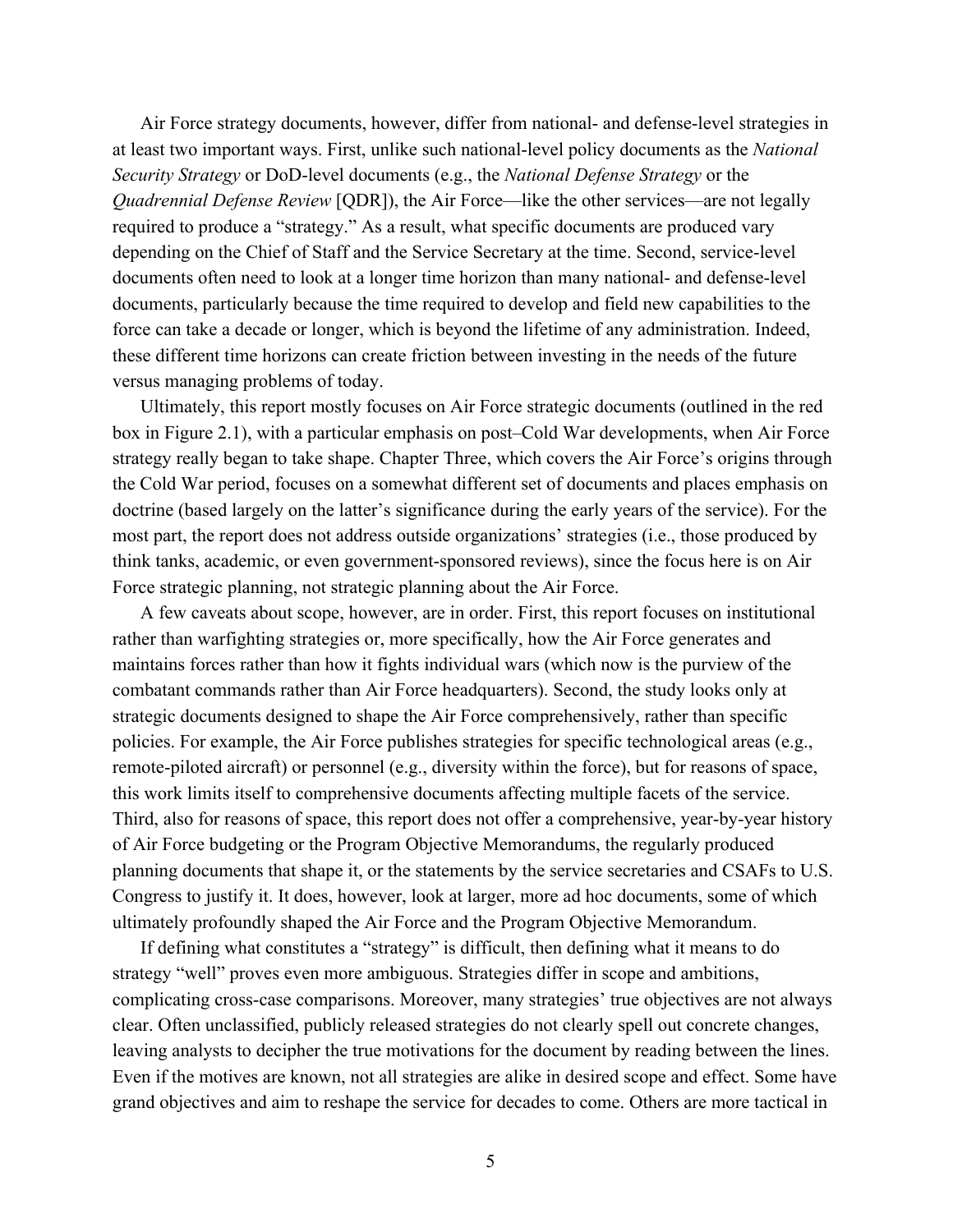Air Force strategy documents, however, differ from national- and defense-level strategies in at least two important ways. First, unlike such national-level policy documents as the *National Security Strategy* or DoD-level documents (e.g., the *National Defense Strategy* or the *Quadrennial Defense Review* [QDR]), the Air Force—like the other services—are not legally required to produce a "strategy." As a result, what specific documents are produced vary depending on the Chief of Staff and the Service Secretary at the time. Second, service-level documents often need to look at a longer time horizon than many national- and defense-level documents, particularly because the time required to develop and field new capabilities to the force can take a decade or longer, which is beyond the lifetime of any administration. Indeed, these different time horizons can create friction between investing in the needs of the future versus managing problems of today.

Ultimately, this report mostly focuses on Air Force strategic documents (outlined in the red box in Figure 2.1), with a particular emphasis on post–Cold War developments, when Air Force strategy really began to take shape. Chapter Three, which covers the Air Force's origins through the Cold War period, focuses on a somewhat different set of documents and places emphasis on doctrine (based largely on the latter's significance during the early years of the service). For the most part, the report does not address outside organizations' strategies (i.e., those produced by think tanks, academic, or even government-sponsored reviews), since the focus here is on Air Force strategic planning, not strategic planning about the Air Force.

A few caveats about scope, however, are in order. First, this report focuses on institutional rather than warfighting strategies or, more specifically, how the Air Force generates and maintains forces rather than how it fights individual wars (which now is the purview of the combatant commands rather than Air Force headquarters). Second, the study looks only at strategic documents designed to shape the Air Force comprehensively, rather than specific policies. For example, the Air Force publishes strategies for specific technological areas (e.g., remote-piloted aircraft) or personnel (e.g., diversity within the force), but for reasons of space, this work limits itself to comprehensive documents affecting multiple facets of the service. Third, also for reasons of space, this report does not offer a comprehensive, year-by-year history of Air Force budgeting or the Program Objective Memorandums, the regularly produced planning documents that shape it, or the statements by the service secretaries and CSAFs to U.S. Congress to justify it. It does, however, look at larger, more ad hoc documents, some of which ultimately profoundly shaped the Air Force and the Program Objective Memorandum.

If defining what constitutes a "strategy" is difficult, then defining what it means to do strategy "well" proves even more ambiguous. Strategies differ in scope and ambitions, complicating cross-case comparisons. Moreover, many strategies' true objectives are not always clear. Often unclassified, publicly released strategies do not clearly spell out concrete changes, leaving analysts to decipher the true motivations for the document by reading between the lines. Even if the motives are known, not all strategies are alike in desired scope and effect. Some have grand objectives and aim to reshape the service for decades to come. Others are more tactical in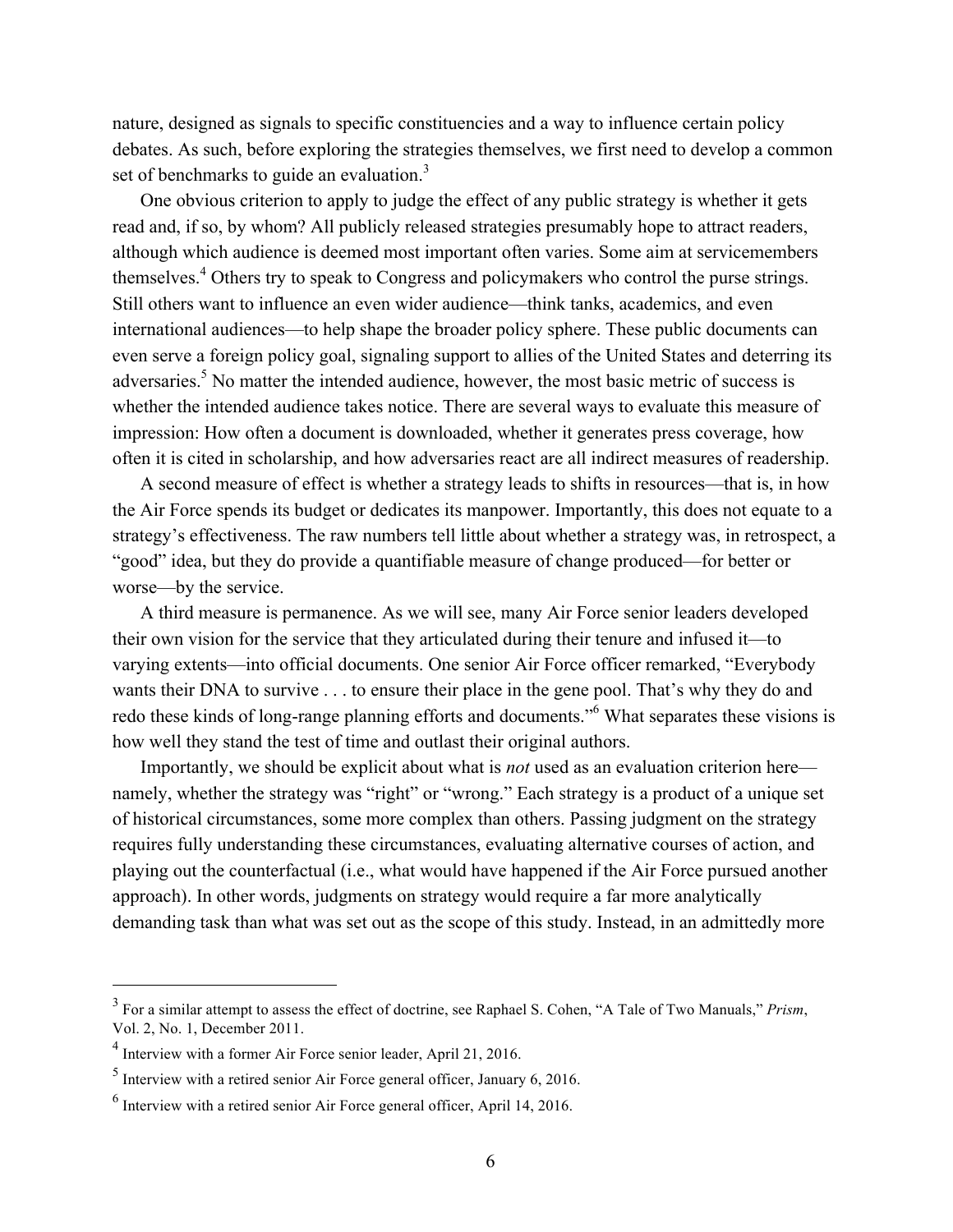nature, designed as signals to specific constituencies and a way to influence certain policy debates. As such, before exploring the strategies themselves, we first need to develop a common set of benchmarks to guide an evaluation.[3]

One obvious criterion to apply to judge the effect of any public strategy is whether it gets read and, if so, by whom? All publicly released strategies presumably hope to attract readers, although which audience is deemed most important often varies. Some aim at servicemembers themselves.[4] Others try to speak to Congress and policymakers who control the purse strings. Still others want to influence an even wider audience—think tanks, academics, and even international audiences—to help shape the broader policy sphere. These public documents can even serve a foreign policy goal, signaling support to allies of the United States and deterring its adversaries.[5] No matter the intended audience, however, the most basic metric of success is whether the intended audience takes notice. There are several ways to evaluate this measure of impression: How often a document is downloaded, whether it generates press coverage, how often it is cited in scholarship, and how adversaries react are all indirect measures of readership.

A second measure of effect is whether a strategy leads to shifts in resources—that is, in how the Air Force spends its budget or dedicates its manpower. Importantly, this does not equate to a strategy's effectiveness. The raw numbers tell little about whether a strategy was, in retrospect, a "good" idea, but they do provide a quantifiable measure of change produced—for better or worse—by the service.

A third measure is permanence. As we will see, many Air Force senior leaders developed their own vision for the service that they articulated during their tenure and infused it—to varying extents—into official documents. One senior Air Force officer remarked, "Everybody wants their DNA to survive . . . to ensure their place in the gene pool. That's why they do and redo these kinds of long-range planning efforts and documents."[6] What separates these visions is how well they stand the test of time and outlast their original authors.

Importantly, we should be explicit about what is *not* used as an evaluation criterion here—namely, whether the strategy was "right" or "wrong." Each strategy is a product of a unique set of historical circumstances, some more complex than others. Passing judgment on the strategy requires fully understanding these circumstances, evaluating alternative courses of action, and playing out the counterfactual (i.e., what would have happened if the Air Force pursued another approach). In other words, judgments on strategy would require a far more analytically demanding task than what was set out as the scope of this study. Instead, in an admittedly more

---

[3] For a similar attempt to assess the effect of doctrine, see Raphael S. Cohen, "A Tale of Two Manuals," *Prism*, Vol. 2, No. 1, December 2011.

[4] Interview with a former Air Force senior leader, April 21, 2016.

[5] Interview with a retired senior Air Force general officer, January 6, 2016.

[6] Interview with a retired senior Air Force general officer, April 14, 2016.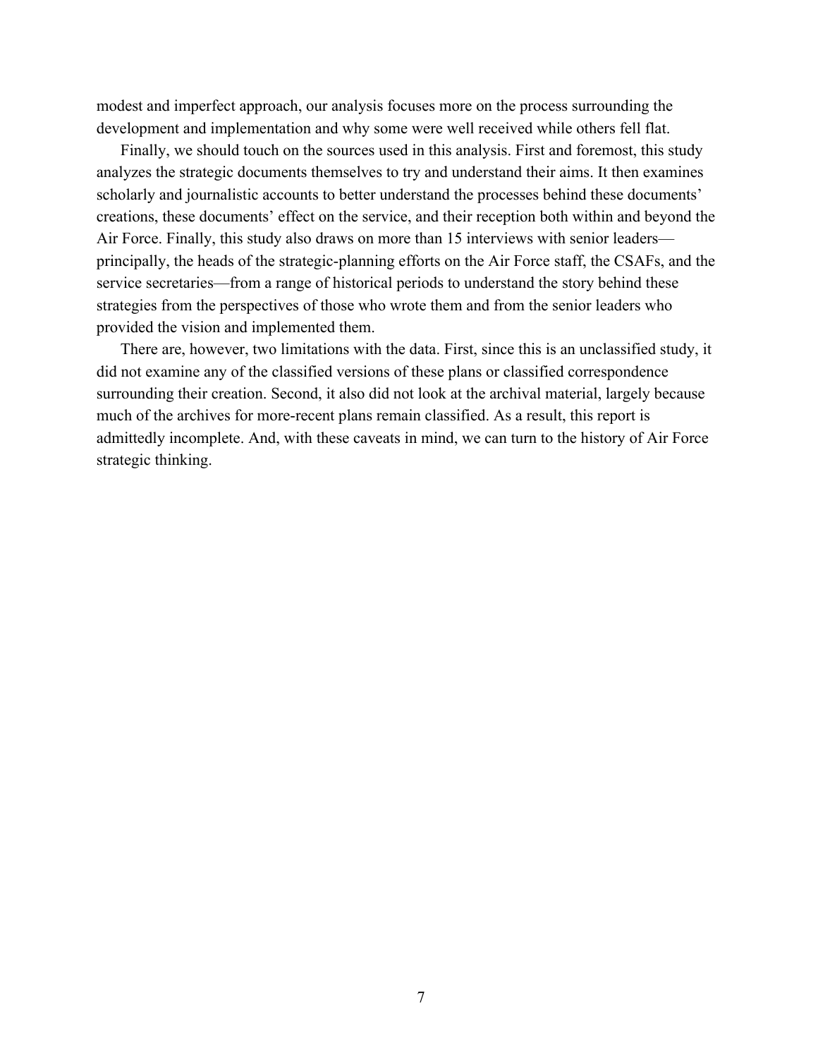modest and imperfect approach, our analysis focuses more on the process surrounding the development and implementation and why some were well received while others fell flat.

Finally, we should touch on the sources used in this analysis. First and foremost, this study analyzes the strategic documents themselves to try and understand their aims. It then examines scholarly and journalistic accounts to better understand the processes behind these documents' creations, these documents' effect on the service, and their reception both within and beyond the Air Force. Finally, this study also draws on more than 15 interviews with senior leaders—principally, the heads of the strategic-planning efforts on the Air Force staff, the CSAFs, and the service secretaries—from a range of historical periods to understand the story behind these strategies from the perspectives of those who wrote them and from the senior leaders who provided the vision and implemented them.

There are, however, two limitations with the data. First, since this is an unclassified study, it did not examine any of the classified versions of these plans or classified correspondence surrounding their creation. Second, it also did not look at the archival material, largely because much of the archives for more-recent plans remain classified. As a result, this report is admittedly incomplete. And, with these caveats in mind, we can turn to the history of Air Force strategic thinking.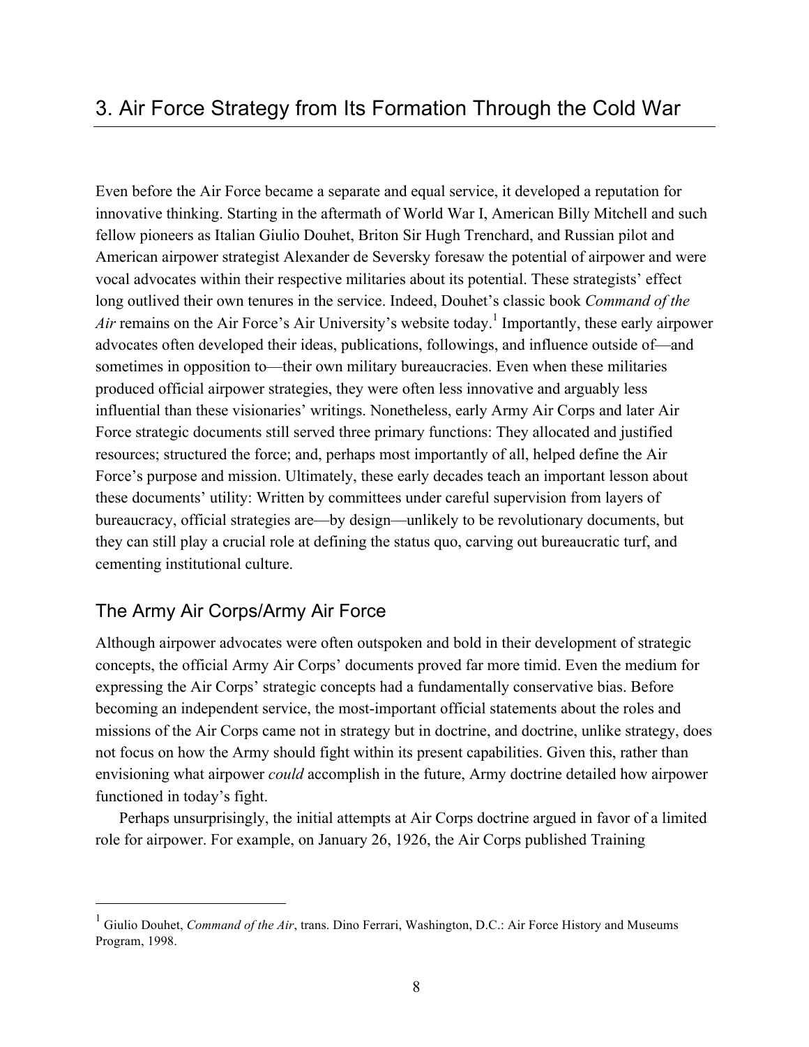# 3. Air Force Strategy from Its Formation Through the Cold War

Even before the Air Force became a separate and equal service, it developed a reputation for innovative thinking. Starting in the aftermath of World War I, American Billy Mitchell and such fellow pioneers as Italian Giulio Douhet, Briton Sir Hugh Trenchard, and Russian pilot and American airpower strategist Alexander de Seversky foresaw the potential of airpower and were vocal advocates within their respective militaries about its potential. These strategists' effect long outlived their own tenures in the service. Indeed, Douhet's classic book *Command of the Air* remains on the Air Force's Air University's website today.[1] Importantly, these early airpower advocates often developed their ideas, publications, followings, and influence outside of—and sometimes in opposition to—their own military bureaucracies. Even when these militaries produced official airpower strategies, they were often less innovative and arguably less influential than these visionaries' writings. Nonetheless, early Army Air Corps and later Air Force strategic documents still served three primary functions: They allocated and justified resources; structured the force; and, perhaps most importantly of all, helped define the Air Force's purpose and mission. Ultimately, these early decades teach an important lesson about these documents' utility: Written by committees under careful supervision from layers of bureaucracy, official strategies are—by design—unlikely to be revolutionary documents, but they can still play a crucial role at defining the status quo, carving out bureaucratic turf, and cementing institutional culture.

## The Army Air Corps/Army Air Force

Although airpower advocates were often outspoken and bold in their development of strategic concepts, the official Army Air Corps' documents proved far more timid. Even the medium for expressing the Air Corps' strategic concepts had a fundamentally conservative bias. Before becoming an independent service, the most-important official statements about the roles and missions of the Air Corps came not in strategy but in doctrine, and doctrine, unlike strategy, does not focus on how the Army should fight within its present capabilities. Given this, rather than envisioning what airpower *could* accomplish in the future, Army doctrine detailed how airpower functioned in today's fight.

Perhaps unsurprisingly, the initial attempts at Air Corps doctrine argued in favor of a limited role for airpower. For example, on January 26, 1926, the Air Corps published Training

[1] Giulio Douhet, *Command of the Air*, trans. Dino Ferrari, Washington, D.C.: Air Force History and Museums Program, 1998.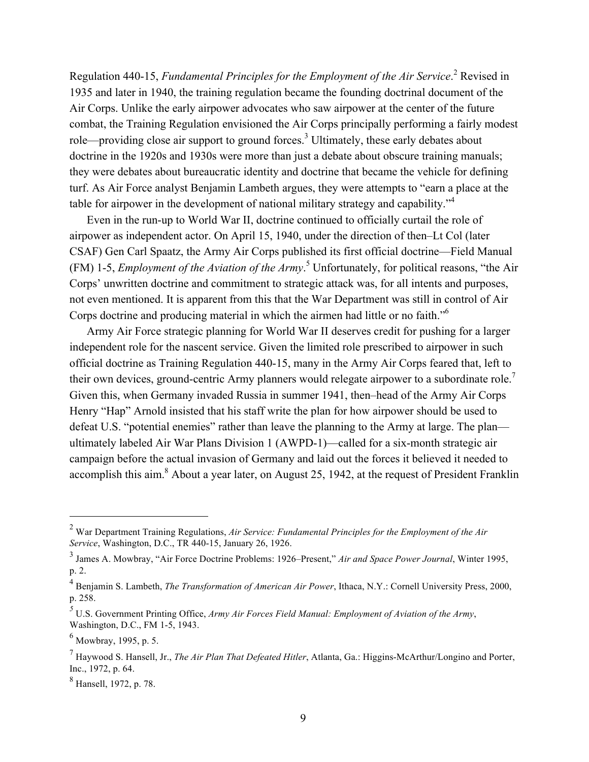Regulation 440-15, *Fundamental Principles for the Employment of the Air Service*.[2] Revised in 1935 and later in 1940, the training regulation became the founding doctrinal document of the Air Corps. Unlike the early airpower advocates who saw airpower at the center of the future combat, the Training Regulation envisioned the Air Corps principally performing a fairly modest role—providing close air support to ground forces.[3] Ultimately, these early debates about doctrine in the 1920s and 1930s were more than just a debate about obscure training manuals; they were debates about bureaucratic identity and doctrine that became the vehicle for defining turf. As Air Force analyst Benjamin Lambeth argues, they were attempts to "earn a place at the table for airpower in the development of national military strategy and capability."[4]

Even in the run-up to World War II, doctrine continued to officially curtail the role of airpower as independent actor. On April 15, 1940, under the direction of then–Lt Col (later CSAF) Gen Carl Spaatz, the Army Air Corps published its first official doctrine—Field Manual (FM) 1-5, *Employment of the Aviation of the Army*.[5] Unfortunately, for political reasons, "the Air Corps' unwritten doctrine and commitment to strategic attack was, for all intents and purposes, not even mentioned. It is apparent from this that the War Department was still in control of Air Corps doctrine and producing material in which the airmen had little or no faith."[6]

Army Air Force strategic planning for World War II deserves credit for pushing for a larger independent role for the nascent service. Given the limited role prescribed to airpower in such official doctrine as Training Regulation 440-15, many in the Army Air Corps feared that, left to their own devices, ground-centric Army planners would relegate airpower to a subordinate role.[7] Given this, when Germany invaded Russia in summer 1941, then–head of the Army Air Corps Henry "Hap" Arnold insisted that his staff write the plan for how airpower should be used to defeat U.S. "potential enemies" rather than leave the planning to the Army at large. The plan—ultimately labeled Air War Plans Division 1 (AWPD-1)—called for a six-month strategic air campaign before the actual invasion of Germany and laid out the forces it believed it needed to accomplish this aim.[8] About a year later, on August 25, 1942, at the request of President Franklin

---

[2] War Department Training Regulations, *Air Service: Fundamental Principles for the Employment of the Air Service*, Washington, D.C., TR 440-15, January 26, 1926.

[3] James A. Mowbray, "Air Force Doctrine Problems: 1926–Present," *Air and Space Power Journal*, Winter 1995, p. 2.

[4] Benjamin S. Lambeth, *The Transformation of American Air Power*, Ithaca, N.Y.: Cornell University Press, 2000, p. 258.

[5] U.S. Government Printing Office, *Army Air Forces Field Manual: Employment of Aviation of the Army*, Washington, D.C., FM 1-5, 1943.

[6] Mowbray, 1995, p. 5.

[7] Haywood S. Hansell, Jr., *The Air Plan That Defeated Hitler*, Atlanta, Ga.: Higgins-McArthur/Longino and Porter, Inc., 1972, p. 64.

[8] Hansell, 1972, p. 78.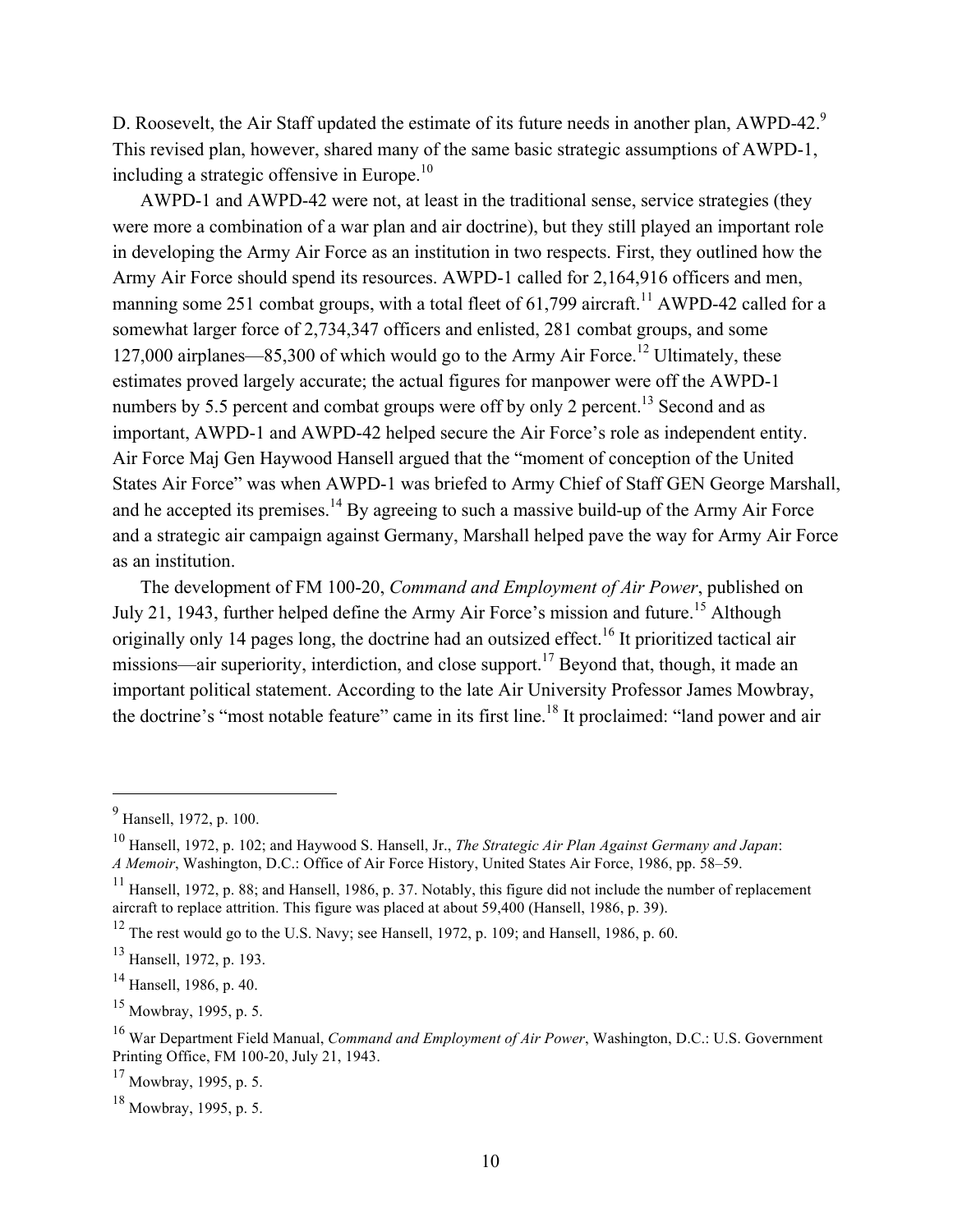D. Roosevelt, the Air Staff updated the estimate of its future needs in another plan, AWPD-42.[9] This revised plan, however, shared many of the same basic strategic assumptions of AWPD-1, including a strategic offensive in Europe.[10]

AWPD-1 and AWPD-42 were not, at least in the traditional sense, service strategies (they were more a combination of a war plan and air doctrine), but they still played an important role in developing the Army Air Force as an institution in two respects. First, they outlined how the Army Air Force should spend its resources. AWPD-1 called for 2,164,916 officers and men, manning some 251 combat groups, with a total fleet of 61,799 aircraft.[11] AWPD-42 called for a somewhat larger force of 2,734,347 officers and enlisted, 281 combat groups, and some 127,000 airplanes—85,300 of which would go to the Army Air Force.[12] Ultimately, these estimates proved largely accurate; the actual figures for manpower were off the AWPD-1 numbers by 5.5 percent and combat groups were off by only 2 percent.[13] Second and as important, AWPD-1 and AWPD-42 helped secure the Air Force's role as independent entity. Air Force Maj Gen Haywood Hansell argued that the "moment of conception of the United States Air Force" was when AWPD-1 was briefed to Army Chief of Staff GEN George Marshall, and he accepted its premises.[14] By agreeing to such a massive build-up of the Army Air Force and a strategic air campaign against Germany, Marshall helped pave the way for Army Air Force as an institution.

The development of FM 100-20, *Command and Employment of Air Power*, published on July 21, 1943, further helped define the Army Air Force's mission and future.[15] Although originally only 14 pages long, the doctrine had an outsized effect.[16] It prioritized tactical air missions—air superiority, interdiction, and close support.[17] Beyond that, though, it made an important political statement. According to the late Air University Professor James Mowbray, the doctrine's "most notable feature" came in its first line.[18] It proclaimed: "land power and air

---

[9] Hansell, 1972, p. 100.

[10] Hansell, 1972, p. 102; and Haywood S. Hansell, Jr., *The Strategic Air Plan Against Germany and Japan: A Memoir*, Washington, D.C.: Office of Air Force History, United States Air Force, 1986, pp. 58–59.

[11] Hansell, 1972, p. 88; and Hansell, 1986, p. 37. Notably, this figure did not include the number of replacement aircraft to replace attrition. This figure was placed at about 59,400 (Hansell, 1986, p. 39).

[12] The rest would go to the U.S. Navy; see Hansell, 1972, p. 109; and Hansell, 1986, p. 60.

[13] Hansell, 1972, p. 193.

[14] Hansell, 1986, p. 40.

[15] Mowbray, 1995, p. 5.

[16] War Department Field Manual, *Command and Employment of Air Power*, Washington, D.C.: U.S. Government Printing Office, FM 100-20, July 21, 1943.

[17] Mowbray, 1995, p. 5.

[18] Mowbray, 1995, p. 5.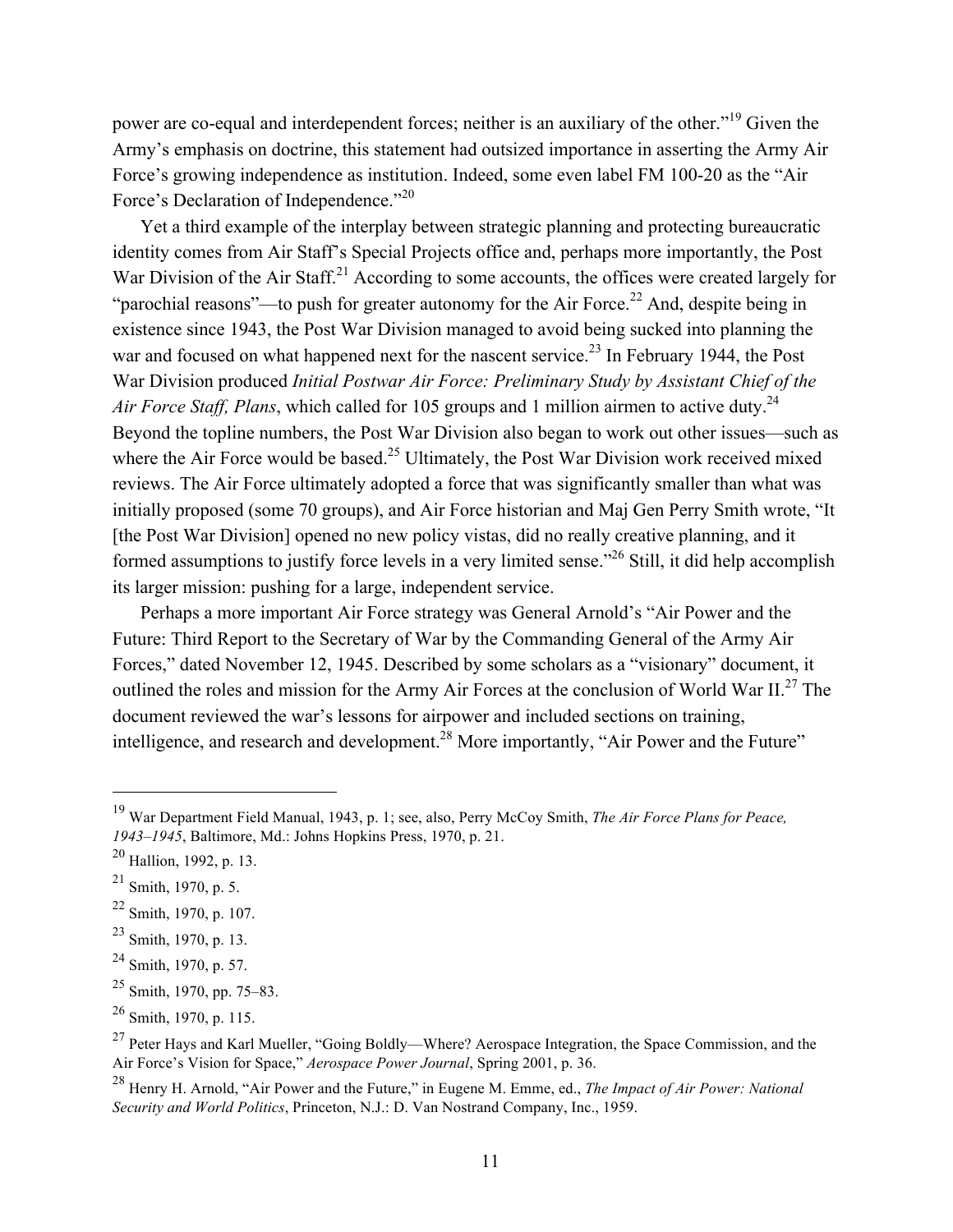power are co-equal and interdependent forces; neither is an auxiliary of the other."[19] Given the Army's emphasis on doctrine, this statement had outsized importance in asserting the Army Air Force's growing independence as institution. Indeed, some even label FM 100-20 as the "Air Force's Declaration of Independence."[20]

Yet a third example of the interplay between strategic planning and protecting bureaucratic identity comes from Air Staff's Special Projects office and, perhaps more importantly, the Post War Division of the Air Staff.[21] According to some accounts, the offices were created largely for "parochial reasons"—to push for greater autonomy for the Air Force.[22] And, despite being in existence since 1943, the Post War Division managed to avoid being sucked into planning the war and focused on what happened next for the nascent service.[23] In February 1944, the Post War Division produced *Initial Postwar Air Force: Preliminary Study by Assistant Chief of the Air Force Staff, Plans*, which called for 105 groups and 1 million airmen to active duty.[24] Beyond the topline numbers, the Post War Division also began to work out other issues—such as where the Air Force would be based.[25] Ultimately, the Post War Division work received mixed reviews. The Air Force ultimately adopted a force that was significantly smaller than what was initially proposed (some 70 groups), and Air Force historian and Maj Gen Perry Smith wrote, "It [the Post War Division] opened no new policy vistas, did no really creative planning, and it formed assumptions to justify force levels in a very limited sense."[26] Still, it did help accomplish its larger mission: pushing for a large, independent service.

Perhaps a more important Air Force strategy was General Arnold's "Air Power and the Future: Third Report to the Secretary of War by the Commanding General of the Army Air Forces," dated November 12, 1945. Described by some scholars as a "visionary" document, it outlined the roles and mission for the Army Air Forces at the conclusion of World War II.[27] The document reviewed the war's lessons for airpower and included sections on training, intelligence, and research and development.[28] More importantly, "Air Power and the Future"

---

[19] War Department Field Manual, 1943, p. 1; see, also, Perry McCoy Smith, *The Air Force Plans for Peace, 1943–1945*, Baltimore, Md.: Johns Hopkins Press, 1970, p. 21.

[20] Hallion, 1992, p. 13.

[21] Smith, 1970, p. 5.

[22] Smith, 1970, p. 107.

[23] Smith, 1970, p. 13.

[24] Smith, 1970, p. 57.

[25] Smith, 1970, pp. 75–83.

[26] Smith, 1970, p. 115.

[27] Peter Hays and Karl Mueller, "Going Boldly—Where? Aerospace Integration, the Space Commission, and the Air Force's Vision for Space," *Aerospace Power Journal*, Spring 2001, p. 36.

[28] Henry H. Arnold, "Air Power and the Future," in Eugene M. Emme, ed., *The Impact of Air Power: National Security and World Politics*, Princeton, N.J.: D. Van Nostrand Company, Inc., 1959.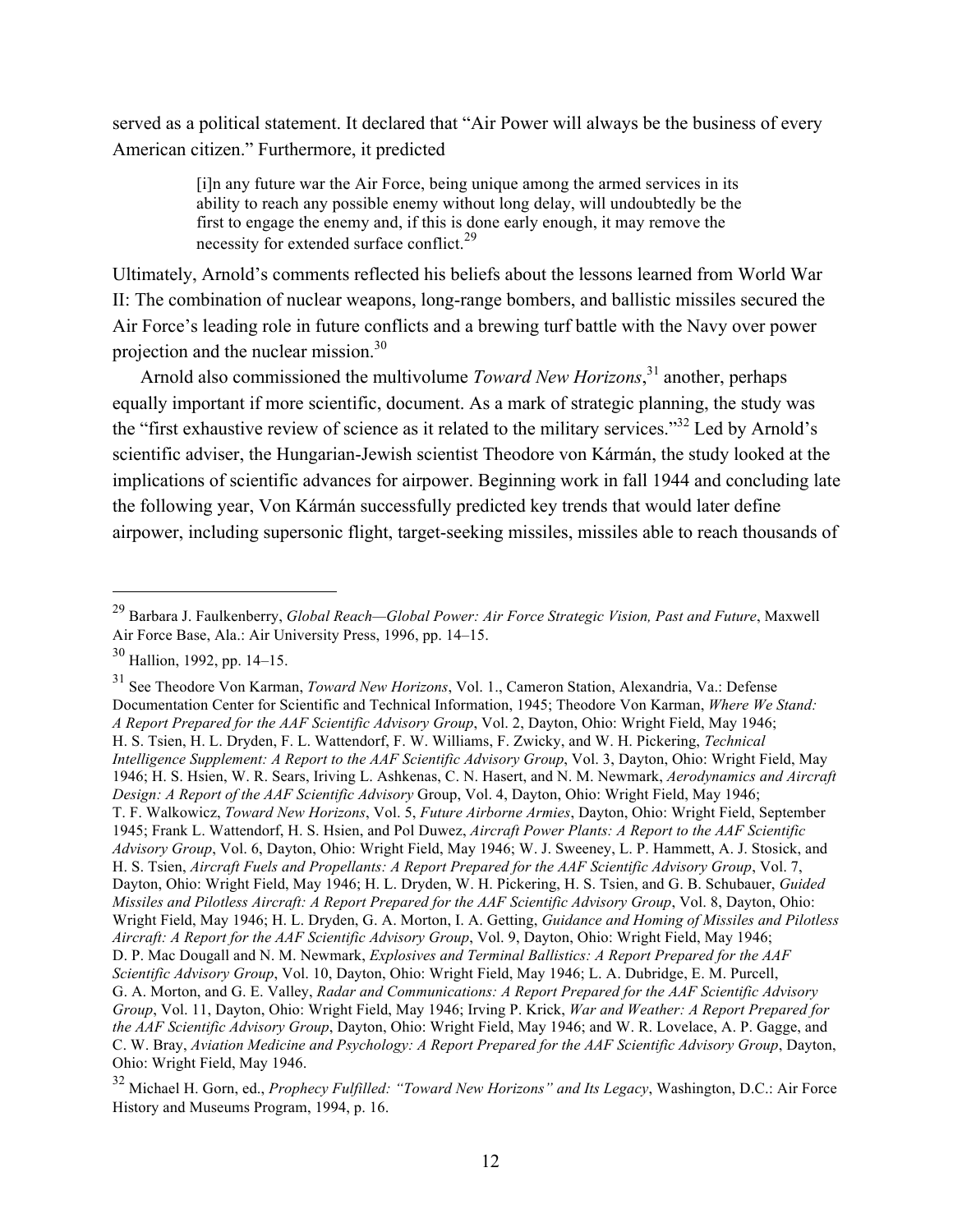served as a political statement. It declared that "Air Power will always be the business of every American citizen." Furthermore, it predicted

> [i]n any future war the Air Force, being unique among the armed services in its ability to reach any possible enemy without long delay, will undoubtedly be the first to engage the enemy and, if this is done early enough, it may remove the necessity for extended surface conflict.[29]

Ultimately, Arnold's comments reflected his beliefs about the lessons learned from World War II: The combination of nuclear weapons, long-range bombers, and ballistic missiles secured the Air Force's leading role in future conflicts and a brewing turf battle with the Navy over power projection and the nuclear mission.[30]

Arnold also commissioned the multivolume *Toward New Horizons*,[31] another, perhaps equally important if more scientific, document. As a mark of strategic planning, the study was the "first exhaustive review of science as it related to the military services."[32] Led by Arnold's scientific adviser, the Hungarian-Jewish scientist Theodore von Kármán, the study looked at the implications of scientific advances for airpower. Beginning work in fall 1944 and concluding late the following year, Von Kármán successfully predicted key trends that would later define airpower, including supersonic flight, target-seeking missiles, missiles able to reach thousands of

---

[29] Barbara J. Faulkenberry, *Global Reach—Global Power: Air Force Strategic Vision, Past and Future*, Maxwell Air Force Base, Ala.: Air University Press, 1996, pp. 14–15.

[30] Hallion, 1992, pp. 14–15.

[31] See Theodore Von Karman, *Toward New Horizons*, Vol. 1., Cameron Station, Alexandria, Va.: Defense Documentation Center for Scientific and Technical Information, 1945; Theodore Von Karman, *Where We Stand: A Report Prepared for the AAF Scientific Advisory Group*, Vol. 2, Dayton, Ohio: Wright Field, May 1946; H. S. Tsien, H. L. Dryden, F. L. Wattendorf, F. W. Williams, F. Zwicky, and W. H. Pickering, *Technical Intelligence Supplement: A Report to the AAF Scientific Advisory Group*, Vol. 3, Dayton, Ohio: Wright Field, May 1946; H. S. Hsien, W. R. Sears, Iriving L. Ashkenas, C. N. Hasert, and N. M. Newmark, *Aerodynamics and Aircraft Design: A Report of the AAF Scientific Advisory* Group, Vol. 4, Dayton, Ohio: Wright Field, May 1946; T. F. Walkowicz, *Toward New Horizons*, Vol. 5, *Future Airborne Armies*, Dayton, Ohio: Wright Field, September 1945; Frank L. Wattendorf, H. S. Hsien, and Pol Duwez, *Aircraft Power Plants: A Report to the AAF Scientific Advisory Group*, Vol. 6, Dayton, Ohio: Wright Field, May 1946; W. J. Sweeney, L. P. Hammett, A. J. Stosick, and H. S. Tsien, *Aircraft Fuels and Propellants: A Report Prepared for the AAF Scientific Advisory Group*, Vol. 7, Dayton, Ohio: Wright Field, May 1946; H. L. Dryden, W. H. Pickering, H. S. Tsien, and G. B. Schubauer, *Guided Missiles and Pilotless Aircraft: A Report Prepared for the AAF Scientific Advisory Group*, Vol. 8, Dayton, Ohio: Wright Field, May 1946; H. L. Dryden, G. A. Morton, I. A. Getting, *Guidance and Homing of Missiles and Pilotless Aircraft: A Report for the AAF Scientific Advisory Group*, Vol. 9, Dayton, Ohio: Wright Field, May 1946; D. P. Mac Dougall and N. M. Newmark, *Explosives and Terminal Ballistics: A Report Prepared for the AAF Scientific Advisory Group*, Vol. 10, Dayton, Ohio: Wright Field, May 1946; L. A. Dubridge, E. M. Purcell, G. A. Morton, and G. E. Valley, *Radar and Communications: A Report Prepared for the AAF Scientific Advisory Group*, Vol. 11, Dayton, Ohio: Wright Field, May 1946; Irving P. Krick, *War and Weather: A Report Prepared for the AAF Scientific Advisory Group*, Dayton, Ohio: Wright Field, May 1946; and W. R. Lovelace, A. P. Gagge, and C. W. Bray, *Aviation Medicine and Psychology: A Report Prepared for the AAF Scientific Advisory Group*, Dayton, Ohio: Wright Field, May 1946.

[32] Michael H. Gorn, ed., *Prophecy Fulfilled: "Toward New Horizons" and Its Legacy*, Washington, D.C.: Air Force History and Museums Program, 1994, p. 16.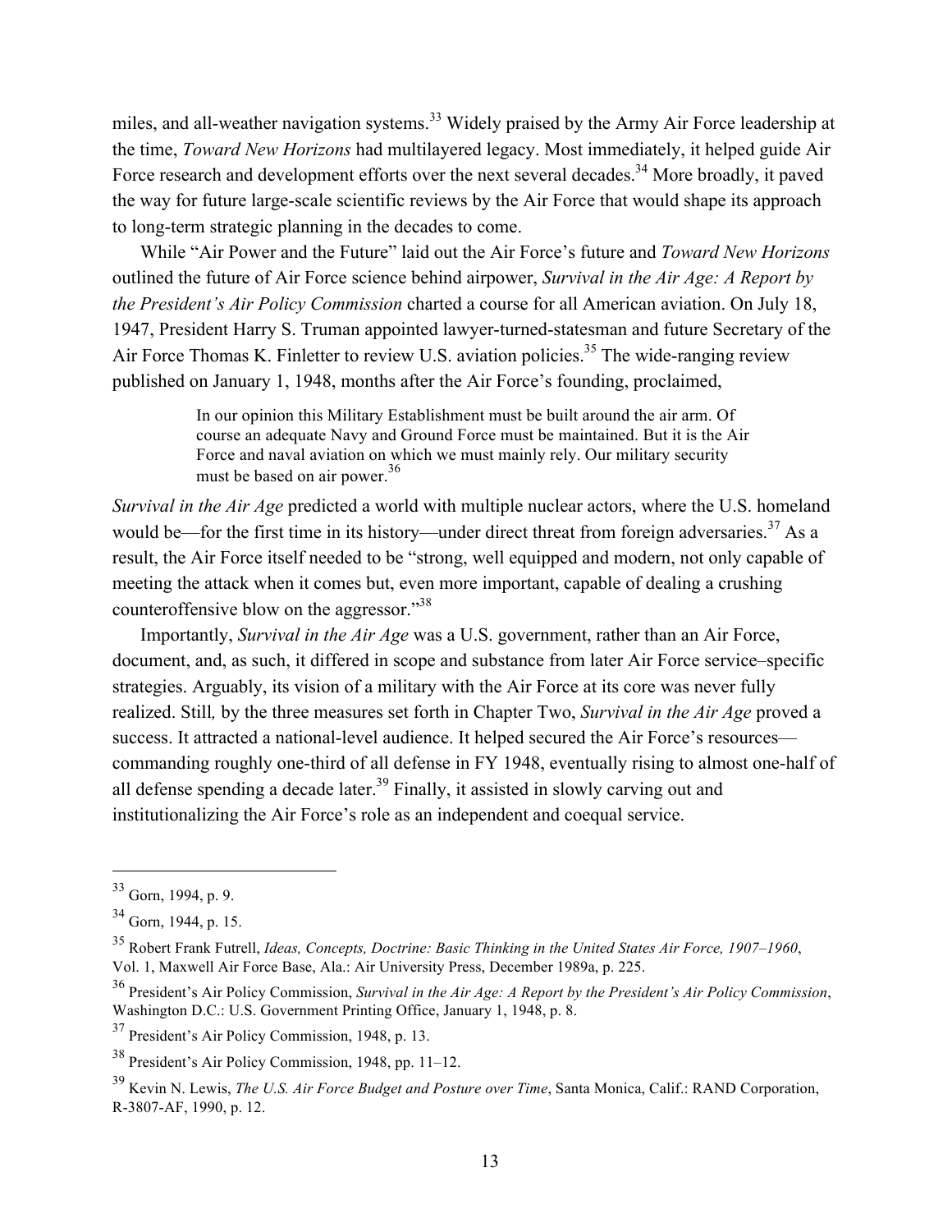miles, and all-weather navigation systems.[33] Widely praised by the Army Air Force leadership at the time, *Toward New Horizons* had multilayered legacy. Most immediately, it helped guide Air Force research and development efforts over the next several decades.[34] More broadly, it paved the way for future large-scale scientific reviews by the Air Force that would shape its approach to long-term strategic planning in the decades to come.

While "Air Power and the Future" laid out the Air Force's future and *Toward New Horizons* outlined the future of Air Force science behind airpower, *Survival in the Air Age: A Report by the President's Air Policy Commission* charted a course for all American aviation. On July 18, 1947, President Harry S. Truman appointed lawyer-turned-statesman and future Secretary of the Air Force Thomas K. Finletter to review U.S. aviation policies.[35] The wide-ranging review published on January 1, 1948, months after the Air Force's founding, proclaimed,

> In our opinion this Military Establishment must be built around the air arm. Of course an adequate Navy and Ground Force must be maintained. But it is the Air Force and naval aviation on which we must mainly rely. Our military security must be based on air power.[36]

*Survival in the Air Age* predicted a world with multiple nuclear actors, where the U.S. homeland would be—for the first time in its history—under direct threat from foreign adversaries.[37] As a result, the Air Force itself needed to be "strong, well equipped and modern, not only capable of meeting the attack when it comes but, even more important, capable of dealing a crushing counteroffensive blow on the aggressor."[38]

Importantly, *Survival in the Air Age* was a U.S. government, rather than an Air Force, document, and, as such, it differed in scope and substance from later Air Force service–specific strategies. Arguably, its vision of a military with the Air Force at its core was never fully realized. Still, by the three measures set forth in Chapter Two, *Survival in the Air Age* proved a success. It attracted a national-level audience. It helped secured the Air Force's resources—commanding roughly one-third of all defense in FY 1948, eventually rising to almost one-half of all defense spending a decade later.[39] Finally, it assisted in slowly carving out and institutionalizing the Air Force's role as an independent and coequal service.

---

[33] Gorn, 1994, p. 9.

[34] Gorn, 1944, p. 15.

[35] Robert Frank Futrell, *Ideas, Concepts, Doctrine: Basic Thinking in the United States Air Force, 1907–1960*, Vol. 1, Maxwell Air Force Base, Ala.: Air University Press, December 1989a, p. 225.

[36] President's Air Policy Commission, *Survival in the Air Age: A Report by the President's Air Policy Commission*, Washington D.C.: U.S. Government Printing Office, January 1, 1948, p. 8.

[37] President's Air Policy Commission, 1948, p. 13.

[38] President's Air Policy Commission, 1948, pp. 11–12.

[39] Kevin N. Lewis, *The U.S. Air Force Budget and Posture over Time*, Santa Monica, Calif.: RAND Corporation, R-3807-AF, 1990, p. 12.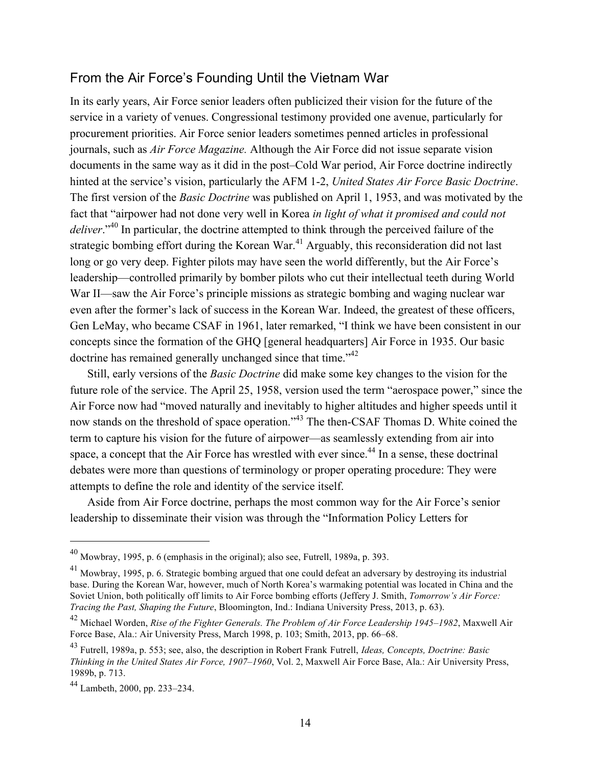## From the Air Force's Founding Until the Vietnam War

In its early years, Air Force senior leaders often publicized their vision for the future of the service in a variety of venues. Congressional testimony provided one avenue, particularly for procurement priorities. Air Force senior leaders sometimes penned articles in professional journals, such as *Air Force Magazine.* Although the Air Force did not issue separate vision documents in the same way as it did in the post–Cold War period, Air Force doctrine indirectly hinted at the service's vision, particularly the AFM 1-2, *United States Air Force Basic Doctrine*. The first version of the *Basic Doctrine* was published on April 1, 1953, and was motivated by the fact that "airpower had not done very well in Korea *in light of what it promised and could not deliver*."[40] In particular, the doctrine attempted to think through the perceived failure of the strategic bombing effort during the Korean War.[41] Arguably, this reconsideration did not last long or go very deep. Fighter pilots may have seen the world differently, but the Air Force's leadership—controlled primarily by bomber pilots who cut their intellectual teeth during World War II—saw the Air Force's principle missions as strategic bombing and waging nuclear war even after the former's lack of success in the Korean War. Indeed, the greatest of these officers, Gen LeMay, who became CSAF in 1961, later remarked, "I think we have been consistent in our concepts since the formation of the GHQ [general headquarters] Air Force in 1935. Our basic doctrine has remained generally unchanged since that time."[42]

Still, early versions of the *Basic Doctrine* did make some key changes to the vision for the future role of the service. The April 25, 1958, version used the term "aerospace power," since the Air Force now had "moved naturally and inevitably to higher altitudes and higher speeds until it now stands on the threshold of space operation."[43] The then-CSAF Thomas D. White coined the term to capture his vision for the future of airpower—as seamlessly extending from air into space, a concept that the Air Force has wrestled with ever since.[44] In a sense, these doctrinal debates were more than questions of terminology or proper operating procedure: They were attempts to define the role and identity of the service itself.

Aside from Air Force doctrine, perhaps the most common way for the Air Force's senior leadership to disseminate their vision was through the "Information Policy Letters for

---

[40] Mowbray, 1995, p. 6 (emphasis in the original); also see, Futrell, 1989a, p. 393.

[41] Mowbray, 1995, p. 6. Strategic bombing argued that one could defeat an adversary by destroying its industrial base. During the Korean War, however, much of North Korea's warmaking potential was located in China and the Soviet Union, both politically off limits to Air Force bombing efforts (Jeffery J. Smith, *Tomorrow's Air Force: Tracing the Past, Shaping the Future*, Bloomington, Ind.: Indiana University Press, 2013, p. 63).

[42] Michael Worden, *Rise of the Fighter Generals. The Problem of Air Force Leadership 1945–1982*, Maxwell Air Force Base, Ala.: Air University Press, March 1998, p. 103; Smith, 2013, pp. 66–68.

[43] Futrell, 1989a, p. 553; see, also, the description in Robert Frank Futrell, *Ideas, Concepts, Doctrine: Basic Thinking in the United States Air Force, 1907–1960*, Vol. 2, Maxwell Air Force Base, Ala.: Air University Press, 1989b, p. 713.

[44] Lambeth, 2000, pp. 233–234.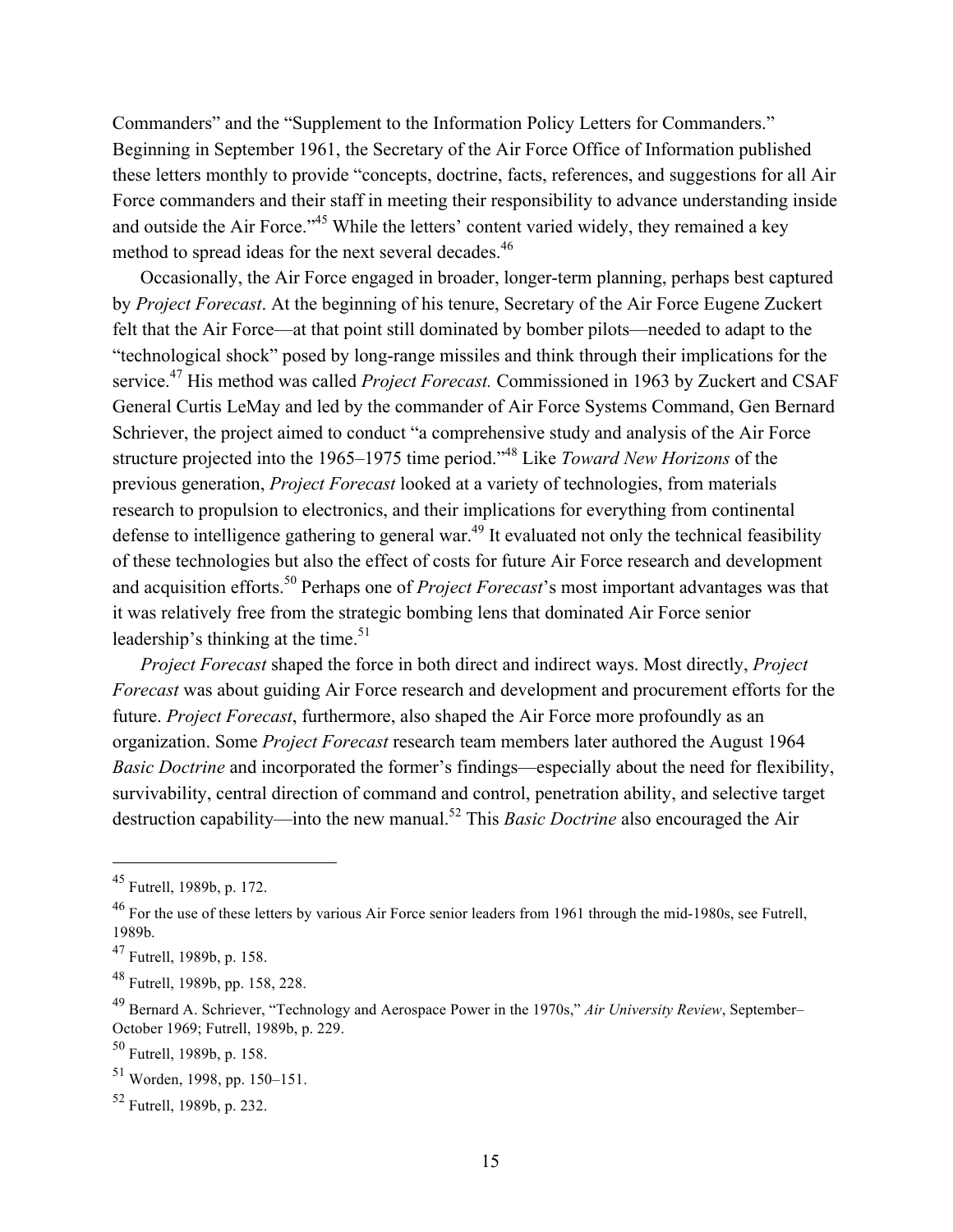Commanders" and the "Supplement to the Information Policy Letters for Commanders." Beginning in September 1961, the Secretary of the Air Force Office of Information published these letters monthly to provide "concepts, doctrine, facts, references, and suggestions for all Air Force commanders and their staff in meeting their responsibility to advance understanding inside and outside the Air Force."[45] While the letters' content varied widely, they remained a key method to spread ideas for the next several decades.[46]

Occasionally, the Air Force engaged in broader, longer-term planning, perhaps best captured by *Project Forecast*. At the beginning of his tenure, Secretary of the Air Force Eugene Zuckert felt that the Air Force—at that point still dominated by bomber pilots—needed to adapt to the "technological shock" posed by long-range missiles and think through their implications for the service.[47] His method was called *Project Forecast.* Commissioned in 1963 by Zuckert and CSAF General Curtis LeMay and led by the commander of Air Force Systems Command, Gen Bernard Schriever, the project aimed to conduct "a comprehensive study and analysis of the Air Force structure projected into the 1965–1975 time period."[48] Like *Toward New Horizons* of the previous generation, *Project Forecast* looked at a variety of technologies, from materials research to propulsion to electronics, and their implications for everything from continental defense to intelligence gathering to general war.[49] It evaluated not only the technical feasibility of these technologies but also the effect of costs for future Air Force research and development and acquisition efforts.[50] Perhaps one of *Project Forecast*'s most important advantages was that it was relatively free from the strategic bombing lens that dominated Air Force senior leadership's thinking at the time.[51]

*Project Forecast* shaped the force in both direct and indirect ways. Most directly, *Project Forecast* was about guiding Air Force research and development and procurement efforts for the future. *Project Forecast*, furthermore, also shaped the Air Force more profoundly as an organization. Some *Project Forecast* research team members later authored the August 1964 *Basic Doctrine* and incorporated the former's findings—especially about the need for flexibility, survivability, central direction of command and control, penetration ability, and selective target destruction capability—into the new manual.[52] This *Basic Doctrine* also encouraged the Air

---

[45] Futrell, 1989b, p. 172.

[46] For the use of these letters by various Air Force senior leaders from 1961 through the mid-1980s, see Futrell, 1989b.

[47] Futrell, 1989b, p. 158.

[48] Futrell, 1989b, pp. 158, 228.

[49] Bernard A. Schriever, "Technology and Aerospace Power in the 1970s," *Air University Review*, September–October 1969; Futrell, 1989b, p. 229.

[50] Futrell, 1989b, p. 158.

[51] Worden, 1998, pp. 150–151.

[52] Futrell, 1989b, p. 232.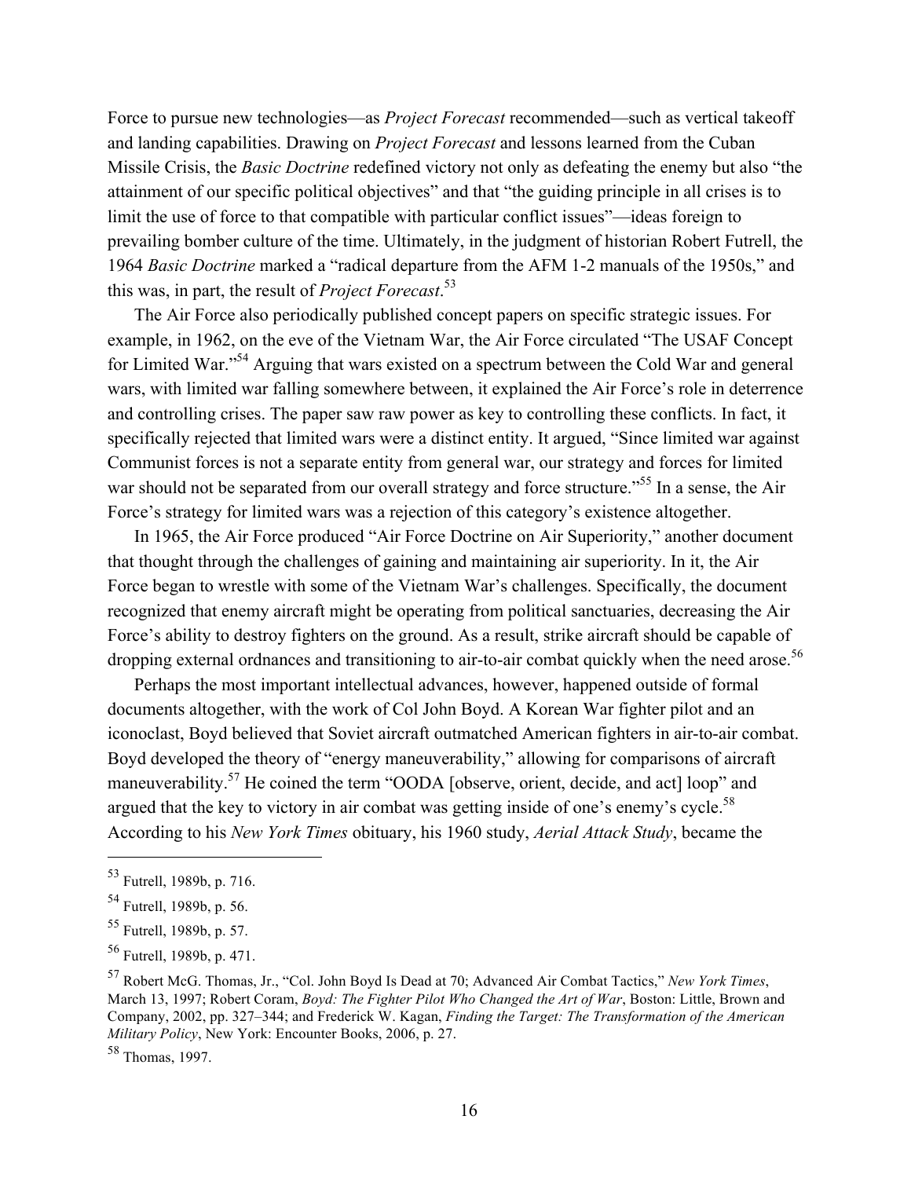Force to pursue new technologies—as *Project Forecast* recommended—such as vertical takeoff and landing capabilities. Drawing on *Project Forecast* and lessons learned from the Cuban Missile Crisis, the *Basic Doctrine* redefined victory not only as defeating the enemy but also "the attainment of our specific political objectives" and that "the guiding principle in all crises is to limit the use of force to that compatible with particular conflict issues"—ideas foreign to prevailing bomber culture of the time. Ultimately, in the judgment of historian Robert Futrell, the 1964 *Basic Doctrine* marked a "radical departure from the AFM 1-2 manuals of the 1950s," and this was, in part, the result of *Project Forecast*.[53]

The Air Force also periodically published concept papers on specific strategic issues. For example, in 1962, on the eve of the Vietnam War, the Air Force circulated "The USAF Concept for Limited War."[54] Arguing that wars existed on a spectrum between the Cold War and general wars, with limited war falling somewhere between, it explained the Air Force's role in deterrence and controlling crises. The paper saw raw power as key to controlling these conflicts. In fact, it specifically rejected that limited wars were a distinct entity. It argued, "Since limited war against Communist forces is not a separate entity from general war, our strategy and forces for limited war should not be separated from our overall strategy and force structure."[55] In a sense, the Air Force's strategy for limited wars was a rejection of this category's existence altogether.

In 1965, the Air Force produced "Air Force Doctrine on Air Superiority," another document that thought through the challenges of gaining and maintaining air superiority. In it, the Air Force began to wrestle with some of the Vietnam War's challenges. Specifically, the document recognized that enemy aircraft might be operating from political sanctuaries, decreasing the Air Force's ability to destroy fighters on the ground. As a result, strike aircraft should be capable of dropping external ordnances and transitioning to air-to-air combat quickly when the need arose.[56]

Perhaps the most important intellectual advances, however, happened outside of formal documents altogether, with the work of Col John Boyd. A Korean War fighter pilot and an iconoclast, Boyd believed that Soviet aircraft outmatched American fighters in air-to-air combat. Boyd developed the theory of "energy maneuverability," allowing for comparisons of aircraft maneuverability.[57] He coined the term "OODA [observe, orient, decide, and act] loop" and argued that the key to victory in air combat was getting inside of one's enemy's cycle.[58] According to his *New York Times* obituary, his 1960 study, *Aerial Attack Study*, became the

---

[53] Futrell, 1989b, p. 716.

[54] Futrell, 1989b, p. 56.

[55] Futrell, 1989b, p. 57.

[56] Futrell, 1989b, p. 471.

[57] Robert McG. Thomas, Jr., "Col. John Boyd Is Dead at 70; Advanced Air Combat Tactics," *New York Times*, March 13, 1997; Robert Coram, *Boyd: The Fighter Pilot Who Changed the Art of War*, Boston: Little, Brown and Company, 2002, pp. 327–344; and Frederick W. Kagan, *Finding the Target: The Transformation of the American Military Policy*, New York: Encounter Books, 2006, p. 27.

[58] Thomas, 1997.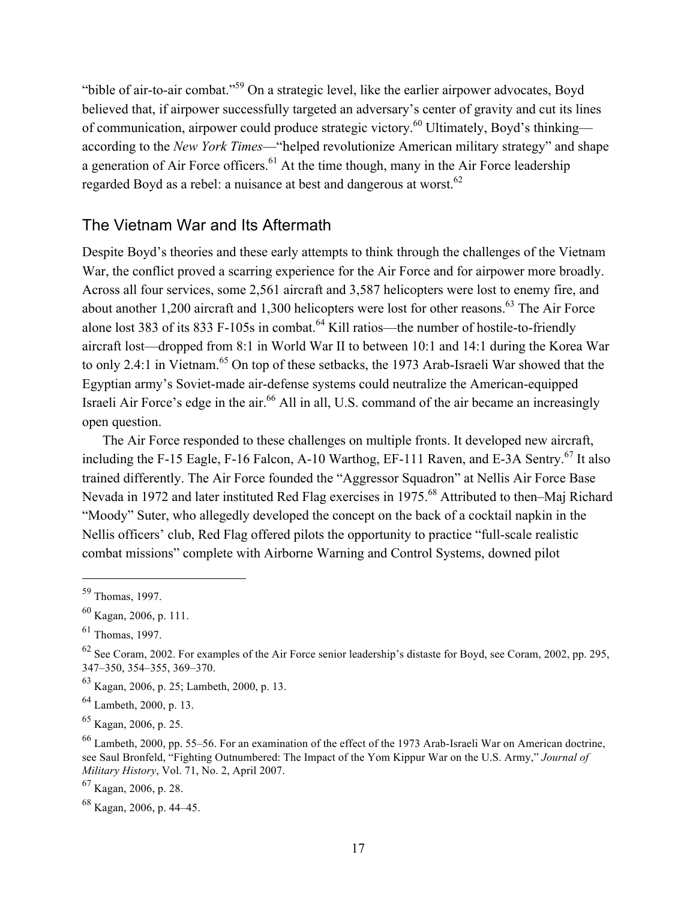"bible of air-to-air combat."[59] On a strategic level, like the earlier airpower advocates, Boyd believed that, if airpower successfully targeted an adversary's center of gravity and cut its lines of communication, airpower could produce strategic victory.[60] Ultimately, Boyd's thinking—according to the *New York Times*—"helped revolutionize American military strategy" and shape a generation of Air Force officers.[61] At the time though, many in the Air Force leadership regarded Boyd as a rebel: a nuisance at best and dangerous at worst.[62]

## The Vietnam War and Its Aftermath

Despite Boyd's theories and these early attempts to think through the challenges of the Vietnam War, the conflict proved a scarring experience for the Air Force and for airpower more broadly. Across all four services, some 2,561 aircraft and 3,587 helicopters were lost to enemy fire, and about another 1,200 aircraft and 1,300 helicopters were lost for other reasons.[63] The Air Force alone lost 383 of its 833 F-105s in combat.[64] Kill ratios—the number of hostile-to-friendly aircraft lost—dropped from 8:1 in World War II to between 10:1 and 14:1 during the Korea War to only 2.4:1 in Vietnam.[65] On top of these setbacks, the 1973 Arab-Israeli War showed that the Egyptian army's Soviet-made air-defense systems could neutralize the American-equipped Israeli Air Force's edge in the air.[66] All in all, U.S. command of the air became an increasingly open question.

The Air Force responded to these challenges on multiple fronts. It developed new aircraft, including the F-15 Eagle, F-16 Falcon, A-10 Warthog, EF-111 Raven, and E-3A Sentry.[67] It also trained differently. The Air Force founded the "Aggressor Squadron" at Nellis Air Force Base Nevada in 1972 and later instituted Red Flag exercises in 1975.[68] Attributed to then–Maj Richard "Moody" Suter, who allegedly developed the concept on the back of a cocktail napkin in the Nellis officers' club, Red Flag offered pilots the opportunity to practice "full-scale realistic combat missions" complete with Airborne Warning and Control Systems, downed pilot

---

[59] Thomas, 1997.

[60] Kagan, 2006, p. 111.

[61] Thomas, 1997.

[62] See Coram, 2002. For examples of the Air Force senior leadership's distaste for Boyd, see Coram, 2002, pp. 295, 347–350, 354–355, 369–370.

[63] Kagan, 2006, p. 25; Lambeth, 2000, p. 13.

[64] Lambeth, 2000, p. 13.

[65] Kagan, 2006, p. 25.

[66] Lambeth, 2000, pp. 55–56. For an examination of the effect of the 1973 Arab-Israeli War on American doctrine, see Saul Bronfeld, "Fighting Outnumbered: The Impact of the Yom Kippur War on the U.S. Army," *Journal of Military History*, Vol. 71, No. 2, April 2007.

[67] Kagan, 2006, p. 28.

[68] Kagan, 2006, p. 44–45.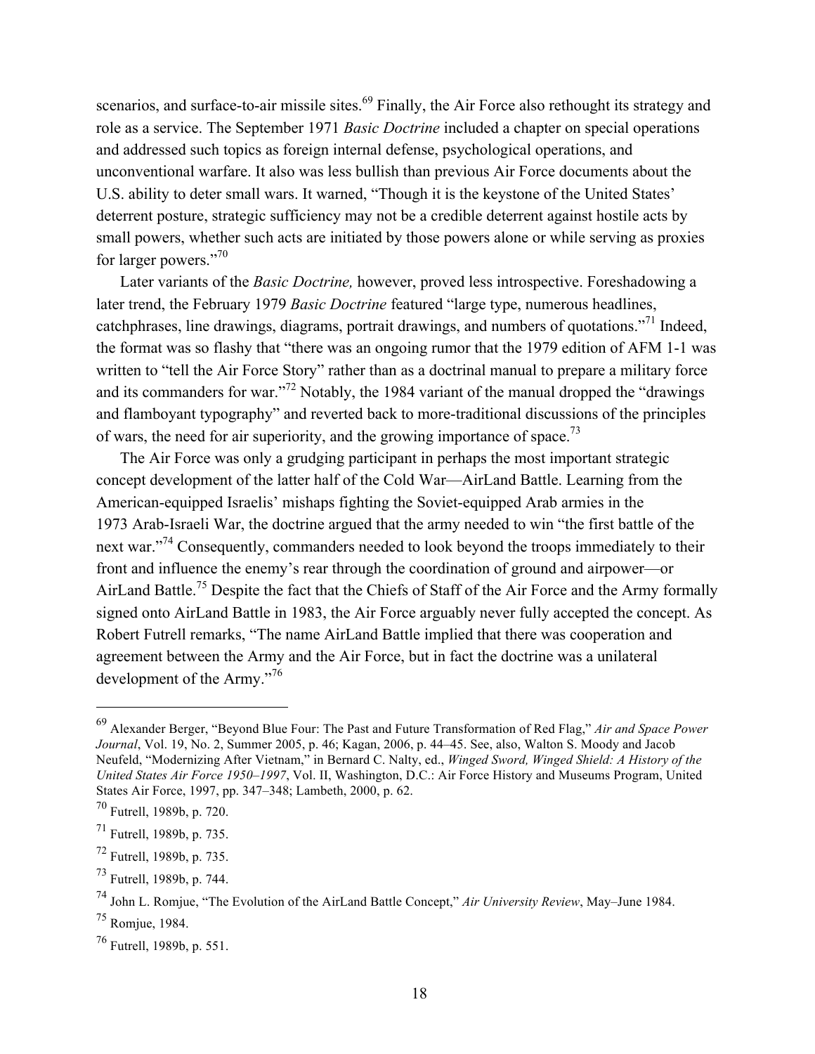scenarios, and surface-to-air missile sites.[69] Finally, the Air Force also rethought its strategy and role as a service. The September 1971 *Basic Doctrine* included a chapter on special operations and addressed such topics as foreign internal defense, psychological operations, and unconventional warfare. It also was less bullish than previous Air Force documents about the U.S. ability to deter small wars. It warned, "Though it is the keystone of the United States' deterrent posture, strategic sufficiency may not be a credible deterrent against hostile acts by small powers, whether such acts are initiated by those powers alone or while serving as proxies for larger powers."[70]

Later variants of the *Basic Doctrine,* however, proved less introspective. Foreshadowing a later trend, the February 1979 *Basic Doctrine* featured "large type, numerous headlines, catchphrases, line drawings, diagrams, portrait drawings, and numbers of quotations."[71] Indeed, the format was so flashy that "there was an ongoing rumor that the 1979 edition of AFM 1-1 was written to "tell the Air Force Story" rather than as a doctrinal manual to prepare a military force and its commanders for war."[72] Notably, the 1984 variant of the manual dropped the "drawings and flamboyant typography" and reverted back to more-traditional discussions of the principles of wars, the need for air superiority, and the growing importance of space.[73]

The Air Force was only a grudging participant in perhaps the most important strategic concept development of the latter half of the Cold War—AirLand Battle. Learning from the American-equipped Israelis' mishaps fighting the Soviet-equipped Arab armies in the 1973 Arab-Israeli War, the doctrine argued that the army needed to win "the first battle of the next war."[74] Consequently, commanders needed to look beyond the troops immediately to their front and influence the enemy's rear through the coordination of ground and airpower—or AirLand Battle.[75] Despite the fact that the Chiefs of Staff of the Air Force and the Army formally signed onto AirLand Battle in 1983, the Air Force arguably never fully accepted the concept. As Robert Futrell remarks, "The name AirLand Battle implied that there was cooperation and agreement between the Army and the Air Force, but in fact the doctrine was a unilateral development of the Army."[76]

---

[69] Alexander Berger, "Beyond Blue Four: The Past and Future Transformation of Red Flag," *Air and Space Power Journal*, Vol. 19, No. 2, Summer 2005, p. 46; Kagan, 2006, p. 44–45. See, also, Walton S. Moody and Jacob Neufeld, "Modernizing After Vietnam," in Bernard C. Nalty, ed., *Winged Sword, Winged Shield: A History of the United States Air Force 1950–1997*, Vol. II, Washington, D.C.: Air Force History and Museums Program, United States Air Force, 1997, pp. 347–348; Lambeth, 2000, p. 62.

[70] Futrell, 1989b, p. 720.

[71] Futrell, 1989b, p. 735.

[72] Futrell, 1989b, p. 735.

[73] Futrell, 1989b, p. 744.

[74] John L. Romjue, "The Evolution of the AirLand Battle Concept," *Air University Review*, May–June 1984.

[75] Romjue, 1984.

[76] Futrell, 1989b, p. 551.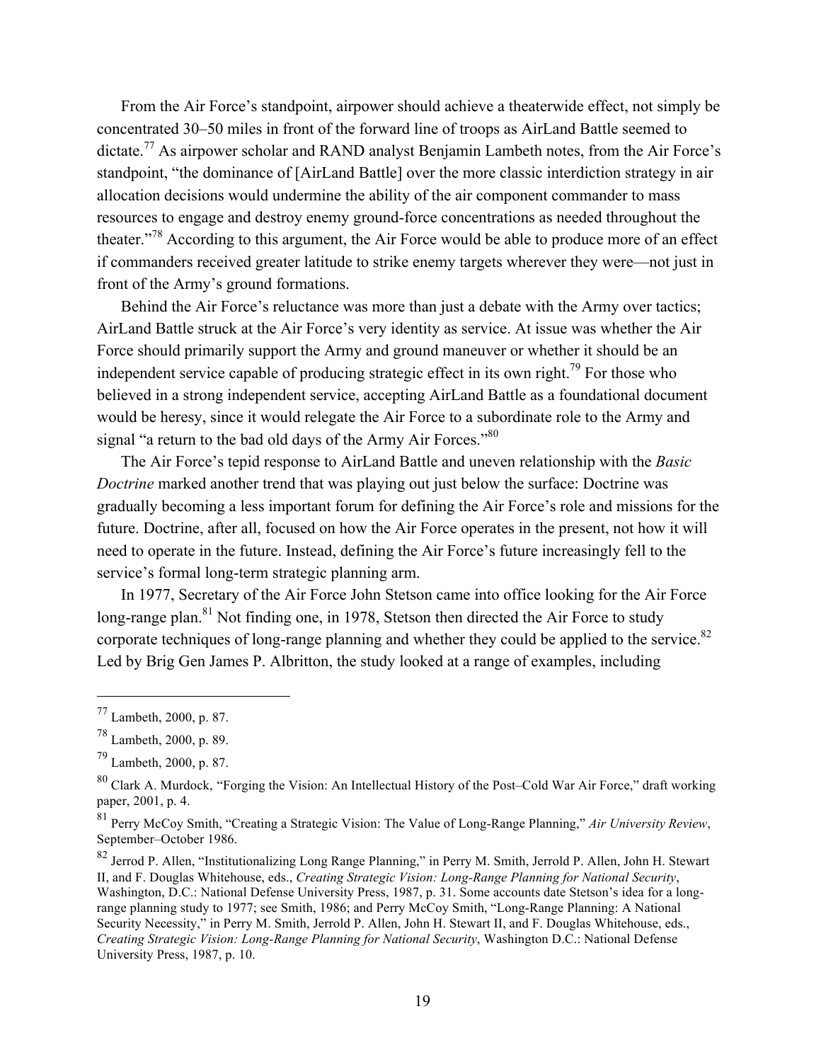From the Air Force's standpoint, airpower should achieve a theaterwide effect, not simply be concentrated 30–50 miles in front of the forward line of troops as AirLand Battle seemed to dictate.[77] As airpower scholar and RAND analyst Benjamin Lambeth notes, from the Air Force's standpoint, "the dominance of [AirLand Battle] over the more classic interdiction strategy in air allocation decisions would undermine the ability of the air component commander to mass resources to engage and destroy enemy ground-force concentrations as needed throughout the theater."[78] According to this argument, the Air Force would be able to produce more of an effect if commanders received greater latitude to strike enemy targets wherever they were—not just in front of the Army's ground formations.

Behind the Air Force's reluctance was more than just a debate with the Army over tactics; AirLand Battle struck at the Air Force's very identity as service. At issue was whether the Air Force should primarily support the Army and ground maneuver or whether it should be an independent service capable of producing strategic effect in its own right.[79] For those who believed in a strong independent service, accepting AirLand Battle as a foundational document would be heresy, since it would relegate the Air Force to a subordinate role to the Army and signal "a return to the bad old days of the Army Air Forces."[80]

The Air Force's tepid response to AirLand Battle and uneven relationship with the *Basic Doctrine* marked another trend that was playing out just below the surface: Doctrine was gradually becoming a less important forum for defining the Air Force's role and missions for the future. Doctrine, after all, focused on how the Air Force operates in the present, not how it will need to operate in the future. Instead, defining the Air Force's future increasingly fell to the service's formal long-term strategic planning arm.

In 1977, Secretary of the Air Force John Stetson came into office looking for the Air Force long-range plan.[81] Not finding one, in 1978, Stetson then directed the Air Force to study corporate techniques of long-range planning and whether they could be applied to the service.[82] Led by Brig Gen James P. Albritton, the study looked at a range of examples, including

---

[77] Lambeth, 2000, p. 87.

[78] Lambeth, 2000, p. 89.

[79] Lambeth, 2000, p. 87.

[80] Clark A. Murdock, "Forging the Vision: An Intellectual History of the Post–Cold War Air Force," draft working paper, 2001, p. 4.

[81] Perry McCoy Smith, "Creating a Strategic Vision: The Value of Long-Range Planning," *Air University Review*, September–October 1986.

[82] Jerrod P. Allen, "Institutionalizing Long Range Planning," in Perry M. Smith, Jerrold P. Allen, John H. Stewart II, and F. Douglas Whitehouse, eds., *Creating Strategic Vision: Long-Range Planning for National Security*, Washington, D.C.: National Defense University Press, 1987, p. 31. Some accounts date Stetson's idea for a long-range planning study to 1977; see Smith, 1986; and Perry McCoy Smith, "Long-Range Planning: A National Security Necessity," in Perry M. Smith, Jerrold P. Allen, John H. Stewart II, and F. Douglas Whitehouse, eds., *Creating Strategic Vision: Long-Range Planning for National Security*, Washington D.C.: National Defense University Press, 1987, p. 10.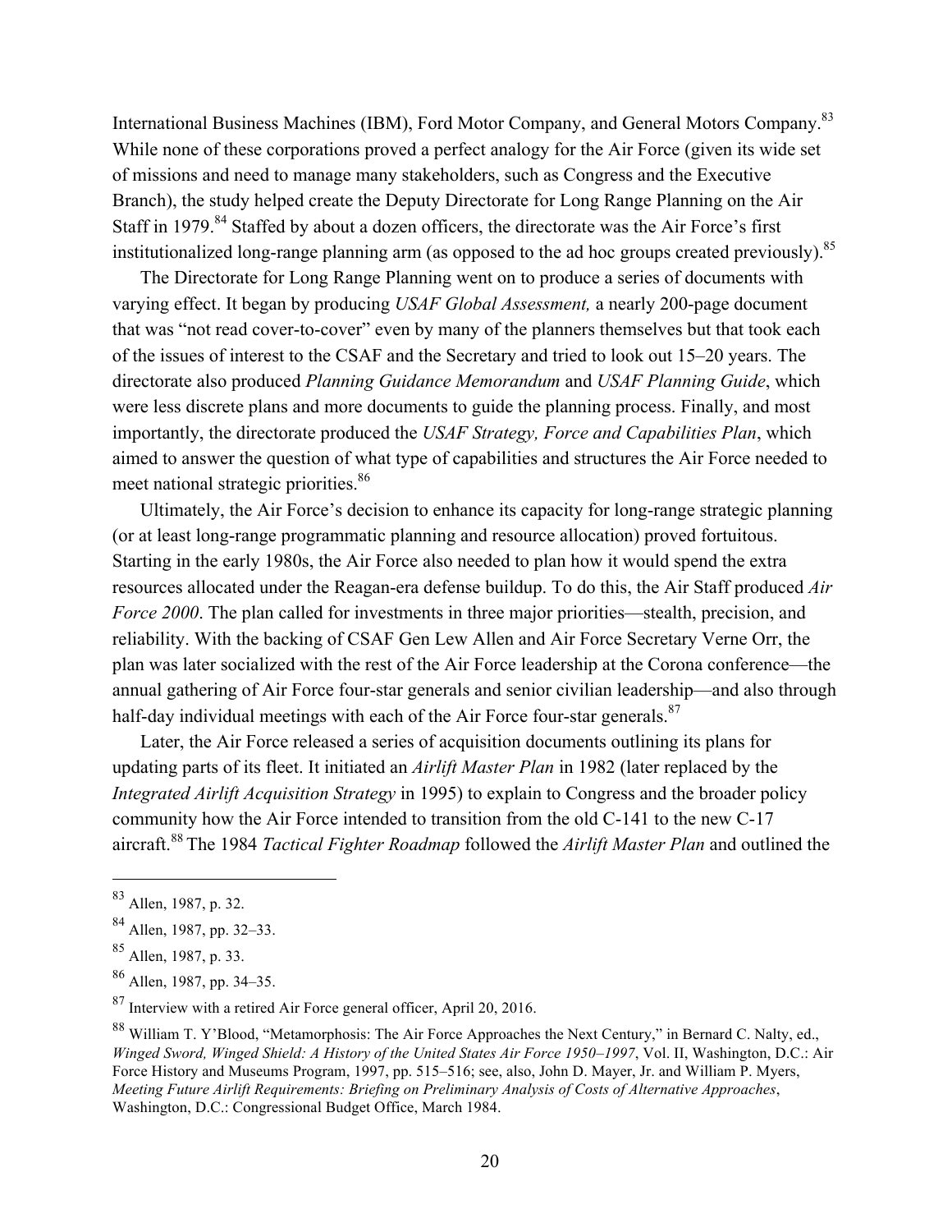International Business Machines (IBM), Ford Motor Company, and General Motors Company.[83] While none of these corporations proved a perfect analogy for the Air Force (given its wide set of missions and need to manage many stakeholders, such as Congress and the Executive Branch), the study helped create the Deputy Directorate for Long Range Planning on the Air Staff in 1979.[84] Staffed by about a dozen officers, the directorate was the Air Force's first institutionalized long-range planning arm (as opposed to the ad hoc groups created previously).[85]

The Directorate for Long Range Planning went on to produce a series of documents with varying effect. It began by producing *USAF Global Assessment,* a nearly 200-page document that was "not read cover-to-cover" even by many of the planners themselves but that took each of the issues of interest to the CSAF and the Secretary and tried to look out 15–20 years. The directorate also produced *Planning Guidance Memorandum* and *USAF Planning Guide*, which were less discrete plans and more documents to guide the planning process. Finally, and most importantly, the directorate produced the *USAF Strategy, Force and Capabilities Plan*, which aimed to answer the question of what type of capabilities and structures the Air Force needed to meet national strategic priorities.[86]

Ultimately, the Air Force's decision to enhance its capacity for long-range strategic planning (or at least long-range programmatic planning and resource allocation) proved fortuitous. Starting in the early 1980s, the Air Force also needed to plan how it would spend the extra resources allocated under the Reagan-era defense buildup. To do this, the Air Staff produced *Air Force 2000*. The plan called for investments in three major priorities—stealth, precision, and reliability. With the backing of CSAF Gen Lew Allen and Air Force Secretary Verne Orr, the plan was later socialized with the rest of the Air Force leadership at the Corona conference—the annual gathering of Air Force four-star generals and senior civilian leadership—and also through half-day individual meetings with each of the Air Force four-star generals.[87]

Later, the Air Force released a series of acquisition documents outlining its plans for updating parts of its fleet. It initiated an *Airlift Master Plan* in 1982 (later replaced by the *Integrated Airlift Acquisition Strategy* in 1995) to explain to Congress and the broader policy community how the Air Force intended to transition from the old C-141 to the new C-17 aircraft.[88] The 1984 *Tactical Fighter Roadmap* followed the *Airlift Master Plan* and outlined the

---

[83] Allen, 1987, p. 32.

[84] Allen, 1987, pp. 32–33.

[85] Allen, 1987, p. 33.

[86] Allen, 1987, pp. 34–35.

[87] Interview with a retired Air Force general officer, April 20, 2016.

[88] William T. Y'Blood, "Metamorphosis: The Air Force Approaches the Next Century," in Bernard C. Nalty, ed., *Winged Sword, Winged Shield: A History of the United States Air Force 1950–1997*, Vol. II, Washington, D.C.: Air Force History and Museums Program, 1997, pp. 515–516; see, also, John D. Mayer, Jr. and William P. Myers, *Meeting Future Airlift Requirements: Briefing on Preliminary Analysis of Costs of Alternative Approaches*, Washington, D.C.: Congressional Budget Office, March 1984.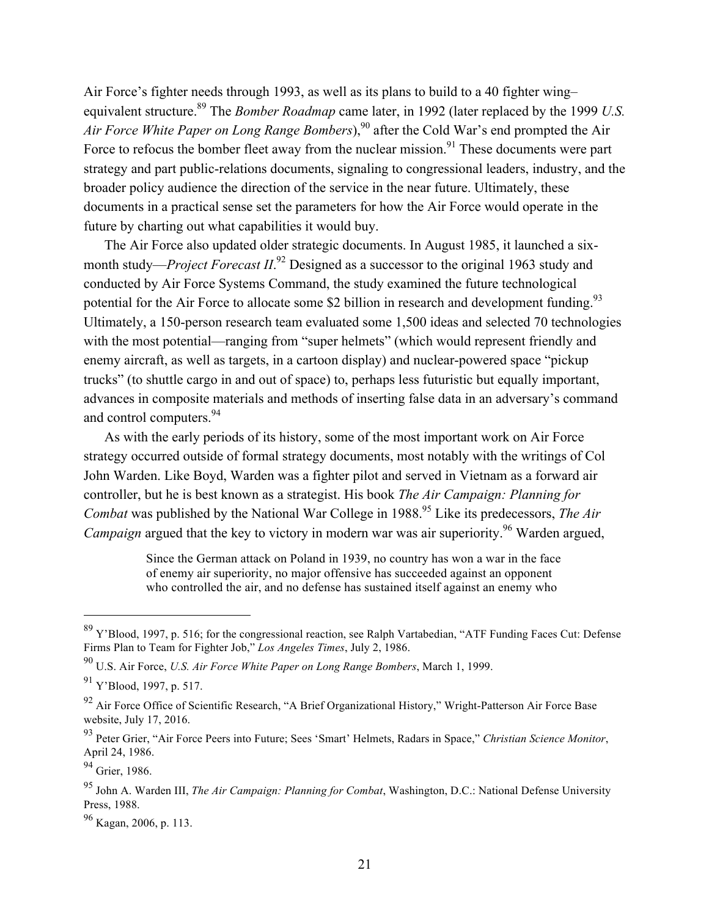Air Force's fighter needs through 1993, as well as its plans to build to a 40 fighter wing–equivalent structure.[89] The *Bomber Roadmap* came later, in 1992 (later replaced by the 1999 *U.S. Air Force White Paper on Long Range Bombers*),[90] after the Cold War's end prompted the Air Force to refocus the bomber fleet away from the nuclear mission.[91] These documents were part strategy and part public-relations documents, signaling to congressional leaders, industry, and the broader policy audience the direction of the service in the near future. Ultimately, these documents in a practical sense set the parameters for how the Air Force would operate in the future by charting out what capabilities it would buy.

The Air Force also updated older strategic documents. In August 1985, it launched a six-month study—*Project Forecast II*.[92] Designed as a successor to the original 1963 study and conducted by Air Force Systems Command, the study examined the future technological potential for the Air Force to allocate some $2 billion in research and development funding.[93] Ultimately, a 150-person research team evaluated some 1,500 ideas and selected 70 technologies with the most potential—ranging from "super helmets" (which would represent friendly and enemy aircraft, as well as targets, in a cartoon display) and nuclear-powered space "pickup trucks" (to shuttle cargo in and out of space) to, perhaps less futuristic but equally important, advances in composite materials and methods of inserting false data in an adversary's command and control computers.[94]

As with the early periods of its history, some of the most important work on Air Force strategy occurred outside of formal strategy documents, most notably with the writings of Col John Warden. Like Boyd, Warden was a fighter pilot and served in Vietnam as a forward air controller, but he is best known as a strategist. His book *The Air Campaign: Planning for Combat* was published by the National War College in 1988.[95] Like its predecessors, *The Air Campaign* argued that the key to victory in modern war was air superiority.[96] Warden argued,

> Since the German attack on Poland in 1939, no country has won a war in the face of enemy air superiority, no major offensive has succeeded against an opponent who controlled the air, and no defense has sustained itself against an enemy who

---

[89] Y'Blood, 1997, p. 516; for the congressional reaction, see Ralph Vartabedian, "ATF Funding Faces Cut: Defense Firms Plan to Team for Fighter Job," *Los Angeles Times*, July 2, 1986.

[90] U.S. Air Force, *U.S. Air Force White Paper on Long Range Bombers*, March 1, 1999.

[91] Y'Blood, 1997, p. 517.

[92] Air Force Office of Scientific Research, "A Brief Organizational History," Wright-Patterson Air Force Base website, July 17, 2016.

[93] Peter Grier, "Air Force Peers into Future; Sees 'Smart' Helmets, Radars in Space," *Christian Science Monitor*, April 24, 1986.

[94] Grier, 1986.

[95] John A. Warden III, *The Air Campaign: Planning for Combat*, Washington, D.C.: National Defense University Press, 1988.

[96] Kagan, 2006, p. 113.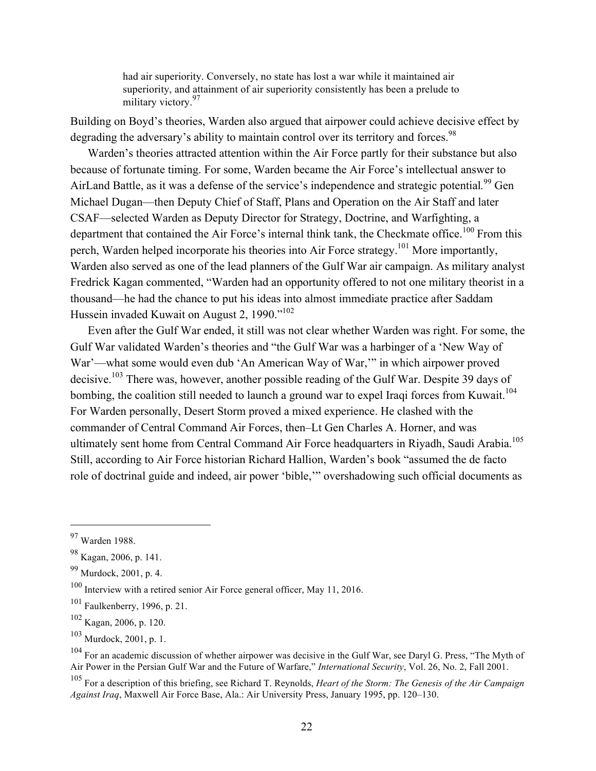> had air superiority. Conversely, no state has lost a war while it maintained air superiority, and attainment of air superiority consistently has been a prelude to military victory.[97]

Building on Boyd's theories, Warden also argued that airpower could achieve decisive effect by degrading the adversary's ability to maintain control over its territory and forces.[98]

Warden's theories attracted attention within the Air Force partly for their substance but also because of fortunate timing. For some, Warden became the Air Force's intellectual answer to AirLand Battle, as it was a defense of the service's independence and strategic potential.[99] Gen Michael Dugan—then Deputy Chief of Staff, Plans and Operation on the Air Staff and later CSAF—selected Warden as Deputy Director for Strategy, Doctrine, and Warfighting, a department that contained the Air Force's internal think tank, the Checkmate office.[100] From this perch, Warden helped incorporate his theories into Air Force strategy.[101] More importantly, Warden also served as one of the lead planners of the Gulf War air campaign. As military analyst Fredrick Kagan commented, "Warden had an opportunity offered to not one military theorist in a thousand—he had the chance to put his ideas into almost immediate practice after Saddam Hussein invaded Kuwait on August 2, 1990."[102]

Even after the Gulf War ended, it still was not clear whether Warden was right. For some, the Gulf War validated Warden's theories and "the Gulf War was a harbinger of a 'New Way of War'—what some would even dub 'An American Way of War,'" in which airpower proved decisive.[103] There was, however, another possible reading of the Gulf War. Despite 39 days of bombing, the coalition still needed to launch a ground war to expel Iraqi forces from Kuwait.[104] For Warden personally, Desert Storm proved a mixed experience. He clashed with the commander of Central Command Air Forces, then–Lt Gen Charles A. Horner, and was ultimately sent home from Central Command Air Force headquarters in Riyadh, Saudi Arabia.[105] Still, according to Air Force historian Richard Hallion, Warden's book "assumed the de facto role of doctrinal guide and indeed, air power 'bible,'" overshadowing such official documents as

---

[97] Warden 1988.

[98] Kagan, 2006, p. 141.

[99] Murdock, 2001, p. 4.

[100] Interview with a retired senior Air Force general officer, May 11, 2016.

[101] Faulkenberry, 1996, p. 21.

[102] Kagan, 2006, p. 120.

[103] Murdock, 2001, p. 1.

[104] For an academic discussion of whether airpower was decisive in the Gulf War, see Daryl G. Press, "The Myth of Air Power in the Persian Gulf War and the Future of Warfare," *International Security*, Vol. 26, No. 2, Fall 2001.

[105] For a description of this briefing, see Richard T. Reynolds, *Heart of the Storm: The Genesis of the Air Campaign Against Iraq*, Maxwell Air Force Base, Ala.: Air University Press, January 1995, pp. 120–130.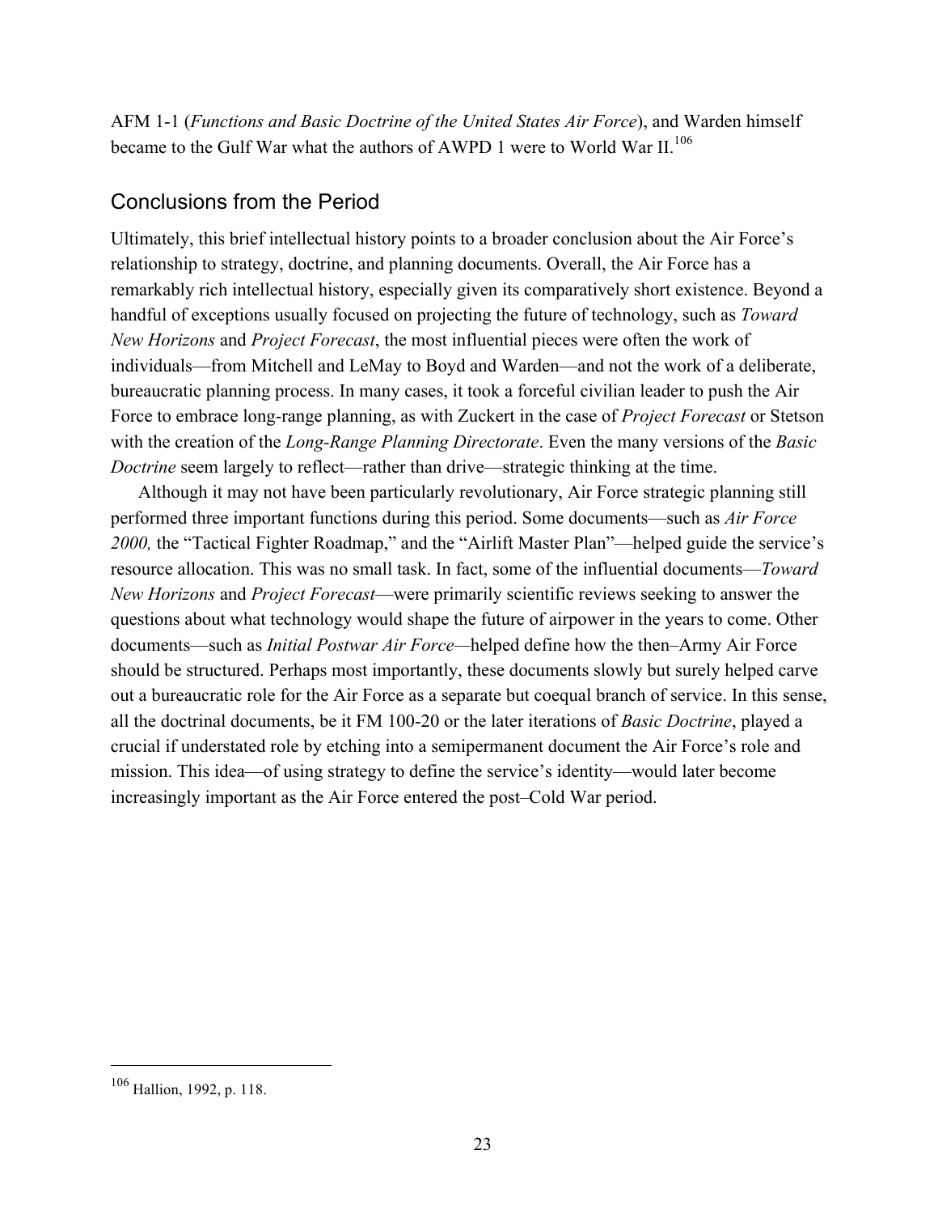AFM 1-1 (*Functions and Basic Doctrine of the United States Air Force*), and Warden himself became to the Gulf War what the authors of AWPD 1 were to World War II.[106]

## Conclusions from the Period

Ultimately, this brief intellectual history points to a broader conclusion about the Air Force's relationship to strategy, doctrine, and planning documents. Overall, the Air Force has a remarkably rich intellectual history, especially given its comparatively short existence. Beyond a handful of exceptions usually focused on projecting the future of technology, such as *Toward New Horizons* and *Project Forecast*, the most influential pieces were often the work of individuals—from Mitchell and LeMay to Boyd and Warden—and not the work of a deliberate, bureaucratic planning process. In many cases, it took a forceful civilian leader to push the Air Force to embrace long-range planning, as with Zuckert in the case of *Project Forecast* or Stetson with the creation of the *Long-Range Planning Directorate*. Even the many versions of the *Basic Doctrine* seem largely to reflect—rather than drive—strategic thinking at the time.

Although it may not have been particularly revolutionary, Air Force strategic planning still performed three important functions during this period. Some documents—such as *Air Force 2000,* the "Tactical Fighter Roadmap," and the "Airlift Master Plan"—helped guide the service's resource allocation. This was no small task. In fact, some of the influential documents—*Toward New Horizons* and *Project Forecast*—were primarily scientific reviews seeking to answer the questions about what technology would shape the future of airpower in the years to come. Other documents—such as *Initial Postwar Air Force*—helped define how the then–Army Air Force should be structured. Perhaps most importantly, these documents slowly but surely helped carve out a bureaucratic role for the Air Force as a separate but coequal branch of service. In this sense, all the doctrinal documents, be it FM 100-20 or the later iterations of *Basic Doctrine*, played a crucial if understated role by etching into a semipermanent document the Air Force's role and mission. This idea—of using strategy to define the service's identity—would later become increasingly important as the Air Force entered the post–Cold War period.

---

[106] Hallion, 1992, p. 118.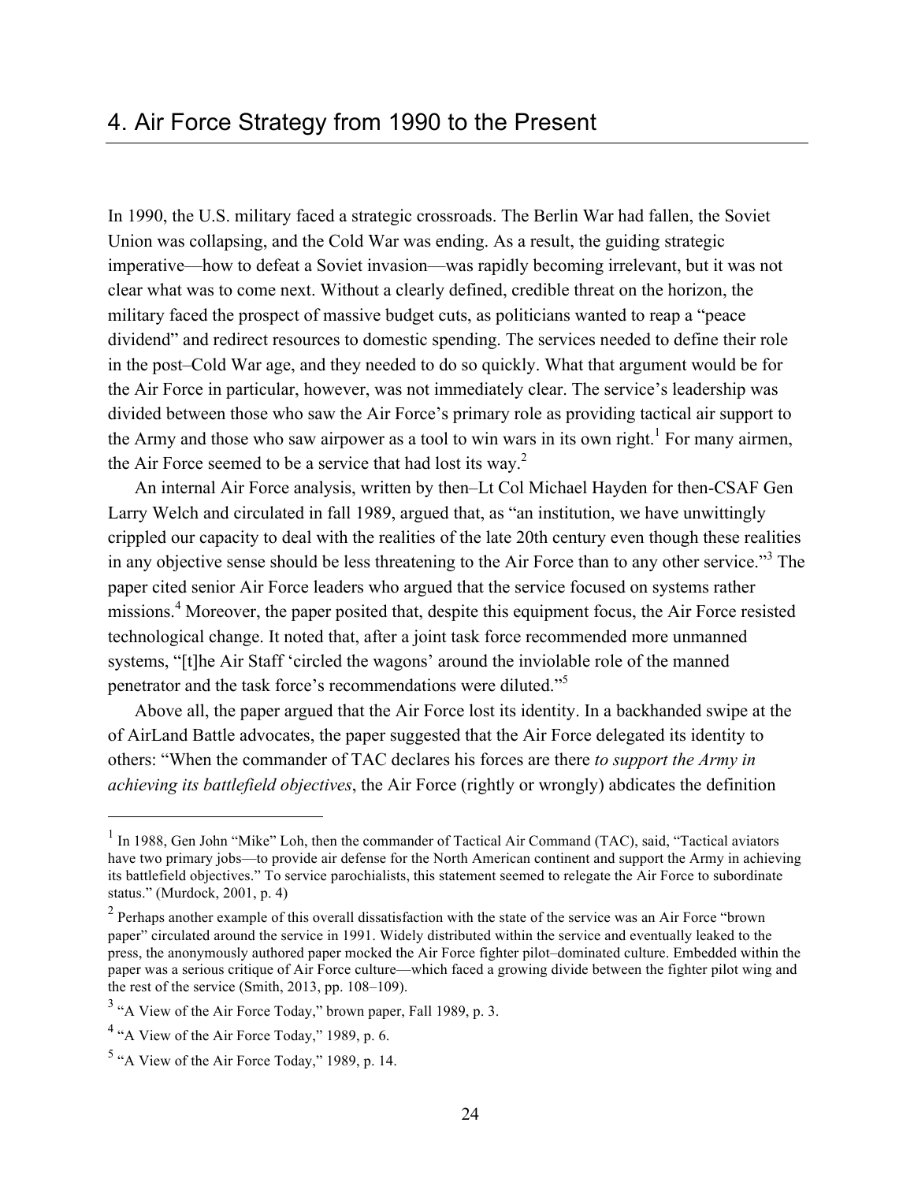## 4. Air Force Strategy from 1990 to the Present

In 1990, the U.S. military faced a strategic crossroads. The Berlin War had fallen, the Soviet Union was collapsing, and the Cold War was ending. As a result, the guiding strategic imperative—how to defeat a Soviet invasion—was rapidly becoming irrelevant, but it was not clear what was to come next. Without a clearly defined, credible threat on the horizon, the military faced the prospect of massive budget cuts, as politicians wanted to reap a "peace dividend" and redirect resources to domestic spending. The services needed to define their role in the post–Cold War age, and they needed to do so quickly. What that argument would be for the Air Force in particular, however, was not immediately clear. The service's leadership was divided between those who saw the Air Force's primary role as providing tactical air support to the Army and those who saw airpower as a tool to win wars in its own right.[1] For many airmen, the Air Force seemed to be a service that had lost its way.[2]

An internal Air Force analysis, written by then–Lt Col Michael Hayden for then-CSAF Gen Larry Welch and circulated in fall 1989, argued that, as "an institution, we have unwittingly crippled our capacity to deal with the realities of the late 20th century even though these realities in any objective sense should be less threatening to the Air Force than to any other service."[3] The paper cited senior Air Force leaders who argued that the service focused on systems rather missions.[4] Moreover, the paper posited that, despite this equipment focus, the Air Force resisted technological change. It noted that, after a joint task force recommended more unmanned systems, "[t]he Air Staff 'circled the wagons' around the inviolable role of the manned penetrator and the task force's recommendations were diluted."[5]

Above all, the paper argued that the Air Force lost its identity. In a backhanded swipe at the of AirLand Battle advocates, the paper suggested that the Air Force delegated its identity to others: "When the commander of TAC declares his forces are there *to support the Army in achieving its battlefield objectives*, the Air Force (rightly or wrongly) abdicates the definition

---

[1] In 1988, Gen John "Mike" Loh, then the commander of Tactical Air Command (TAC), said, "Tactical aviators have two primary jobs—to provide air defense for the North American continent and support the Army in achieving its battlefield objectives." To service parochialists, this statement seemed to relegate the Air Force to subordinate status." (Murdock, 2001, p. 4)

[2] Perhaps another example of this overall dissatisfaction with the state of the service was an Air Force "brown paper" circulated around the service in 1991. Widely distributed within the service and eventually leaked to the press, the anonymously authored paper mocked the Air Force fighter pilot–dominated culture. Embedded within the paper was a serious critique of Air Force culture—which faced a growing divide between the fighter pilot wing and the rest of the service (Smith, 2013, pp. 108–109).

[3] "A View of the Air Force Today," brown paper, Fall 1989, p. 3.

[4] "A View of the Air Force Today," 1989, p. 6.

[5] "A View of the Air Force Today," 1989, p. 14.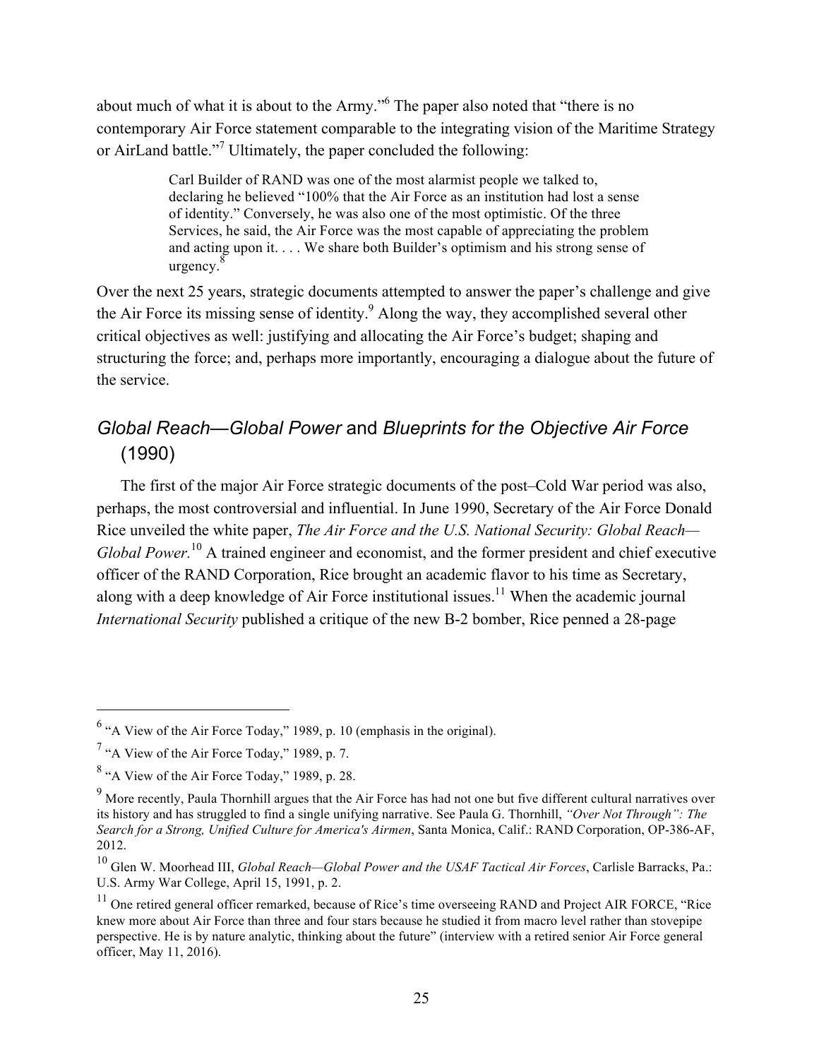about much of what it is about to the Army."[6] The paper also noted that "there is no contemporary Air Force statement comparable to the integrating vision of the Maritime Strategy or AirLand battle."[7] Ultimately, the paper concluded the following:

> Carl Builder of RAND was one of the most alarmist people we talked to, declaring he believed "100% that the Air Force as an institution had lost a sense of identity." Conversely, he was also one of the most optimistic. Of the three Services, he said, the Air Force was the most capable of appreciating the problem and acting upon it. . . . We share both Builder's optimism and his strong sense of urgency.[8]

Over the next 25 years, strategic documents attempted to answer the paper's challenge and give the Air Force its missing sense of identity.[9] Along the way, they accomplished several other critical objectives as well: justifying and allocating the Air Force's budget; shaping and structuring the force; and, perhaps more importantly, encouraging a dialogue about the future of the service.

## *Global Reach—Global Power* and *Blueprints for the Objective Air Force* (1990)

The first of the major Air Force strategic documents of the post–Cold War period was also, perhaps, the most controversial and influential. In June 1990, Secretary of the Air Force Donald Rice unveiled the white paper, *The Air Force and the U.S. National Security: Global Reach—Global Power.*[10] A trained engineer and economist, and the former president and chief executive officer of the RAND Corporation, Rice brought an academic flavor to his time as Secretary, along with a deep knowledge of Air Force institutional issues.[11] When the academic journal *International Security* published a critique of the new B-2 bomber, Rice penned a 28-page

---

[6] "A View of the Air Force Today," 1989, p. 10 (emphasis in the original).

[7] "A View of the Air Force Today," 1989, p. 7.

[8] "A View of the Air Force Today," 1989, p. 28.

[9] More recently, Paula Thornhill argues that the Air Force has had not one but five different cultural narratives over its history and has struggled to find a single unifying narrative. See Paula G. Thornhill, *"Over Not Through": The Search for a Strong, Unified Culture for America's Airmen*, Santa Monica, Calif.: RAND Corporation, OP-386-AF, 2012.

[10] Glen W. Moorhead III, *Global Reach—Global Power and the USAF Tactical Air Forces*, Carlisle Barracks, Pa.: U.S. Army War College, April 15, 1991, p. 2.

[11] One retired general officer remarked, because of Rice's time overseeing RAND and Project AIR FORCE, "Rice knew more about Air Force than three and four stars because he studied it from macro level rather than stovepipe perspective. He is by nature analytic, thinking about the future" (interview with a retired senior Air Force general officer, May 11, 2016).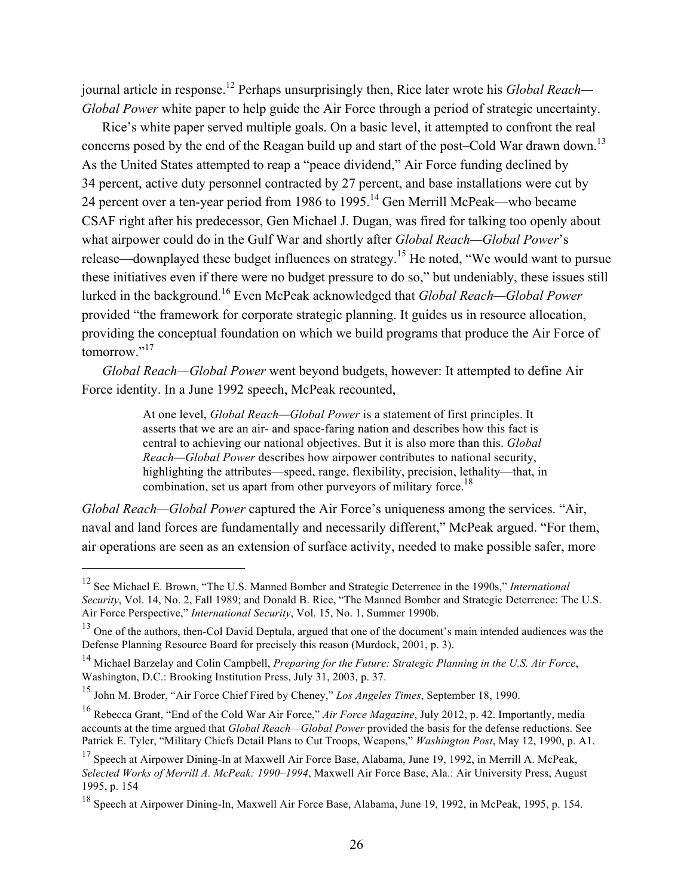journal article in response.[12] Perhaps unsurprisingly then, Rice later wrote his *Global Reach—Global Power* white paper to help guide the Air Force through a period of strategic uncertainty.

Rice's white paper served multiple goals. On a basic level, it attempted to confront the real concerns posed by the end of the Reagan build up and start of the post–Cold War drawn down.[13] As the United States attempted to reap a "peace dividend," Air Force funding declined by 34 percent, active duty personnel contracted by 27 percent, and base installations were cut by 24 percent over a ten-year period from 1986 to 1995.[14] Gen Merrill McPeak—who became CSAF right after his predecessor, Gen Michael J. Dugan, was fired for talking too openly about what airpower could do in the Gulf War and shortly after *Global Reach—Global Power*'s release—downplayed these budget influences on strategy.[15] He noted, "We would want to pursue these initiatives even if there were no budget pressure to do so," but undeniably, these issues still lurked in the background.[16] Even McPeak acknowledged that *Global Reach—Global Power* provided "the framework for corporate strategic planning. It guides us in resource allocation, providing the conceptual foundation on which we build programs that produce the Air Force of tomorrow."[17]

*Global Reach—Global Power* went beyond budgets, however: It attempted to define Air Force identity. In a June 1992 speech, McPeak recounted,

> At one level, *Global Reach—Global Power* is a statement of first principles. It asserts that we are an air- and space-faring nation and describes how this fact is central to achieving our national objectives. But it is also more than this. *Global Reach—Global Power* describes how airpower contributes to national security, highlighting the attributes—speed, range, flexibility, precision, lethality—that, in combination, set us apart from other purveyors of military force.[18]

*Global Reach—Global Power* captured the Air Force's uniqueness among the services. "Air, naval and land forces are fundamentally and necessarily different," McPeak argued. "For them, air operations are seen as an extension of surface activity, needed to make possible safer, more

---

[12] See Michael E. Brown, "The U.S. Manned Bomber and Strategic Deterrence in the 1990s," *International Security*, Vol. 14, No. 2, Fall 1989; and Donald B. Rice, "The Manned Bomber and Strategic Deterrence: The U.S. Air Force Perspective," *International Security*, Vol. 15, No. 1, Summer 1990b.

[13] One of the authors, then-Col David Deptula, argued that one of the document's main intended audiences was the Defense Planning Resource Board for precisely this reason (Murdock, 2001, p. 3).

[14] Michael Barzelay and Colin Campbell, *Preparing for the Future: Strategic Planning in the U.S. Air Force*, Washington, D.C.: Brooking Institution Press, July 31, 2003, p. 37.

[15] John M. Broder, "Air Force Chief Fired by Cheney," *Los Angeles Times*, September 18, 1990.

[16] Rebecca Grant, "End of the Cold War Air Force," *Air Force Magazine*, July 2012, p. 42. Importantly, media accounts at the time argued that *Global Reach—Global Power* provided the basis for the defense reductions. See Patrick E. Tyler, "Military Chiefs Detail Plans to Cut Troops, Weapons," *Washington Post*, May 12, 1990, p. A1.

[17] Speech at Airpower Dining-In at Maxwell Air Force Base, Alabama, June 19, 1992, in Merrill A. McPeak, *Selected Works of Merrill A. McPeak: 1990–1994*, Maxwell Air Force Base, Ala.: Air University Press, August 1995, p. 154

[18] Speech at Airpower Dining-In, Maxwell Air Force Base, Alabama, June 19, 1992, in McPeak, 1995, p. 154.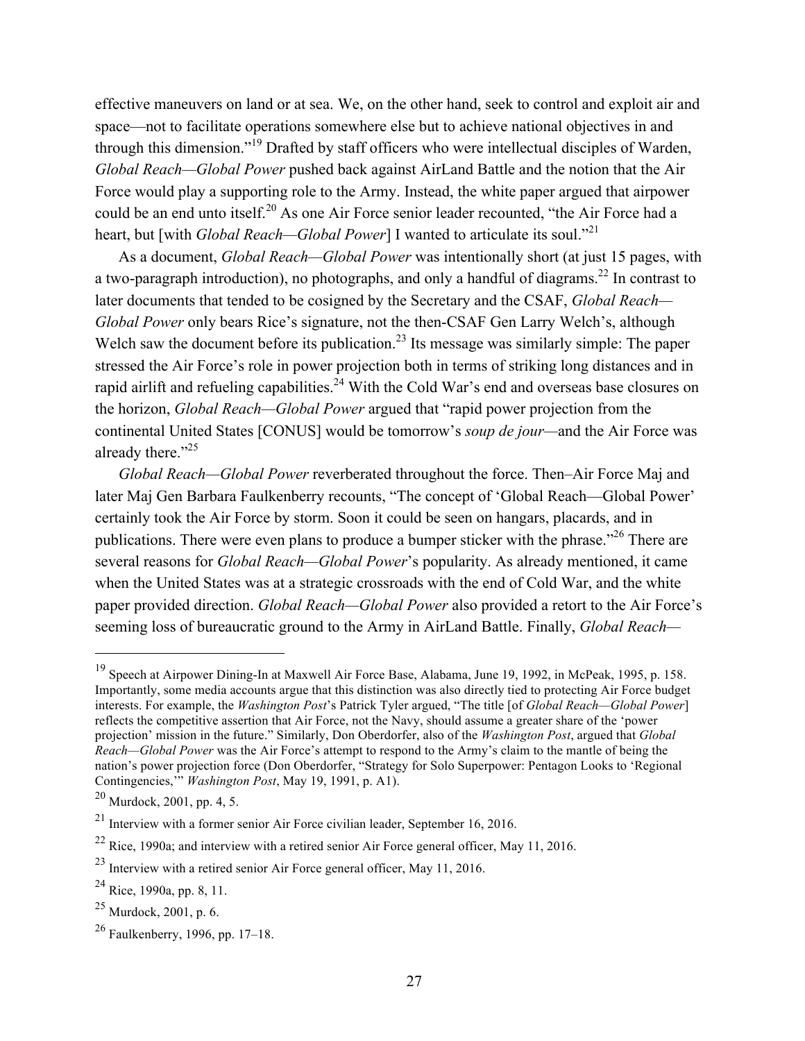effective maneuvers on land or at sea. We, on the other hand, seek to control and exploit air and space—not to facilitate operations somewhere else but to achieve national objectives in and through this dimension."[19] Drafted by staff officers who were intellectual disciples of Warden, *Global Reach—Global Power* pushed back against AirLand Battle and the notion that the Air Force would play a supporting role to the Army. Instead, the white paper argued that airpower could be an end unto itself.[20] As one Air Force senior leader recounted, "the Air Force had a heart, but [with *Global Reach—Global Power*] I wanted to articulate its soul."[21]

As a document, *Global Reach—Global Power* was intentionally short (at just 15 pages, with a two-paragraph introduction), no photographs, and only a handful of diagrams.[22] In contrast to later documents that tended to be cosigned by the Secretary and the CSAF, *Global Reach—Global Power* only bears Rice's signature, not the then-CSAF Gen Larry Welch's, although Welch saw the document before its publication.[23] Its message was similarly simple: The paper stressed the Air Force's role in power projection both in terms of striking long distances and in rapid airlift and refueling capabilities.[24] With the Cold War's end and overseas base closures on the horizon, *Global Reach—Global Power* argued that "rapid power projection from the continental United States [CONUS] would be tomorrow's *soup de jour*—and the Air Force was already there."[25]

*Global Reach—Global Power* reverberated throughout the force. Then–Air Force Maj and later Maj Gen Barbara Faulkenberry recounts, "The concept of 'Global Reach—Global Power' certainly took the Air Force by storm. Soon it could be seen on hangars, placards, and in publications. There were even plans to produce a bumper sticker with the phrase."[26] There are several reasons for *Global Reach—Global Power*'s popularity. As already mentioned, it came when the United States was at a strategic crossroads with the end of Cold War, and the white paper provided direction. *Global Reach—Global Power* also provided a retort to the Air Force's seeming loss of bureaucratic ground to the Army in AirLand Battle. Finally, *Global Reach—*

---

[19] Speech at Airpower Dining-In at Maxwell Air Force Base, Alabama, June 19, 1992, in McPeak, 1995, p. 158. Importantly, some media accounts argue that this distinction was also directly tied to protecting Air Force budget interests. For example, the *Washington Post*'s Patrick Tyler argued, "The title [of *Global Reach—Global Power*] reflects the competitive assertion that Air Force, not the Navy, should assume a greater share of the 'power projection' mission in the future." Similarly, Don Oberdorfer, also of the *Washington Post*, argued that *Global Reach—Global Power* was the Air Force's attempt to respond to the Army's claim to the mantle of being the nation's power projection force (Don Oberdorfer, "Strategy for Solo Superpower: Pentagon Looks to 'Regional Contingencies,'" *Washington Post*, May 19, 1991, p. A1).

[20] Murdock, 2001, pp. 4, 5.

[21] Interview with a former senior Air Force civilian leader, September 16, 2016.

[22] Rice, 1990a; and interview with a retired senior Air Force general officer, May 11, 2016.

[23] Interview with a retired senior Air Force general officer, May 11, 2016.

[24] Rice, 1990a, pp. 8, 11.

[25] Murdock, 2001, p. 6.

[26] Faulkenberry, 1996, pp. 17–18.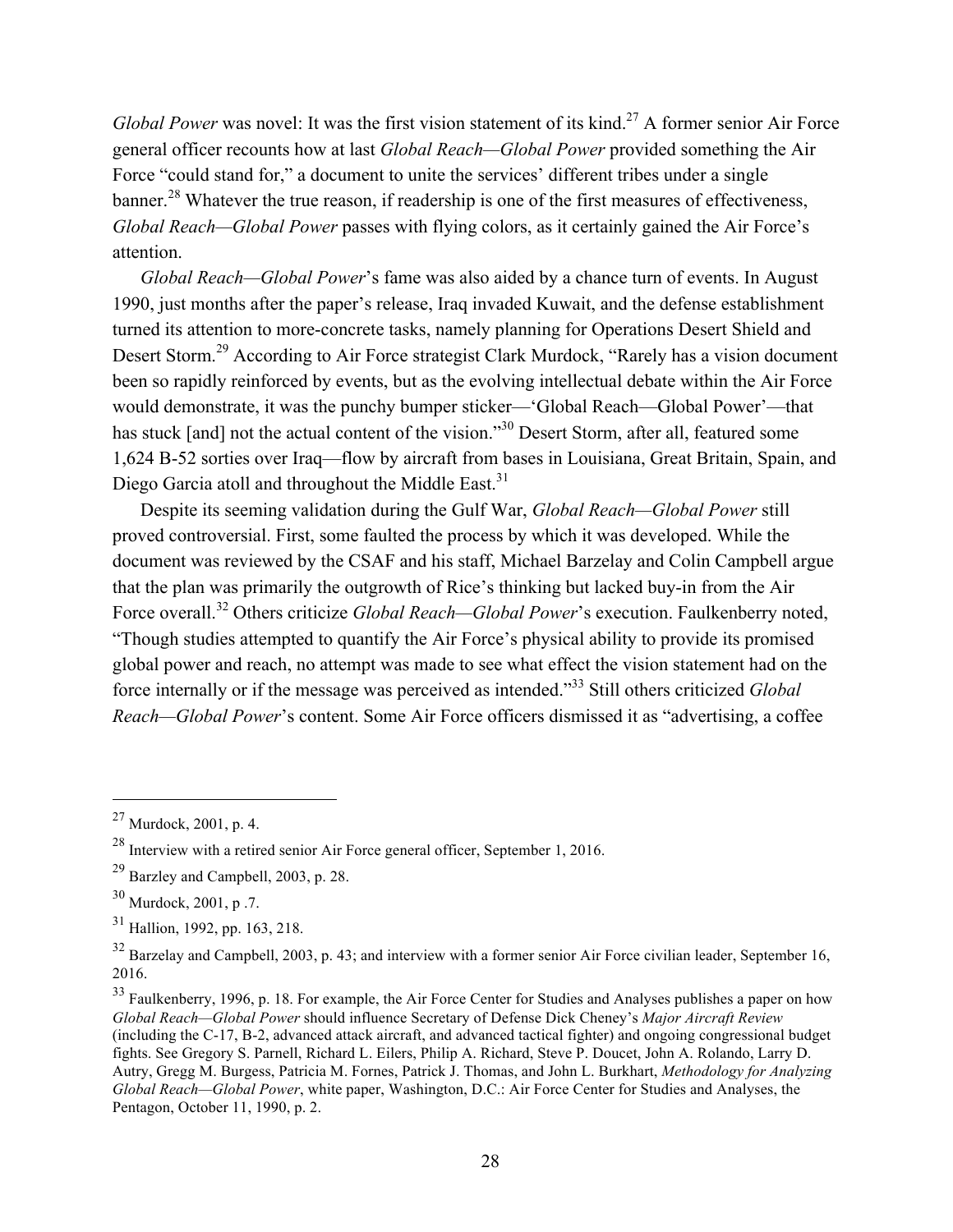*Global Power* was novel: It was the first vision statement of its kind.[27] A former senior Air Force general officer recounts how at last *Global Reach—Global Power* provided something the Air Force "could stand for," a document to unite the services' different tribes under a single banner.[28] Whatever the true reason, if readership is one of the first measures of effectiveness, *Global Reach—Global Power* passes with flying colors, as it certainly gained the Air Force's attention.

*Global Reach—Global Power*'s fame was also aided by a chance turn of events. In August 1990, just months after the paper's release, Iraq invaded Kuwait, and the defense establishment turned its attention to more-concrete tasks, namely planning for Operations Desert Shield and Desert Storm.[29] According to Air Force strategist Clark Murdock, "Rarely has a vision document been so rapidly reinforced by events, but as the evolving intellectual debate within the Air Force would demonstrate, it was the punchy bumper sticker—'Global Reach—Global Power'—that has stuck [and] not the actual content of the vision."[30] Desert Storm, after all, featured some 1,624 B-52 sorties over Iraq—flow by aircraft from bases in Louisiana, Great Britain, Spain, and Diego Garcia atoll and throughout the Middle East.[31]

Despite its seeming validation during the Gulf War, *Global Reach—Global Power* still proved controversial. First, some faulted the process by which it was developed. While the document was reviewed by the CSAF and his staff, Michael Barzelay and Colin Campbell argue that the plan was primarily the outgrowth of Rice's thinking but lacked buy-in from the Air Force overall.[32] Others criticize *Global Reach—Global Power*'s execution. Faulkenberry noted, "Though studies attempted to quantify the Air Force's physical ability to provide its promised global power and reach, no attempt was made to see what effect the vision statement had on the force internally or if the message was perceived as intended."[33] Still others criticized *Global Reach—Global Power*'s content. Some Air Force officers dismissed it as "advertising, a coffee

---

[27] Murdock, 2001, p. 4.

[28] Interview with a retired senior Air Force general officer, September 1, 2016.

[29] Barzley and Campbell, 2003, p. 28.

[30] Murdock, 2001, p .7.

[31] Hallion, 1992, pp. 163, 218.

[32] Barzelay and Campbell, 2003, p. 43; and interview with a former senior Air Force civilian leader, September 16, 2016.

[33] Faulkenberry, 1996, p. 18. For example, the Air Force Center for Studies and Analyses publishes a paper on how *Global Reach—Global Power* should influence Secretary of Defense Dick Cheney's *Major Aircraft Review* (including the C-17, B-2, advanced attack aircraft, and advanced tactical fighter) and ongoing congressional budget fights. See Gregory S. Parnell, Richard L. Eilers, Philip A. Richard, Steve P. Doucet, John A. Rolando, Larry D. Autry, Gregg M. Burgess, Patricia M. Fornes, Patrick J. Thomas, and John L. Burkhart, *Methodology for Analyzing Global Reach—Global Power*, white paper, Washington, D.C.: Air Force Center for Studies and Analyses, the Pentagon, October 11, 1990, p. 2.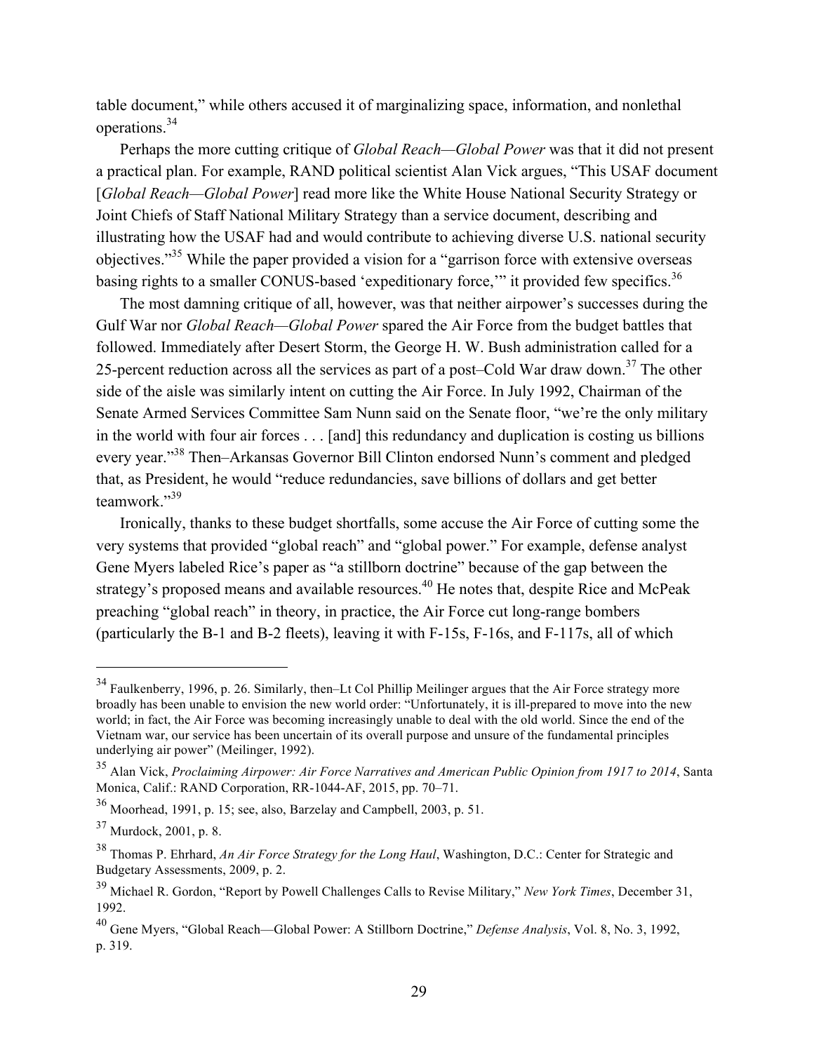table document," while others accused it of marginalizing space, information, and nonlethal operations.[34]

Perhaps the more cutting critique of *Global Reach—Global Power* was that it did not present a practical plan. For example, RAND political scientist Alan Vick argues, "This USAF document [*Global Reach—Global Power*] read more like the White House National Security Strategy or Joint Chiefs of Staff National Military Strategy than a service document, describing and illustrating how the USAF had and would contribute to achieving diverse U.S. national security objectives."[35] While the paper provided a vision for a "garrison force with extensive overseas basing rights to a smaller CONUS-based 'expeditionary force,'" it provided few specifics.[36]

The most damning critique of all, however, was that neither airpower's successes during the Gulf War nor *Global Reach—Global Power* spared the Air Force from the budget battles that followed. Immediately after Desert Storm, the George H. W. Bush administration called for a 25-percent reduction across all the services as part of a post–Cold War draw down.[37] The other side of the aisle was similarly intent on cutting the Air Force. In July 1992, Chairman of the Senate Armed Services Committee Sam Nunn said on the Senate floor, "we're the only military in the world with four air forces . . . [and] this redundancy and duplication is costing us billions every year."[38] Then–Arkansas Governor Bill Clinton endorsed Nunn's comment and pledged that, as President, he would "reduce redundancies, save billions of dollars and get better teamwork."[39]

Ironically, thanks to these budget shortfalls, some accuse the Air Force of cutting some the very systems that provided "global reach" and "global power." For example, defense analyst Gene Myers labeled Rice's paper as "a stillborn doctrine" because of the gap between the strategy's proposed means and available resources.[40] He notes that, despite Rice and McPeak preaching "global reach" in theory, in practice, the Air Force cut long-range bombers (particularly the B-1 and B-2 fleets), leaving it with F-15s, F-16s, and F-117s, all of which

---

[34] Faulkenberry, 1996, p. 26. Similarly, then–Lt Col Phillip Meilinger argues that the Air Force strategy more broadly has been unable to envision the new world order: "Unfortunately, it is ill-prepared to move into the new world; in fact, the Air Force was becoming increasingly unable to deal with the old world. Since the end of the Vietnam war, our service has been uncertain of its overall purpose and unsure of the fundamental principles underlying air power" (Meilinger, 1992).

[35] Alan Vick, *Proclaiming Airpower: Air Force Narratives and American Public Opinion from 1917 to 2014*, Santa Monica, Calif.: RAND Corporation, RR-1044-AF, 2015, pp. 70–71.

[36] Moorhead, 1991, p. 15; see, also, Barzelay and Campbell, 2003, p. 51.

[37] Murdock, 2001, p. 8.

[38] Thomas P. Ehrhard, *An Air Force Strategy for the Long Haul*, Washington, D.C.: Center for Strategic and Budgetary Assessments, 2009, p. 2.

[39] Michael R. Gordon, "Report by Powell Challenges Calls to Revise Military," *New York Times*, December 31, 1992.

[40] Gene Myers, "Global Reach—Global Power: A Stillborn Doctrine," *Defense Analysis*, Vol. 8, No. 3, 1992, p. 319.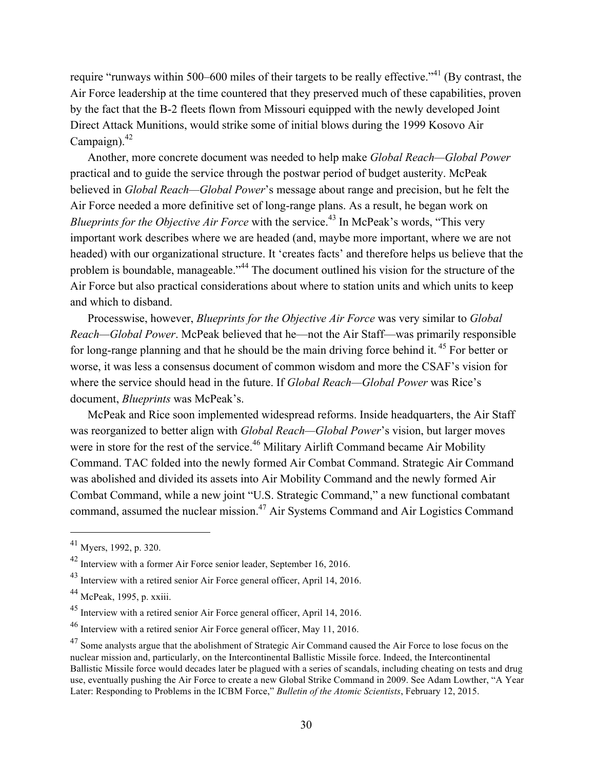require "runways within 500–600 miles of their targets to be really effective."[41] (By contrast, the Air Force leadership at the time countered that they preserved much of these capabilities, proven by the fact that the B-2 fleets flown from Missouri equipped with the newly developed Joint Direct Attack Munitions, would strike some of initial blows during the 1999 Kosovo Air Campaign).[42]

Another, more concrete document was needed to help make *Global Reach—Global Power* practical and to guide the service through the postwar period of budget austerity. McPeak believed in *Global Reach—Global Power*'s message about range and precision, but he felt the Air Force needed a more definitive set of long-range plans. As a result, he began work on *Blueprints for the Objective Air Force* with the service.[43] In McPeak's words, "This very important work describes where we are headed (and, maybe more important, where we are not headed) with our organizational structure. It 'creates facts' and therefore helps us believe that the problem is boundable, manageable."[44] The document outlined his vision for the structure of the Air Force but also practical considerations about where to station units and which units to keep and which to disband.

Processwise, however, *Blueprints for the Objective Air Force* was very similar to *Global Reach—Global Power*. McPeak believed that he—not the Air Staff—was primarily responsible for long-range planning and that he should be the main driving force behind it.[45] For better or worse, it was less a consensus document of common wisdom and more the CSAF's vision for where the service should head in the future. If *Global Reach—Global Power* was Rice's document, *Blueprints* was McPeak's.

McPeak and Rice soon implemented widespread reforms. Inside headquarters, the Air Staff was reorganized to better align with *Global Reach—Global Power*'s vision, but larger moves were in store for the rest of the service.[46] Military Airlift Command became Air Mobility Command. TAC folded into the newly formed Air Combat Command. Strategic Air Command was abolished and divided its assets into Air Mobility Command and the newly formed Air Combat Command, while a new joint "U.S. Strategic Command," a new functional combatant command, assumed the nuclear mission.[47] Air Systems Command and Air Logistics Command

---

[41] Myers, 1992, p. 320.

[42] Interview with a former Air Force senior leader, September 16, 2016.

[43] Interview with a retired senior Air Force general officer, April 14, 2016.

[44] McPeak, 1995, p. xxiii.

[45] Interview with a retired senior Air Force general officer, April 14, 2016.

[46] Interview with a retired senior Air Force general officer, May 11, 2016.

[47] Some analysts argue that the abolishment of Strategic Air Command caused the Air Force to lose focus on the nuclear mission and, particularly, on the Intercontinental Ballistic Missile force. Indeed, the Intercontinental Ballistic Missile force would decades later be plagued with a series of scandals, including cheating on tests and drug use, eventually pushing the Air Force to create a new Global Strike Command in 2009. See Adam Lowther, "A Year Later: Responding to Problems in the ICBM Force," *Bulletin of the Atomic Scientists*, February 12, 2015.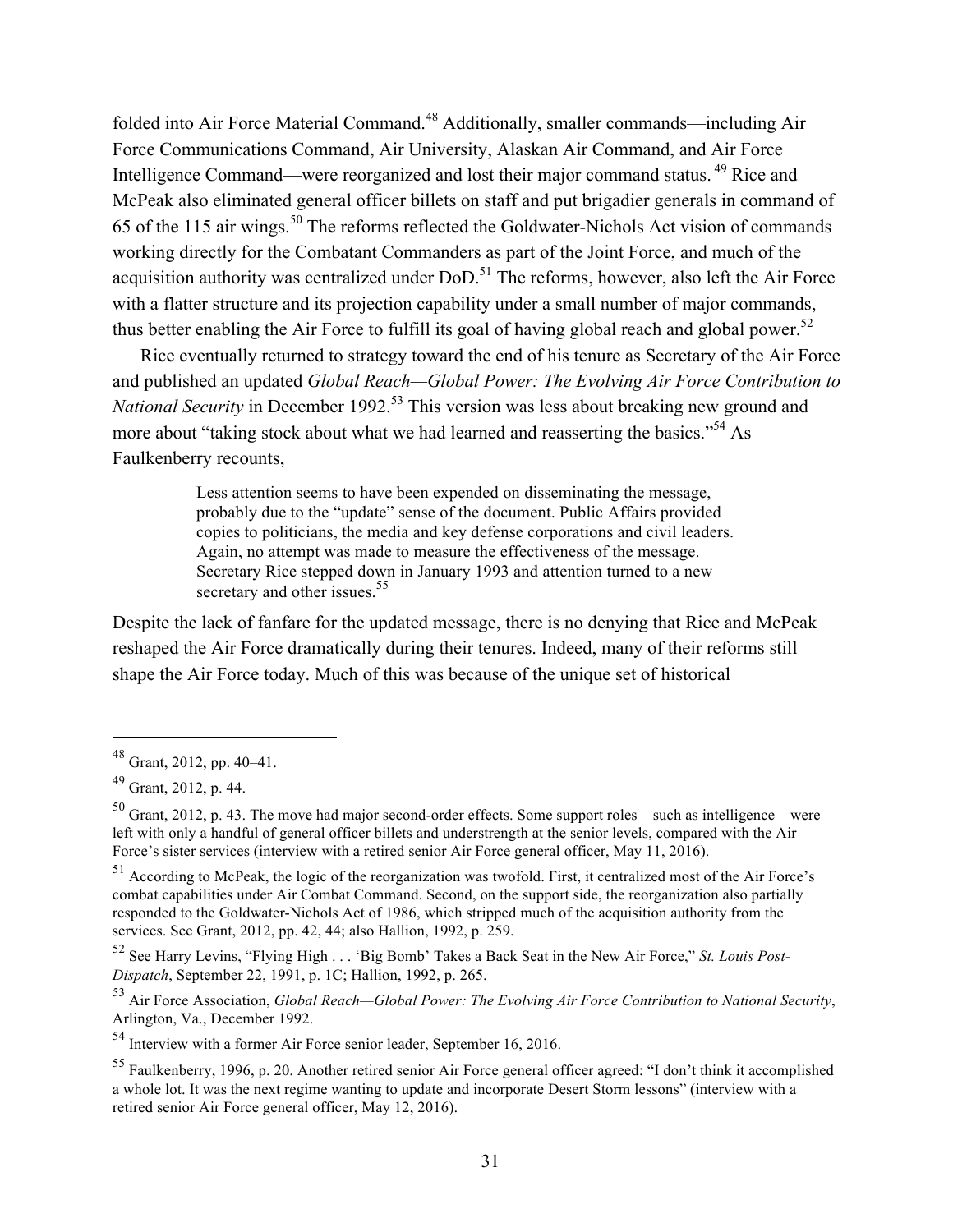folded into Air Force Material Command.[48] Additionally, smaller commands—including Air Force Communications Command, Air University, Alaskan Air Command, and Air Force Intelligence Command—were reorganized and lost their major command status.[49] Rice and McPeak also eliminated general officer billets on staff and put brigadier generals in command of 65 of the 115 air wings.[50] The reforms reflected the Goldwater-Nichols Act vision of commands working directly for the Combatant Commanders as part of the Joint Force, and much of the acquisition authority was centralized under DoD.[51] The reforms, however, also left the Air Force with a flatter structure and its projection capability under a small number of major commands, thus better enabling the Air Force to fulfill its goal of having global reach and global power.[52]

Rice eventually returned to strategy toward the end of his tenure as Secretary of the Air Force and published an updated *Global Reach—Global Power: The Evolving Air Force Contribution to National Security* in December 1992.[53] This version was less about breaking new ground and more about "taking stock about what we had learned and reasserting the basics."[54] As Faulkenberry recounts,

> Less attention seems to have been expended on disseminating the message, probably due to the "update" sense of the document. Public Affairs provided copies to politicians, the media and key defense corporations and civil leaders. Again, no attempt was made to measure the effectiveness of the message. Secretary Rice stepped down in January 1993 and attention turned to a new secretary and other issues.[55]

Despite the lack of fanfare for the updated message, there is no denying that Rice and McPeak reshaped the Air Force dramatically during their tenures. Indeed, many of their reforms still shape the Air Force today. Much of this was because of the unique set of historical

---

[48] Grant, 2012, pp. 40–41.

[49] Grant, 2012, p. 44.

[50] Grant, 2012, p. 43. The move had major second-order effects. Some support roles—such as intelligence—were left with only a handful of general officer billets and understrength at the senior levels, compared with the Air Force's sister services (interview with a retired senior Air Force general officer, May 11, 2016).

[51] According to McPeak, the logic of the reorganization was twofold. First, it centralized most of the Air Force's combat capabilities under Air Combat Command. Second, on the support side, the reorganization also partially responded to the Goldwater-Nichols Act of 1986, which stripped much of the acquisition authority from the services. See Grant, 2012, pp. 42, 44; also Hallion, 1992, p. 259.

[52] See Harry Levins, "Flying High . . . 'Big Bomb' Takes a Back Seat in the New Air Force," *St. Louis Post-Dispatch*, September 22, 1991, p. 1C; Hallion, 1992, p. 265.

[53] Air Force Association, *Global Reach—Global Power: The Evolving Air Force Contribution to National Security*, Arlington, Va., December 1992.

[54] Interview with a former Air Force senior leader, September 16, 2016.

[55] Faulkenberry, 1996, p. 20. Another retired senior Air Force general officer agreed: "I don't think it accomplished a whole lot. It was the next regime wanting to update and incorporate Desert Storm lessons" (interview with a retired senior Air Force general officer, May 12, 2016).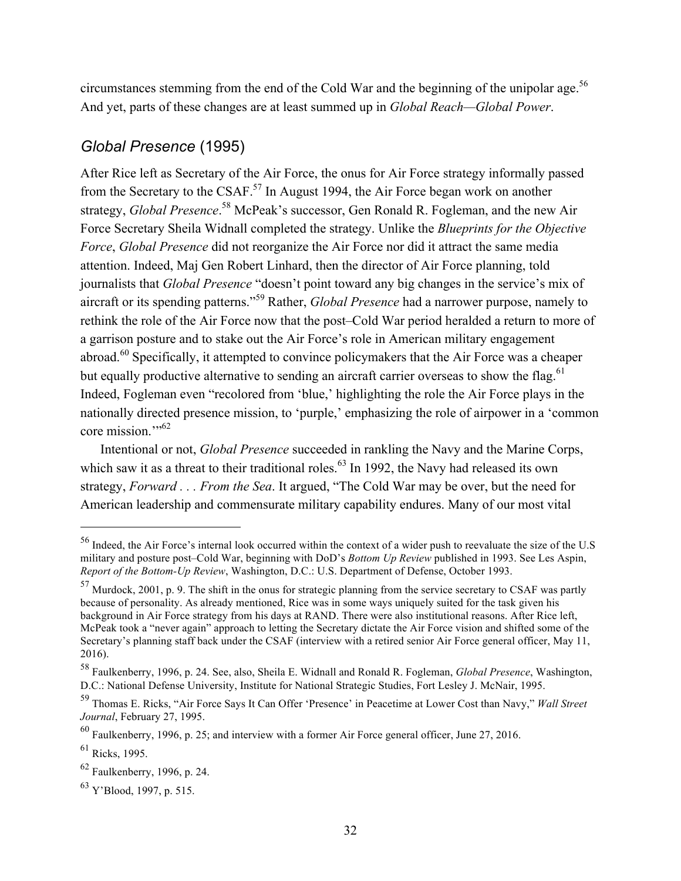circumstances stemming from the end of the Cold War and the beginning of the unipolar age.[56] And yet, parts of these changes are at least summed up in *Global Reach—Global Power*.

### *Global Presence* (1995)

After Rice left as Secretary of the Air Force, the onus for Air Force strategy informally passed from the Secretary to the CSAF.[57] In August 1994, the Air Force began work on another strategy, *Global Presence*.[58] McPeak's successor, Gen Ronald R. Fogleman, and the new Air Force Secretary Sheila Widnall completed the strategy. Unlike the *Blueprints for the Objective Force*, *Global Presence* did not reorganize the Air Force nor did it attract the same media attention. Indeed, Maj Gen Robert Linhard, then the director of Air Force planning, told journalists that *Global Presence* "doesn't point toward any big changes in the service's mix of aircraft or its spending patterns."[59] Rather, *Global Presence* had a narrower purpose, namely to rethink the role of the Air Force now that the post–Cold War period heralded a return to more of a garrison posture and to stake out the Air Force's role in American military engagement abroad.[60] Specifically, it attempted to convince policymakers that the Air Force was a cheaper but equally productive alternative to sending an aircraft carrier overseas to show the flag.[61] Indeed, Fogleman even "recolored from 'blue,' highlighting the role the Air Force plays in the nationally directed presence mission, to 'purple,' emphasizing the role of airpower in a 'common core mission.'"[62]

Intentional or not, *Global Presence* succeeded in rankling the Navy and the Marine Corps, which saw it as a threat to their traditional roles.[63] In 1992, the Navy had released its own strategy, *Forward . . . From the Sea*. It argued, "The Cold War may be over, but the need for American leadership and commensurate military capability endures. Many of our most vital

---

[56] Indeed, the Air Force's internal look occurred within the context of a wider push to reevaluate the size of the U.S military and posture post–Cold War, beginning with DoD's *Bottom Up Review* published in 1993. See Les Aspin, *Report of the Bottom-Up Review*, Washington, D.C.: U.S. Department of Defense, October 1993.

[57] Murdock, 2001, p. 9. The shift in the onus for strategic planning from the service secretary to CSAF was partly because of personality. As already mentioned, Rice was in some ways uniquely suited for the task given his background in Air Force strategy from his days at RAND. There were also institutional reasons. After Rice left, McPeak took a "never again" approach to letting the Secretary dictate the Air Force vision and shifted some of the Secretary's planning staff back under the CSAF (interview with a retired senior Air Force general officer, May 11, 2016).

[58] Faulkenberry, 1996, p. 24. See, also, Sheila E. Widnall and Ronald R. Fogleman, *Global Presence*, Washington, D.C.: National Defense University, Institute for National Strategic Studies, Fort Lesley J. McNair, 1995.

[59] Thomas E. Ricks, "Air Force Says It Can Offer 'Presence' in Peacetime at Lower Cost than Navy," *Wall Street Journal*, February 27, 1995.

[60] Faulkenberry, 1996, p. 25; and interview with a former Air Force general officer, June 27, 2016.

[61] Ricks, 1995.

[62] Faulkenberry, 1996, p. 24.

[63] Y'Blood, 1997, p. 515.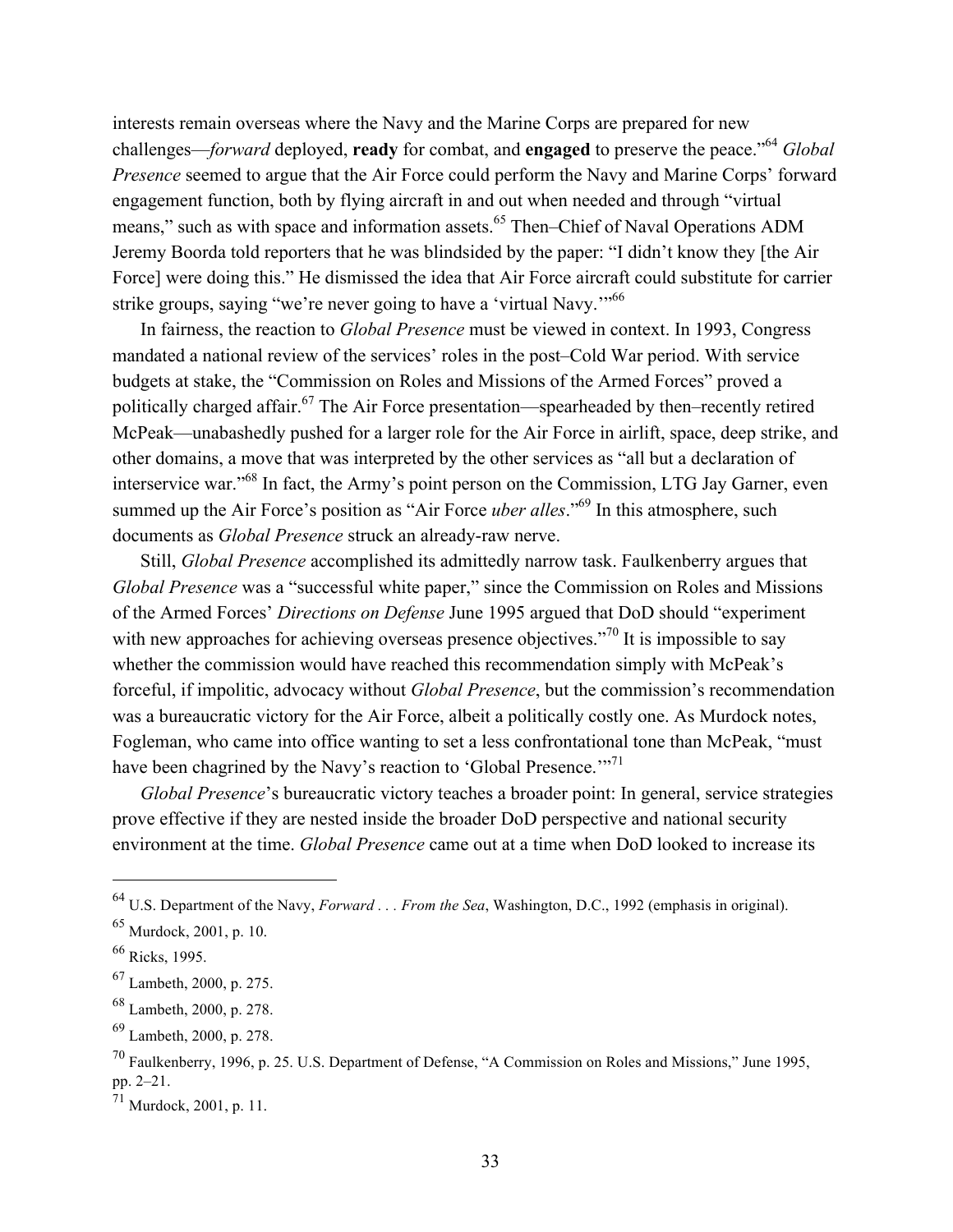interests remain overseas where the Navy and the Marine Corps are prepared for new challenges—*forward* deployed, **ready** for combat, and **engaged** to preserve the peace."[64] *Global Presence* seemed to argue that the Air Force could perform the Navy and Marine Corps' forward engagement function, both by flying aircraft in and out when needed and through "virtual means," such as with space and information assets.[65] Then–Chief of Naval Operations ADM Jeremy Boorda told reporters that he was blindsided by the paper: "I didn't know they [the Air Force] were doing this." He dismissed the idea that Air Force aircraft could substitute for carrier strike groups, saying "we're never going to have a 'virtual Navy.'"[66]

In fairness, the reaction to *Global Presence* must be viewed in context. In 1993, Congress mandated a national review of the services' roles in the post–Cold War period. With service budgets at stake, the "Commission on Roles and Missions of the Armed Forces" proved a politically charged affair.[67] The Air Force presentation—spearheaded by then–recently retired McPeak—unabashedly pushed for a larger role for the Air Force in airlift, space, deep strike, and other domains, a move that was interpreted by the other services as "all but a declaration of interservice war."[68] In fact, the Army's point person on the Commission, LTG Jay Garner, even summed up the Air Force's position as "Air Force *uber alles*."[69] In this atmosphere, such documents as *Global Presence* struck an already-raw nerve.

Still, *Global Presence* accomplished its admittedly narrow task. Faulkenberry argues that *Global Presence* was a "successful white paper," since the Commission on Roles and Missions of the Armed Forces' *Directions on Defense* June 1995 argued that DoD should "experiment with new approaches for achieving overseas presence objectives."[70] It is impossible to say whether the commission would have reached this recommendation simply with McPeak's forceful, if impolitic, advocacy without *Global Presence*, but the commission's recommendation was a bureaucratic victory for the Air Force, albeit a politically costly one. As Murdock notes, Fogleman, who came into office wanting to set a less confrontational tone than McPeak, "must have been chagrined by the Navy's reaction to 'Global Presence.'"[71]

*Global Presence*'s bureaucratic victory teaches a broader point: In general, service strategies prove effective if they are nested inside the broader DoD perspective and national security environment at the time. *Global Presence* came out at a time when DoD looked to increase its

---

[64] U.S. Department of the Navy, *Forward . . . From the Sea*, Washington, D.C., 1992 (emphasis in original).

[65] Murdock, 2001, p. 10.

[66] Ricks, 1995.

[67] Lambeth, 2000, p. 275.

[68] Lambeth, 2000, p. 278.

[69] Lambeth, 2000, p. 278.

[70] Faulkenberry, 1996, p. 25. U.S. Department of Defense, "A Commission on Roles and Missions," June 1995, pp. 2–21.

[71] Murdock, 2001, p. 11.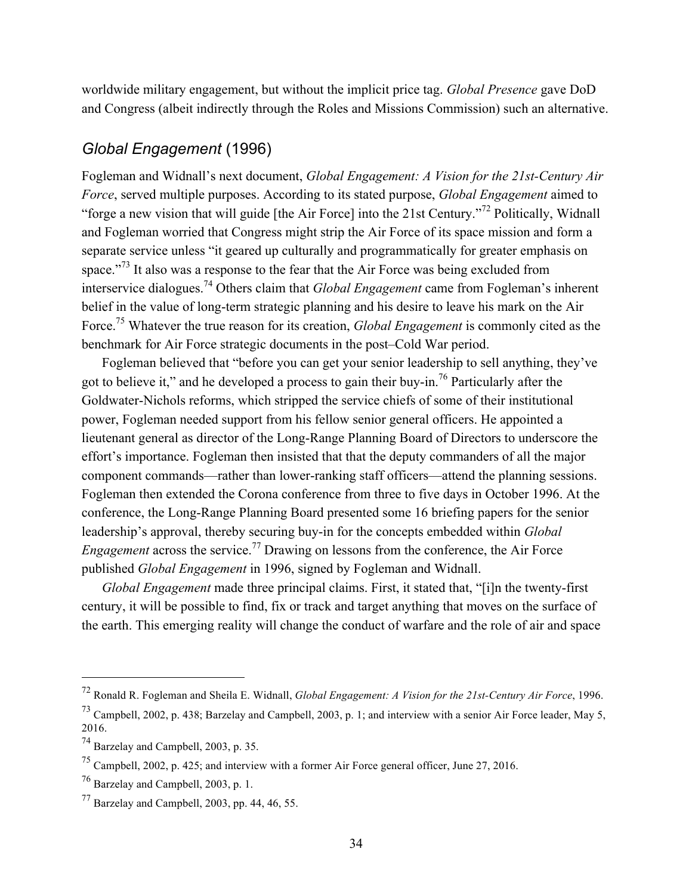worldwide military engagement, but without the implicit price tag. *Global Presence* gave DoD and Congress (albeit indirectly through the Roles and Missions Commission) such an alternative.

## *Global Engagement* (1996)

Fogleman and Widnall's next document, *Global Engagement: A Vision for the 21st-Century Air Force*, served multiple purposes. According to its stated purpose, *Global Engagement* aimed to "forge a new vision that will guide [the Air Force] into the 21st Century."[72] Politically, Widnall and Fogleman worried that Congress might strip the Air Force of its space mission and form a separate service unless "it geared up culturally and programmatically for greater emphasis on space."[73] It also was a response to the fear that the Air Force was being excluded from interservice dialogues.[74] Others claim that *Global Engagement* came from Fogleman's inherent belief in the value of long-term strategic planning and his desire to leave his mark on the Air Force.[75] Whatever the true reason for its creation, *Global Engagement* is commonly cited as the benchmark for Air Force strategic documents in the post–Cold War period.

Fogleman believed that "before you can get your senior leadership to sell anything, they've got to believe it," and he developed a process to gain their buy-in.[76] Particularly after the Goldwater-Nichols reforms, which stripped the service chiefs of some of their institutional power, Fogleman needed support from his fellow senior general officers. He appointed a lieutenant general as director of the Long-Range Planning Board of Directors to underscore the effort's importance. Fogleman then insisted that that the deputy commanders of all the major component commands—rather than lower-ranking staff officers—attend the planning sessions. Fogleman then extended the Corona conference from three to five days in October 1996. At the conference, the Long-Range Planning Board presented some 16 briefing papers for the senior leadership's approval, thereby securing buy-in for the concepts embedded within *Global Engagement* across the service.[77] Drawing on lessons from the conference, the Air Force published *Global Engagement* in 1996, signed by Fogleman and Widnall.

*Global Engagement* made three principal claims. First, it stated that, "[i]n the twenty-first century, it will be possible to find, fix or track and target anything that moves on the surface of the earth. This emerging reality will change the conduct of warfare and the role of air and space

---

[72] Ronald R. Fogleman and Sheila E. Widnall, *Global Engagement: A Vision for the 21st-Century Air Force*, 1996.

[73] Campbell, 2002, p. 438; Barzelay and Campbell, 2003, p. 1; and interview with a senior Air Force leader, May 5, 2016.

[74] Barzelay and Campbell, 2003, p. 35.

[75] Campbell, 2002, p. 425; and interview with a former Air Force general officer, June 27, 2016.

[76] Barzelay and Campbell, 2003, p. 1.

[77] Barzelay and Campbell, 2003, pp. 44, 46, 55.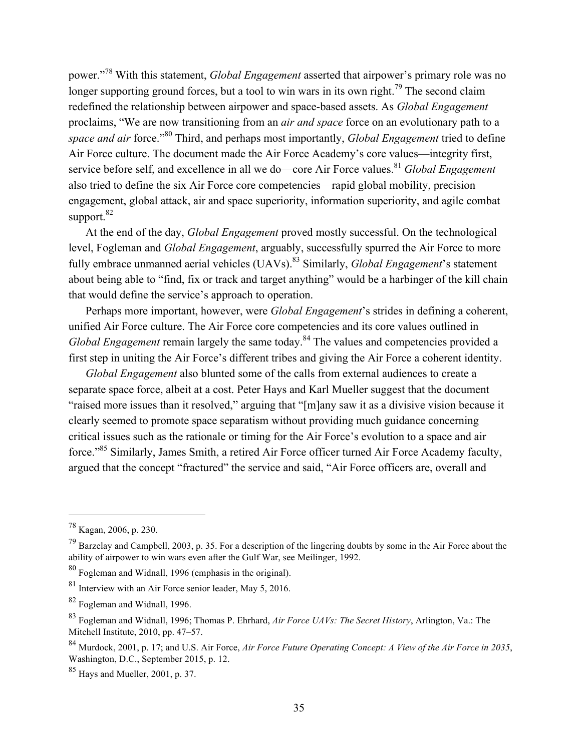power."[78] With this statement, *Global Engagement* asserted that airpower's primary role was no longer supporting ground forces, but a tool to win wars in its own right.[79] The second claim redefined the relationship between airpower and space-based assets. As *Global Engagement* proclaims, "We are now transitioning from an *air and space* force on an evolutionary path to a *space and air* force."[80] Third, and perhaps most importantly, *Global Engagement* tried to define Air Force culture. The document made the Air Force Academy's core values—integrity first, service before self, and excellence in all we do—core Air Force values.[81] *Global Engagement* also tried to define the six Air Force core competencies—rapid global mobility, precision engagement, global attack, air and space superiority, information superiority, and agile combat support.[82]

At the end of the day, *Global Engagement* proved mostly successful. On the technological level, Fogleman and *Global Engagement*, arguably, successfully spurred the Air Force to more fully embrace unmanned aerial vehicles (UAVs).[83] Similarly, *Global Engagement*'s statement about being able to "find, fix or track and target anything" would be a harbinger of the kill chain that would define the service's approach to operation.

Perhaps more important, however, were *Global Engagement*'s strides in defining a coherent, unified Air Force culture. The Air Force core competencies and its core values outlined in *Global Engagement* remain largely the same today.[84] The values and competencies provided a first step in uniting the Air Force's different tribes and giving the Air Force a coherent identity.

*Global Engagement* also blunted some of the calls from external audiences to create a separate space force, albeit at a cost. Peter Hays and Karl Mueller suggest that the document "raised more issues than it resolved," arguing that "[m]any saw it as a divisive vision because it clearly seemed to promote space separatism without providing much guidance concerning critical issues such as the rationale or timing for the Air Force's evolution to a space and air force."[85] Similarly, James Smith, a retired Air Force officer turned Air Force Academy faculty, argued that the concept "fractured" the service and said, "Air Force officers are, overall and

---

[78] Kagan, 2006, p. 230.

[79] Barzelay and Campbell, 2003, p. 35. For a description of the lingering doubts by some in the Air Force about the ability of airpower to win wars even after the Gulf War, see Meilinger, 1992.

[80] Fogleman and Widnall, 1996 (emphasis in the original).

[81] Interview with an Air Force senior leader, May 5, 2016.

[82] Fogleman and Widnall, 1996.

[83] Fogleman and Widnall, 1996; Thomas P. Ehrhard, *Air Force UAVs: The Secret History*, Arlington, Va.: The Mitchell Institute, 2010, pp. 47–57.

[84] Murdock, 2001, p. 17; and U.S. Air Force, *Air Force Future Operating Concept: A View of the Air Force in 2035*, Washington, D.C., September 2015, p. 12.

[85] Hays and Mueller, 2001, p. 37.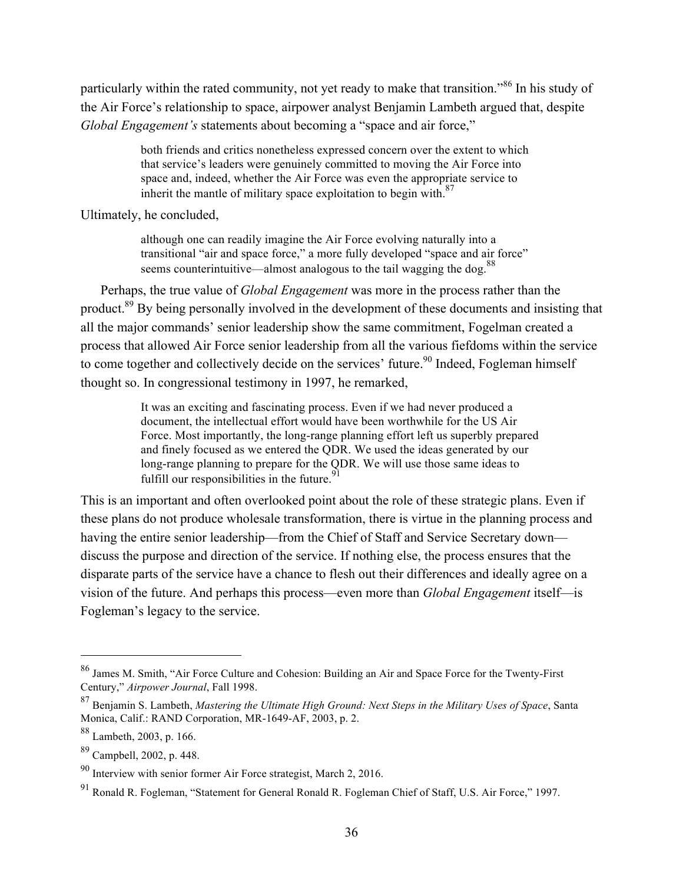particularly within the rated community, not yet ready to make that transition."[86] In his study of the Air Force's relationship to space, airpower analyst Benjamin Lambeth argued that, despite *Global Engagement's* statements about becoming a "space and air force,"

> both friends and critics nonetheless expressed concern over the extent to which that service's leaders were genuinely committed to moving the Air Force into space and, indeed, whether the Air Force was even the appropriate service to inherit the mantle of military space exploitation to begin with.[87]

Ultimately, he concluded,

> although one can readily imagine the Air Force evolving naturally into a transitional "air and space force," a more fully developed "space and air force" seems counterintuitive—almost analogous to the tail wagging the dog.[88]

Perhaps, the true value of *Global Engagement* was more in the process rather than the product.[89] By being personally involved in the development of these documents and insisting that all the major commands' senior leadership show the same commitment, Fogelman created a process that allowed Air Force senior leadership from all the various fiefdoms within the service to come together and collectively decide on the services' future.[90] Indeed, Fogelman himself thought so. In congressional testimony in 1997, he remarked,

> It was an exciting and fascinating process. Even if we had never produced a document, the intellectual effort would have been worthwhile for the US Air Force. Most importantly, the long-range planning effort left us superbly prepared and finely focused as we entered the QDR. We used the ideas generated by our long-range planning to prepare for the QDR. We will use those same ideas to fulfill our responsibilities in the future.[91]

This is an important and often overlooked point about the role of these strategic plans. Even if these plans do not produce wholesale transformation, there is virtue in the planning process and having the entire senior leadership—from the Chief of Staff and Service Secretary down—discuss the purpose and direction of the service. If nothing else, the process ensures that the disparate parts of the service have a chance to flesh out their differences and ideally agree on a vision of the future. And perhaps this process—even more than *Global Engagement* itself—is Fogelman's legacy to the service.

---

[86] James M. Smith, "Air Force Culture and Cohesion: Building an Air and Space Force for the Twenty-First Century," *Airpower Journal*, Fall 1998.

[87] Benjamin S. Lambeth, *Mastering the Ultimate High Ground: Next Steps in the Military Uses of Space*, Santa Monica, Calif.: RAND Corporation, MR-1649-AF, 2003, p. 2.

[88] Lambeth, 2003, p. 166.

[89] Campbell, 2002, p. 448.

[90] Interview with senior former Air Force strategist, March 2, 2016.

[91] Ronald R. Fogleman, "Statement for General Ronald R. Fogleman Chief of Staff, U.S. Air Force," 1997.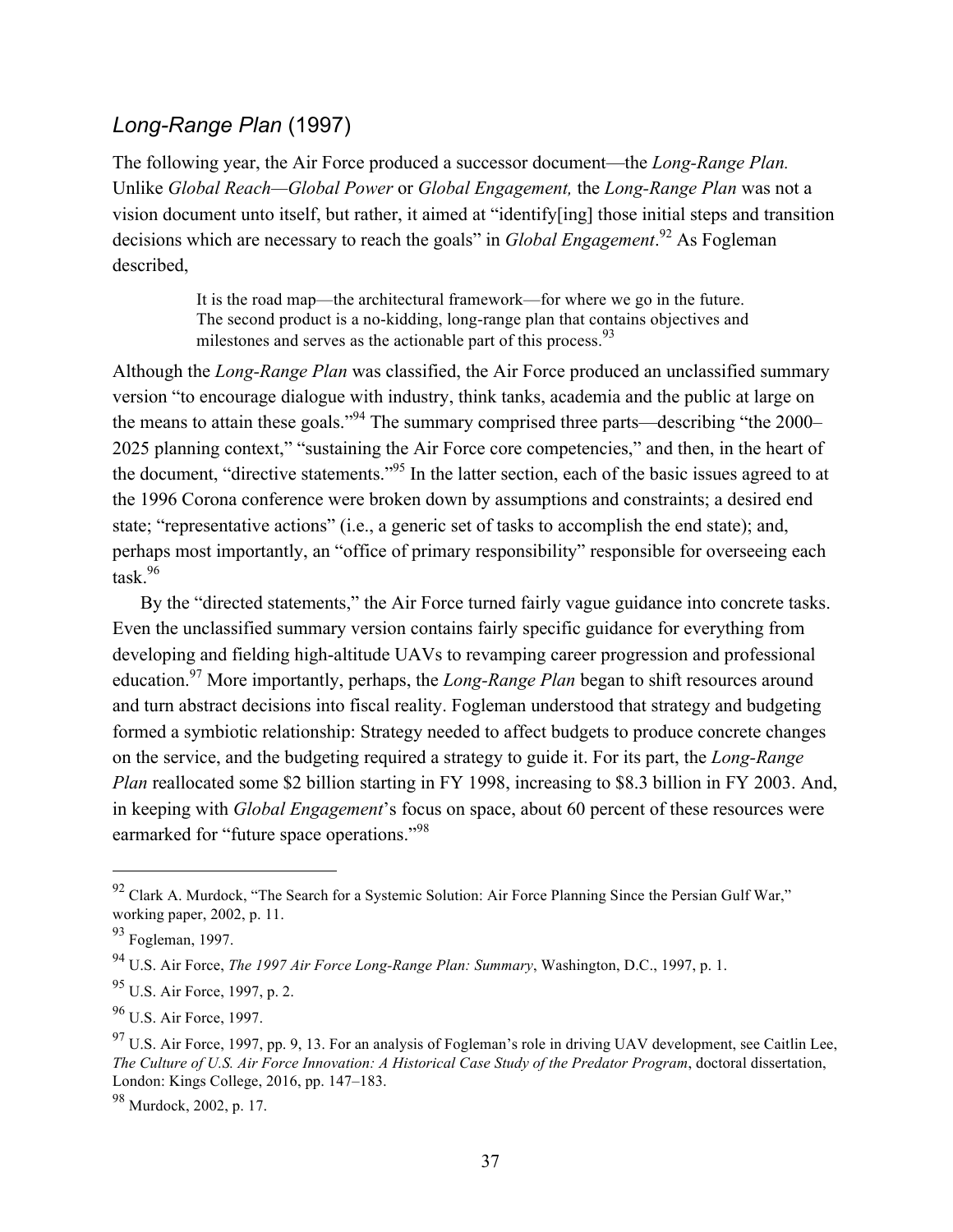## *Long-Range Plan* (1997)

The following year, the Air Force produced a successor document—the *Long-Range Plan.* Unlike *Global Reach—Global Power* or *Global Engagement,* the *Long-Range Plan* was not a vision document unto itself, but rather, it aimed at "identify[ing] those initial steps and transition decisions which are necessary to reach the goals" in *Global Engagement*.[92] As Fogleman described,

> It is the road map—the architectural framework—for where we go in the future. The second product is a no-kidding, long-range plan that contains objectives and milestones and serves as the actionable part of this process.[93]

Although the *Long-Range Plan* was classified, the Air Force produced an unclassified summary version "to encourage dialogue with industry, think tanks, academia and the public at large on the means to attain these goals."[94] The summary comprised three parts—describing "the 2000–2025 planning context," "sustaining the Air Force core competencies," and then, in the heart of the document, "directive statements."[95] In the latter section, each of the basic issues agreed to at the 1996 Corona conference were broken down by assumptions and constraints; a desired end state; "representative actions" (i.e., a generic set of tasks to accomplish the end state); and, perhaps most importantly, an "office of primary responsibility" responsible for overseeing each task.[96]

By the "directed statements," the Air Force turned fairly vague guidance into concrete tasks. Even the unclassified summary version contains fairly specific guidance for everything from developing and fielding high-altitude UAVs to revamping career progression and professional education.[97] More importantly, perhaps, the *Long-Range Plan* began to shift resources around and turn abstract decisions into fiscal reality. Fogleman understood that strategy and budgeting formed a symbiotic relationship: Strategy needed to affect budgets to produce concrete changes on the service, and the budgeting required a strategy to guide it. For its part, the *Long-Range Plan* reallocated some $2 billion starting in FY 1998, increasing to $8.3 billion in FY 2003. And, in keeping with *Global Engagement*'s focus on space, about 60 percent of these resources were earmarked for "future space operations."[98]

---

[92] Clark A. Murdock, "The Search for a Systemic Solution: Air Force Planning Since the Persian Gulf War," working paper, 2002, p. 11.

[93] Fogleman, 1997.

[94] U.S. Air Force, *The 1997 Air Force Long-Range Plan: Summary*, Washington, D.C., 1997, p. 1.

[95] U.S. Air Force, 1997, p. 2.

[96] U.S. Air Force, 1997.

[97] U.S. Air Force, 1997, pp. 9, 13. For an analysis of Fogleman's role in driving UAV development, see Caitlin Lee, *The Culture of U.S. Air Force Innovation: A Historical Case Study of the Predator Program*, doctoral dissertation, London: Kings College, 2016, pp. 147–183.

[98] Murdock, 2002, p. 17.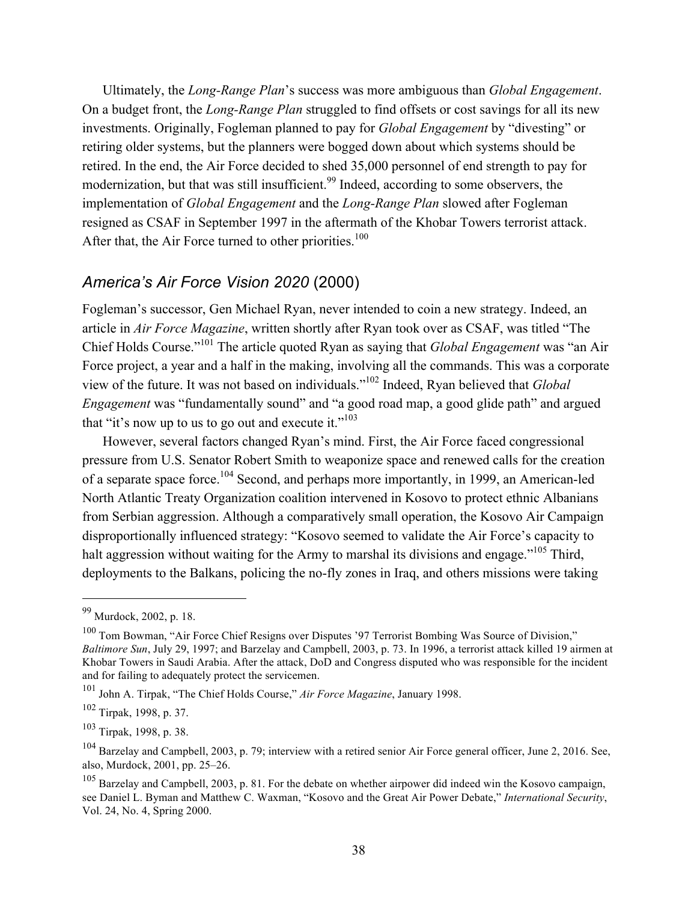Ultimately, the *Long-Range Plan*'s success was more ambiguous than *Global Engagement*. On a budget front, the *Long-Range Plan* struggled to find offsets or cost savings for all its new investments. Originally, Fogleman planned to pay for *Global Engagement* by "divesting" or retiring older systems, but the planners were bogged down about which systems should be retired. In the end, the Air Force decided to shed 35,000 personnel of end strength to pay for modernization, but that was still insufficient.[99] Indeed, according to some observers, the implementation of *Global Engagement* and the *Long-Range Plan* slowed after Fogleman resigned as CSAF in September 1997 in the aftermath of the Khobar Towers terrorist attack. After that, the Air Force turned to other priorities.[100]

## *America's Air Force Vision 2020* (2000)

Fogleman's successor, Gen Michael Ryan, never intended to coin a new strategy. Indeed, an article in *Air Force Magazine*, written shortly after Ryan took over as CSAF, was titled "The Chief Holds Course."[101] The article quoted Ryan as saying that *Global Engagement* was "an Air Force project, a year and a half in the making, involving all the commands. This was a corporate view of the future. It was not based on individuals."[102] Indeed, Ryan believed that *Global Engagement* was "fundamentally sound" and "a good road map, a good glide path" and argued that "it's now up to us to go out and execute it."[103]

However, several factors changed Ryan's mind. First, the Air Force faced congressional pressure from U.S. Senator Robert Smith to weaponize space and renewed calls for the creation of a separate space force.[104] Second, and perhaps more importantly, in 1999, an American-led North Atlantic Treaty Organization coalition intervened in Kosovo to protect ethnic Albanians from Serbian aggression. Although a comparatively small operation, the Kosovo Air Campaign disproportionally influenced strategy: "Kosovo seemed to validate the Air Force's capacity to halt aggression without waiting for the Army to marshal its divisions and engage."[105] Third, deployments to the Balkans, policing the no-fly zones in Iraq, and others missions were taking

---

[99] Murdock, 2002, p. 18.

[100] Tom Bowman, "Air Force Chief Resigns over Disputes '97 Terrorist Bombing Was Source of Division," *Baltimore Sun*, July 29, 1997; and Barzelay and Campbell, 2003, p. 73. In 1996, a terrorist attack killed 19 airmen at Khobar Towers in Saudi Arabia. After the attack, DoD and Congress disputed who was responsible for the incident and for failing to adequately protect the servicemen.

[101] John A. Tirpak, "The Chief Holds Course," *Air Force Magazine*, January 1998.

[102] Tirpak, 1998, p. 37.

[103] Tirpak, 1998, p. 38.

[104] Barzelay and Campbell, 2003, p. 79; interview with a retired senior Air Force general officer, June 2, 2016. See, also, Murdock, 2001, pp. 25–26.

[105] Barzelay and Campbell, 2003, p. 81. For the debate on whether airpower did indeed win the Kosovo campaign, see Daniel L. Byman and Matthew C. Waxman, "Kosovo and the Great Air Power Debate," *International Security*, Vol. 24, No. 4, Spring 2000.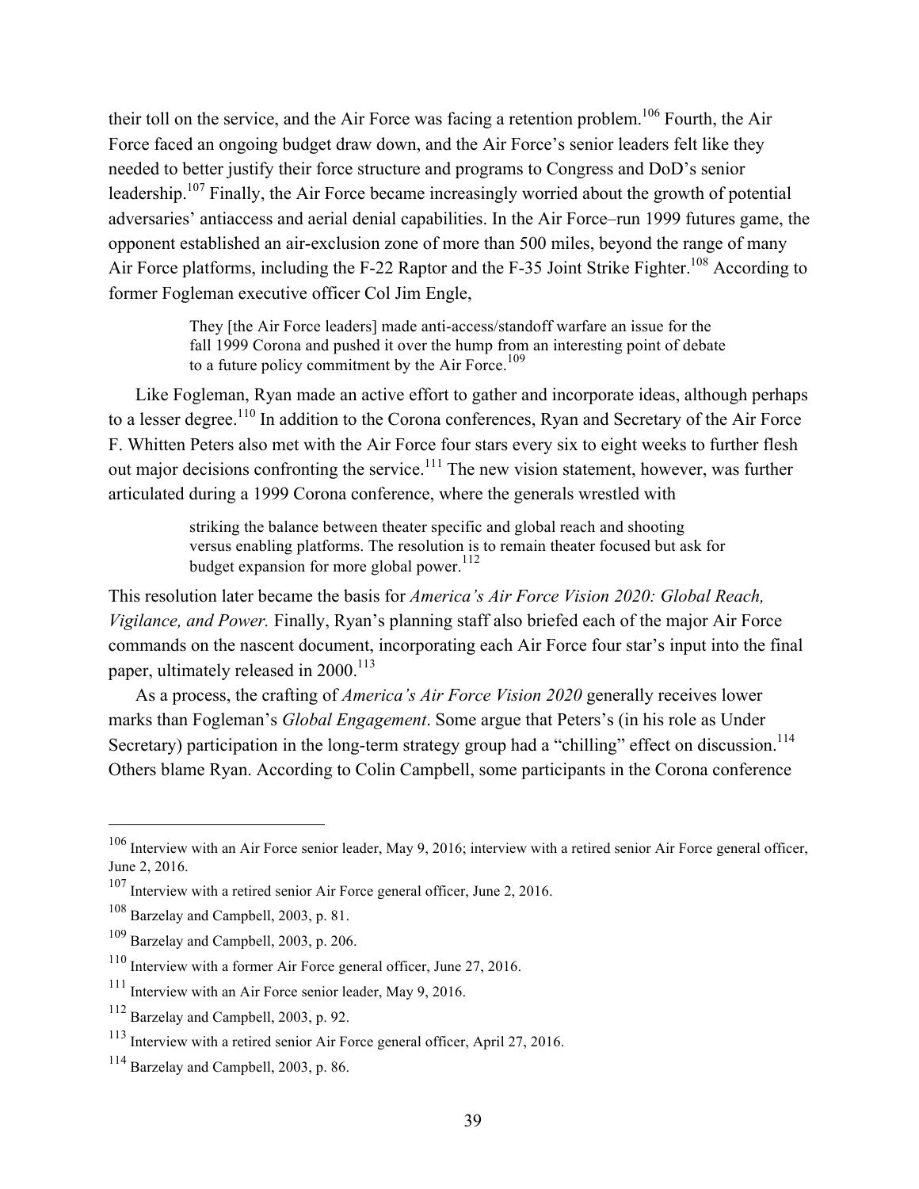their toll on the service, and the Air Force was facing a retention problem.[106] Fourth, the Air Force faced an ongoing budget draw down, and the Air Force's senior leaders felt like they needed to better justify their force structure and programs to Congress and DoD's senior leadership.[107] Finally, the Air Force became increasingly worried about the growth of potential adversaries' antiaccess and aerial denial capabilities. In the Air Force–run 1999 futures game, the opponent established an air-exclusion zone of more than 500 miles, beyond the range of many Air Force platforms, including the F-22 Raptor and the F-35 Joint Strike Fighter.[108] According to former Fogleman executive officer Col Jim Engle,

> They [the Air Force leaders] made anti-access/standoff warfare an issue for the fall 1999 Corona and pushed it over the hump from an interesting point of debate to a future policy commitment by the Air Force.[109]

Like Fogleman, Ryan made an active effort to gather and incorporate ideas, although perhaps to a lesser degree.[110] In addition to the Corona conferences, Ryan and Secretary of the Air Force F. Whitten Peters also met with the Air Force four stars every six to eight weeks to further flesh out major decisions confronting the service.[111] The new vision statement, however, was further articulated during a 1999 Corona conference, where the generals wrestled with

> striking the balance between theater specific and global reach and shooting versus enabling platforms. The resolution is to remain theater focused but ask for budget expansion for more global power.[112]

This resolution later became the basis for *America's Air Force Vision 2020: Global Reach, Vigilance, and Power.* Finally, Ryan's planning staff also briefed each of the major Air Force commands on the nascent document, incorporating each Air Force four star's input into the final paper, ultimately released in 2000.[113]

As a process, the crafting of *America's Air Force Vision 2020* generally receives lower marks than Fogleman's *Global Engagement*. Some argue that Peters's (in his role as Under Secretary) participation in the long-term strategy group had a "chilling" effect on discussion.[114] Others blame Ryan. According to Colin Campbell, some participants in the Corona conference

---

[106] Interview with an Air Force senior leader, May 9, 2016; interview with a retired senior Air Force general officer, June 2, 2016.

[107] Interview with a retired senior Air Force general officer, June 2, 2016.

[108] Barzelay and Campbell, 2003, p. 81.

[109] Barzelay and Campbell, 2003, p. 206.

[110] Interview with a former Air Force general officer, June 27, 2016.

[111] Interview with an Air Force senior leader, May 9, 2016.

[112] Barzelay and Campbell, 2003, p. 92.

[113] Interview with a retired senior Air Force general officer, April 27, 2016.

[114] Barzelay and Campbell, 2003, p. 86.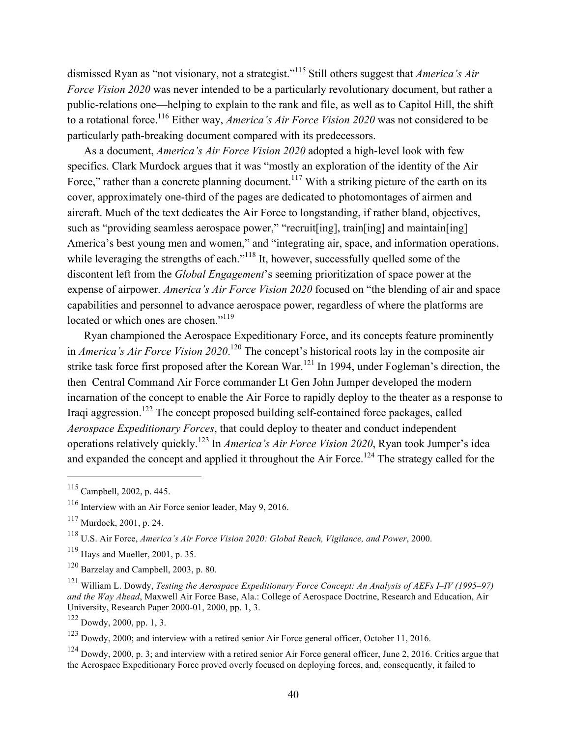dismissed Ryan as "not visionary, not a strategist."[115] Still others suggest that *America's Air Force Vision 2020* was never intended to be a particularly revolutionary document, but rather a public-relations one—helping to explain to the rank and file, as well as to Capitol Hill, the shift to a rotational force.[116] Either way, *America's Air Force Vision 2020* was not considered to be particularly path-breaking document compared with its predecessors.

As a document, *America's Air Force Vision 2020* adopted a high-level look with few specifics. Clark Murdock argues that it was "mostly an exploration of the identity of the Air Force," rather than a concrete planning document.[117] With a striking picture of the earth on its cover, approximately one-third of the pages are dedicated to photomontages of airmen and aircraft. Much of the text dedicates the Air Force to longstanding, if rather bland, objectives, such as "providing seamless aerospace power," "recruit[ing], train[ing] and maintain[ing] America's best young men and women," and "integrating air, space, and information operations, while leveraging the strengths of each."[118] It, however, successfully quelled some of the discontent left from the *Global Engagement*'s seeming prioritization of space power at the expense of airpower. *America's Air Force Vision 2020* focused on "the blending of air and space capabilities and personnel to advance aerospace power, regardless of where the platforms are located or which ones are chosen."[119]

Ryan championed the Aerospace Expeditionary Force, and its concepts feature prominently in *America's Air Force Vision 2020*.[120] The concept's historical roots lay in the composite air strike task force first proposed after the Korean War.[121] In 1994, under Fogleman's direction, the then–Central Command Air Force commander Lt Gen John Jumper developed the modern incarnation of the concept to enable the Air Force to rapidly deploy to the theater as a response to Iraqi aggression.[122] The concept proposed building self-contained force packages, called *Aerospace Expeditionary Forces*, that could deploy to theater and conduct independent operations relatively quickly.[123] In *America's Air Force Vision 2020*, Ryan took Jumper's idea and expanded the concept and applied it throughout the Air Force.[124] The strategy called for the

---

[115] Campbell, 2002, p. 445.

[116] Interview with an Air Force senior leader, May 9, 2016.

[117] Murdock, 2001, p. 24.

[118] U.S. Air Force, *America's Air Force Vision 2020: Global Reach, Vigilance, and Power*, 2000.

[119] Hays and Mueller, 2001, p. 35.

[120] Barzelay and Campbell, 2003, p. 80.

[121] William L. Dowdy, *Testing the Aerospace Expeditionary Force Concept: An Analysis of AEFs I–IV (1995–97) and the Way Ahead*, Maxwell Air Force Base, Ala.: College of Aerospace Doctrine, Research and Education, Air University, Research Paper 2000-01, 2000, pp. 1, 3.

[122] Dowdy, 2000, pp. 1, 3.

[123] Dowdy, 2000; and interview with a retired senior Air Force general officer, October 11, 2016.

[124] Dowdy, 2000, p. 3; and interview with a retired senior Air Force general officer, June 2, 2016. Critics argue that the Aerospace Expeditionary Force proved overly focused on deploying forces, and, consequently, it failed to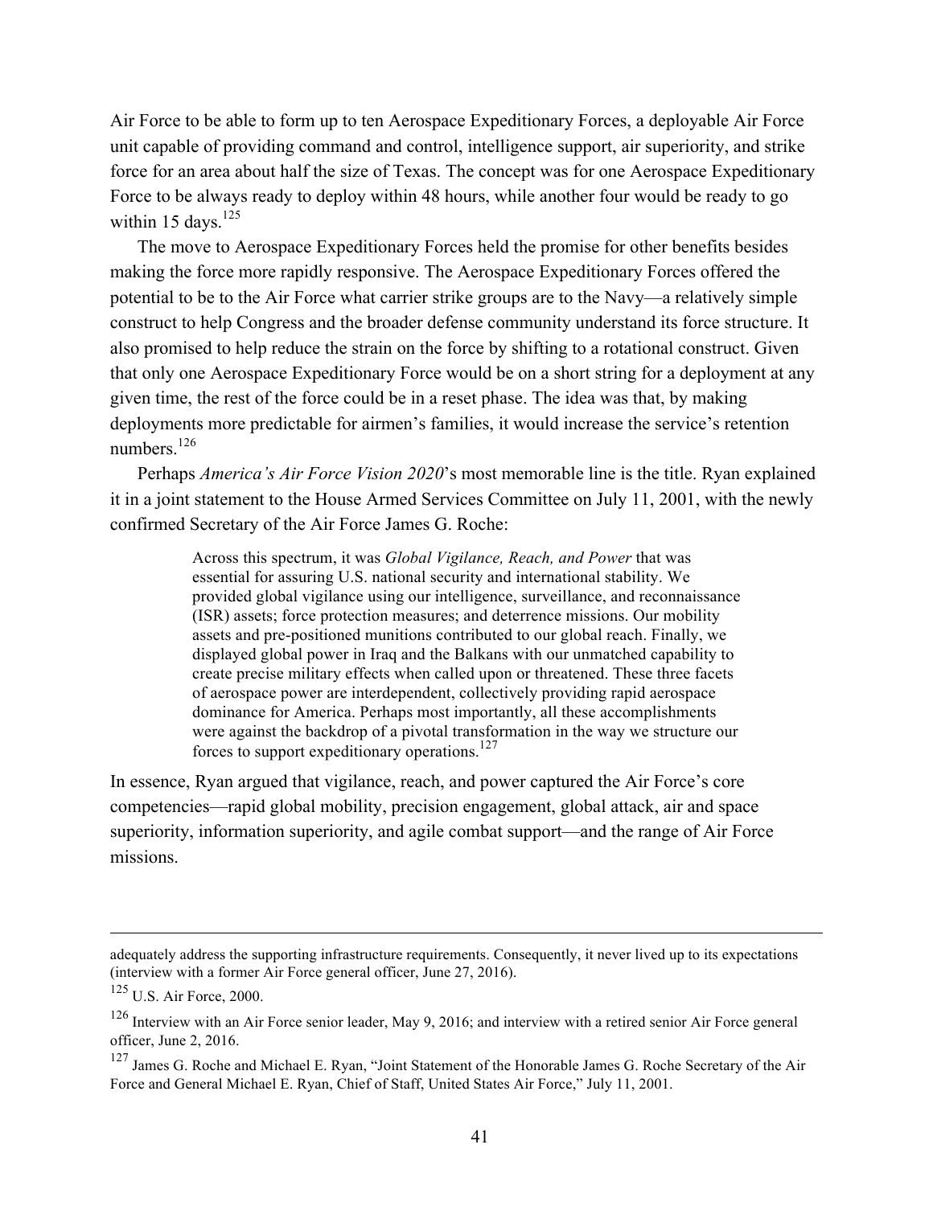Air Force to be able to form up to ten Aerospace Expeditionary Forces, a deployable Air Force unit capable of providing command and control, intelligence support, air superiority, and strike force for an area about half the size of Texas. The concept was for one Aerospace Expeditionary Force to be always ready to deploy within 48 hours, while another four would be ready to go within 15 days.[125]

The move to Aerospace Expeditionary Forces held the promise for other benefits besides making the force more rapidly responsive. The Aerospace Expeditionary Forces offered the potential to be to the Air Force what carrier strike groups are to the Navy—a relatively simple construct to help Congress and the broader defense community understand its force structure. It also promised to help reduce the strain on the force by shifting to a rotational construct. Given that only one Aerospace Expeditionary Force would be on a short string for a deployment at any given time, the rest of the force could be in a reset phase. The idea was that, by making deployments more predictable for airmen's families, it would increase the service's retention numbers.[126]

Perhaps *America's Air Force Vision 2020*'s most memorable line is the title. Ryan explained it in a joint statement to the House Armed Services Committee on July 11, 2001, with the newly confirmed Secretary of the Air Force James G. Roche:

> Across this spectrum, it was *Global Vigilance, Reach, and Power* that was essential for assuring U.S. national security and international stability. We provided global vigilance using our intelligence, surveillance, and reconnaissance (ISR) assets; force protection measures; and deterrence missions. Our mobility assets and pre-positioned munitions contributed to our global reach. Finally, we displayed global power in Iraq and the Balkans with our unmatched capability to create precise military effects when called upon or threatened. These three facets of aerospace power are interdependent, collectively providing rapid aerospace dominance for America. Perhaps most importantly, all these accomplishments were against the backdrop of a pivotal transformation in the way we structure our forces to support expeditionary operations.[127]

In essence, Ryan argued that vigilance, reach, and power captured the Air Force's core competencies—rapid global mobility, precision engagement, global attack, air and space superiority, information superiority, and agile combat support—and the range of Air Force missions.

---

adequately address the supporting infrastructure requirements. Consequently, it never lived up to its expectations (interview with a former Air Force general officer, June 27, 2016).

[125] U.S. Air Force, 2000.

[126] Interview with an Air Force senior leader, May 9, 2016; and interview with a retired senior Air Force general officer, June 2, 2016.

[127] James G. Roche and Michael E. Ryan, "Joint Statement of the Honorable James G. Roche Secretary of the Air Force and General Michael E. Ryan, Chief of Staff, United States Air Force," July 11, 2001.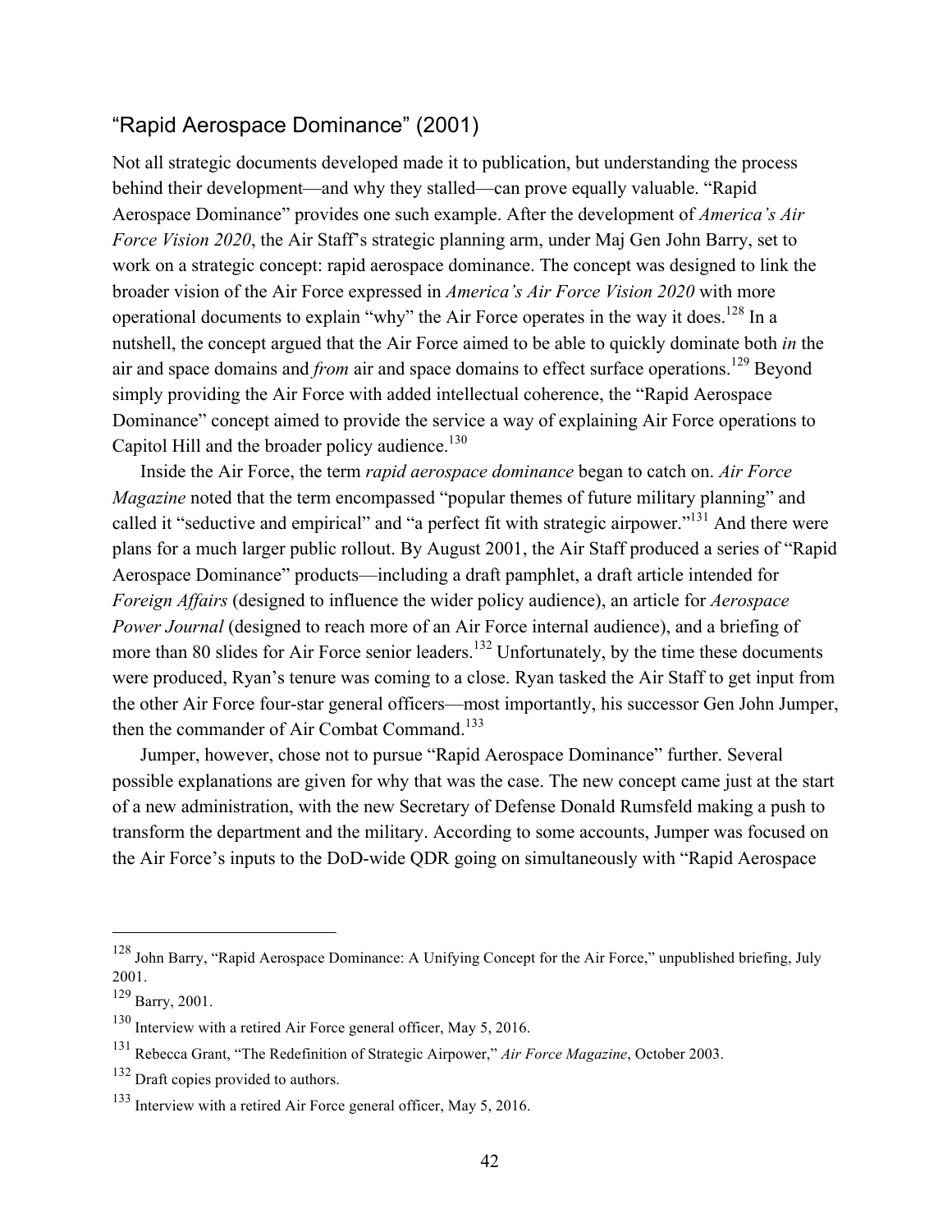## "Rapid Aerospace Dominance" (2001)

Not all strategic documents developed made it to publication, but understanding the process behind their development—and why they stalled—can prove equally valuable. "Rapid Aerospace Dominance" provides one such example. After the development of *America's Air Force Vision 2020*, the Air Staff's strategic planning arm, under Maj Gen John Barry, set to work on a strategic concept: rapid aerospace dominance. The concept was designed to link the broader vision of the Air Force expressed in *America's Air Force Vision 2020* with more operational documents to explain "why" the Air Force operates in the way it does.[128] In a nutshell, the concept argued that the Air Force aimed to be able to quickly dominate both *in* the air and space domains and *from* air and space domains to effect surface operations.[129] Beyond simply providing the Air Force with added intellectual coherence, the "Rapid Aerospace Dominance" concept aimed to provide the service a way of explaining Air Force operations to Capitol Hill and the broader policy audience.[130]

Inside the Air Force, the term *rapid aerospace dominance* began to catch on. *Air Force Magazine* noted that the term encompassed "popular themes of future military planning" and called it "seductive and empirical" and "a perfect fit with strategic airpower."[131] And there were plans for a much larger public rollout. By August 2001, the Air Staff produced a series of "Rapid Aerospace Dominance" products—including a draft pamphlet, a draft article intended for *Foreign Affairs* (designed to influence the wider policy audience), an article for *Aerospace Power Journal* (designed to reach more of an Air Force internal audience), and a briefing of more than 80 slides for Air Force senior leaders.[132] Unfortunately, by the time these documents were produced, Ryan's tenure was coming to a close. Ryan tasked the Air Staff to get input from the other Air Force four-star general officers—most importantly, his successor Gen John Jumper, then the commander of Air Combat Command.[133]

Jumper, however, chose not to pursue "Rapid Aerospace Dominance" further. Several possible explanations are given for why that was the case. The new concept came just at the start of a new administration, with the new Secretary of Defense Donald Rumsfeld making a push to transform the department and the military. According to some accounts, Jumper was focused on the Air Force's inputs to the DoD-wide QDR going on simultaneously with "Rapid Aerospace

---

[128] John Barry, "Rapid Aerospace Dominance: A Unifying Concept for the Air Force," unpublished briefing, July 2001.

[129] Barry, 2001.

[130] Interview with a retired Air Force general officer, May 5, 2016.

[131] Rebecca Grant, "The Redefinition of Strategic Airpower," *Air Force Magazine*, October 2003.

[132] Draft copies provided to authors.

[133] Interview with a retired Air Force general officer, May 5, 2016.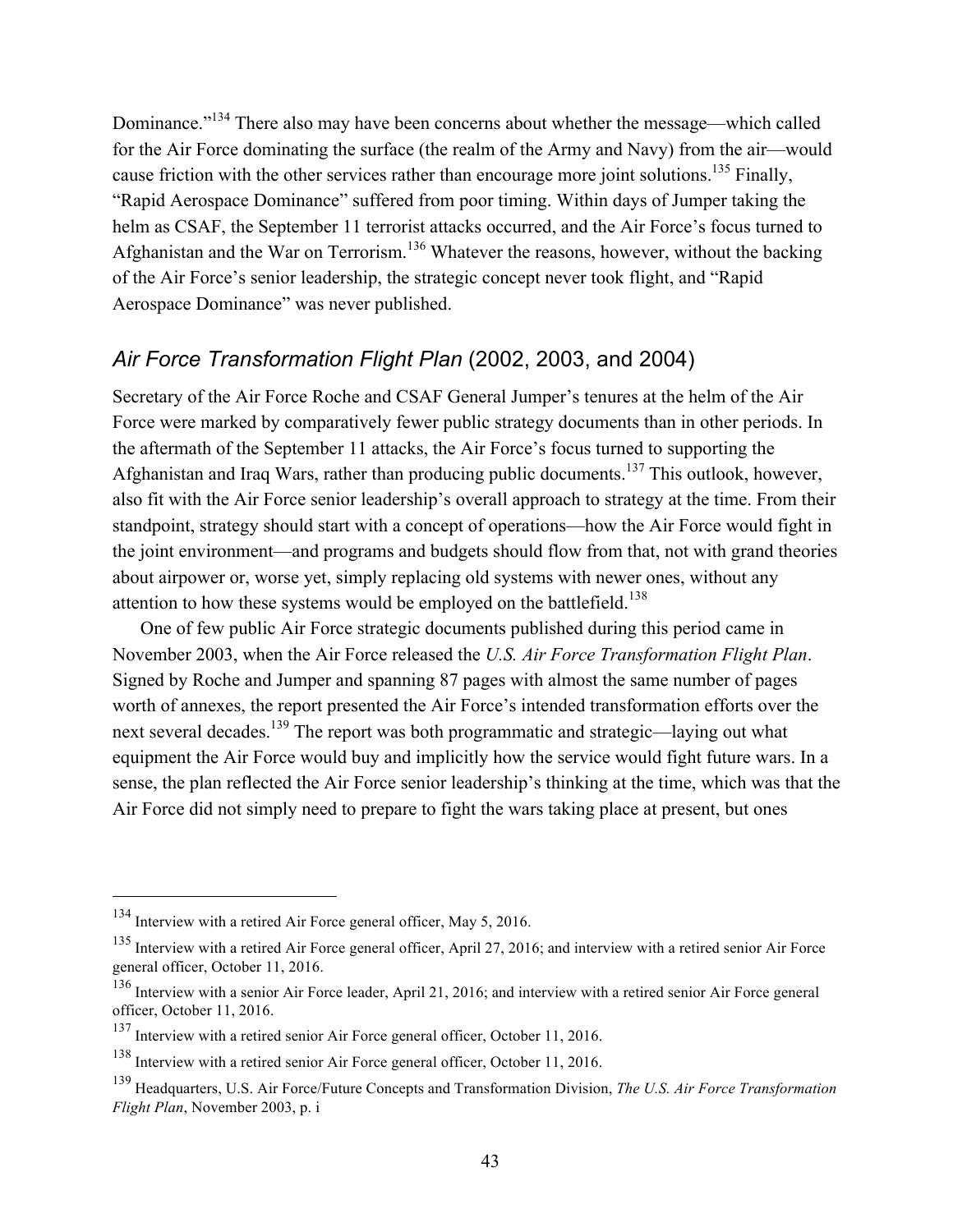Dominance."[134] There also may have been concerns about whether the message—which called for the Air Force dominating the surface (the realm of the Army and Navy) from the air—would cause friction with the other services rather than encourage more joint solutions.[135] Finally, "Rapid Aerospace Dominance" suffered from poor timing. Within days of Jumper taking the helm as CSAF, the September 11 terrorist attacks occurred, and the Air Force's focus turned to Afghanistan and the War on Terrorism.[136] Whatever the reasons, however, without the backing of the Air Force's senior leadership, the strategic concept never took flight, and "Rapid Aerospace Dominance" was never published.

## *Air Force Transformation Flight Plan* (2002, 2003, and 2004)

Secretary of the Air Force Roche and CSAF General Jumper's tenures at the helm of the Air Force were marked by comparatively fewer public strategy documents than in other periods. In the aftermath of the September 11 attacks, the Air Force's focus turned to supporting the Afghanistan and Iraq Wars, rather than producing public documents.[137] This outlook, however, also fit with the Air Force senior leadership's overall approach to strategy at the time. From their standpoint, strategy should start with a concept of operations—how the Air Force would fight in the joint environment—and programs and budgets should flow from that, not with grand theories about airpower or, worse yet, simply replacing old systems with newer ones, without any attention to how these systems would be employed on the battlefield.[138]

One of few public Air Force strategic documents published during this period came in November 2003, when the Air Force released the *U.S. Air Force Transformation Flight Plan*. Signed by Roche and Jumper and spanning 87 pages with almost the same number of pages worth of annexes, the report presented the Air Force's intended transformation efforts over the next several decades.[139] The report was both programmatic and strategic—laying out what equipment the Air Force would buy and implicitly how the service would fight future wars. In a sense, the plan reflected the Air Force senior leadership's thinking at the time, which was that the Air Force did not simply need to prepare to fight the wars taking place at present, but ones

---

[134] Interview with a retired Air Force general officer, May 5, 2016.

[135] Interview with a retired Air Force general officer, April 27, 2016; and interview with a retired senior Air Force general officer, October 11, 2016.

[136] Interview with a senior Air Force leader, April 21, 2016; and interview with a retired senior Air Force general officer, October 11, 2016.

[137] Interview with a retired senior Air Force general officer, October 11, 2016.

[138] Interview with a retired senior Air Force general officer, October 11, 2016.

[139] Headquarters, U.S. Air Force/Future Concepts and Transformation Division, *The U.S. Air Force Transformation Flight Plan*, November 2003, p. i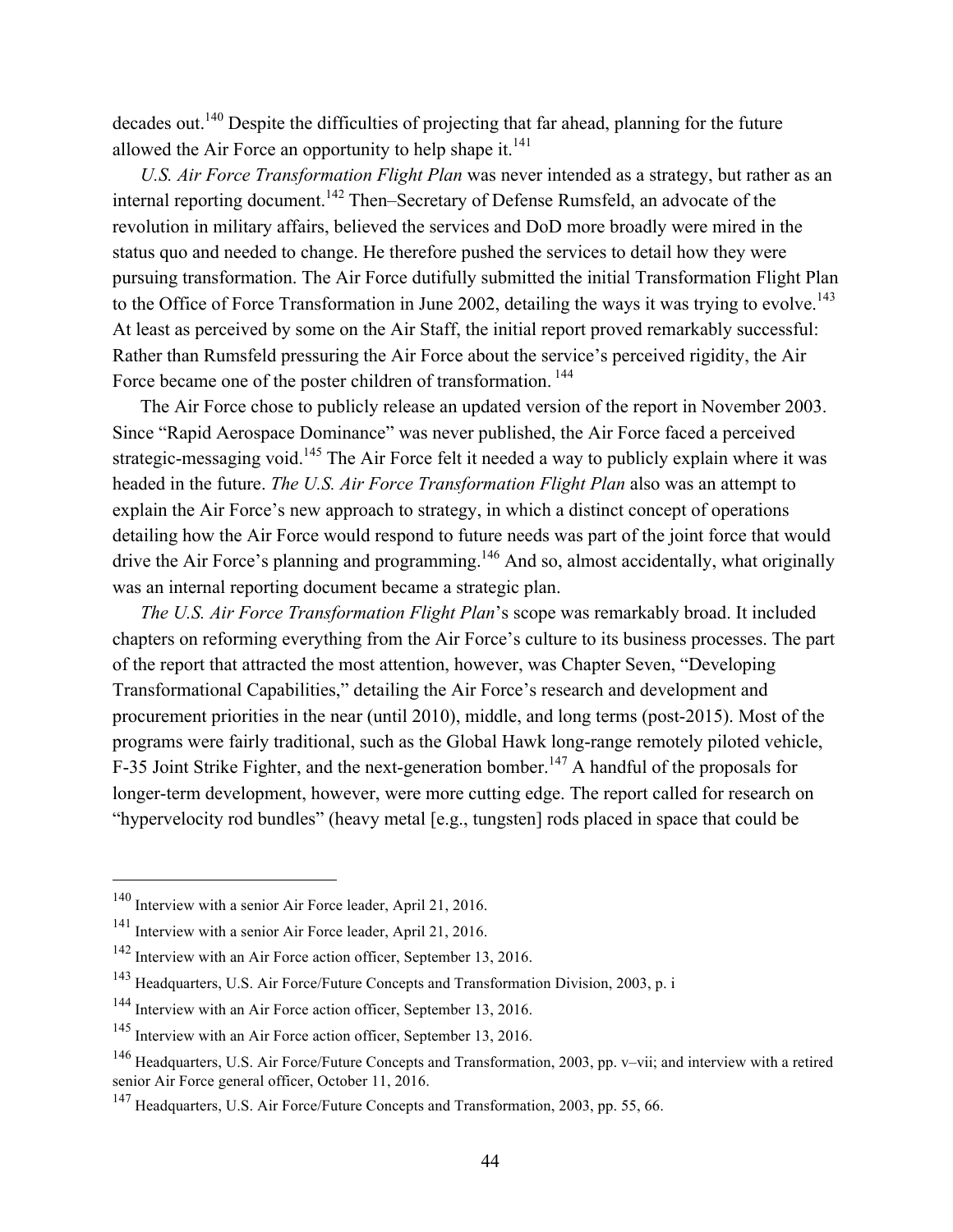decades out.[140] Despite the difficulties of projecting that far ahead, planning for the future allowed the Air Force an opportunity to help shape it.[141]

*U.S. Air Force Transformation Flight Plan* was never intended as a strategy, but rather as an internal reporting document.[142] Then–Secretary of Defense Rumsfeld, an advocate of the revolution in military affairs, believed the services and DoD more broadly were mired in the status quo and needed to change. He therefore pushed the services to detail how they were pursuing transformation. The Air Force dutifully submitted the initial Transformation Flight Plan to the Office of Force Transformation in June 2002, detailing the ways it was trying to evolve.[143] At least as perceived by some on the Air Staff, the initial report proved remarkably successful: Rather than Rumsfeld pressuring the Air Force about the service's perceived rigidity, the Air Force became one of the poster children of transformation.[144]

The Air Force chose to publicly release an updated version of the report in November 2003. Since "Rapid Aerospace Dominance" was never published, the Air Force faced a perceived strategic-messaging void.[145] The Air Force felt it needed a way to publicly explain where it was headed in the future. *The U.S. Air Force Transformation Flight Plan* also was an attempt to explain the Air Force's new approach to strategy, in which a distinct concept of operations detailing how the Air Force would respond to future needs was part of the joint force that would drive the Air Force's planning and programming.[146] And so, almost accidentally, what originally was an internal reporting document became a strategic plan.

*The U.S. Air Force Transformation Flight Plan*'s scope was remarkably broad. It included chapters on reforming everything from the Air Force's culture to its business processes. The part of the report that attracted the most attention, however, was Chapter Seven, "Developing Transformational Capabilities," detailing the Air Force's research and development and procurement priorities in the near (until 2010), middle, and long terms (post-2015). Most of the programs were fairly traditional, such as the Global Hawk long-range remotely piloted vehicle, F-35 Joint Strike Fighter, and the next-generation bomber.[147] A handful of the proposals for longer-term development, however, were more cutting edge. The report called for research on "hypervelocity rod bundles" (heavy metal [e.g., tungsten] rods placed in space that could be

---

[140] Interview with a senior Air Force leader, April 21, 2016.

[141] Interview with a senior Air Force leader, April 21, 2016.

[142] Interview with an Air Force action officer, September 13, 2016.

[143] Headquarters, U.S. Air Force/Future Concepts and Transformation Division, 2003, p. i

[144] Interview with an Air Force action officer, September 13, 2016.

[145] Interview with an Air Force action officer, September 13, 2016.

[146] Headquarters, U.S. Air Force/Future Concepts and Transformation, 2003, pp. v–vii; and interview with a retired senior Air Force general officer, October 11, 2016.

[147] Headquarters, U.S. Air Force/Future Concepts and Transformation, 2003, pp. 55, 66.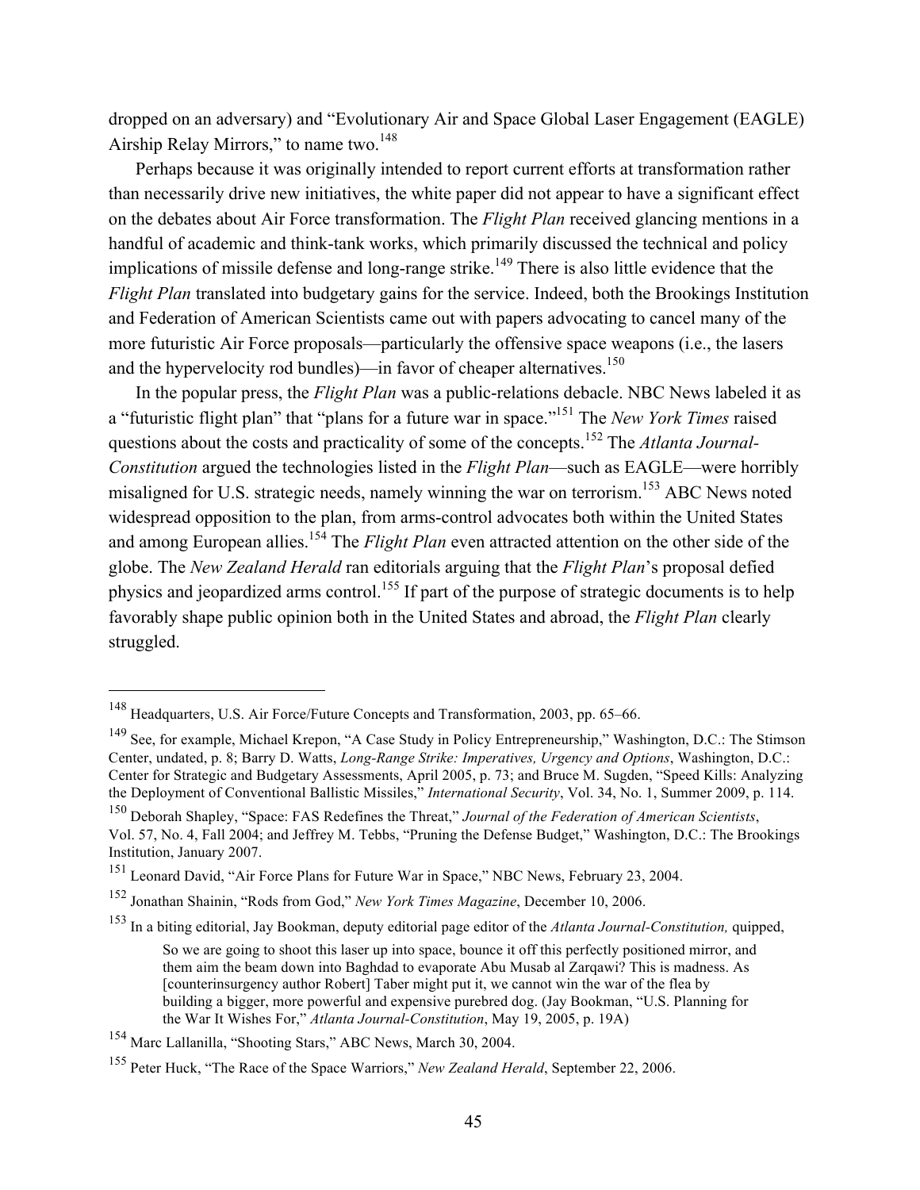dropped on an adversary) and "Evolutionary Air and Space Global Laser Engagement (EAGLE) Airship Relay Mirrors," to name two.[148]

Perhaps because it was originally intended to report current efforts at transformation rather than necessarily drive new initiatives, the white paper did not appear to have a significant effect on the debates about Air Force transformation. The *Flight Plan* received glancing mentions in a handful of academic and think-tank works, which primarily discussed the technical and policy implications of missile defense and long-range strike.[149] There is also little evidence that the *Flight Plan* translated into budgetary gains for the service. Indeed, both the Brookings Institution and Federation of American Scientists came out with papers advocating to cancel many of the more futuristic Air Force proposals—particularly the offensive space weapons (i.e., the lasers and the hypervelocity rod bundles)—in favor of cheaper alternatives.[150]

In the popular press, the *Flight Plan* was a public-relations debacle. NBC News labeled it as a "futuristic flight plan" that "plans for a future war in space."[151] The *New York Times* raised questions about the costs and practicality of some of the concepts.[152] The *Atlanta Journal-Constitution* argued the technologies listed in the *Flight Plan*—such as EAGLE—were horribly misaligned for U.S. strategic needs, namely winning the war on terrorism.[153] ABC News noted widespread opposition to the plan, from arms-control advocates both within the United States and among European allies.[154] The *Flight Plan* even attracted attention on the other side of the globe. The *New Zealand Herald* ran editorials arguing that the *Flight Plan*'s proposal defied physics and jeopardized arms control.[155] If part of the purpose of strategic documents is to help favorably shape public opinion both in the United States and abroad, the *Flight Plan* clearly struggled.

---

[148] Headquarters, U.S. Air Force/Future Concepts and Transformation, 2003, pp. 65–66.

[149] See, for example, Michael Krepon, "A Case Study in Policy Entrepreneurship," Washington, D.C.: The Stimson Center, undated, p. 8; Barry D. Watts, *Long-Range Strike: Imperatives, Urgency and Options*, Washington, D.C.: Center for Strategic and Budgetary Assessments, April 2005, p. 73; and Bruce M. Sugden, "Speed Kills: Analyzing the Deployment of Conventional Ballistic Missiles," *International Security*, Vol. 34, No. 1, Summer 2009, p. 114.

[150] Deborah Shapley, "Space: FAS Redefines the Threat," *Journal of the Federation of American Scientists*, Vol. 57, No. 4, Fall 2004; and Jeffrey M. Tebbs, "Pruning the Defense Budget," Washington, D.C.: The Brookings Institution, January 2007.

[151] Leonard David, "Air Force Plans for Future War in Space," NBC News, February 23, 2004.

[152] Jonathan Shainin, "Rods from God," *New York Times Magazine*, December 10, 2006.

[153] In a biting editorial, Jay Bookman, deputy editorial page editor of the *Atlanta Journal-Constitution,* quipped,

> So we are going to shoot this laser up into space, bounce it off this perfectly positioned mirror, and them aim the beam down into Baghdad to evaporate Abu Musab al Zarqawi? This is madness. As [counterinsurgency author Robert] Taber might put it, we cannot win the war of the flea by building a bigger, more powerful and expensive purebred dog. (Jay Bookman, "U.S. Planning for the War It Wishes For," *Atlanta Journal-Constitution*, May 19, 2005, p. 19A)

[154] Marc Lallanilla, "Shooting Stars," ABC News, March 30, 2004.

[155] Peter Huck, "The Race of the Space Warriors," *New Zealand Herald*, September 22, 2006.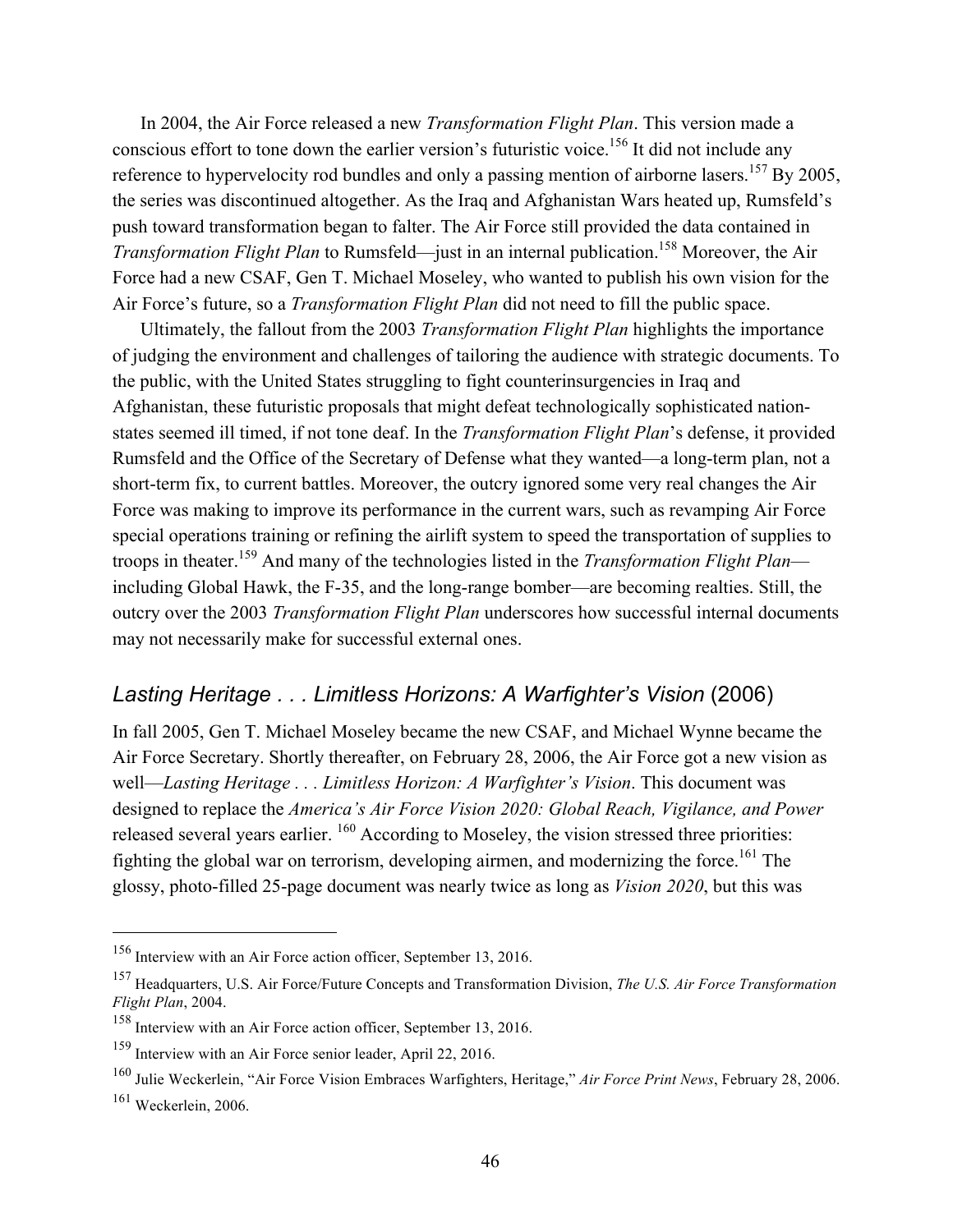In 2004, the Air Force released a new *Transformation Flight Plan*. This version made a conscious effort to tone down the earlier version's futuristic voice.[156] It did not include any reference to hypervelocity rod bundles and only a passing mention of airborne lasers.[157] By 2005, the series was discontinued altogether. As the Iraq and Afghanistan Wars heated up, Rumsfeld's push toward transformation began to falter. The Air Force still provided the data contained in *Transformation Flight Plan* to Rumsfeld—just in an internal publication.[158] Moreover, the Air Force had a new CSAF, Gen T. Michael Moseley, who wanted to publish his own vision for the Air Force's future, so a *Transformation Flight Plan* did not need to fill the public space.

Ultimately, the fallout from the 2003 *Transformation Flight Plan* highlights the importance of judging the environment and challenges of tailoring the audience with strategic documents. To the public, with the United States struggling to fight counterinsurgencies in Iraq and Afghanistan, these futuristic proposals that might defeat technologically sophisticated nation-states seemed ill timed, if not tone deaf. In the *Transformation Flight Plan*'s defense, it provided Rumsfeld and the Office of the Secretary of Defense what they wanted—a long-term plan, not a short-term fix, to current battles. Moreover, the outcry ignored some very real changes the Air Force was making to improve its performance in the current wars, such as revamping Air Force special operations training or refining the airlift system to speed the transportation of supplies to troops in theater.[159] And many of the technologies listed in the *Transformation Flight Plan*—including Global Hawk, the F-35, and the long-range bomber—are becoming realties. Still, the outcry over the 2003 *Transformation Flight Plan* underscores how successful internal documents may not necessarily make for successful external ones.

## *Lasting Heritage . . . Limitless Horizons: A Warfighter's Vision* (2006)

In fall 2005, Gen T. Michael Moseley became the new CSAF, and Michael Wynne became the Air Force Secretary. Shortly thereafter, on February 28, 2006, the Air Force got a new vision as well—*Lasting Heritage . . . Limitless Horizon: A Warfighter's Vision*. This document was designed to replace the *America's Air Force Vision 2020: Global Reach, Vigilance, and Power* released several years earlier. [160] According to Moseley, the vision stressed three priorities: fighting the global war on terrorism, developing airmen, and modernizing the force.[161] The glossy, photo-filled 25-page document was nearly twice as long as *Vision 2020*, but this was

---

[156] Interview with an Air Force action officer, September 13, 2016.

[157] Headquarters, U.S. Air Force/Future Concepts and Transformation Division, *The U.S. Air Force Transformation Flight Plan*, 2004.

[158] Interview with an Air Force action officer, September 13, 2016.

[159] Interview with an Air Force senior leader, April 22, 2016.

[160] Julie Weckerlein, "Air Force Vision Embraces Warfighters, Heritage," *Air Force Print News*, February 28, 2006.

[161] Weckerlein, 2006.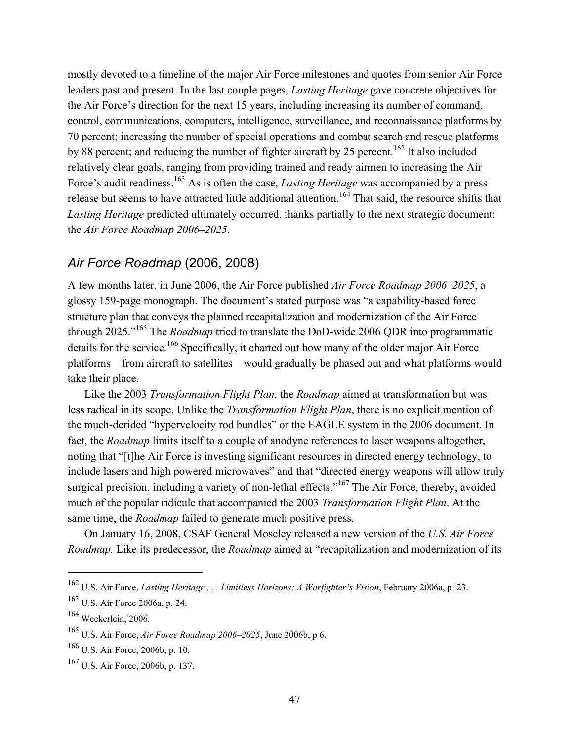mostly devoted to a timeline of the major Air Force milestones and quotes from senior Air Force leaders past and present. In the last couple pages, *Lasting Heritage* gave concrete objectives for the Air Force's direction for the next 15 years, including increasing its number of command, control, communications, computers, intelligence, surveillance, and reconnaissance platforms by 70 percent; increasing the number of special operations and combat search and rescue platforms by 88 percent; and reducing the number of fighter aircraft by 25 percent.[162] It also included relatively clear goals, ranging from providing trained and ready airmen to increasing the Air Force's audit readiness.[163] As is often the case, *Lasting Heritage* was accompanied by a press release but seems to have attracted little additional attention.[164] That said, the resource shifts that *Lasting Heritage* predicted ultimately occurred, thanks partially to the next strategic document: the *Air Force Roadmap 2006–2025*.

## *Air Force Roadmap* (2006, 2008)

A few months later, in June 2006, the Air Force published *Air Force Roadmap 2006–2025*, a glossy 159-page monograph. The document's stated purpose was "a capability-based force structure plan that conveys the planned recapitalization and modernization of the Air Force through 2025."[165] The *Roadmap* tried to translate the DoD-wide 2006 QDR into programmatic details for the service.[166] Specifically, it charted out how many of the older major Air Force platforms—from aircraft to satellites—would gradually be phased out and what platforms would take their place.

Like the 2003 *Transformation Flight Plan,* the *Roadmap* aimed at transformation but was less radical in its scope. Unlike the *Transformation Flight Plan*, there is no explicit mention of the much-derided "hypervelocity rod bundles" or the EAGLE system in the 2006 document. In fact, the *Roadmap* limits itself to a couple of anodyne references to laser weapons altogether, noting that "[t]he Air Force is investing significant resources in directed energy technology, to include lasers and high powered microwaves" and that "directed energy weapons will allow truly surgical precision, including a variety of non-lethal effects."[167] The Air Force, thereby, avoided much of the popular ridicule that accompanied the 2003 *Transformation Flight Plan*. At the same time, the *Roadmap* failed to generate much positive press.

On January 16, 2008, CSAF General Moseley released a new version of the *U.S. Air Force Roadmap.* Like its predecessor, the *Roadmap* aimed at "recapitalization and modernization of its

---

[162] U.S. Air Force, *Lasting Heritage . . . Limitless Horizons: A Warfighter's Vision*, February 2006a, p. 23.

[163] U.S. Air Force 2006a, p. 24.

[164] Weckerlein, 2006.

[165] U.S. Air Force, *Air Force Roadmap 2006–2025*, June 2006b, p 6.

[166] U.S. Air Force, 2006b, p. 10.

[167] U.S. Air Force, 2006b, p. 137.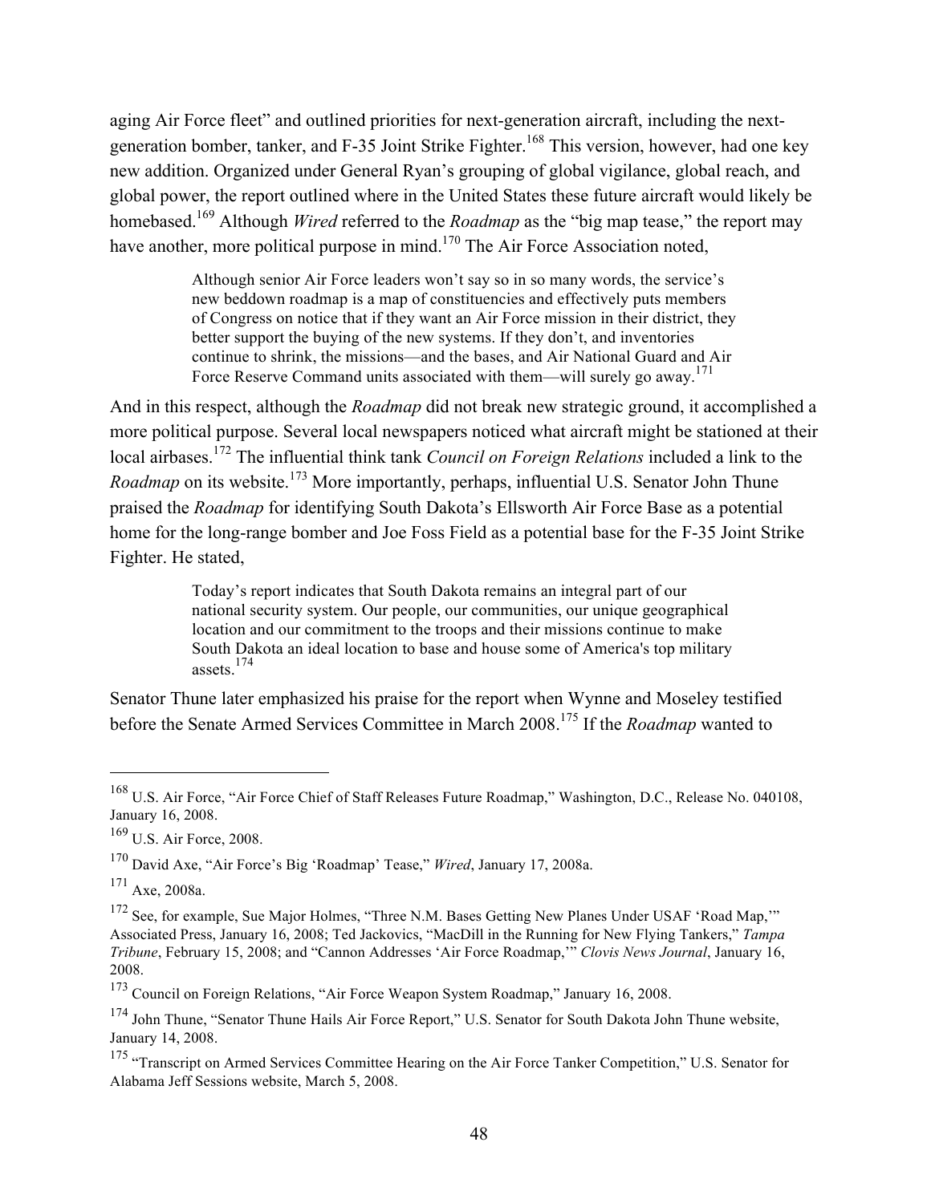aging Air Force fleet" and outlined priorities for next-generation aircraft, including the next-generation bomber, tanker, and F-35 Joint Strike Fighter.[168] This version, however, had one key new addition. Organized under General Ryan's grouping of global vigilance, global reach, and global power, the report outlined where in the United States these future aircraft would likely be homebased.[169] Although *Wired* referred to the *Roadmap* as the "big map tease," the report may have another, more political purpose in mind.[170] The Air Force Association noted,

> Although senior Air Force leaders won't say so in so many words, the service's new beddown roadmap is a map of constituencies and effectively puts members of Congress on notice that if they want an Air Force mission in their district, they better support the buying of the new systems. If they don't, and inventories continue to shrink, the missions—and the bases, and Air National Guard and Air Force Reserve Command units associated with them—will surely go away.[171]

And in this respect, although the *Roadmap* did not break new strategic ground, it accomplished a more political purpose. Several local newspapers noticed what aircraft might be stationed at their local airbases.[172] The influential think tank *Council on Foreign Relations* included a link to the *Roadmap* on its website.[173] More importantly, perhaps, influential U.S. Senator John Thune praised the *Roadmap* for identifying South Dakota's Ellsworth Air Force Base as a potential home for the long-range bomber and Joe Foss Field as a potential base for the F-35 Joint Strike Fighter. He stated,

> Today's report indicates that South Dakota remains an integral part of our national security system. Our people, our communities, our unique geographical location and our commitment to the troops and their missions continue to make South Dakota an ideal location to base and house some of America's top military assets.[174]

Senator Thune later emphasized his praise for the report when Wynne and Moseley testified before the Senate Armed Services Committee in March 2008.[175] If the *Roadmap* wanted to

---

[168] U.S. Air Force, "Air Force Chief of Staff Releases Future Roadmap," Washington, D.C., Release No. 040108, January 16, 2008.

[169] U.S. Air Force, 2008.

[170] David Axe, "Air Force's Big 'Roadmap' Tease," *Wired*, January 17, 2008a.

[171] Axe, 2008a.

[172] See, for example, Sue Major Holmes, "Three N.M. Bases Getting New Planes Under USAF 'Road Map,'" Associated Press, January 16, 2008; Ted Jackovics, "MacDill in the Running for New Flying Tankers," *Tampa Tribune*, February 15, 2008; and "Cannon Addresses 'Air Force Roadmap,'" *Clovis News Journal*, January 16, 2008.

[173] Council on Foreign Relations, "Air Force Weapon System Roadmap," January 16, 2008.

[174] John Thune, "Senator Thune Hails Air Force Report," U.S. Senator for South Dakota John Thune website, January 14, 2008.

[175] "Transcript on Armed Services Committee Hearing on the Air Force Tanker Competition," U.S. Senator for Alabama Jeff Sessions website, March 5, 2008.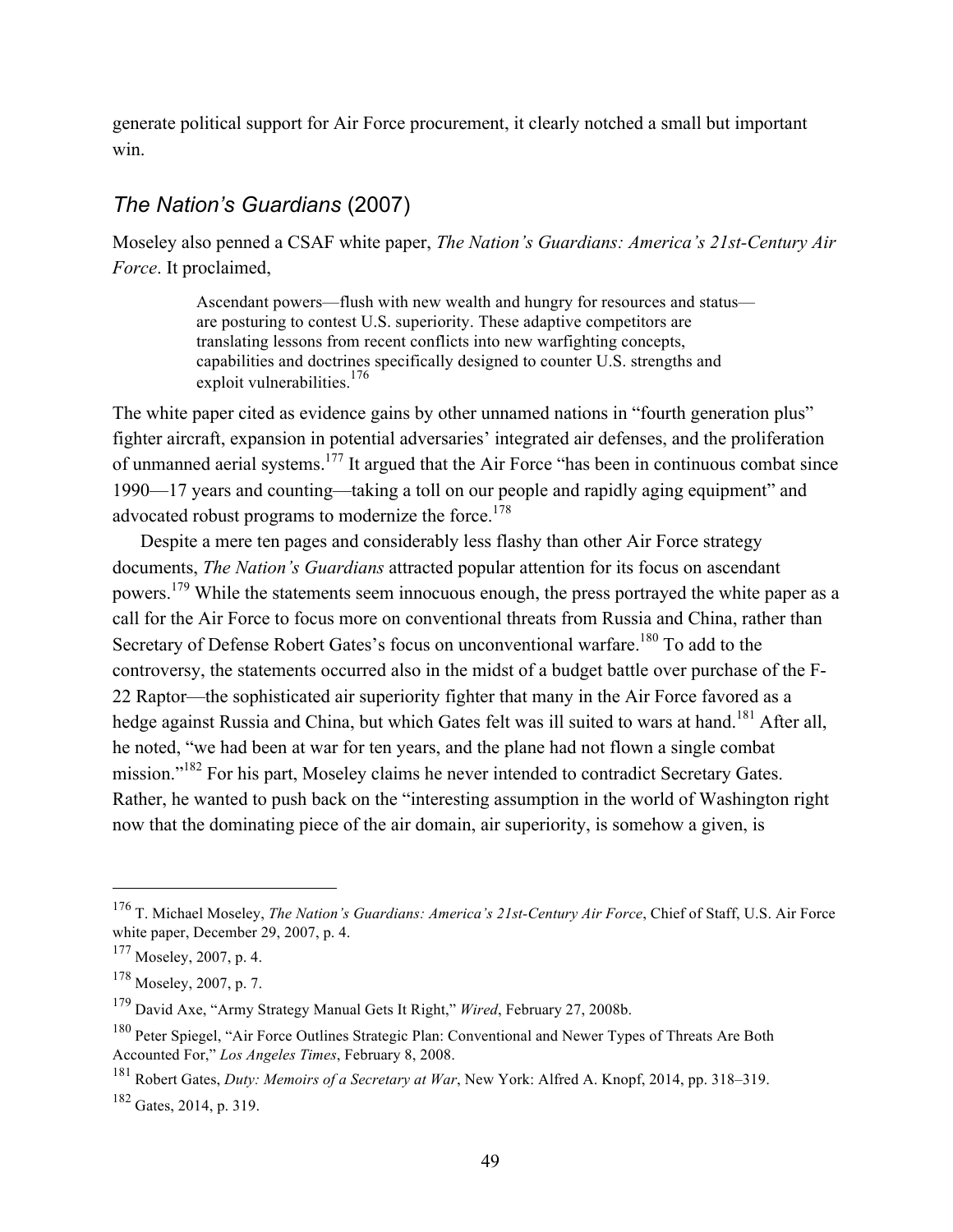generate political support for Air Force procurement, it clearly notched a small but important win.

## *The Nation's Guardians* (2007)

Moseley also penned a CSAF white paper, *The Nation's Guardians: America's 21st-Century Air Force*. It proclaimed,

> Ascendant powers—flush with new wealth and hungry for resources and status—are posturing to contest U.S. superiority. These adaptive competitors are translating lessons from recent conflicts into new warfighting concepts, capabilities and doctrines specifically designed to counter U.S. strengths and exploit vulnerabilities.[176]

The white paper cited as evidence gains by other unnamed nations in "fourth generation plus" fighter aircraft, expansion in potential adversaries' integrated air defenses, and the proliferation of unmanned aerial systems.[177] It argued that the Air Force "has been in continuous combat since 1990—17 years and counting—taking a toll on our people and rapidly aging equipment" and advocated robust programs to modernize the force.[178]

Despite a mere ten pages and considerably less flashy than other Air Force strategy documents, *The Nation's Guardians* attracted popular attention for its focus on ascendant powers.[179] While the statements seem innocuous enough, the press portrayed the white paper as a call for the Air Force to focus more on conventional threats from Russia and China, rather than Secretary of Defense Robert Gates's focus on unconventional warfare.[180] To add to the controversy, the statements occurred also in the midst of a budget battle over purchase of the F-22 Raptor—the sophisticated air superiority fighter that many in the Air Force favored as a hedge against Russia and China, but which Gates felt was ill suited to wars at hand.[181] After all, he noted, "we had been at war for ten years, and the plane had not flown a single combat mission."[182] For his part, Moseley claims he never intended to contradict Secretary Gates. Rather, he wanted to push back on the "interesting assumption in the world of Washington right now that the dominating piece of the air domain, air superiority, is somehow a given, is

---

[176] T. Michael Moseley, *The Nation's Guardians: America's 21st-Century Air Force*, Chief of Staff, U.S. Air Force white paper, December 29, 2007, p. 4.

[177] Moseley, 2007, p. 4.

[178] Moseley, 2007, p. 7.

[179] David Axe, "Army Strategy Manual Gets It Right," *Wired*, February 27, 2008b.

[180] Peter Spiegel, "Air Force Outlines Strategic Plan: Conventional and Newer Types of Threats Are Both Accounted For," *Los Angeles Times*, February 8, 2008.

[181] Robert Gates, *Duty: Memoirs of a Secretary at War*, New York: Alfred A. Knopf, 2014, pp. 318–319.

[182] Gates, 2014, p. 319.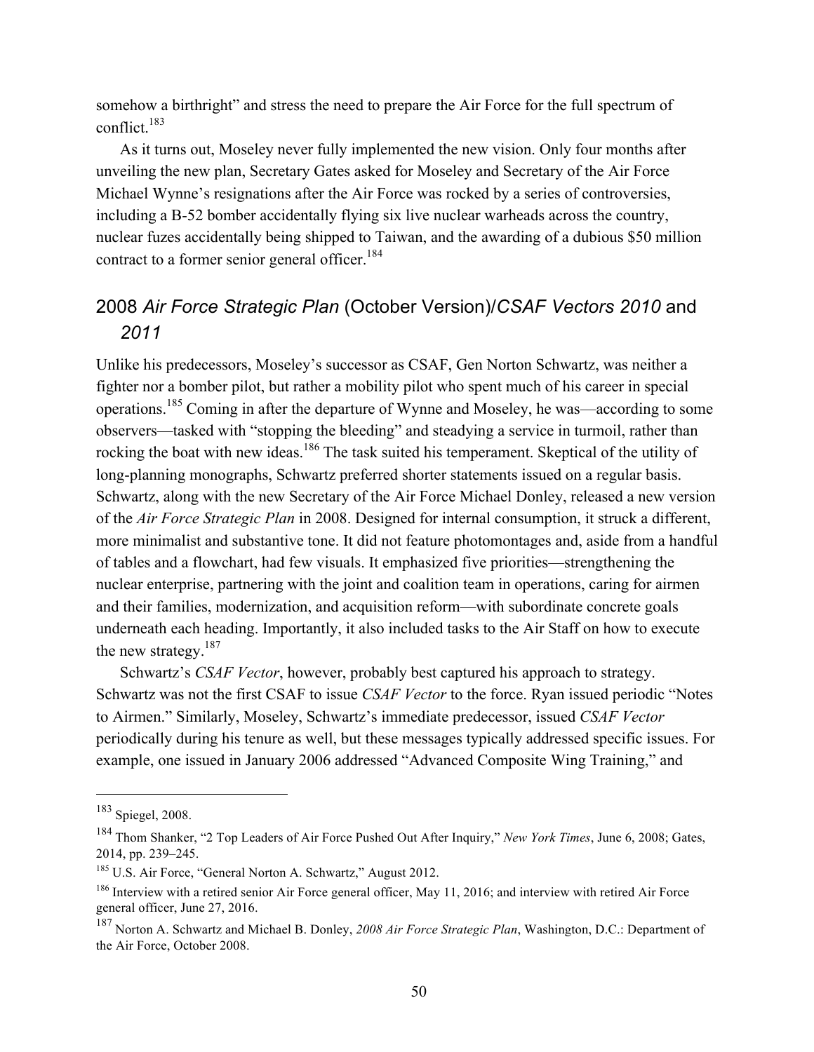somehow a birthright" and stress the need to prepare the Air Force for the full spectrum of conflict.[183]

As it turns out, Moseley never fully implemented the new vision. Only four months after unveiling the new plan, Secretary Gates asked for Moseley and Secretary of the Air Force Michael Wynne's resignations after the Air Force was rocked by a series of controversies, including a B-52 bomber accidentally flying six live nuclear warheads across the country, nuclear fuzes accidentally being shipped to Taiwan, and the awarding of a dubious $50 million contract to a former senior general officer.[184]

## 2008 *Air Force Strategic Plan* (October Version)/*CSAF Vectors 2010* and *2011*

Unlike his predecessors, Moseley's successor as CSAF, Gen Norton Schwartz, was neither a fighter nor a bomber pilot, but rather a mobility pilot who spent much of his career in special operations.[185] Coming in after the departure of Wynne and Moseley, he was—according to some observers—tasked with "stopping the bleeding" and steadying a service in turmoil, rather than rocking the boat with new ideas.[186] The task suited his temperament. Skeptical of the utility of long-planning monographs, Schwartz preferred shorter statements issued on a regular basis. Schwartz, along with the new Secretary of the Air Force Michael Donley, released a new version of the *Air Force Strategic Plan* in 2008. Designed for internal consumption, it struck a different, more minimalist and substantive tone. It did not feature photomontages and, aside from a handful of tables and a flowchart, had few visuals. It emphasized five priorities—strengthening the nuclear enterprise, partnering with the joint and coalition team in operations, caring for airmen and their families, modernization, and acquisition reform—with subordinate concrete goals underneath each heading. Importantly, it also included tasks to the Air Staff on how to execute the new strategy.[187]

Schwartz's *CSAF Vector*, however, probably best captured his approach to strategy. Schwartz was not the first CSAF to issue *CSAF Vector* to the force. Ryan issued periodic "Notes to Airmen." Similarly, Moseley, Schwartz's immediate predecessor, issued *CSAF Vector* periodically during his tenure as well, but these messages typically addressed specific issues. For example, one issued in January 2006 addressed "Advanced Composite Wing Training," and

---

[183] Spiegel, 2008.

[184] Thom Shanker, "2 Top Leaders of Air Force Pushed Out After Inquiry," *New York Times*, June 6, 2008; Gates, 2014, pp. 239–245.

[185] U.S. Air Force, "General Norton A. Schwartz," August 2012.

[186] Interview with a retired senior Air Force general officer, May 11, 2016; and interview with retired Air Force general officer, June 27, 2016.

[187] Norton A. Schwartz and Michael B. Donley, *2008 Air Force Strategic Plan*, Washington, D.C.: Department of the Air Force, October 2008.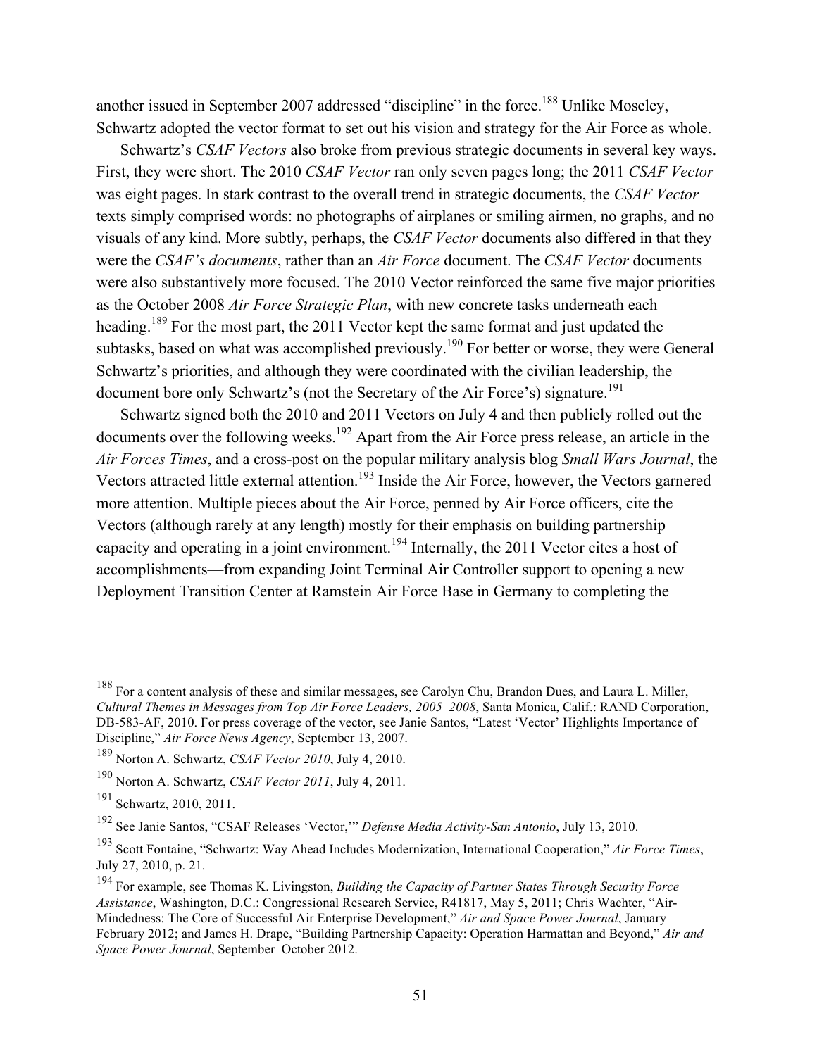another issued in September 2007 addressed "discipline" in the force.[188] Unlike Moseley, Schwartz adopted the vector format to set out his vision and strategy for the Air Force as whole.

Schwartz's *CSAF Vectors* also broke from previous strategic documents in several key ways. First, they were short. The 2010 *CSAF Vector* ran only seven pages long; the 2011 *CSAF Vector* was eight pages. In stark contrast to the overall trend in strategic documents, the *CSAF Vector* texts simply comprised words: no photographs of airplanes or smiling airmen, no graphs, and no visuals of any kind. More subtly, perhaps, the *CSAF Vector* documents also differed in that they were the *CSAF's documents*, rather than an *Air Force* document. The *CSAF Vector* documents were also substantively more focused. The 2010 Vector reinforced the same five major priorities as the October 2008 *Air Force Strategic Plan*, with new concrete tasks underneath each heading.[189] For the most part, the 2011 Vector kept the same format and just updated the subtasks, based on what was accomplished previously.[190] For better or worse, they were General Schwartz's priorities, and although they were coordinated with the civilian leadership, the document bore only Schwartz's (not the Secretary of the Air Force's) signature.[191]

Schwartz signed both the 2010 and 2011 Vectors on July 4 and then publicly rolled out the documents over the following weeks.[192] Apart from the Air Force press release, an article in the *Air Forces Times*, and a cross-post on the popular military analysis blog *Small Wars Journal*, the Vectors attracted little external attention.[193] Inside the Air Force, however, the Vectors garnered more attention. Multiple pieces about the Air Force, penned by Air Force officers, cite the Vectors (although rarely at any length) mostly for their emphasis on building partnership capacity and operating in a joint environment.[194] Internally, the 2011 Vector cites a host of accomplishments—from expanding Joint Terminal Air Controller support to opening a new Deployment Transition Center at Ramstein Air Force Base in Germany to completing the

---

[188] For a content analysis of these and similar messages, see Carolyn Chu, Brandon Dues, and Laura L. Miller, *Cultural Themes in Messages from Top Air Force Leaders, 2005–2008*, Santa Monica, Calif.: RAND Corporation, DB-583-AF, 2010. For press coverage of the vector, see Janie Santos, "Latest 'Vector' Highlights Importance of Discipline," *Air Force News Agency*, September 13, 2007.

[189] Norton A. Schwartz, *CSAF Vector 2010*, July 4, 2010.

[190] Norton A. Schwartz, *CSAF Vector 2011*, July 4, 2011.

[191] Schwartz, 2010, 2011.

[192] See Janie Santos, "CSAF Releases 'Vector,'" *Defense Media Activity-San Antonio*, July 13, 2010.

[193] Scott Fontaine, "Schwartz: Way Ahead Includes Modernization, International Cooperation," *Air Force Times*, July 27, 2010, p. 21.

[194] For example, see Thomas K. Livingston, *Building the Capacity of Partner States Through Security Force Assistance*, Washington, D.C.: Congressional Research Service, R41817, May 5, 2011; Chris Wachter, "Air-Mindedness: The Core of Successful Air Enterprise Development," *Air and Space Power Journal*, January–February 2012; and James H. Drape, "Building Partnership Capacity: Operation Harmattan and Beyond," *Air and Space Power Journal*, September–October 2012.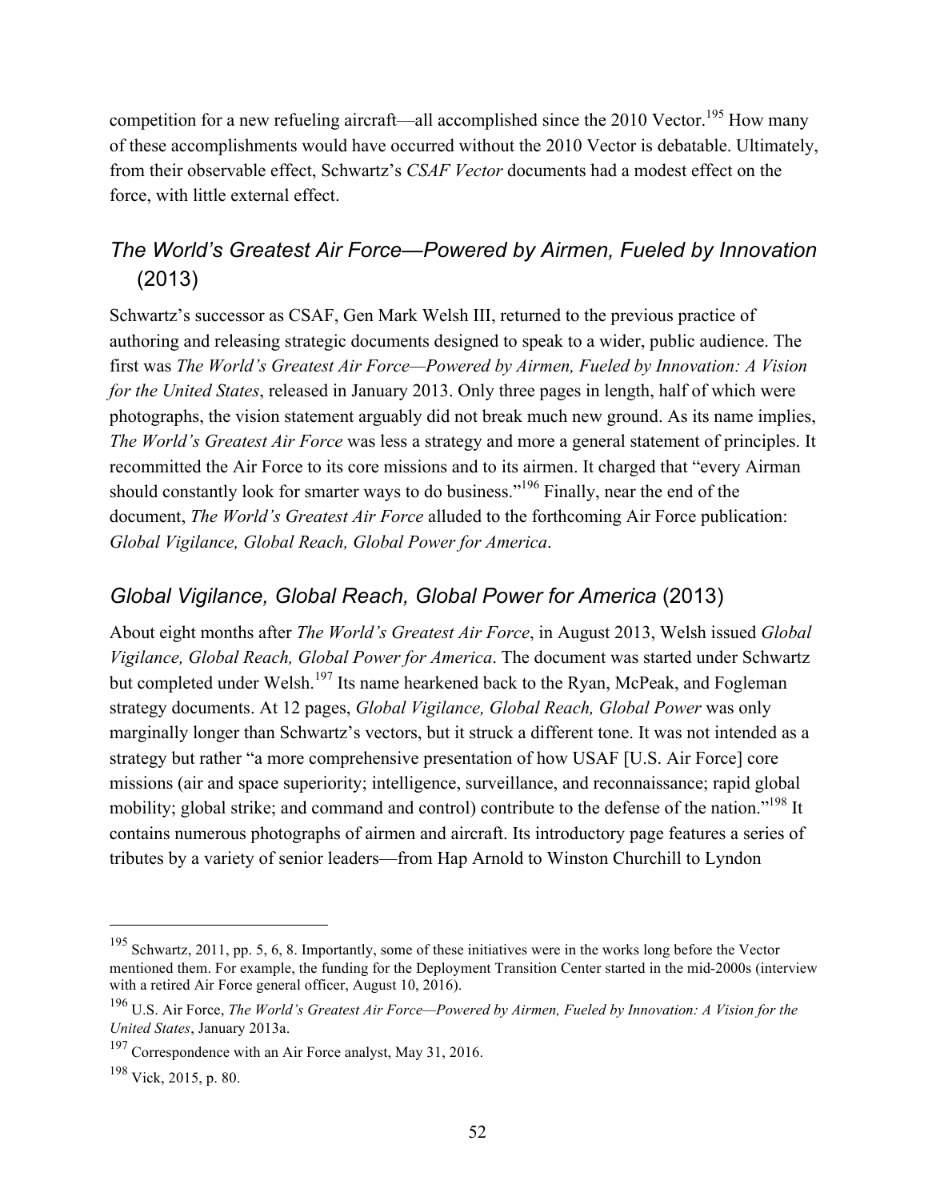competition for a new refueling aircraft—all accomplished since the 2010 Vector.[195] How many of these accomplishments would have occurred without the 2010 Vector is debatable. Ultimately, from their observable effect, Schwartz's *CSAF Vector* documents had a modest effect on the force, with little external effect.

## *The World's Greatest Air Force—Powered by Airmen, Fueled by Innovation* (2013)

Schwartz's successor as CSAF, Gen Mark Welsh III, returned to the previous practice of authoring and releasing strategic documents designed to speak to a wider, public audience. The first was *The World's Greatest Air Force—Powered by Airmen, Fueled by Innovation: A Vision for the United States*, released in January 2013. Only three pages in length, half of which were photographs, the vision statement arguably did not break much new ground. As its name implies, *The World's Greatest Air Force* was less a strategy and more a general statement of principles. It recommitted the Air Force to its core missions and to its airmen. It charged that "every Airman should constantly look for smarter ways to do business."[196] Finally, near the end of the document, *The World's Greatest Air Force* alluded to the forthcoming Air Force publication: *Global Vigilance, Global Reach, Global Power for America*.

## *Global Vigilance, Global Reach, Global Power for America* (2013)

About eight months after *The World's Greatest Air Force*, in August 2013, Welsh issued *Global Vigilance, Global Reach, Global Power for America*. The document was started under Schwartz but completed under Welsh.[197] Its name hearkened back to the Ryan, McPeak, and Fogleman strategy documents. At 12 pages, *Global Vigilance, Global Reach, Global Power* was only marginally longer than Schwartz's vectors, but it struck a different tone. It was not intended as a strategy but rather "a more comprehensive presentation of how USAF [U.S. Air Force] core missions (air and space superiority; intelligence, surveillance, and reconnaissance; rapid global mobility; global strike; and command and control) contribute to the defense of the nation."[198] It contains numerous photographs of airmen and aircraft. Its introductory page features a series of tributes by a variety of senior leaders—from Hap Arnold to Winston Churchill to Lyndon

---

[195] Schwartz, 2011, pp. 5, 6, 8. Importantly, some of these initiatives were in the works long before the Vector mentioned them. For example, the funding for the Deployment Transition Center started in the mid-2000s (interview with a retired Air Force general officer, August 10, 2016).

[196] U.S. Air Force, *The World's Greatest Air Force—Powered by Airmen, Fueled by Innovation: A Vision for the United States*, January 2013a.

[197] Correspondence with an Air Force analyst, May 31, 2016.

[198] Vick, 2015, p. 80.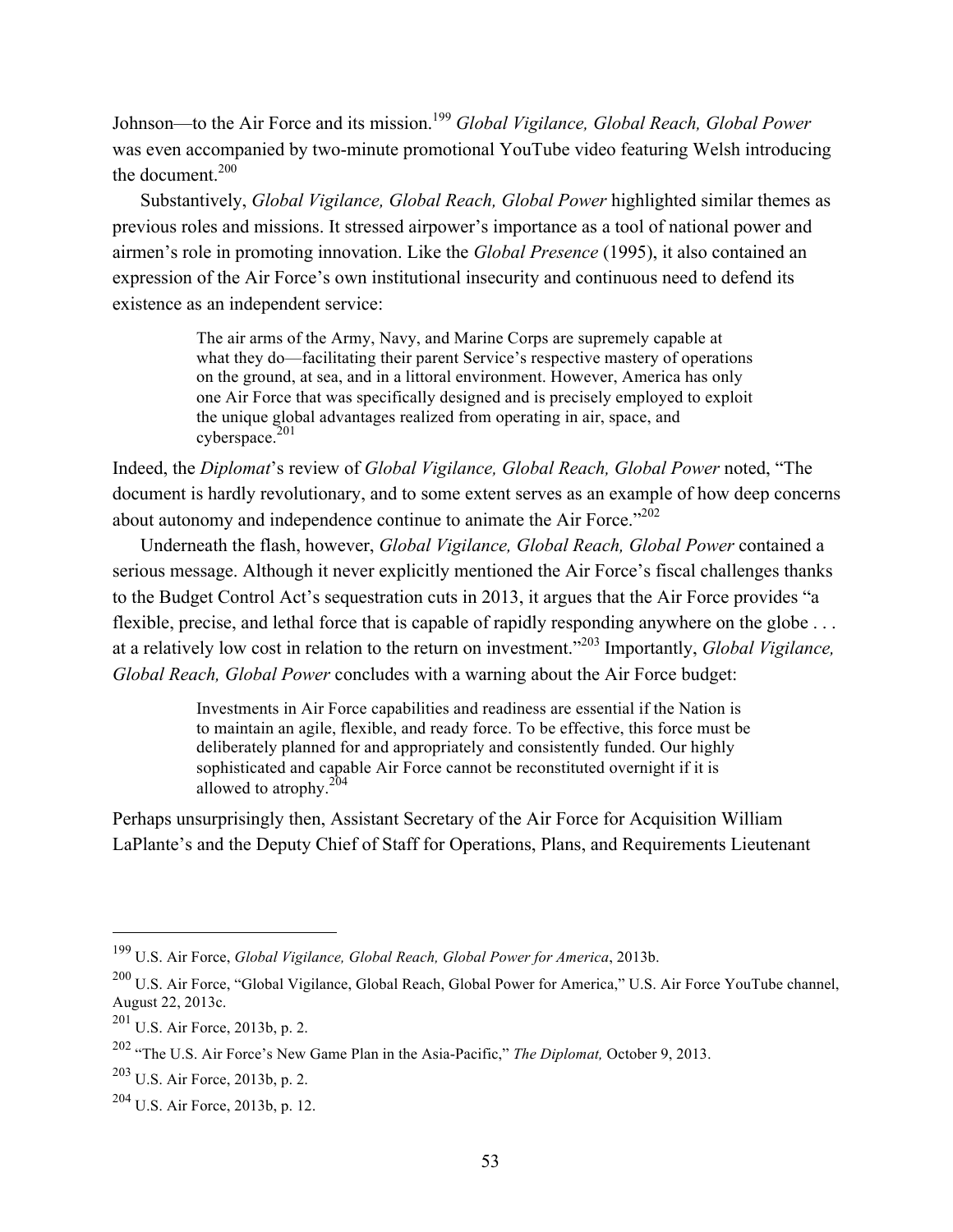Johnson—to the Air Force and its mission.[199] *Global Vigilance, Global Reach, Global Power* was even accompanied by two-minute promotional YouTube video featuring Welsh introducing the document.[200]

Substantively, *Global Vigilance, Global Reach, Global Power* highlighted similar themes as previous roles and missions. It stressed airpower's importance as a tool of national power and airmen's role in promoting innovation. Like the *Global Presence* (1995), it also contained an expression of the Air Force's own institutional insecurity and continuous need to defend its existence as an independent service:

> The air arms of the Army, Navy, and Marine Corps are supremely capable at what they do—facilitating their parent Service's respective mastery of operations on the ground, at sea, and in a littoral environment. However, America has only one Air Force that was specifically designed and is precisely employed to exploit the unique global advantages realized from operating in air, space, and cyberspace.[201]

Indeed, the *Diplomat*'s review of *Global Vigilance, Global Reach, Global Power* noted, "The document is hardly revolutionary, and to some extent serves as an example of how deep concerns about autonomy and independence continue to animate the Air Force."[202]

Underneath the flash, however, *Global Vigilance, Global Reach, Global Power* contained a serious message. Although it never explicitly mentioned the Air Force's fiscal challenges thanks to the Budget Control Act's sequestration cuts in 2013, it argues that the Air Force provides "a flexible, precise, and lethal force that is capable of rapidly responding anywhere on the globe . . . at a relatively low cost in relation to the return on investment."[203] Importantly, *Global Vigilance, Global Reach, Global Power* concludes with a warning about the Air Force budget:

> Investments in Air Force capabilities and readiness are essential if the Nation is to maintain an agile, flexible, and ready force. To be effective, this force must be deliberately planned for and appropriately and consistently funded. Our highly sophisticated and capable Air Force cannot be reconstituted overnight if it is allowed to atrophy.[204]

Perhaps unsurprisingly then, Assistant Secretary of the Air Force for Acquisition William LaPlante's and the Deputy Chief of Staff for Operations, Plans, and Requirements Lieutenant

---

[199] U.S. Air Force, *Global Vigilance, Global Reach, Global Power for America*, 2013b.

[200] U.S. Air Force, "Global Vigilance, Global Reach, Global Power for America," U.S. Air Force YouTube channel, August 22, 2013c.

[201] U.S. Air Force, 2013b, p. 2.

[202] "The U.S. Air Force's New Game Plan in the Asia-Pacific," *The Diplomat,* October 9, 2013.

[203] U.S. Air Force, 2013b, p. 2.

[204] U.S. Air Force, 2013b, p. 12.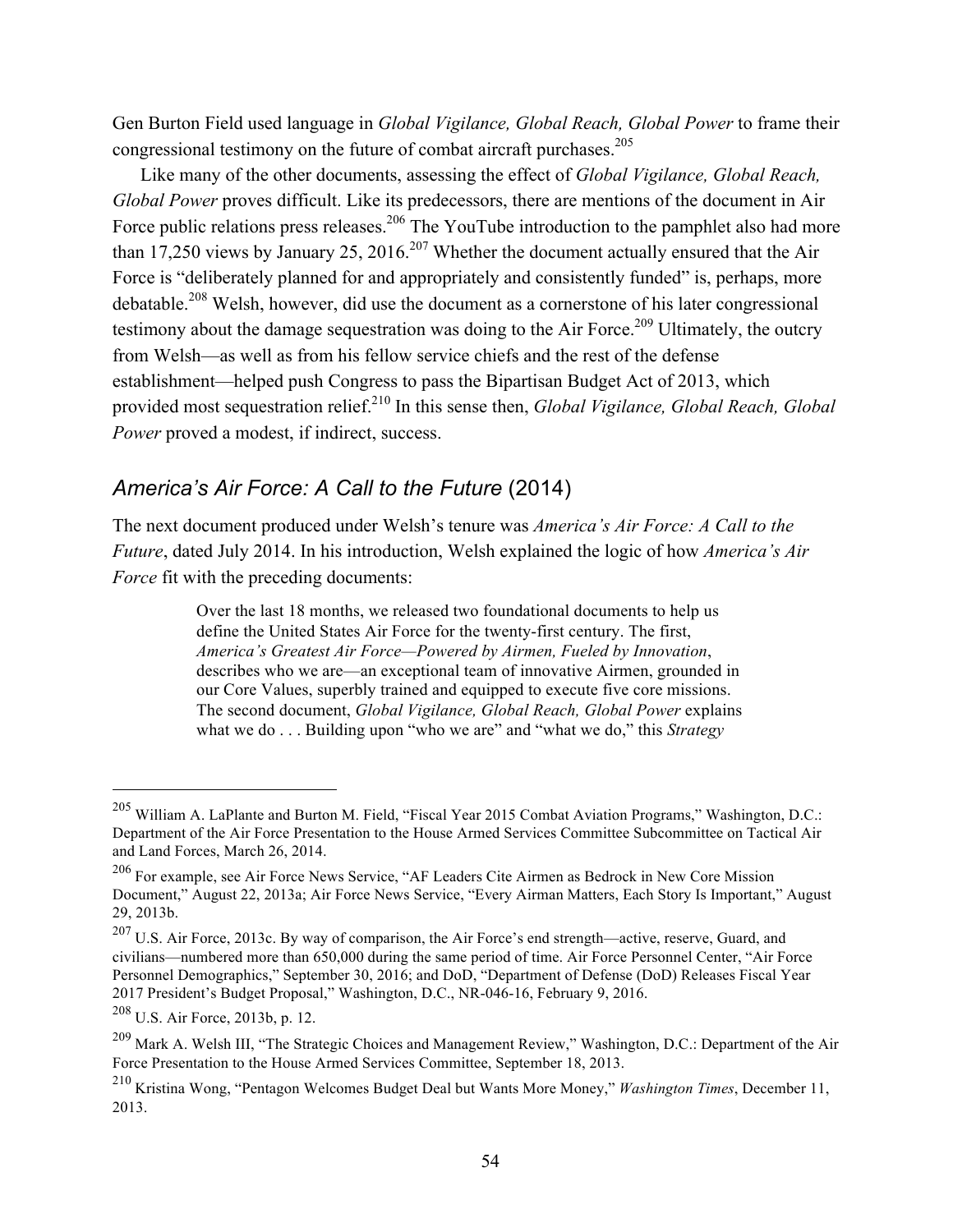Gen Burton Field used language in *Global Vigilance, Global Reach, Global Power* to frame their congressional testimony on the future of combat aircraft purchases.[205]

Like many of the other documents, assessing the effect of *Global Vigilance, Global Reach, Global Power* proves difficult. Like its predecessors, there are mentions of the document in Air Force public relations press releases.[206] The YouTube introduction to the pamphlet also had more than 17,250 views by January 25, 2016.[207] Whether the document actually ensured that the Air Force is "deliberately planned for and appropriately and consistently funded" is, perhaps, more debatable.[208] Welsh, however, did use the document as a cornerstone of his later congressional testimony about the damage sequestration was doing to the Air Force.[209] Ultimately, the outcry from Welsh—as well as from his fellow service chiefs and the rest of the defense establishment—helped push Congress to pass the Bipartisan Budget Act of 2013, which provided most sequestration relief.[210] In this sense then, *Global Vigilance, Global Reach, Global Power* proved a modest, if indirect, success.

## *America's Air Force: A Call to the Future* (2014)

The next document produced under Welsh's tenure was *America's Air Force: A Call to the Future*, dated July 2014. In his introduction, Welsh explained the logic of how *America's Air Force* fit with the preceding documents:

> Over the last 18 months, we released two foundational documents to help us define the United States Air Force for the twenty-first century. The first, *America's Greatest Air Force—Powered by Airmen, Fueled by Innovation*, describes who we are—an exceptional team of innovative Airmen, grounded in our Core Values, superbly trained and equipped to execute five core missions. The second document, *Global Vigilance, Global Reach, Global Power* explains what we do . . . Building upon "who we are" and "what we do," this *Strategy*

---

[205] William A. LaPlante and Burton M. Field, "Fiscal Year 2015 Combat Aviation Programs," Washington, D.C.: Department of the Air Force Presentation to the House Armed Services Committee Subcommittee on Tactical Air and Land Forces, March 26, 2014.

[206] For example, see Air Force News Service, "AF Leaders Cite Airmen as Bedrock in New Core Mission Document," August 22, 2013a; Air Force News Service, "Every Airman Matters, Each Story Is Important," August 29, 2013b.

[207] U.S. Air Force, 2013c. By way of comparison, the Air Force's end strength—active, reserve, Guard, and civilians—numbered more than 650,000 during the same period of time. Air Force Personnel Center, "Air Force Personnel Demographics," September 30, 2016; and DoD, "Department of Defense (DoD) Releases Fiscal Year 2017 President's Budget Proposal," Washington, D.C., NR-046-16, February 9, 2016.

[208] U.S. Air Force, 2013b, p. 12.

[209] Mark A. Welsh III, "The Strategic Choices and Management Review," Washington, D.C.: Department of the Air Force Presentation to the House Armed Services Committee, September 18, 2013.

[210] Kristina Wong, "Pentagon Welcomes Budget Deal but Wants More Money," *Washington Times*, December 11, 2013.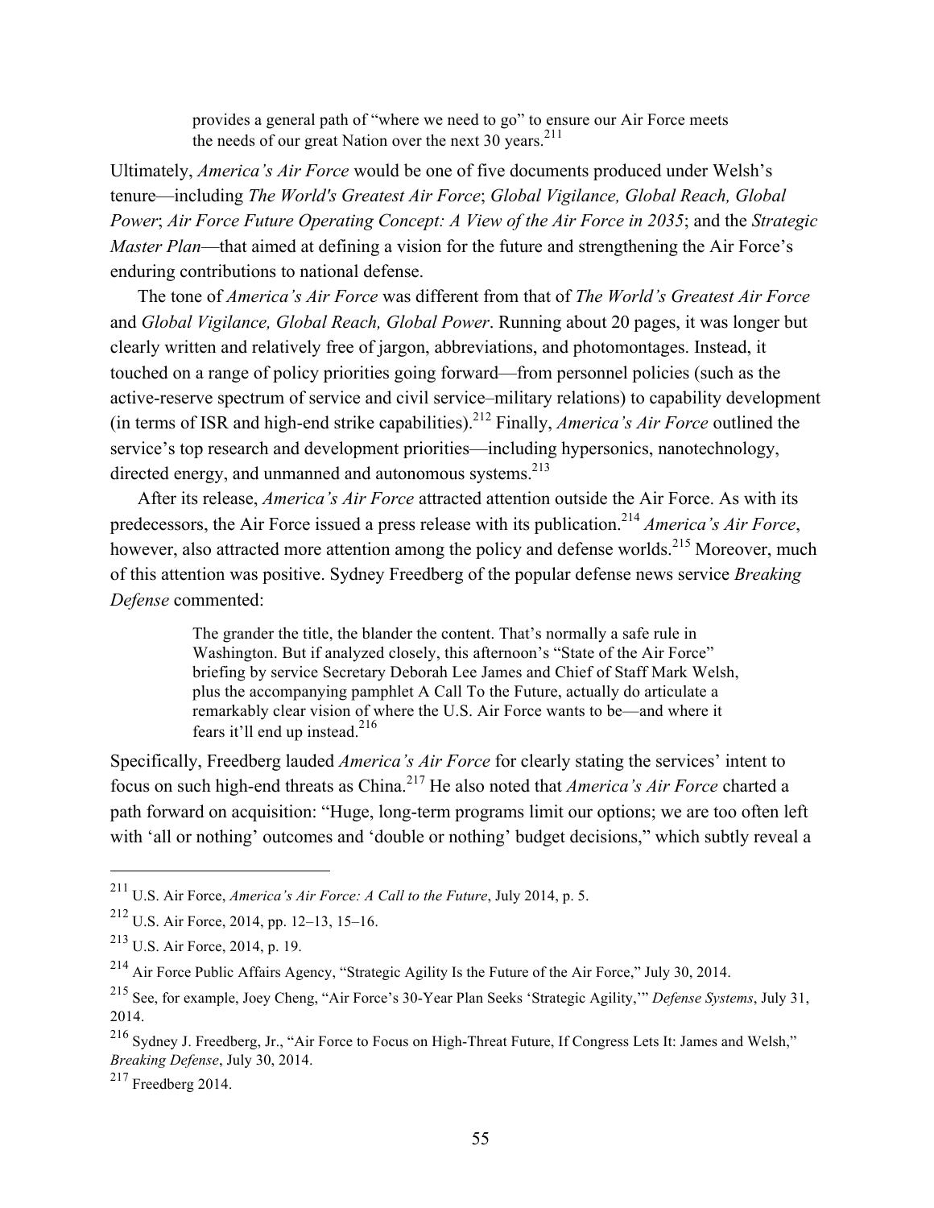> provides a general path of "where we need to go" to ensure our Air Force meets the needs of our great Nation over the next 30 years.[211]

Ultimately, *America's Air Force* would be one of five documents produced under Welsh's tenure—including *The World's Greatest Air Force*; *Global Vigilance, Global Reach, Global Power*; *Air Force Future Operating Concept: A View of the Air Force in 2035*; and the *Strategic Master Plan*—that aimed at defining a vision for the future and strengthening the Air Force's enduring contributions to national defense.

The tone of *America's Air Force* was different from that of *The World's Greatest Air Force* and *Global Vigilance, Global Reach, Global Power*. Running about 20 pages, it was longer but clearly written and relatively free of jargon, abbreviations, and photomontages. Instead, it touched on a range of policy priorities going forward—from personnel policies (such as the active-reserve spectrum of service and civil service–military relations) to capability development (in terms of ISR and high-end strike capabilities).[212] Finally, *America's Air Force* outlined the service's top research and development priorities—including hypersonics, nanotechnology, directed energy, and unmanned and autonomous systems.[213]

After its release, *America's Air Force* attracted attention outside the Air Force. As with its predecessors, the Air Force issued a press release with its publication.[214] *America's Air Force*, however, also attracted more attention among the policy and defense worlds.[215] Moreover, much of this attention was positive. Sydney Freedberg of the popular defense news service *Breaking Defense* commented:

> The grander the title, the blander the content. That's normally a safe rule in Washington. But if analyzed closely, this afternoon's "State of the Air Force" briefing by service Secretary Deborah Lee James and Chief of Staff Mark Welsh, plus the accompanying pamphlet A Call To the Future, actually do articulate a remarkably clear vision of where the U.S. Air Force wants to be—and where it fears it'll end up instead.[216]

Specifically, Freedberg lauded *America's Air Force* for clearly stating the services' intent to focus on such high-end threats as China.[217] He also noted that *America's Air Force* charted a path forward on acquisition: "Huge, long-term programs limit our options; we are too often left with 'all or nothing' outcomes and 'double or nothing' budget decisions," which subtly reveal a

---

[211] U.S. Air Force, *America's Air Force: A Call to the Future*, July 2014, p. 5.

[212] U.S. Air Force, 2014, pp. 12–13, 15–16.

[213] U.S. Air Force, 2014, p. 19.

[214] Air Force Public Affairs Agency, "Strategic Agility Is the Future of the Air Force," July 30, 2014.

[215] See, for example, Joey Cheng, "Air Force's 30-Year Plan Seeks 'Strategic Agility,'" *Defense Systems*, July 31, 2014.

[216] Sydney J. Freedberg, Jr., "Air Force to Focus on High-Threat Future, If Congress Lets It: James and Welsh," *Breaking Defense*, July 30, 2014.

[217] Freedberg 2014.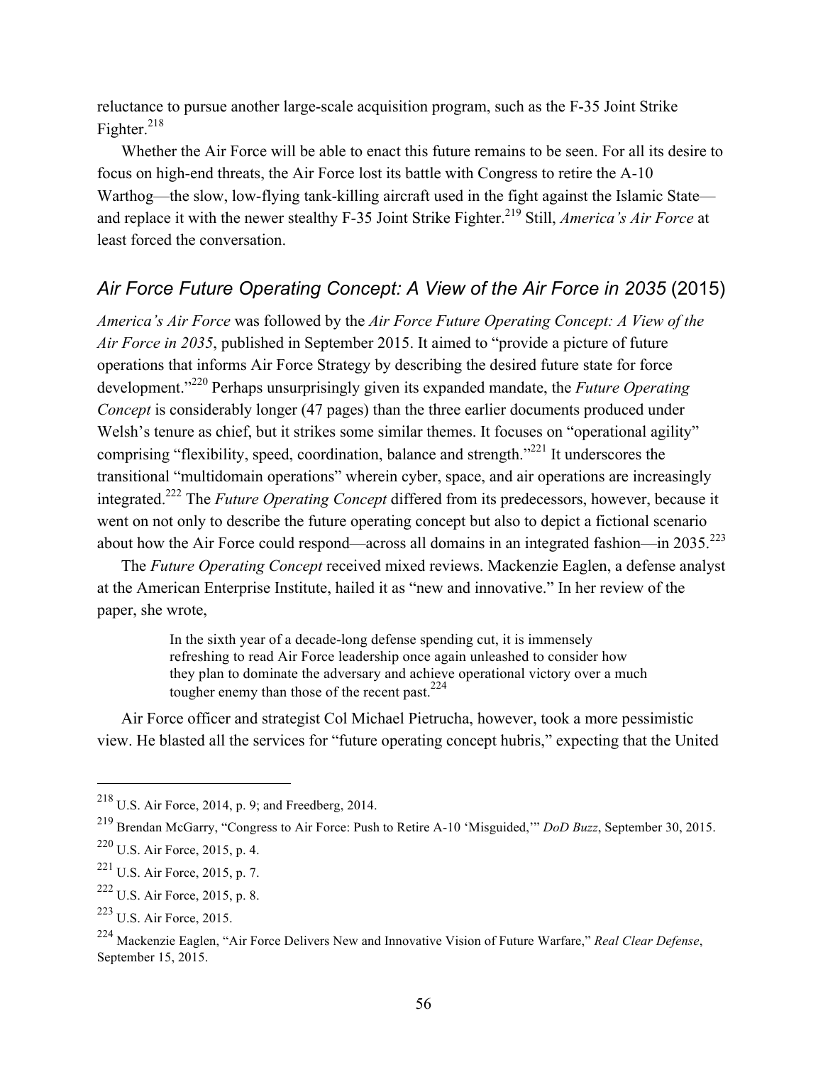reluctance to pursue another large-scale acquisition program, such as the F-35 Joint Strike Fighter.[218]

Whether the Air Force will be able to enact this future remains to be seen. For all its desire to focus on high-end threats, the Air Force lost its battle with Congress to retire the A-10 Warthog—the slow, low-flying tank-killing aircraft used in the fight against the Islamic State—and replace it with the newer stealthy F-35 Joint Strike Fighter.[219] Still, *America's Air Force* at least forced the conversation.

## *Air Force Future Operating Concept: A View of the Air Force in 2035* (2015)

*America's Air Force* was followed by the *Air Force Future Operating Concept: A View of the Air Force in 2035*, published in September 2015. It aimed to "provide a picture of future operations that informs Air Force Strategy by describing the desired future state for force development."[220] Perhaps unsurprisingly given its expanded mandate, the *Future Operating Concept* is considerably longer (47 pages) than the three earlier documents produced under Welsh's tenure as chief, but it strikes some similar themes. It focuses on "operational agility" comprising "flexibility, speed, coordination, balance and strength."[221] It underscores the transitional "multidomain operations" wherein cyber, space, and air operations are increasingly integrated.[222] The *Future Operating Concept* differed from its predecessors, however, because it went on not only to describe the future operating concept but also to depict a fictional scenario about how the Air Force could respond—across all domains in an integrated fashion—in 2035.[223]

The *Future Operating Concept* received mixed reviews. Mackenzie Eaglen, a defense analyst at the American Enterprise Institute, hailed it as "new and innovative." In her review of the paper, she wrote,

> In the sixth year of a decade-long defense spending cut, it is immensely refreshing to read Air Force leadership once again unleashed to consider how they plan to dominate the adversary and achieve operational victory over a much tougher enemy than those of the recent past.[224]

Air Force officer and strategist Col Michael Pietrucha, however, took a more pessimistic view. He blasted all the services for "future operating concept hubris," expecting that the United

---

[218] U.S. Air Force, 2014, p. 9; and Freedberg, 2014.

[219] Brendan McGarry, "Congress to Air Force: Push to Retire A-10 'Misguided,'" *DoD Buzz*, September 30, 2015.

[220] U.S. Air Force, 2015, p. 4.

[221] U.S. Air Force, 2015, p. 7.

[222] U.S. Air Force, 2015, p. 8.

[223] U.S. Air Force, 2015.

[224] Mackenzie Eaglen, "Air Force Delivers New and Innovative Vision of Future Warfare," *Real Clear Defense*, September 15, 2015.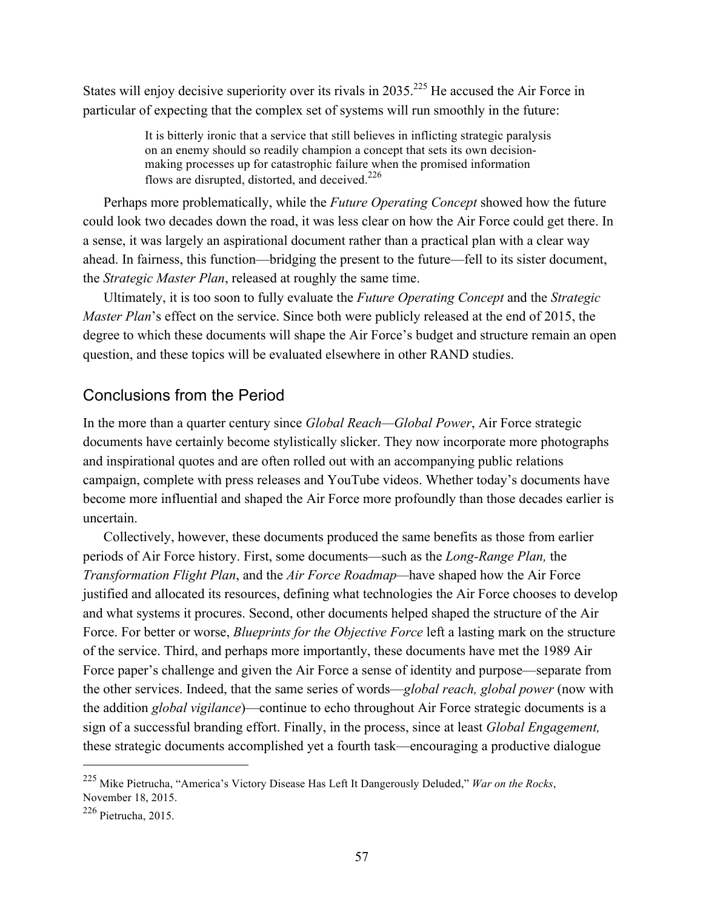States will enjoy decisive superiority over its rivals in 2035.[225] He accused the Air Force in particular of expecting that the complex set of systems will run smoothly in the future:

> It is bitterly ironic that a service that still believes in inflicting strategic paralysis on an enemy should so readily champion a concept that sets its own decision-making processes up for catastrophic failure when the promised information flows are disrupted, distorted, and deceived.[226]

Perhaps more problematically, while the *Future Operating Concept* showed how the future could look two decades down the road, it was less clear on how the Air Force could get there. In a sense, it was largely an aspirational document rather than a practical plan with a clear way ahead. In fairness, this function—bridging the present to the future—fell to its sister document, the *Strategic Master Plan*, released at roughly the same time.

Ultimately, it is too soon to fully evaluate the *Future Operating Concept* and the *Strategic Master Plan*'s effect on the service. Since both were publicly released at the end of 2015, the degree to which these documents will shape the Air Force's budget and structure remain an open question, and these topics will be evaluated elsewhere in other RAND studies.

## Conclusions from the Period

In the more than a quarter century since *Global Reach—Global Power*, Air Force strategic documents have certainly become stylistically slicker. They now incorporate more photographs and inspirational quotes and are often rolled out with an accompanying public relations campaign, complete with press releases and YouTube videos. Whether today's documents have become more influential and shaped the Air Force more profoundly than those decades earlier is uncertain.

Collectively, however, these documents produced the same benefits as those from earlier periods of Air Force history. First, some documents—such as the *Long-Range Plan,* the *Transformation Flight Plan*, and the *Air Force Roadmap*—have shaped how the Air Force justified and allocated its resources, defining what technologies the Air Force chooses to develop and what systems it procures. Second, other documents helped shaped the structure of the Air Force. For better or worse, *Blueprints for the Objective Force* left a lasting mark on the structure of the service. Third, and perhaps more importantly, these documents have met the 1989 Air Force paper's challenge and given the Air Force a sense of identity and purpose—separate from the other services. Indeed, that the same series of words—*global reach, global power* (now with the addition *global vigilance*)—continue to echo throughout Air Force strategic documents is a sign of a successful branding effort. Finally, in the process, since at least *Global Engagement,* these strategic documents accomplished yet a fourth task—encouraging a productive dialogue

---

[225] Mike Pietrucha, "America's Victory Disease Has Left It Dangerously Deluded," *War on the Rocks*, November 18, 2015.

[226] Pietrucha, 2015.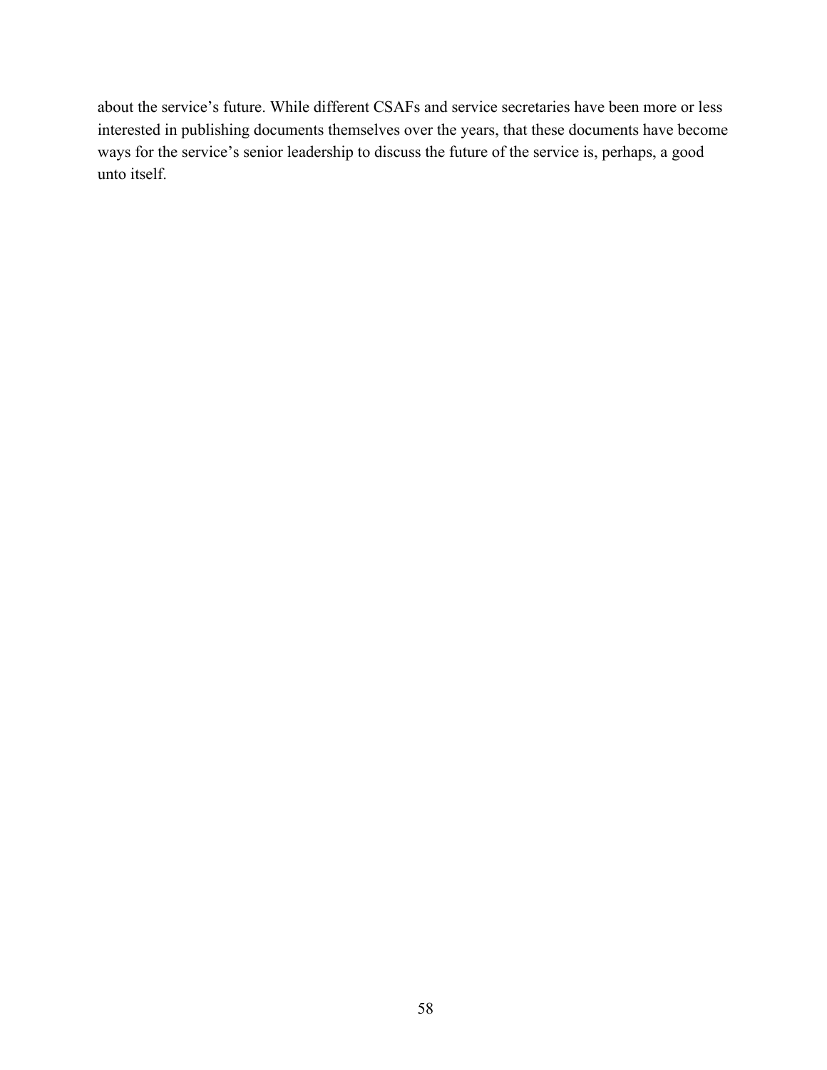about the service's future. While different CSAFs and service secretaries have been more or less interested in publishing documents themselves over the years, that these documents have become ways for the service's senior leadership to discuss the future of the service is, perhaps, a good unto itself.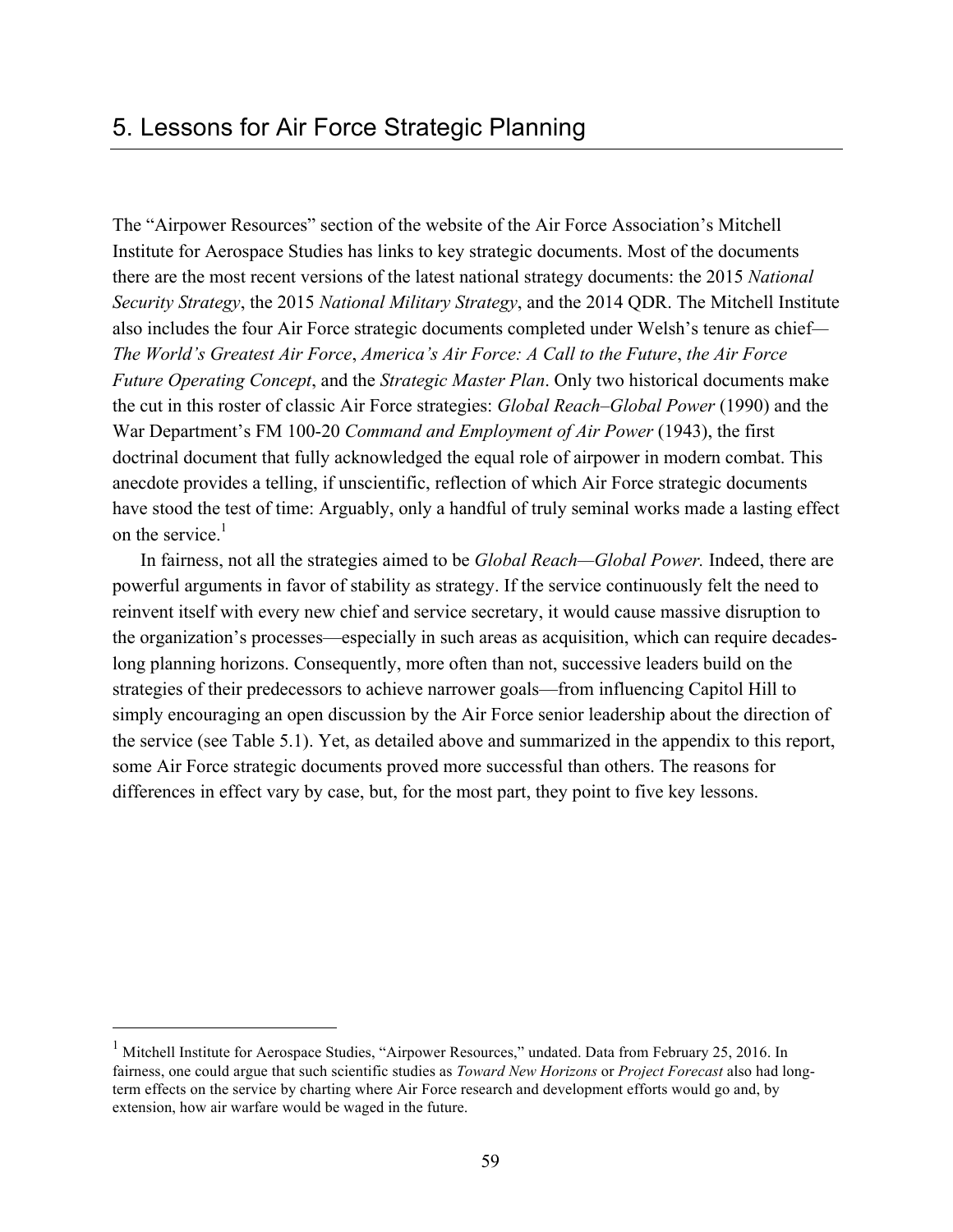# 5. Lessons for Air Force Strategic Planning

The "Airpower Resources" section of the website of the Air Force Association's Mitchell Institute for Aerospace Studies has links to key strategic documents. Most of the documents there are the most recent versions of the latest national strategy documents: the 2015 *National Security Strategy*, the 2015 *National Military Strategy*, and the 2014 QDR. The Mitchell Institute also includes the four Air Force strategic documents completed under Welsh's tenure as chief—*The World's Greatest Air Force*, *America's Air Force: A Call to the Future*, *the Air Force Future Operating Concept*, and the *Strategic Master Plan*. Only two historical documents make the cut in this roster of classic Air Force strategies: *Global Reach–Global Power* (1990) and the War Department's FM 100-20 *Command and Employment of Air Power* (1943), the first doctrinal document that fully acknowledged the equal role of airpower in modern combat. This anecdote provides a telling, if unscientific, reflection of which Air Force strategic documents have stood the test of time: Arguably, only a handful of truly seminal works made a lasting effect on the service.[1]

In fairness, not all the strategies aimed to be *Global Reach—Global Power.* Indeed, there are powerful arguments in favor of stability as strategy. If the service continuously felt the need to reinvent itself with every new chief and service secretary, it would cause massive disruption to the organization's processes—especially in such areas as acquisition, which can require decades-long planning horizons. Consequently, more often than not, successive leaders build on the strategies of their predecessors to achieve narrower goals—from influencing Capitol Hill to simply encouraging an open discussion by the Air Force senior leadership about the direction of the service (see Table 5.1). Yet, as detailed above and summarized in the appendix to this report, some Air Force strategic documents proved more successful than others. The reasons for differences in effect vary by case, but, for the most part, they point to five key lessons.

---

[1] Mitchell Institute for Aerospace Studies, "Airpower Resources," undated. Data from February 25, 2016. In fairness, one could argue that such scientific studies as *Toward New Horizons* or *Project Forecast* also had long-term effects on the service by charting where Air Force research and development efforts would go and, by extension, how air warfare would be waged in the future.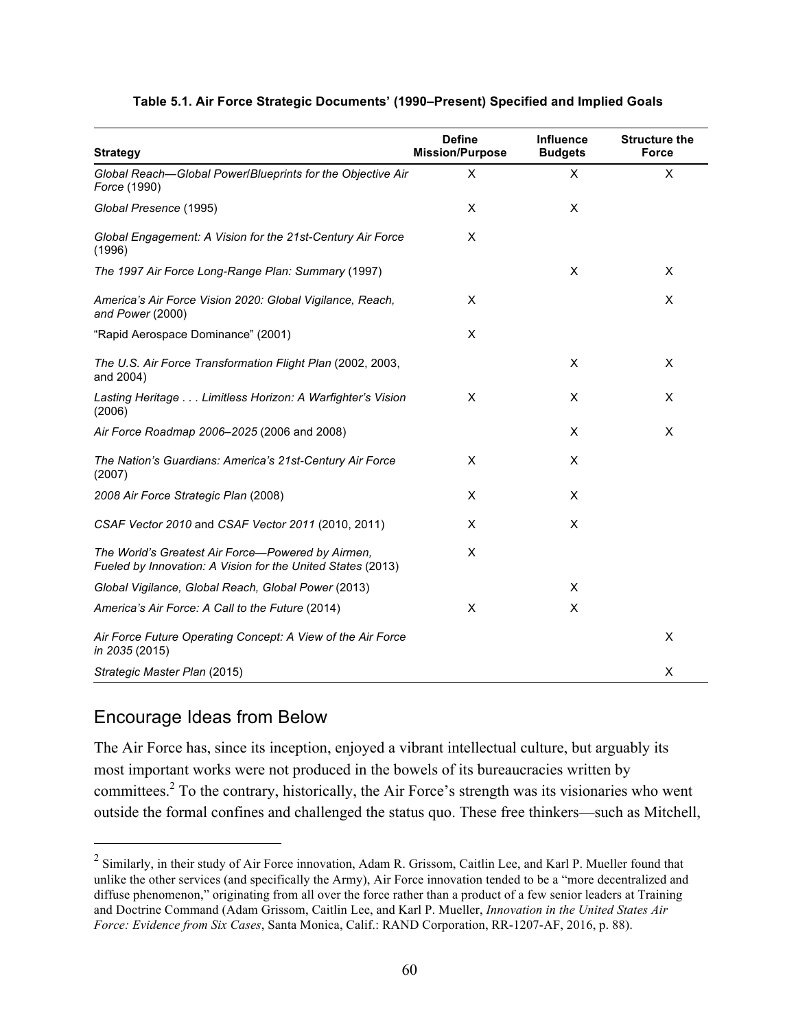**Table 5.1. Air Force Strategic Documents' (1990–Present) Specified and Implied Goals**

| Strategy | Define Mission/Purpose | Influence Budgets | Structure the Force |
|---|---|---|---|
| *Global Reach—Global Power*/*Blueprints for the Objective Air Force* (1990) | X | X | X |
| *Global Presence* (1995) | X | X | |
| *Global Engagement: A Vision for the 21st-Century Air Force* (1996) | X | | |
| *The 1997 Air Force Long-Range Plan: Summary* (1997) | | X | X |
| *America's Air Force Vision 2020: Global Vigilance, Reach, and Power* (2000) | X | | X |
| "Rapid Aerospace Dominance" (2001) | X | | |
| *The U.S. Air Force Transformation Flight Plan* (2002, 2003, and 2004) | | X | X |
| *Lasting Heritage . . . Limitless Horizon: A Warfighter's Vision* (2006) | X | X | X |
| *Air Force Roadmap 2006–2025* (2006 and 2008) | | X | X |
| *The Nation's Guardians: America's 21st-Century Air Force* (2007) | X | X | |
| *2008 Air Force Strategic Plan* (2008) | X | X | |
| *CSAF Vector 2010* and *CSAF Vector 2011* (2010, 2011) | X | X | |
| *The World's Greatest Air Force—Powered by Airmen, Fueled by Innovation: A Vision for the United States* (2013) | X | | |
| *Global Vigilance, Global Reach, Global Power* (2013) | | X | |
| *America's Air Force: A Call to the Future* (2014) | X | X | |
| *Air Force Future Operating Concept: A View of the Air Force in 2035* (2015) | | | X |
| *Strategic Master Plan* (2015) | | | X |

## Encourage Ideas from Below

The Air Force has, since its inception, enjoyed a vibrant intellectual culture, but arguably its most important works were not produced in the bowels of its bureaucracies written by committees.[2] To the contrary, historically, the Air Force's strength was its visionaries who went outside the formal confines and challenged the status quo. These free thinkers—such as Mitchell,

[2] Similarly, in their study of Air Force innovation, Adam R. Grissom, Caitlin Lee, and Karl P. Mueller found that unlike the other services (and specifically the Army), Air Force innovation tended to be a "more decentralized and diffuse phenomenon," originating from all over the force rather than a product of a few senior leaders at Training and Doctrine Command (Adam Grissom, Caitlin Lee, and Karl P. Mueller, *Innovation in the United States Air Force: Evidence from Six Cases*, Santa Monica, Calif.: RAND Corporation, RR-1207-AF, 2016, p. 88).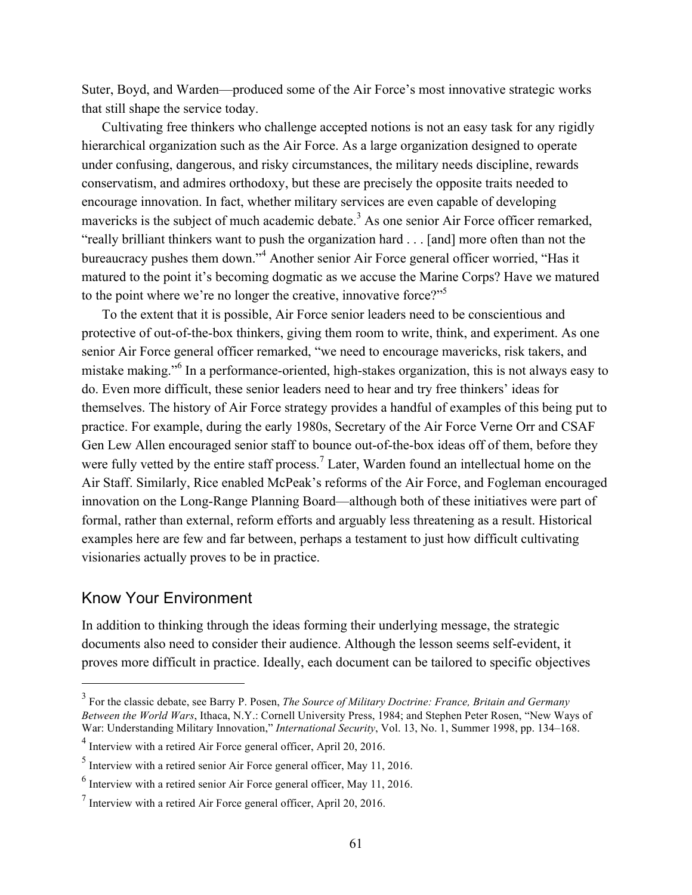Suter, Boyd, and Warden—produced some of the Air Force's most innovative strategic works that still shape the service today.

Cultivating free thinkers who challenge accepted notions is not an easy task for any rigidly hierarchical organization such as the Air Force. As a large organization designed to operate under confusing, dangerous, and risky circumstances, the military needs discipline, rewards conservatism, and admires orthodoxy, but these are precisely the opposite traits needed to encourage innovation. In fact, whether military services are even capable of developing mavericks is the subject of much academic debate.[3] As one senior Air Force officer remarked, "really brilliant thinkers want to push the organization hard . . . [and] more often than not the bureaucracy pushes them down."[4] Another senior Air Force general officer worried, "Has it matured to the point it's becoming dogmatic as we accuse the Marine Corps? Have we matured to the point where we're no longer the creative, innovative force?"[5]

To the extent that it is possible, Air Force senior leaders need to be conscientious and protective of out-of-the-box thinkers, giving them room to write, think, and experiment. As one senior Air Force general officer remarked, "we need to encourage mavericks, risk takers, and mistake making."[6] In a performance-oriented, high-stakes organization, this is not always easy to do. Even more difficult, these senior leaders need to hear and try free thinkers' ideas for themselves. The history of Air Force strategy provides a handful of examples of this being put to practice. For example, during the early 1980s, Secretary of the Air Force Verne Orr and CSAF Gen Lew Allen encouraged senior staff to bounce out-of-the-box ideas off of them, before they were fully vetted by the entire staff process.[7] Later, Warden found an intellectual home on the Air Staff. Similarly, Rice enabled McPeak's reforms of the Air Force, and Fogleman encouraged innovation on the Long-Range Planning Board—although both of these initiatives were part of formal, rather than external, reform efforts and arguably less threatening as a result. Historical examples here are few and far between, perhaps a testament to just how difficult cultivating visionaries actually proves to be in practice.

## Know Your Environment

In addition to thinking through the ideas forming their underlying message, the strategic documents also need to consider their audience. Although the lesson seems self-evident, it proves more difficult in practice. Ideally, each document can be tailored to specific objectives

---

[3] For the classic debate, see Barry P. Posen, *The Source of Military Doctrine: France, Britain and Germany Between the World Wars*, Ithaca, N.Y.: Cornell University Press, 1984; and Stephen Peter Rosen, "New Ways of War: Understanding Military Innovation," *International Security*, Vol. 13, No. 1, Summer 1998, pp. 134–168.

[4] Interview with a retired Air Force general officer, April 20, 2016.

[5] Interview with a retired senior Air Force general officer, May 11, 2016.

[6] Interview with a retired senior Air Force general officer, May 11, 2016.

[7] Interview with a retired Air Force general officer, April 20, 2016.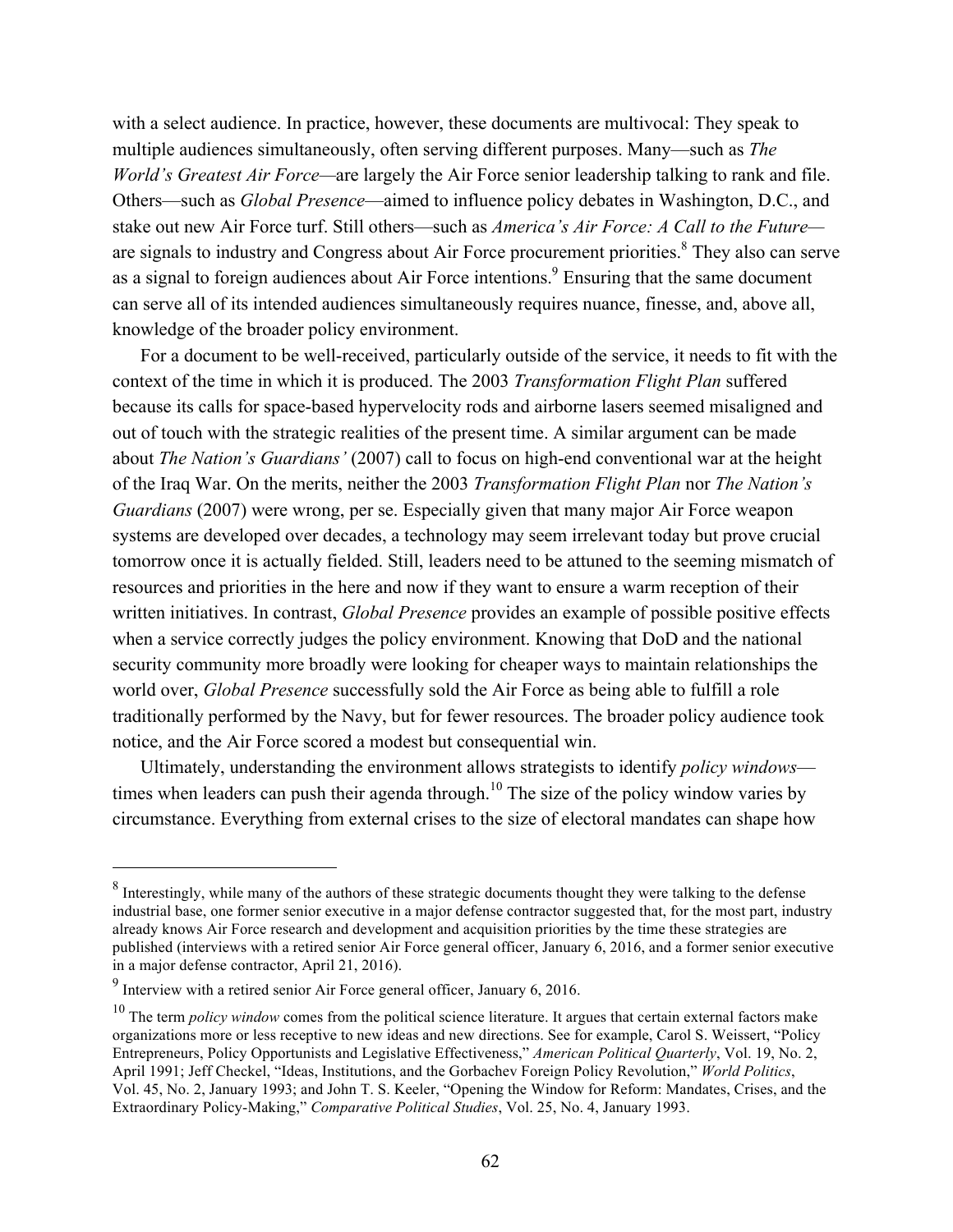with a select audience. In practice, however, these documents are multivocal: They speak to multiple audiences simultaneously, often serving different purposes. Many—such as *The World's Greatest Air Force*—are largely the Air Force senior leadership talking to rank and file. Others—such as *Global Presence*—aimed to influence policy debates in Washington, D.C., and stake out new Air Force turf. Still others—such as *America's Air Force: A Call to the Future*—are signals to industry and Congress about Air Force procurement priorities.[8] They also can serve as a signal to foreign audiences about Air Force intentions.[9] Ensuring that the same document can serve all of its intended audiences simultaneously requires nuance, finesse, and, above all, knowledge of the broader policy environment.

For a document to be well-received, particularly outside of the service, it needs to fit with the context of the time in which it is produced. The 2003 *Transformation Flight Plan* suffered because its calls for space-based hypervelocity rods and airborne lasers seemed misaligned and out of touch with the strategic realities of the present time. A similar argument can be made about *The Nation's Guardians'* (2007) call to focus on high-end conventional war at the height of the Iraq War. On the merits, neither the 2003 *Transformation Flight Plan* nor *The Nation's Guardians* (2007) were wrong, per se. Especially given that many major Air Force weapon systems are developed over decades, a technology may seem irrelevant today but prove crucial tomorrow once it is actually fielded. Still, leaders need to be attuned to the seeming mismatch of resources and priorities in the here and now if they want to ensure a warm reception of their written initiatives. In contrast, *Global Presence* provides an example of possible positive effects when a service correctly judges the policy environment. Knowing that DoD and the national security community more broadly were looking for cheaper ways to maintain relationships the world over, *Global Presence* successfully sold the Air Force as being able to fulfill a role traditionally performed by the Navy, but for fewer resources. The broader policy audience took notice, and the Air Force scored a modest but consequential win.

Ultimately, understanding the environment allows strategists to identify *policy windows*—times when leaders can push their agenda through.[10] The size of the policy window varies by circumstance. Everything from external crises to the size of electoral mandates can shape how

---

[8] Interestingly, while many of the authors of these strategic documents thought they were talking to the defense industrial base, one former senior executive in a major defense contractor suggested that, for the most part, industry already knows Air Force research and development and acquisition priorities by the time these strategies are published (interviews with a retired senior Air Force general officer, January 6, 2016, and a former senior executive in a major defense contractor, April 21, 2016).

[9] Interview with a retired senior Air Force general officer, January 6, 2016.

[10] The term *policy window* comes from the political science literature. It argues that certain external factors make organizations more or less receptive to new ideas and new directions. See for example, Carol S. Weissert, "Policy Entrepreneurs, Policy Opportunists and Legislative Effectiveness," *American Political Quarterly*, Vol. 19, No. 2, April 1991; Jeff Checkel, "Ideas, Institutions, and the Gorbachev Foreign Policy Revolution," *World Politics*, Vol. 45, No. 2, January 1993; and John T. S. Keeler, "Opening the Window for Reform: Mandates, Crises, and the Extraordinary Policy-Making," *Comparative Political Studies*, Vol. 25, No. 4, January 1993.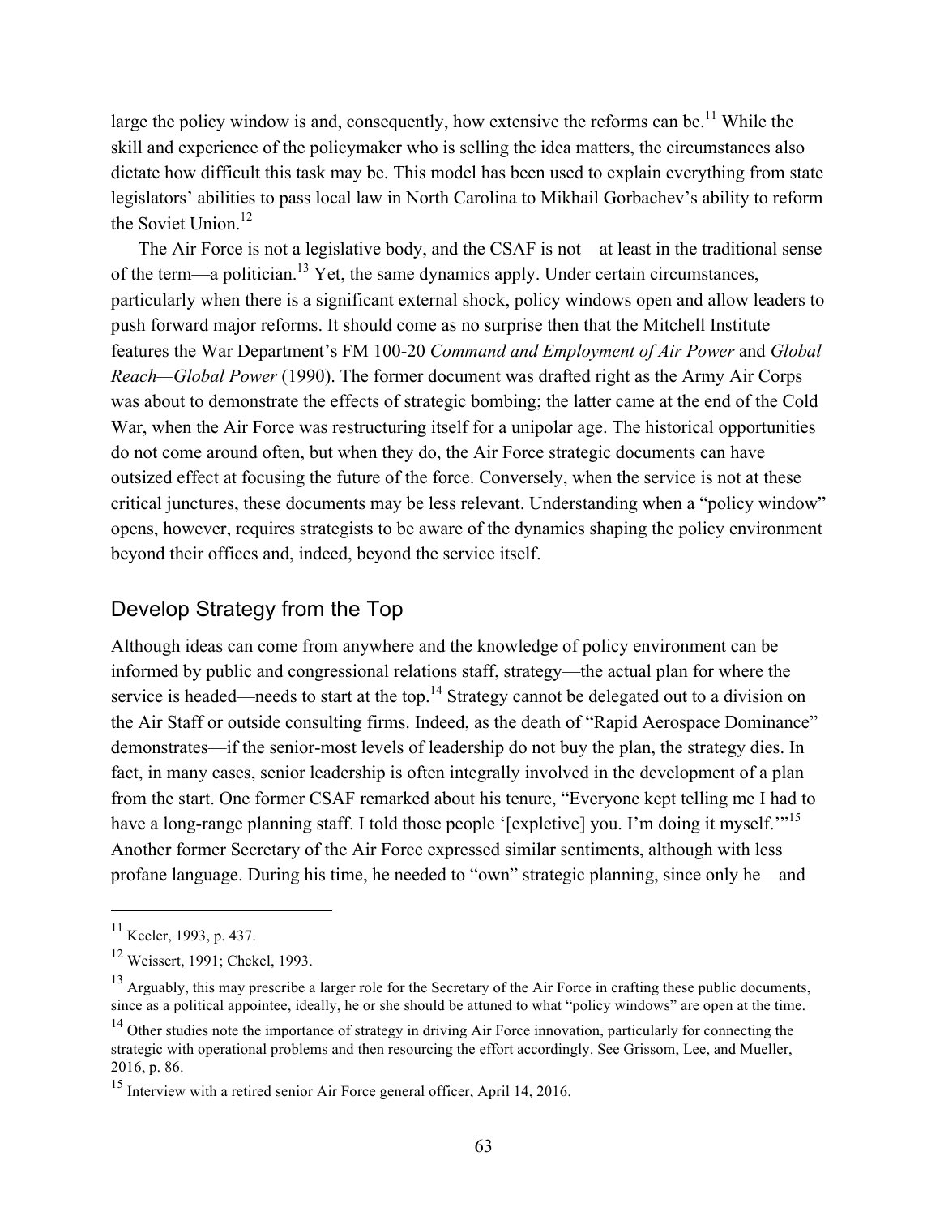large the policy window is and, consequently, how extensive the reforms can be.[11] While the skill and experience of the policymaker who is selling the idea matters, the circumstances also dictate how difficult this task may be. This model has been used to explain everything from state legislators' abilities to pass local law in North Carolina to Mikhail Gorbachev's ability to reform the Soviet Union.[12]

The Air Force is not a legislative body, and the CSAF is not—at least in the traditional sense of the term—a politician.[13] Yet, the same dynamics apply. Under certain circumstances, particularly when there is a significant external shock, policy windows open and allow leaders to push forward major reforms. It should come as no surprise then that the Mitchell Institute features the War Department's FM 100-20 *Command and Employment of Air Power* and *Global Reach—Global Power* (1990). The former document was drafted right as the Army Air Corps was about to demonstrate the effects of strategic bombing; the latter came at the end of the Cold War, when the Air Force was restructuring itself for a unipolar age. The historical opportunities do not come around often, but when they do, the Air Force strategic documents can have outsized effect at focusing the future of the force. Conversely, when the service is not at these critical junctures, these documents may be less relevant. Understanding when a "policy window" opens, however, requires strategists to be aware of the dynamics shaping the policy environment beyond their offices and, indeed, beyond the service itself.

## Develop Strategy from the Top

Although ideas can come from anywhere and the knowledge of policy environment can be informed by public and congressional relations staff, strategy—the actual plan for where the service is headed—needs to start at the top.[14] Strategy cannot be delegated out to a division on the Air Staff or outside consulting firms. Indeed, as the death of "Rapid Aerospace Dominance" demonstrates—if the senior-most levels of leadership do not buy the plan, the strategy dies. In fact, in many cases, senior leadership is often integrally involved in the development of a plan from the start. One former CSAF remarked about his tenure, "Everyone kept telling me I had to have a long-range planning staff. I told those people '[expletive] you. I'm doing it myself.'"[15] Another former Secretary of the Air Force expressed similar sentiments, although with less profane language. During his time, he needed to "own" strategic planning, since only he—and

---

[11] Keeler, 1993, p. 437.

[12] Weissert, 1991; Chekel, 1993.

[13] Arguably, this may prescribe a larger role for the Secretary of the Air Force in crafting these public documents, since as a political appointee, ideally, he or she should be attuned to what "policy windows" are open at the time.

[14] Other studies note the importance of strategy in driving Air Force innovation, particularly for connecting the strategic with operational problems and then resourcing the effort accordingly. See Grissom, Lee, and Mueller, 2016, p. 86.

[15] Interview with a retired senior Air Force general officer, April 14, 2016.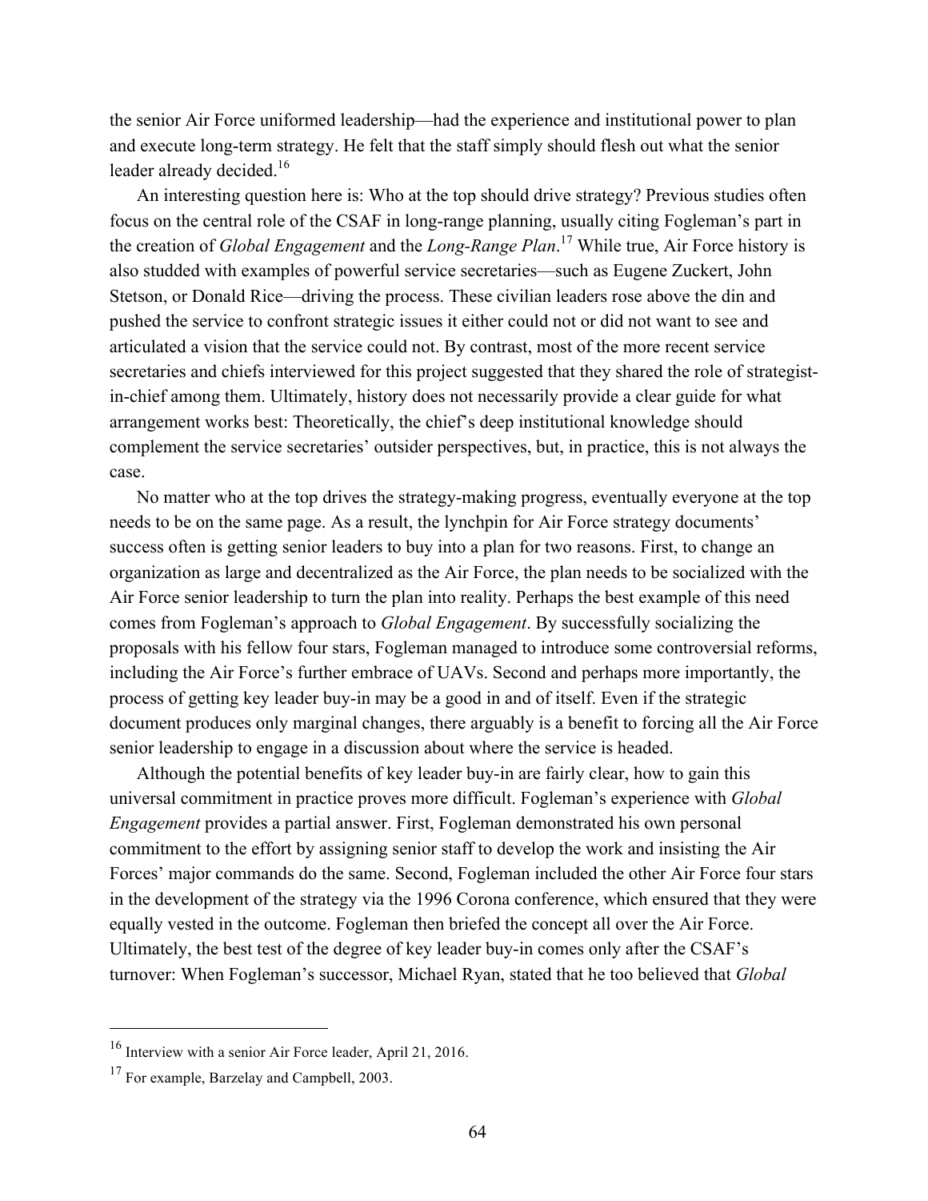the senior Air Force uniformed leadership—had the experience and institutional power to plan and execute long-term strategy. He felt that the staff simply should flesh out what the senior leader already decided.[16]

An interesting question here is: Who at the top should drive strategy? Previous studies often focus on the central role of the CSAF in long-range planning, usually citing Fogleman's part in the creation of *Global Engagement* and the *Long-Range Plan*.[17] While true, Air Force history is also studded with examples of powerful service secretaries—such as Eugene Zuckert, John Stetson, or Donald Rice—driving the process. These civilian leaders rose above the din and pushed the service to confront strategic issues it either could not or did not want to see and articulated a vision that the service could not. By contrast, most of the more recent service secretaries and chiefs interviewed for this project suggested that they shared the role of strategist-in-chief among them. Ultimately, history does not necessarily provide a clear guide for what arrangement works best: Theoretically, the chief's deep institutional knowledge should complement the service secretaries' outsider perspectives, but, in practice, this is not always the case.

No matter who at the top drives the strategy-making progress, eventually everyone at the top needs to be on the same page. As a result, the lynchpin for Air Force strategy documents' success often is getting senior leaders to buy into a plan for two reasons. First, to change an organization as large and decentralized as the Air Force, the plan needs to be socialized with the Air Force senior leadership to turn the plan into reality. Perhaps the best example of this need comes from Fogleman's approach to *Global Engagement*. By successfully socializing the proposals with his fellow four stars, Fogleman managed to introduce some controversial reforms, including the Air Force's further embrace of UAVs. Second and perhaps more importantly, the process of getting key leader buy-in may be a good in and of itself. Even if the strategic document produces only marginal changes, there arguably is a benefit to forcing all the Air Force senior leadership to engage in a discussion about where the service is headed.

Although the potential benefits of key leader buy-in are fairly clear, how to gain this universal commitment in practice proves more difficult. Fogleman's experience with *Global Engagement* provides a partial answer. First, Fogleman demonstrated his own personal commitment to the effort by assigning senior staff to develop the work and insisting the Air Forces' major commands do the same. Second, Fogleman included the other Air Force four stars in the development of the strategy via the 1996 Corona conference, which ensured that they were equally vested in the outcome. Fogleman then briefed the concept all over the Air Force. Ultimately, the best test of the degree of key leader buy-in comes only after the CSAF's turnover: When Fogleman's successor, Michael Ryan, stated that he too believed that *Global*

[16] Interview with a senior Air Force leader, April 21, 2016.

[17] For example, Barzelay and Campbell, 2003.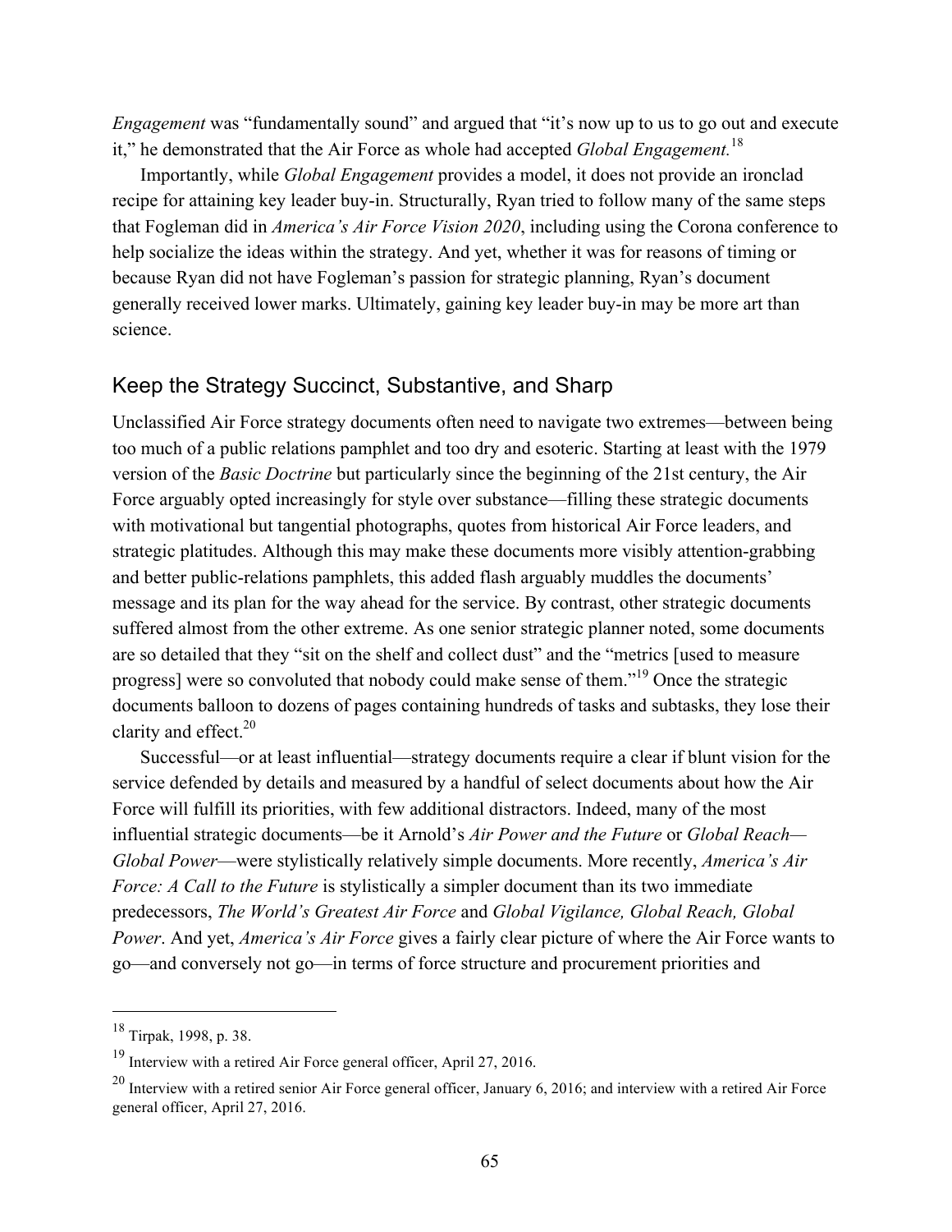*Engagement* was "fundamentally sound" and argued that "it's now up to us to go out and execute it," he demonstrated that the Air Force as whole had accepted *Global Engagement.*[18]

Importantly, while *Global Engagement* provides a model, it does not provide an ironclad recipe for attaining key leader buy-in. Structurally, Ryan tried to follow many of the same steps that Fogleman did in *America's Air Force Vision 2020*, including using the Corona conference to help socialize the ideas within the strategy. And yet, whether it was for reasons of timing or because Ryan did not have Fogleman's passion for strategic planning, Ryan's document generally received lower marks. Ultimately, gaining key leader buy-in may be more art than science.

## Keep the Strategy Succinct, Substantive, and Sharp

Unclassified Air Force strategy documents often need to navigate two extremes—between being too much of a public relations pamphlet and too dry and esoteric. Starting at least with the 1979 version of the *Basic Doctrine* but particularly since the beginning of the 21st century, the Air Force arguably opted increasingly for style over substance—filling these strategic documents with motivational but tangential photographs, quotes from historical Air Force leaders, and strategic platitudes. Although this may make these documents more visibly attention-grabbing and better public-relations pamphlets, this added flash arguably muddles the documents' message and its plan for the way ahead for the service. By contrast, other strategic documents suffered almost from the other extreme. As one senior strategic planner noted, some documents are so detailed that they "sit on the shelf and collect dust" and the "metrics [used to measure progress] were so convoluted that nobody could make sense of them."[19] Once the strategic documents balloon to dozens of pages containing hundreds of tasks and subtasks, they lose their clarity and effect.[20]

Successful—or at least influential—strategy documents require a clear if blunt vision for the service defended by details and measured by a handful of select documents about how the Air Force will fulfill its priorities, with few additional distractors. Indeed, many of the most influential strategic documents—be it Arnold's *Air Power and the Future* or *Global Reach—Global Power*—were stylistically relatively simple documents. More recently, *America's Air Force: A Call to the Future* is stylistically a simpler document than its two immediate predecessors, *The World's Greatest Air Force* and *Global Vigilance, Global Reach, Global Power*. And yet, *America's Air Force* gives a fairly clear picture of where the Air Force wants to go—and conversely not go—in terms of force structure and procurement priorities and

---

[18] Tirpak, 1998, p. 38.

[19] Interview with a retired Air Force general officer, April 27, 2016.

[20] Interview with a retired senior Air Force general officer, January 6, 2016; and interview with a retired Air Force general officer, April 27, 2016.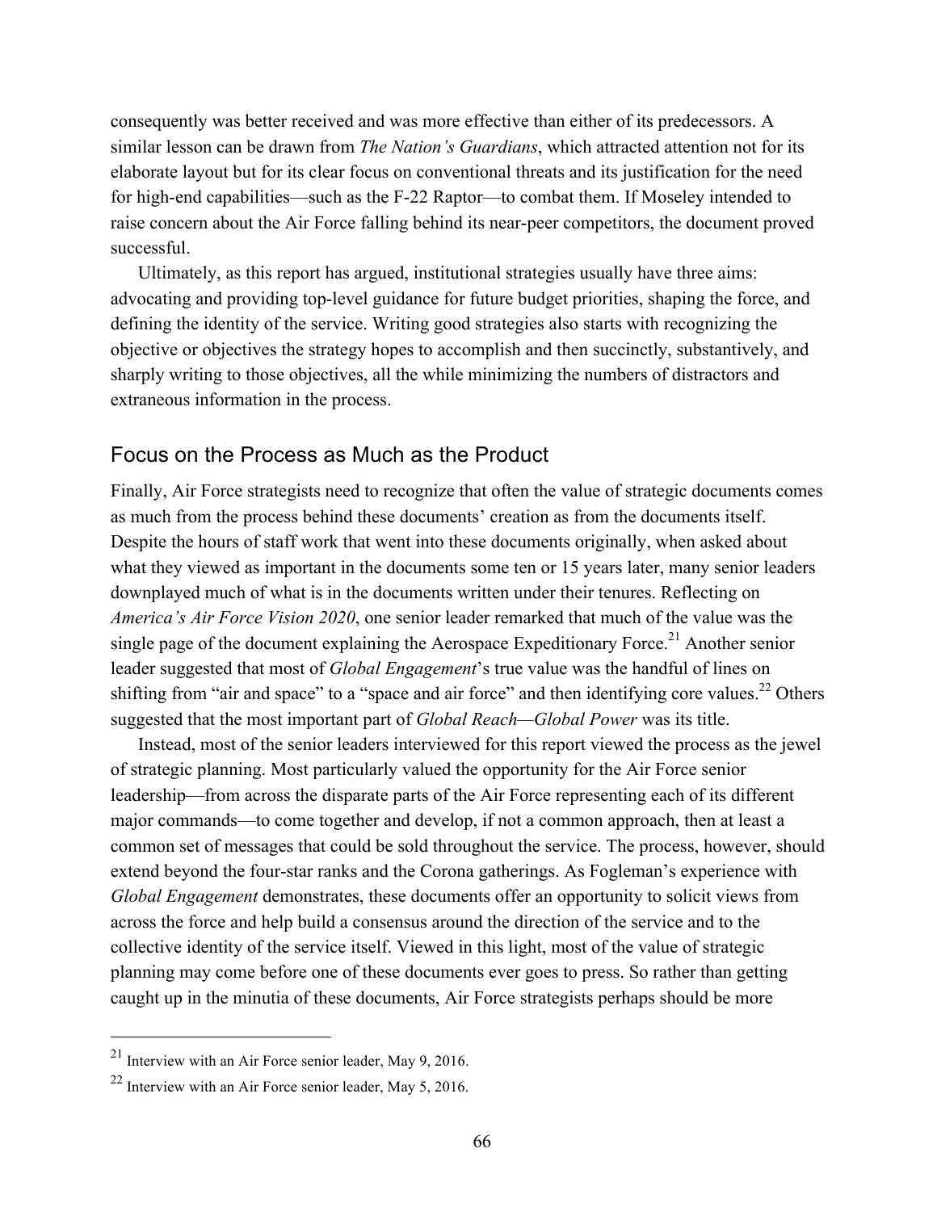consequently was better received and was more effective than either of its predecessors. A similar lesson can be drawn from *The Nation's Guardians*, which attracted attention not for its elaborate layout but for its clear focus on conventional threats and its justification for the need for high-end capabilities—such as the F-22 Raptor—to combat them. If Moseley intended to raise concern about the Air Force falling behind its near-peer competitors, the document proved successful.

Ultimately, as this report has argued, institutional strategies usually have three aims: advocating and providing top-level guidance for future budget priorities, shaping the force, and defining the identity of the service. Writing good strategies also starts with recognizing the objective or objectives the strategy hopes to accomplish and then succinctly, substantively, and sharply writing to those objectives, all the while minimizing the numbers of distractors and extraneous information in the process.

## Focus on the Process as Much as the Product

Finally, Air Force strategists need to recognize that often the value of strategic documents comes as much from the process behind these documents' creation as from the documents itself. Despite the hours of staff work that went into these documents originally, when asked about what they viewed as important in the documents some ten or 15 years later, many senior leaders downplayed much of what is in the documents written under their tenures. Reflecting on *America's Air Force Vision 2020*, one senior leader remarked that much of the value was the single page of the document explaining the Aerospace Expeditionary Force.[21] Another senior leader suggested that most of *Global Engagement*'s true value was the handful of lines on shifting from "air and space" to a "space and air force" and then identifying core values.[22] Others suggested that the most important part of *Global Reach—Global Power* was its title.

Instead, most of the senior leaders interviewed for this report viewed the process as the jewel of strategic planning. Most particularly valued the opportunity for the Air Force senior leadership—from across the disparate parts of the Air Force representing each of its different major commands—to come together and develop, if not a common approach, then at least a common set of messages that could be sold throughout the service. The process, however, should extend beyond the four-star ranks and the Corona gatherings. As Fogleman's experience with *Global Engagement* demonstrates, these documents offer an opportunity to solicit views from across the force and help build a consensus around the direction of the service and to the collective identity of the service itself. Viewed in this light, most of the value of strategic planning may come before one of these documents ever goes to press. So rather than getting caught up in the minutia of these documents, Air Force strategists perhaps should be more

---

[21] Interview with an Air Force senior leader, May 9, 2016.

[22] Interview with an Air Force senior leader, May 5, 2016.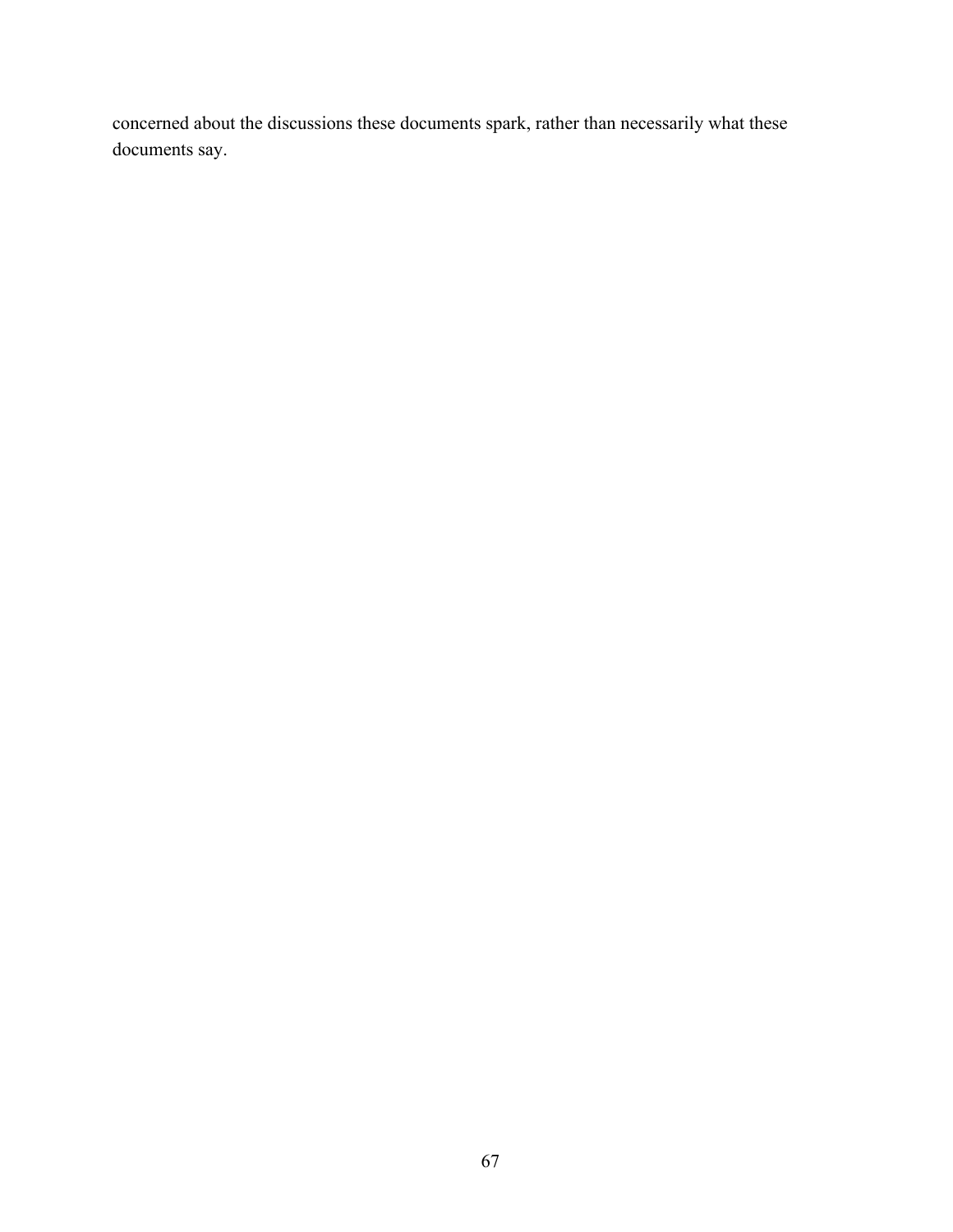concerned about the discussions these documents spark, rather than necessarily what these documents say.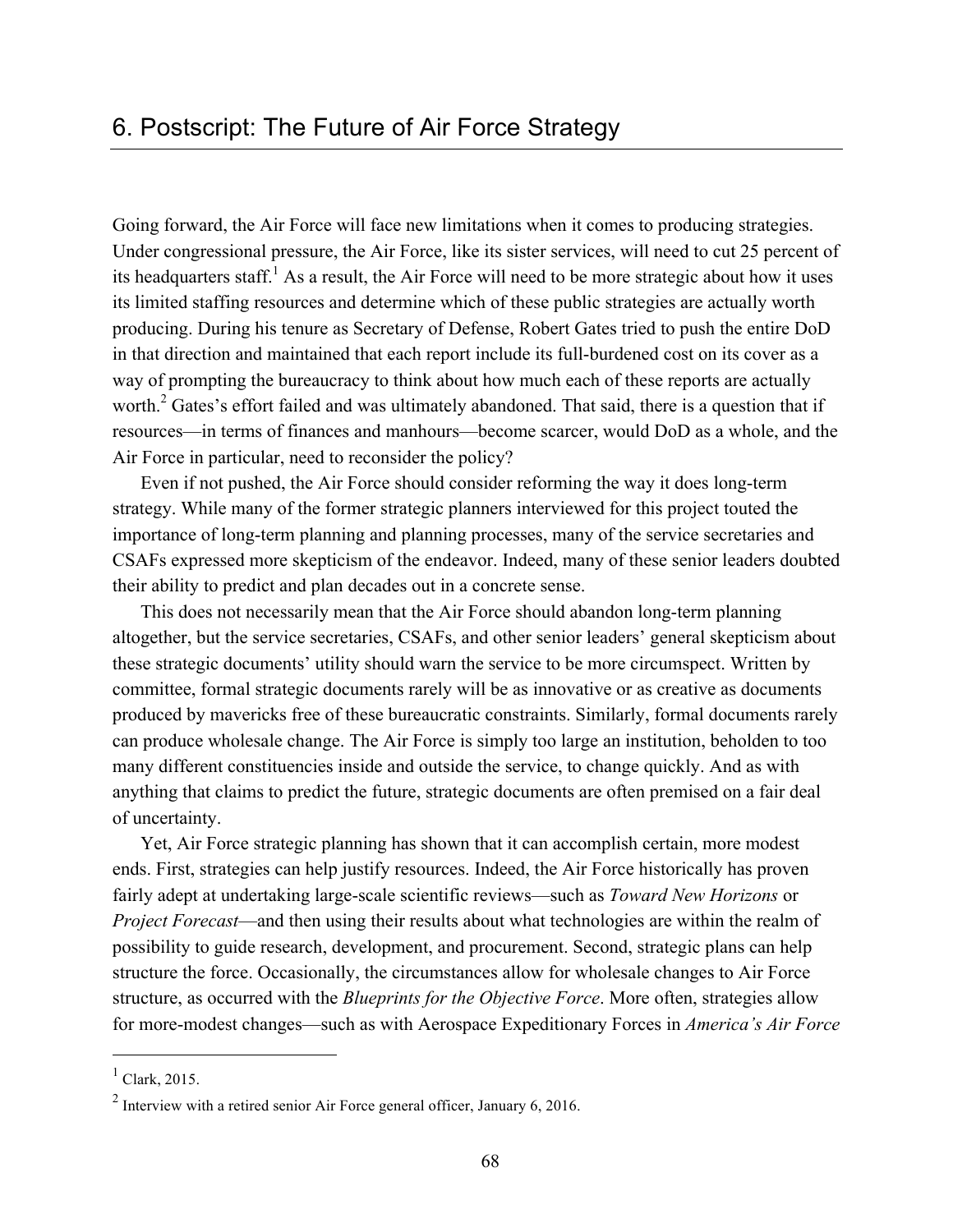# 6. Postscript: The Future of Air Force Strategy

Going forward, the Air Force will face new limitations when it comes to producing strategies. Under congressional pressure, the Air Force, like its sister services, will need to cut 25 percent of its headquarters staff.[1] As a result, the Air Force will need to be more strategic about how it uses its limited staffing resources and determine which of these public strategies are actually worth producing. During his tenure as Secretary of Defense, Robert Gates tried to push the entire DoD in that direction and maintained that each report include its full-burdened cost on its cover as a way of prompting the bureaucracy to think about how much each of these reports are actually worth.[2] Gates's effort failed and was ultimately abandoned. That said, there is a question that if resources—in terms of finances and manhours—become scarcer, would DoD as a whole, and the Air Force in particular, need to reconsider the policy?

Even if not pushed, the Air Force should consider reforming the way it does long-term strategy. While many of the former strategic planners interviewed for this project touted the importance of long-term planning and planning processes, many of the service secretaries and CSAFs expressed more skepticism of the endeavor. Indeed, many of these senior leaders doubted their ability to predict and plan decades out in a concrete sense.

This does not necessarily mean that the Air Force should abandon long-term planning altogether, but the service secretaries, CSAFs, and other senior leaders' general skepticism about these strategic documents' utility should warn the service to be more circumspect. Written by committee, formal strategic documents rarely will be as innovative or as creative as documents produced by mavericks free of these bureaucratic constraints. Similarly, formal documents rarely can produce wholesale change. The Air Force is simply too large an institution, beholden to too many different constituencies inside and outside the service, to change quickly. And as with anything that claims to predict the future, strategic documents are often premised on a fair deal of uncertainty.

Yet, Air Force strategic planning has shown that it can accomplish certain, more modest ends. First, strategies can help justify resources. Indeed, the Air Force historically has proven fairly adept at undertaking large-scale scientific reviews—such as *Toward New Horizons* or *Project Forecast*—and then using their results about what technologies are within the realm of possibility to guide research, development, and procurement. Second, strategic plans can help structure the force. Occasionally, the circumstances allow for wholesale changes to Air Force structure, as occurred with the *Blueprints for the Objective Force*. More often, strategies allow for more-modest changes—such as with Aerospace Expeditionary Forces in *America's Air Force*

---

[1] Clark, 2015.

[2] Interview with a retired senior Air Force general officer, January 6, 2016.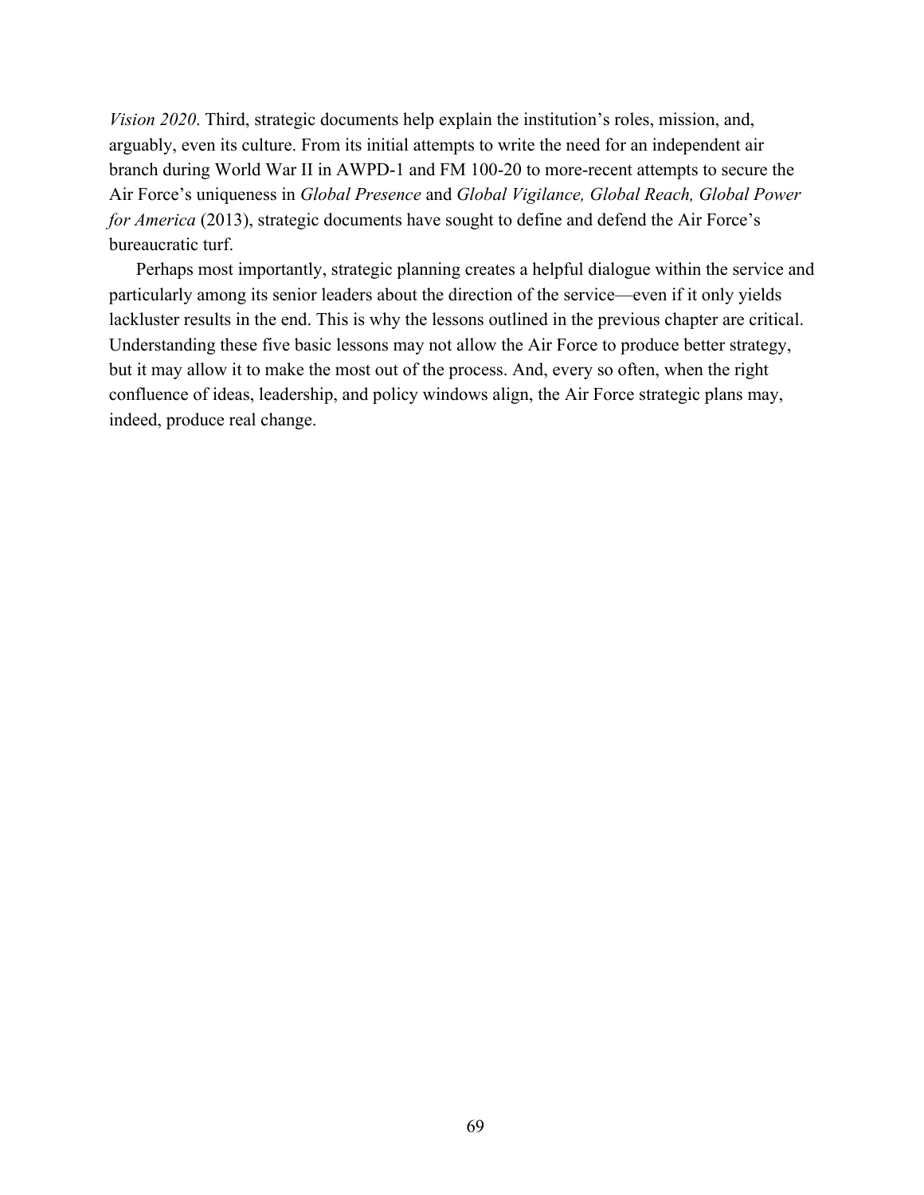*Vision 2020*. Third, strategic documents help explain the institution's roles, mission, and, arguably, even its culture. From its initial attempts to write the need for an independent air branch during World War II in AWPD-1 and FM 100-20 to more-recent attempts to secure the Air Force's uniqueness in *Global Presence* and *Global Vigilance, Global Reach, Global Power for America* (2013), strategic documents have sought to define and defend the Air Force's bureaucratic turf.

Perhaps most importantly, strategic planning creates a helpful dialogue within the service and particularly among its senior leaders about the direction of the service—even if it only yields lackluster results in the end. This is why the lessons outlined in the previous chapter are critical. Understanding these five basic lessons may not allow the Air Force to produce better strategy, but it may allow it to make the most out of the process. And, every so often, when the right confluence of ideas, leadership, and policy windows align, the Air Force strategic plans may, indeed, produce real change.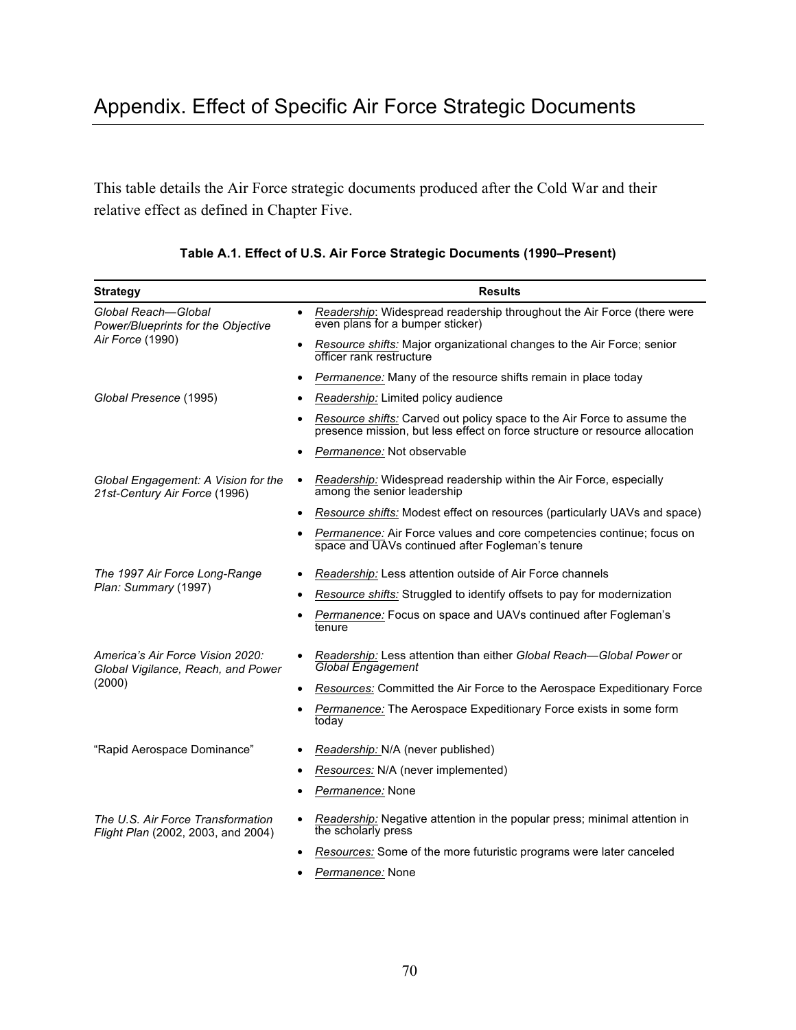# Appendix. Effect of Specific Air Force Strategic Documents

This table details the Air Force strategic documents produced after the Cold War and their relative effect as defined in Chapter Five.

**Table A.1. Effect of U.S. Air Force Strategic Documents (1990–Present)**

| Strategy | Results |
|---|---|
| *Global Reach—Global Power/Blueprints for the Objective Air Force* (1990) | • *Readership*: Widespread readership throughout the Air Force (there were even plans for a bumper sticker)<br>• *Resource shifts:* Major organizational changes to the Air Force; senior officer rank restructure<br>• *Permanence:* Many of the resource shifts remain in place today |
| *Global Presence* (1995) | • *Readership:* Limited policy audience<br>• *Resource shifts:* Carved out policy space to the Air Force to assume the presence mission, but less effect on force structure or resource allocation<br>• *Permanence:* Not observable |
| *Global Engagement: A Vision for the 21st-Century Air Force* (1996) | • *Readership:* Widespread readership within the Air Force, especially among the senior leadership<br>• *Resource shifts:* Modest effect on resources (particularly UAVs and space)<br>• *Permanence:* Air Force values and core competencies continue; focus on space and UAVs continued after Fogleman's tenure |
| *The 1997 Air Force Long-Range Plan: Summary* (1997) | • *Readership:* Less attention outside of Air Force channels<br>• *Resource shifts:* Struggled to identify offsets to pay for modernization<br>• *Permanence:* Focus on space and UAVs continued after Fogleman's tenure |
| *America's Air Force Vision 2020: Global Vigilance, Reach, and Power* (2000) | • *Readership:* Less attention than either *Global Reach—Global Power* or *Global Engagement*<br>• *Resources:* Committed the Air Force to the Aerospace Expeditionary Force<br>• *Permanence:* The Aerospace Expeditionary Force exists in some form today |
| "Rapid Aerospace Dominance" | • *Readership:* N/A (never published)<br>• *Resources:* N/A (never implemented)<br>• *Permanence:* None |
| *The U.S. Air Force Transformation Flight Plan* (2002, 2003, and 2004) | • *Readership:* Negative attention in the popular press; minimal attention in the scholarly press<br>• *Resources:* Some of the more futuristic programs were later canceled<br>• *Permanence:* None |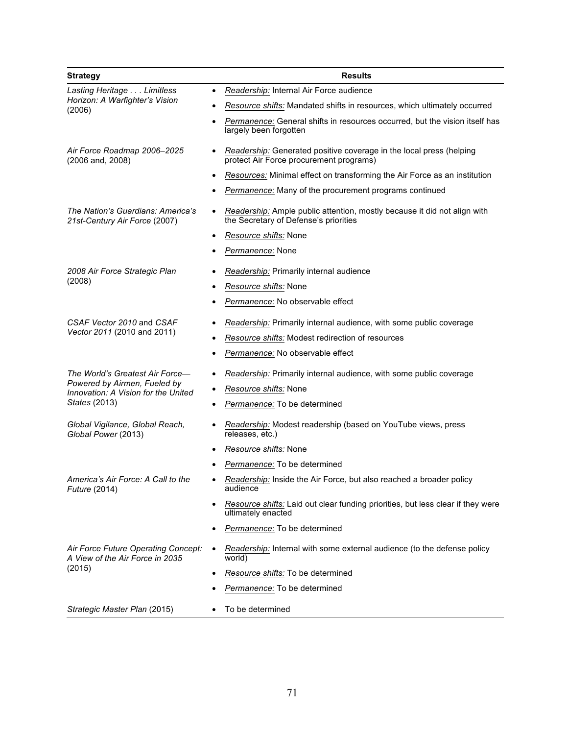| Strategy | Results |
|---|---|
| *Lasting Heritage . . . Limitless Horizon: A Warfighter's Vision* (2006) | • *Readership:* Internal Air Force audience<br>• *Resource shifts:* Mandated shifts in resources, which ultimately occurred<br>• *Permanence:* General shifts in resources occurred, but the vision itself has largely been forgotten |
| *Air Force Roadmap 2006–2025* (2006 and, 2008) | • *Readership:* Generated positive coverage in the local press (helping protect Air Force procurement programs)<br>• *Resources:* Minimal effect on transforming the Air Force as an institution<br>• *Permanence:* Many of the procurement programs continued |
| *The Nation's Guardians: America's 21st-Century Air Force* (2007) | • *Readership:* Ample public attention, mostly because it did not align with the Secretary of Defense's priorities<br>• *Resource shifts:* None<br>• *Permanence:* None |
| *2008 Air Force Strategic Plan* (2008) | • *Readership:* Primarily internal audience<br>• *Resource shifts:* None<br>• *Permanence:* No observable effect |
| *CSAF Vector 2010* and *CSAF Vector 2011* (2010 and 2011) | • *Readership:* Primarily internal audience, with some public coverage<br>• *Resource shifts:* Modest redirection of resources<br>• *Permanence:* No observable effect |
| *The World's Greatest Air Force—Powered by Airmen, Fueled by Innovation: A Vision for the United States* (2013) | • *Readership:* Primarily internal audience, with some public coverage<br>• *Resource shifts:* None<br>• *Permanence:* To be determined |
| *Global Vigilance, Global Reach, Global Power* (2013) | • *Readership:* Modest readership (based on YouTube views, press releases, etc.)<br>• *Resource shifts:* None<br>• *Permanence:* To be determined |
| *America's Air Force: A Call to the Future* (2014) | • *Readership:* Inside the Air Force, but also reached a broader policy audience<br>• *Resource shifts:* Laid out clear funding priorities, but less clear if they were ultimately enacted<br>• *Permanence:* To be determined |
| *Air Force Future Operating Concept: A View of the Air Force in 2035* (2015) | • *Readership:* Internal with some external audience (to the defense policy world)<br>• *Resource shifts:* To be determined<br>• *Permanence:* To be determined |
| *Strategic Master Plan* (2015) | • To be determined |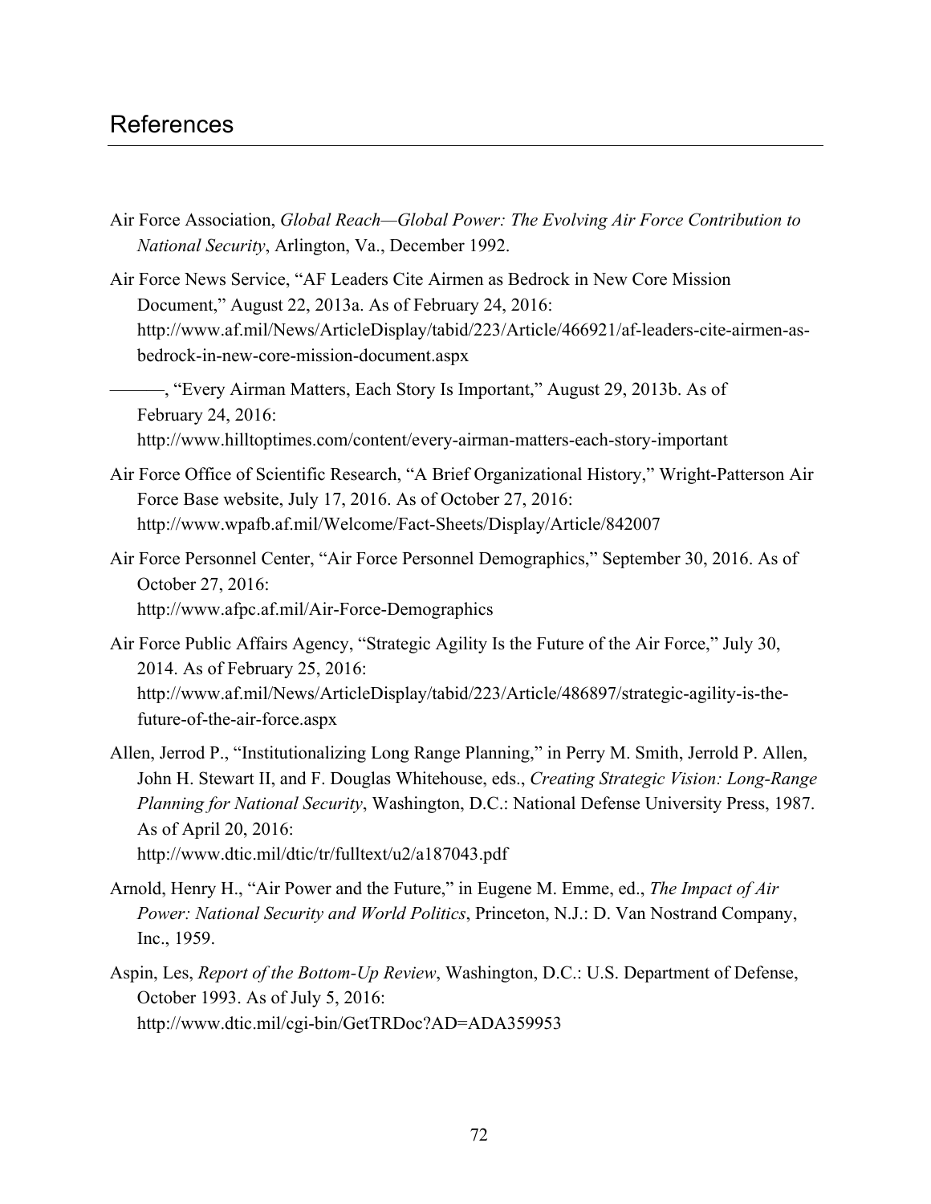# References

Air Force Association, *Global Reach—Global Power: The Evolving Air Force Contribution to National Security*, Arlington, Va., December 1992.

Air Force News Service, "AF Leaders Cite Airmen as Bedrock in New Core Mission Document," August 22, 2013a. As of February 24, 2016: http://www.af.mil/News/ArticleDisplay/tabid/223/Article/466921/af-leaders-cite-airmen-as-bedrock-in-new-core-mission-document.aspx

———, "Every Airman Matters, Each Story Is Important," August 29, 2013b. As of February 24, 2016: http://www.hilltoptimes.com/content/every-airman-matters-each-story-important

Air Force Office of Scientific Research, "A Brief Organizational History," Wright-Patterson Air Force Base website, July 17, 2016. As of October 27, 2016: http://www.wpafb.af.mil/Welcome/Fact-Sheets/Display/Article/842007

Air Force Personnel Center, "Air Force Personnel Demographics," September 30, 2016. As of October 27, 2016: http://www.afpc.af.mil/Air-Force-Demographics

Air Force Public Affairs Agency, "Strategic Agility Is the Future of the Air Force," July 30, 2014. As of February 25, 2016: http://www.af.mil/News/ArticleDisplay/tabid/223/Article/486897/strategic-agility-is-the-future-of-the-air-force.aspx

Allen, Jerrod P., "Institutionalizing Long Range Planning," in Perry M. Smith, Jerrold P. Allen, John H. Stewart II, and F. Douglas Whitehouse, eds., *Creating Strategic Vision: Long-Range Planning for National Security*, Washington, D.C.: National Defense University Press, 1987. As of April 20, 2016: http://www.dtic.mil/dtic/tr/fulltext/u2/a187043.pdf

Arnold, Henry H., "Air Power and the Future," in Eugene M. Emme, ed., *The Impact of Air Power: National Security and World Politics*, Princeton, N.J.: D. Van Nostrand Company, Inc., 1959.

Aspin, Les, *Report of the Bottom-Up Review*, Washington, D.C.: U.S. Department of Defense, October 1993. As of July 5, 2016: http://www.dtic.mil/cgi-bin/GetTRDoc?AD=ADA359953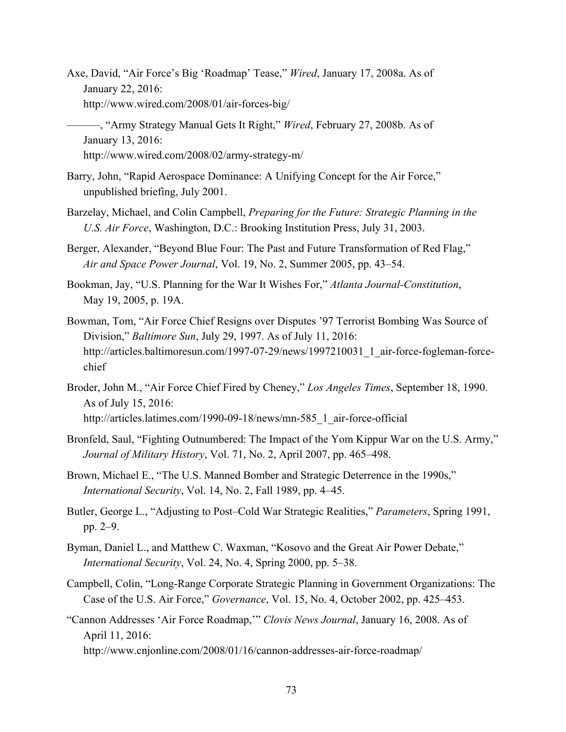Axe, David, "Air Force's Big 'Roadmap' Tease," *Wired*, January 17, 2008a. As of January 22, 2016: http://www.wired.com/2008/01/air-forces-big/

———, "Army Strategy Manual Gets It Right," *Wired*, February 27, 2008b. As of January 13, 2016: http://www.wired.com/2008/02/army-strategy-m/

Barry, John, "Rapid Aerospace Dominance: A Unifying Concept for the Air Force," unpublished briefing, July 2001.

Barzelay, Michael, and Colin Campbell, *Preparing for the Future: Strategic Planning in the U.S. Air Force*, Washington, D.C.: Brooking Institution Press, July 31, 2003.

Berger, Alexander, "Beyond Blue Four: The Past and Future Transformation of Red Flag," *Air and Space Power Journal*, Vol. 19, No. 2, Summer 2005, pp. 43–54.

Bookman, Jay, "U.S. Planning for the War It Wishes For," *Atlanta Journal-Constitution*, May 19, 2005, p. 19A.

Bowman, Tom, "Air Force Chief Resigns over Disputes '97 Terrorist Bombing Was Source of Division," *Baltimore Sun*, July 29, 1997. As of July 11, 2016: http://articles.baltimoresun.com/1997-07-29/news/1997210031_1_air-force-fogleman-force-chief

Broder, John M., "Air Force Chief Fired by Cheney," *Los Angeles Times*, September 18, 1990. As of July 15, 2016: http://articles.latimes.com/1990-09-18/news/mn-585_1_air-force-official

Bronfeld, Saul, "Fighting Outnumbered: The Impact of the Yom Kippur War on the U.S. Army," *Journal of Military History*, Vol. 71, No. 2, April 2007, pp. 465–498.

Brown, Michael E., "The U.S. Manned Bomber and Strategic Deterrence in the 1990s," *International Security*, Vol. 14, No. 2, Fall 1989, pp. 4–45.

Butler, George L., "Adjusting to Post–Cold War Strategic Realities," *Parameters*, Spring 1991, pp. 2–9.

Byman, Daniel L., and Matthew C. Waxman, "Kosovo and the Great Air Power Debate," *International Security*, Vol. 24, No. 4, Spring 2000, pp. 5–38.

Campbell, Colin, "Long-Range Corporate Strategic Planning in Government Organizations: The Case of the U.S. Air Force," *Governance*, Vol. 15, No. 4, October 2002, pp. 425–453.

"Cannon Addresses 'Air Force Roadmap,'" *Clovis News Journal*, January 16, 2008. As of April 11, 2016: http://www.cnjonline.com/2008/01/16/cannon-addresses-air-force-roadmap/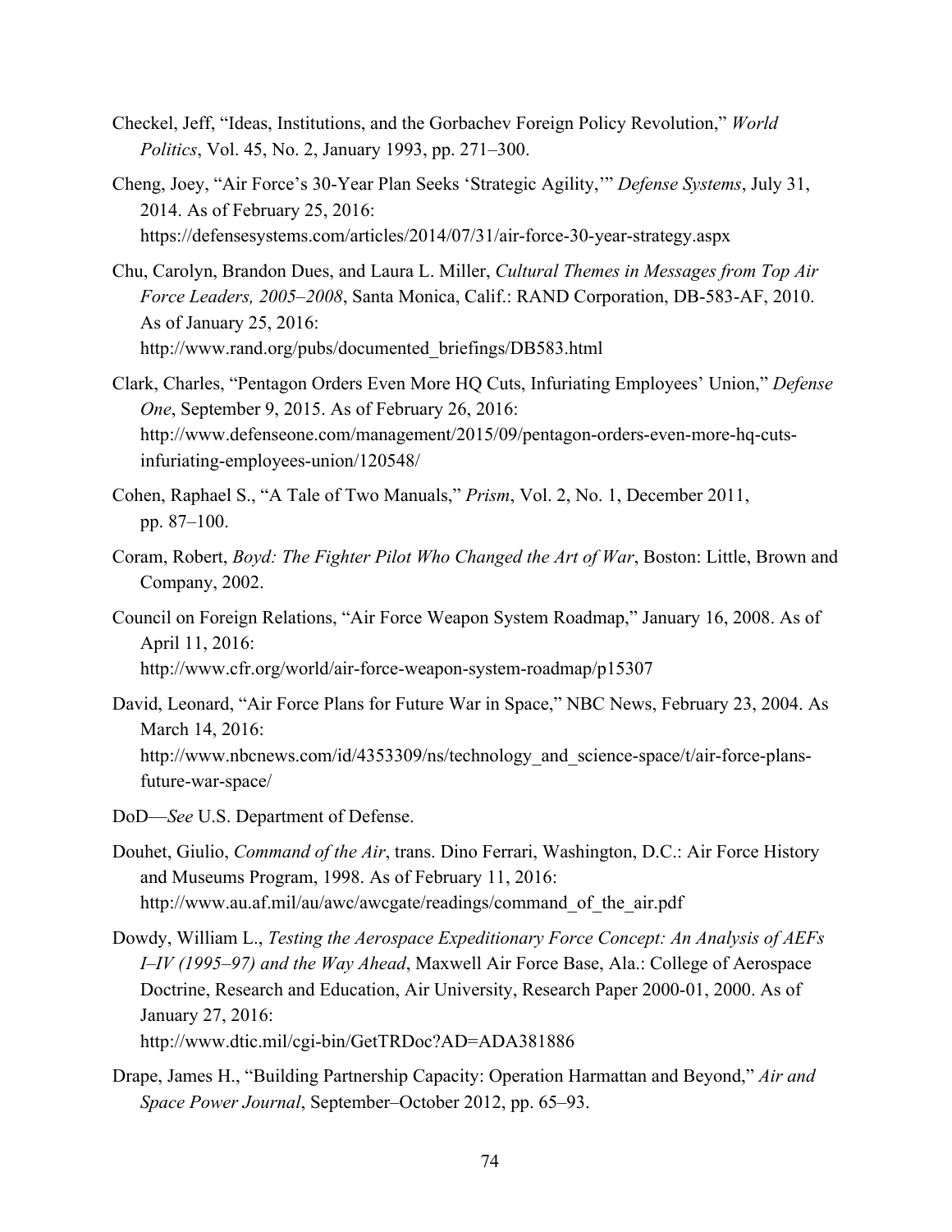Checkel, Jeff, “Ideas, Institutions, and the Gorbachev Foreign Policy Revolution,” *World Politics*, Vol. 45, No. 2, January 1993, pp. 271–300.

Cheng, Joey, “Air Force’s 30-Year Plan Seeks ‘Strategic Agility,’” *Defense Systems*, July 31, 2014. As of February 25, 2016: https://defensesystems.com/articles/2014/07/31/air-force-30-year-strategy.aspx

Chu, Carolyn, Brandon Dues, and Laura L. Miller, *Cultural Themes in Messages from Top Air Force Leaders, 2005–2008*, Santa Monica, Calif.: RAND Corporation, DB-583-AF, 2010. As of January 25, 2016: http://www.rand.org/pubs/documented_briefings/DB583.html

Clark, Charles, “Pentagon Orders Even More HQ Cuts, Infuriating Employees’ Union,” *Defense One*, September 9, 2015. As of February 26, 2016: http://www.defenseone.com/management/2015/09/pentagon-orders-even-more-hq-cuts-infuriating-employees-union/120548/

Cohen, Raphael S., “A Tale of Two Manuals,” *Prism*, Vol. 2, No. 1, December 2011, pp. 87–100.

Coram, Robert, *Boyd: The Fighter Pilot Who Changed the Art of War*, Boston: Little, Brown and Company, 2002.

Council on Foreign Relations, “Air Force Weapon System Roadmap,” January 16, 2008. As of April 11, 2016: http://www.cfr.org/world/air-force-weapon-system-roadmap/p15307

David, Leonard, “Air Force Plans for Future War in Space,” NBC News, February 23, 2004. As March 14, 2016: http://www.nbcnews.com/id/4353309/ns/technology_and_science-space/t/air-force-plans-future-war-space/

DoD—*See* U.S. Department of Defense.

Douhet, Giulio, *Command of the Air*, trans. Dino Ferrari, Washington, D.C.: Air Force History and Museums Program, 1998. As of February 11, 2016: http://www.au.af.mil/au/awc/awcgate/readings/command_of_the_air.pdf

Dowdy, William L., *Testing the Aerospace Expeditionary Force Concept: An Analysis of AEFs I–IV (1995–97) and the Way Ahead*, Maxwell Air Force Base, Ala.: College of Aerospace Doctrine, Research and Education, Air University, Research Paper 2000-01, 2000. As of January 27, 2016: http://www.dtic.mil/cgi-bin/GetTRDoc?AD=ADA381886

Drape, James H., “Building Partnership Capacity: Operation Harmattan and Beyond,” *Air and Space Power Journal*, September–October 2012, pp. 65–93.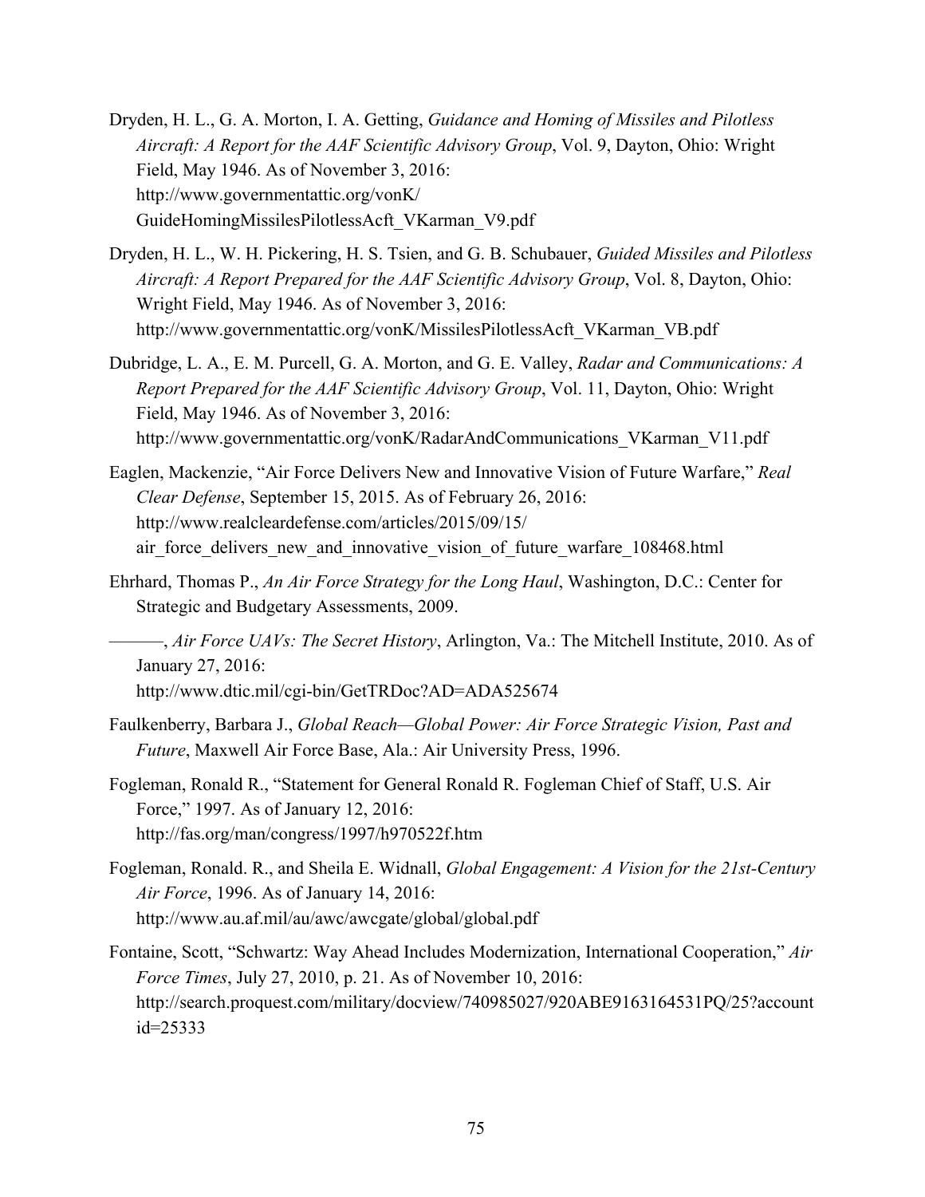Dryden, H. L., G. A. Morton, I. A. Getting, *Guidance and Homing of Missiles and Pilotless Aircraft: A Report for the AAF Scientific Advisory Group*, Vol. 9, Dayton, Ohio: Wright Field, May 1946. As of November 3, 2016: http://www.governmentattic.org/vonK/GuideHomingMissilesPilotlessAcft_VKarman_V9.pdf

Dryden, H. L., W. H. Pickering, H. S. Tsien, and G. B. Schubauer, *Guided Missiles and Pilotless Aircraft: A Report Prepared for the AAF Scientific Advisory Group*, Vol. 8, Dayton, Ohio: Wright Field, May 1946. As of November 3, 2016: http://www.governmentattic.org/vonK/MissilesPilotlessAcft_VKarman_VB.pdf

Dubridge, L. A., E. M. Purcell, G. A. Morton, and G. E. Valley, *Radar and Communications: A Report Prepared for the AAF Scientific Advisory Group*, Vol. 11, Dayton, Ohio: Wright Field, May 1946. As of November 3, 2016: http://www.governmentattic.org/vonK/RadarAndCommunications_VKarman_V11.pdf

Eaglen, Mackenzie, "Air Force Delivers New and Innovative Vision of Future Warfare," *Real Clear Defense*, September 15, 2015. As of February 26, 2016: http://www.realcleardefense.com/articles/2015/09/15/air_force_delivers_new_and_innovative_vision_of_future_warfare_108468.html

Ehrhard, Thomas P., *An Air Force Strategy for the Long Haul*, Washington, D.C.: Center for Strategic and Budgetary Assessments, 2009.

———, *Air Force UAVs: The Secret History*, Arlington, Va.: The Mitchell Institute, 2010. As of January 27, 2016: http://www.dtic.mil/cgi-bin/GetTRDoc?AD=ADA525674

Faulkenberry, Barbara J., *Global Reach—Global Power: Air Force Strategic Vision, Past and Future*, Maxwell Air Force Base, Ala.: Air University Press, 1996.

Fogleman, Ronald R., "Statement for General Ronald R. Fogleman Chief of Staff, U.S. Air Force," 1997. As of January 12, 2016: http://fas.org/man/congress/1997/h970522f.htm

Fogleman, Ronald. R., and Sheila E. Widnall, *Global Engagement: A Vision for the 21st-Century Air Force*, 1996. As of January 14, 2016: http://www.au.af.mil/au/awc/awcgate/global/global.pdf

Fontaine, Scott, "Schwartz: Way Ahead Includes Modernization, International Cooperation," *Air Force Times*, July 27, 2010, p. 21. As of November 10, 2016: http://search.proquest.com/military/docview/740985027/920ABE9163164531PQ/25?accountid=25333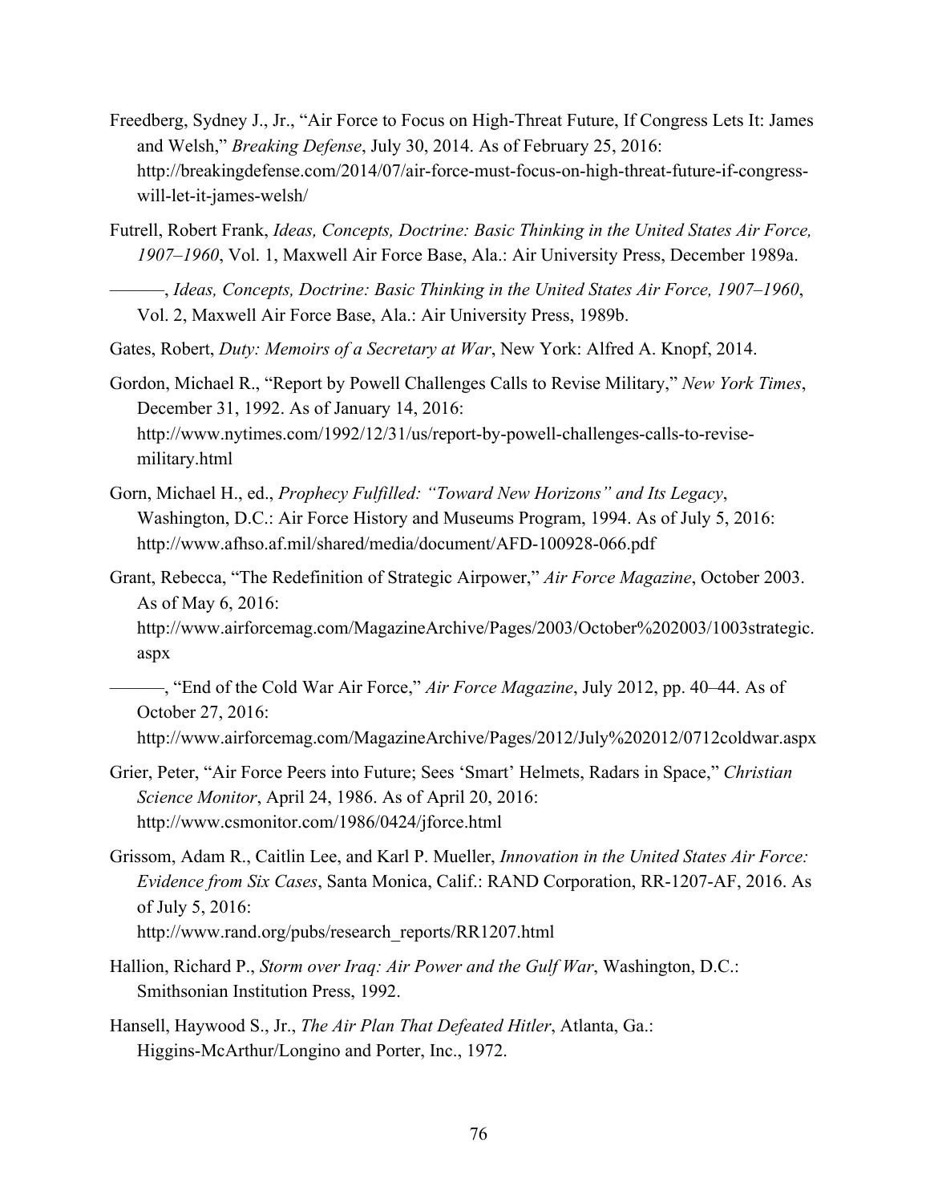Freedberg, Sydney J., Jr., "Air Force to Focus on High-Threat Future, If Congress Lets It: James and Welsh," *Breaking Defense*, July 30, 2014. As of February 25, 2016: http://breakingdefense.com/2014/07/air-force-must-focus-on-high-threat-future-if-congress-will-let-it-james-welsh/

Futrell, Robert Frank, *Ideas, Concepts, Doctrine: Basic Thinking in the United States Air Force, 1907–1960*, Vol. 1, Maxwell Air Force Base, Ala.: Air University Press, December 1989a.

———, *Ideas, Concepts, Doctrine: Basic Thinking in the United States Air Force, 1907–1960*, Vol. 2, Maxwell Air Force Base, Ala.: Air University Press, 1989b.

Gates, Robert, *Duty: Memoirs of a Secretary at War*, New York: Alfred A. Knopf, 2014.

Gordon, Michael R., "Report by Powell Challenges Calls to Revise Military," *New York Times*, December 31, 1992. As of January 14, 2016: http://www.nytimes.com/1992/12/31/us/report-by-powell-challenges-calls-to-revise-military.html

Gorn, Michael H., ed., *Prophecy Fulfilled: "Toward New Horizons" and Its Legacy*, Washington, D.C.: Air Force History and Museums Program, 1994. As of July 5, 2016: http://www.afhso.af.mil/shared/media/document/AFD-100928-066.pdf

Grant, Rebecca, "The Redefinition of Strategic Airpower," *Air Force Magazine*, October 2003. As of May 6, 2016: http://www.airforcemag.com/MagazineArchive/Pages/2003/October%202003/1003strategic.aspx

———, "End of the Cold War Air Force," *Air Force Magazine*, July 2012, pp. 40–44. As of October 27, 2016: http://www.airforcemag.com/MagazineArchive/Pages/2012/July%202012/0712coldwar.aspx

Grier, Peter, "Air Force Peers into Future; Sees 'Smart' Helmets, Radars in Space," *Christian Science Monitor*, April 24, 1986. As of April 20, 2016: http://www.csmonitor.com/1986/0424/jforce.html

Grissom, Adam R., Caitlin Lee, and Karl P. Mueller, *Innovation in the United States Air Force: Evidence from Six Cases*, Santa Monica, Calif.: RAND Corporation, RR-1207-AF, 2016. As of July 5, 2016: http://www.rand.org/pubs/research_reports/RR1207.html

Hallion, Richard P., *Storm over Iraq: Air Power and the Gulf War*, Washington, D.C.: Smithsonian Institution Press, 1992.

Hansell, Haywood S., Jr., *The Air Plan That Defeated Hitler*, Atlanta, Ga.: Higgins-McArthur/Longino and Porter, Inc., 1972.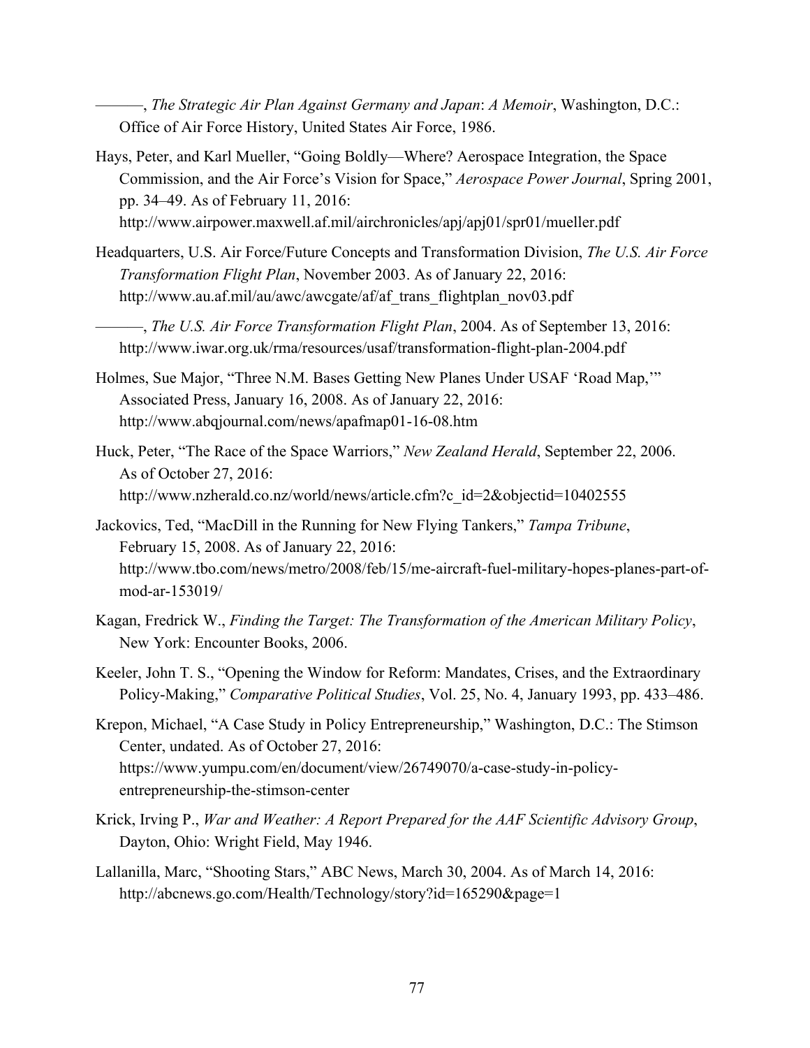———, *The Strategic Air Plan Against Germany and Japan*: *A Memoir*, Washington, D.C.: Office of Air Force History, United States Air Force, 1986.

Hays, Peter, and Karl Mueller, "Going Boldly—Where? Aerospace Integration, the Space Commission, and the Air Force's Vision for Space," *Aerospace Power Journal*, Spring 2001, pp. 34–49. As of February 11, 2016: http://www.airpower.maxwell.af.mil/airchronicles/apj/apj01/spr01/mueller.pdf

Headquarters, U.S. Air Force/Future Concepts and Transformation Division, *The U.S. Air Force Transformation Flight Plan*, November 2003. As of January 22, 2016: http://www.au.af.mil/au/awc/awcgate/af/af_trans_flightplan_nov03.pdf

———, *The U.S. Air Force Transformation Flight Plan*, 2004. As of September 13, 2016: http://www.iwar.org.uk/rma/resources/usaf/transformation-flight-plan-2004.pdf

Holmes, Sue Major, "Three N.M. Bases Getting New Planes Under USAF 'Road Map,'" Associated Press, January 16, 2008. As of January 22, 2016: http://www.abqjournal.com/news/apafmap01-16-08.htm

Huck, Peter, "The Race of the Space Warriors," *New Zealand Herald*, September 22, 2006. As of October 27, 2016: http://www.nzherald.co.nz/world/news/article.cfm?c_id=2&objectid=10402555

Jackovics, Ted, "MacDill in the Running for New Flying Tankers," *Tampa Tribune*, February 15, 2008. As of January 22, 2016: http://www.tbo.com/news/metro/2008/feb/15/me-aircraft-fuel-military-hopes-planes-part-of-mod-ar-153019/

Kagan, Fredrick W., *Finding the Target: The Transformation of the American Military Policy*, New York: Encounter Books, 2006.

Keeler, John T. S., "Opening the Window for Reform: Mandates, Crises, and the Extraordinary Policy-Making," *Comparative Political Studies*, Vol. 25, No. 4, January 1993, pp. 433–486.

Krepon, Michael, "A Case Study in Policy Entrepreneurship," Washington, D.C.: The Stimson Center, undated. As of October 27, 2016: https://www.yumpu.com/en/document/view/26749070/a-case-study-in-policy-entrepreneurship-the-stimson-center

Krick, Irving P., *War and Weather: A Report Prepared for the AAF Scientific Advisory Group*, Dayton, Ohio: Wright Field, May 1946.

Lallanilla, Marc, "Shooting Stars," ABC News, March 30, 2004. As of March 14, 2016: http://abcnews.go.com/Health/Technology/story?id=165290&page=1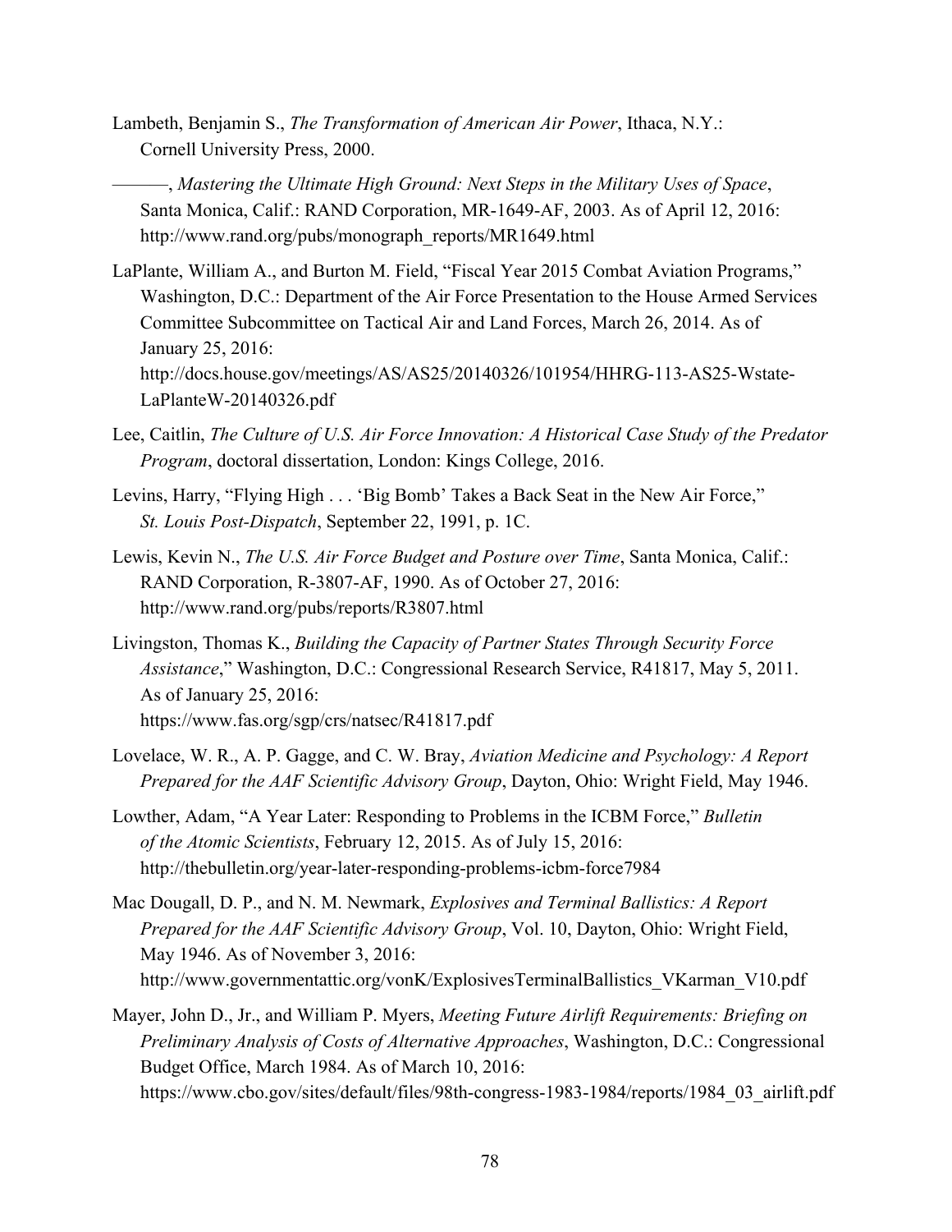Lambeth, Benjamin S., *The Transformation of American Air Power*, Ithaca, N.Y.: Cornell University Press, 2000.

———, *Mastering the Ultimate High Ground: Next Steps in the Military Uses of Space*, Santa Monica, Calif.: RAND Corporation, MR-1649-AF, 2003. As of April 12, 2016: http://www.rand.org/pubs/monograph_reports/MR1649.html

LaPlante, William A., and Burton M. Field, "Fiscal Year 2015 Combat Aviation Programs," Washington, D.C.: Department of the Air Force Presentation to the House Armed Services Committee Subcommittee on Tactical Air and Land Forces, March 26, 2014. As of January 25, 2016: http://docs.house.gov/meetings/AS/AS25/20140326/101954/HHRG-113-AS25-Wstate-LaPlanteW-20140326.pdf

Lee, Caitlin, *The Culture of U.S. Air Force Innovation: A Historical Case Study of the Predator Program*, doctoral dissertation, London: Kings College, 2016.

Levins, Harry, "Flying High . . . 'Big Bomb' Takes a Back Seat in the New Air Force," *St. Louis Post-Dispatch*, September 22, 1991, p. 1C.

Lewis, Kevin N., *The U.S. Air Force Budget and Posture over Time*, Santa Monica, Calif.: RAND Corporation, R-3807-AF, 1990. As of October 27, 2016: http://www.rand.org/pubs/reports/R3807.html

Livingston, Thomas K., *Building the Capacity of Partner States Through Security Force Assistance*," Washington, D.C.: Congressional Research Service, R41817, May 5, 2011. As of January 25, 2016: https://www.fas.org/sgp/crs/natsec/R41817.pdf

Lovelace, W. R., A. P. Gagge, and C. W. Bray, *Aviation Medicine and Psychology: A Report Prepared for the AAF Scientific Advisory Group*, Dayton, Ohio: Wright Field, May 1946.

Lowther, Adam, "A Year Later: Responding to Problems in the ICBM Force," *Bulletin of the Atomic Scientists*, February 12, 2015. As of July 15, 2016: http://thebulletin.org/year-later-responding-problems-icbm-force7984

Mac Dougall, D. P., and N. M. Newmark, *Explosives and Terminal Ballistics: A Report Prepared for the AAF Scientific Advisory Group*, Vol. 10, Dayton, Ohio: Wright Field, May 1946. As of November 3, 2016: http://www.governmentattic.org/vonK/ExplosivesTerminalBallistics_VKarman_V10.pdf

Mayer, John D., Jr., and William P. Myers, *Meeting Future Airlift Requirements: Briefing on Preliminary Analysis of Costs of Alternative Approaches*, Washington, D.C.: Congressional Budget Office, March 1984. As of March 10, 2016: https://www.cbo.gov/sites/default/files/98th-congress-1983-1984/reports/1984_03_airlift.pdf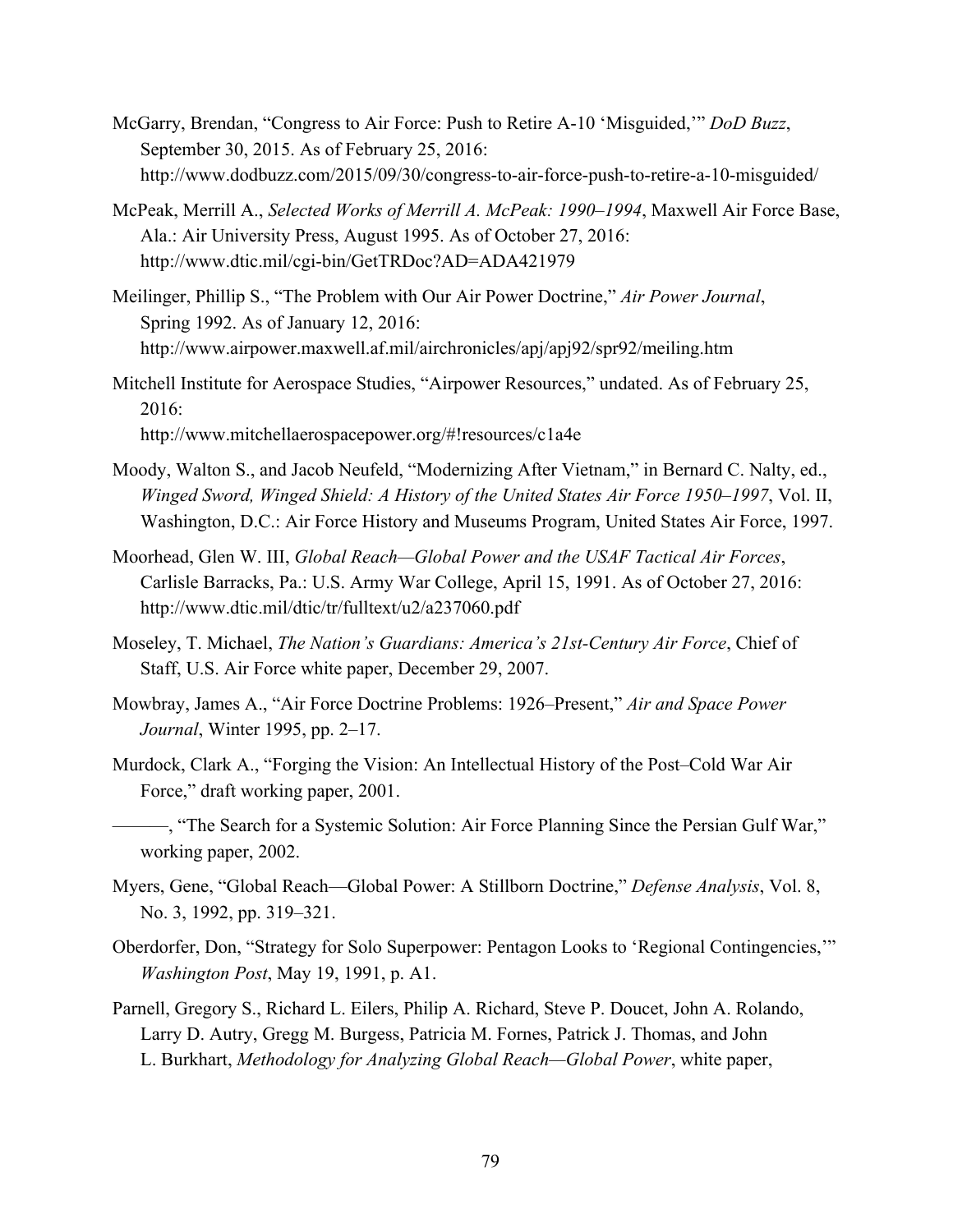McGarry, Brendan, "Congress to Air Force: Push to Retire A-10 'Misguided,'" *DoD Buzz*, September 30, 2015. As of February 25, 2016: http://www.dodbuzz.com/2015/09/30/congress-to-air-force-push-to-retire-a-10-misguided/

McPeak, Merrill A., *Selected Works of Merrill A. McPeak: 1990–1994*, Maxwell Air Force Base, Ala.: Air University Press, August 1995. As of October 27, 2016: http://www.dtic.mil/cgi-bin/GetTRDoc?AD=ADA421979

Meilinger, Phillip S., "The Problem with Our Air Power Doctrine," *Air Power Journal*, Spring 1992. As of January 12, 2016: http://www.airpower.maxwell.af.mil/airchronicles/apj/apj92/spr92/meiling.htm

Mitchell Institute for Aerospace Studies, "Airpower Resources," undated. As of February 25, 2016:
http://www.mitchellaerospacepower.org/#!resources/c1a4e

Moody, Walton S., and Jacob Neufeld, "Modernizing After Vietnam," in Bernard C. Nalty, ed., *Winged Sword, Winged Shield: A History of the United States Air Force 1950–1997*, Vol. II, Washington, D.C.: Air Force History and Museums Program, United States Air Force, 1997.

Moorhead, Glen W. III, *Global Reach—Global Power and the USAF Tactical Air Forces*, Carlisle Barracks, Pa.: U.S. Army War College, April 15, 1991. As of October 27, 2016: http://www.dtic.mil/dtic/tr/fulltext/u2/a237060.pdf

Moseley, T. Michael, *The Nation's Guardians: America's 21st-Century Air Force*, Chief of Staff, U.S. Air Force white paper, December 29, 2007.

Mowbray, James A., "Air Force Doctrine Problems: 1926–Present," *Air and Space Power Journal*, Winter 1995, pp. 2–17.

Murdock, Clark A., "Forging the Vision: An Intellectual History of the Post–Cold War Air Force," draft working paper, 2001.

———, "The Search for a Systemic Solution: Air Force Planning Since the Persian Gulf War," working paper, 2002.

Myers, Gene, "Global Reach—Global Power: A Stillborn Doctrine," *Defense Analysis*, Vol. 8, No. 3, 1992, pp. 319–321.

Oberdorfer, Don, "Strategy for Solo Superpower: Pentagon Looks to 'Regional Contingencies,'" *Washington Post*, May 19, 1991, p. A1.

Parnell, Gregory S., Richard L. Eilers, Philip A. Richard, Steve P. Doucet, John A. Rolando, Larry D. Autry, Gregg M. Burgess, Patricia M. Fornes, Patrick J. Thomas, and John L. Burkhart, *Methodology for Analyzing Global Reach—Global Power*, white paper,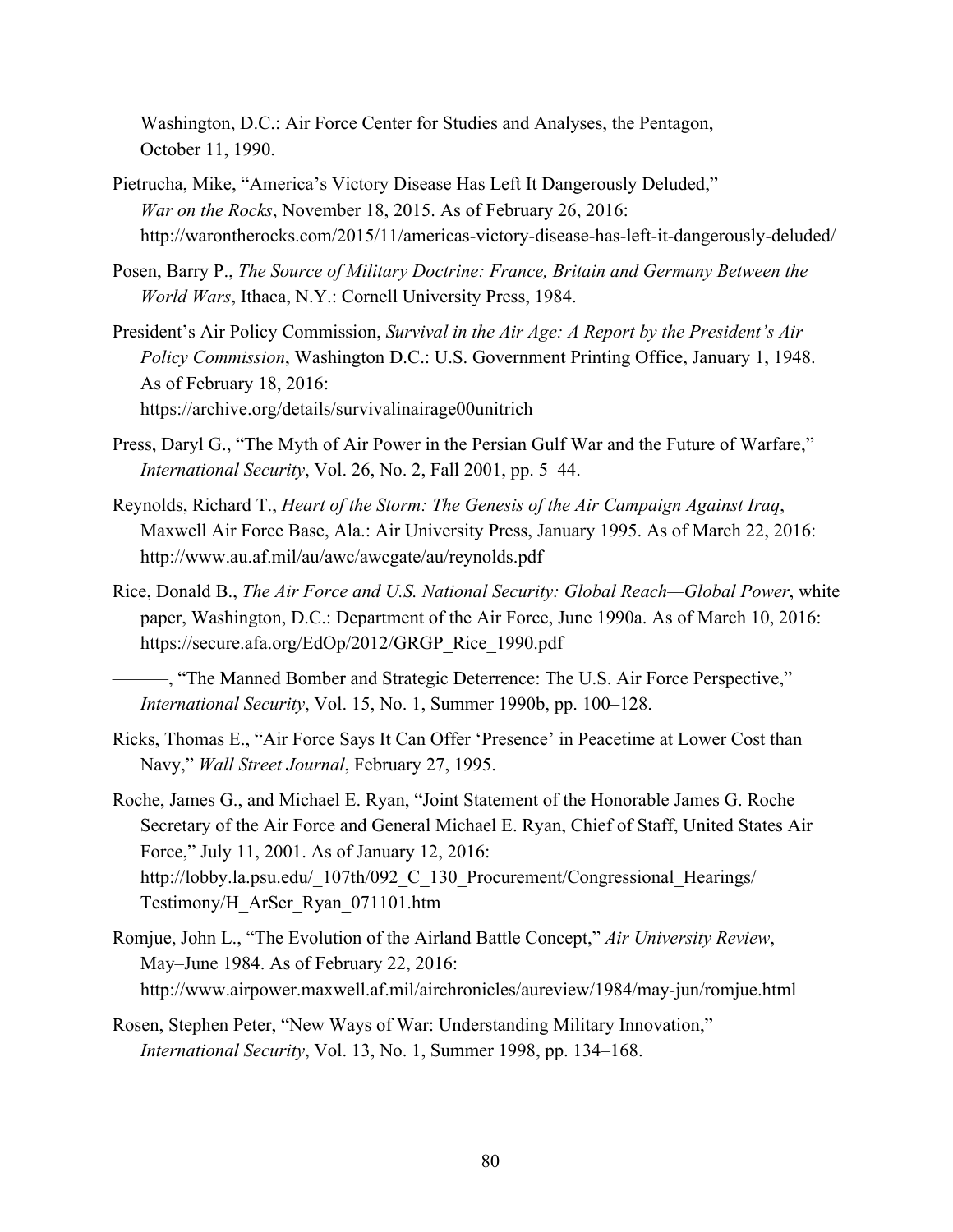Washington, D.C.: Air Force Center for Studies and Analyses, the Pentagon, October 11, 1990.

Pietrucha, Mike, "America's Victory Disease Has Left It Dangerously Deluded," *War on the Rocks*, November 18, 2015. As of February 26, 2016: http://warontherocks.com/2015/11/americas-victory-disease-has-left-it-dangerously-deluded/

Posen, Barry P., *The Source of Military Doctrine: France, Britain and Germany Between the World Wars*, Ithaca, N.Y.: Cornell University Press, 1984.

President's Air Policy Commission, *Survival in the Air Age: A Report by the President's Air Policy Commission*, Washington D.C.: U.S. Government Printing Office, January 1, 1948. As of February 18, 2016: https://archive.org/details/survivalinairage00unitrich

Press, Daryl G., "The Myth of Air Power in the Persian Gulf War and the Future of Warfare," *International Security*, Vol. 26, No. 2, Fall 2001, pp. 5–44.

Reynolds, Richard T., *Heart of the Storm: The Genesis of the Air Campaign Against Iraq*, Maxwell Air Force Base, Ala.: Air University Press, January 1995. As of March 22, 2016: http://www.au.af.mil/au/awc/awcgate/au/reynolds.pdf

Rice, Donald B., *The Air Force and U.S. National Security: Global Reach—Global Power*, white paper, Washington, D.C.: Department of the Air Force, June 1990a. As of March 10, 2016: https://secure.afa.org/EdOp/2012/GRGP_Rice_1990.pdf

———, "The Manned Bomber and Strategic Deterrence: The U.S. Air Force Perspective," *International Security*, Vol. 15, No. 1, Summer 1990b, pp. 100–128.

Ricks, Thomas E., "Air Force Says It Can Offer 'Presence' in Peacetime at Lower Cost than Navy," *Wall Street Journal*, February 27, 1995.

Roche, James G., and Michael E. Ryan, "Joint Statement of the Honorable James G. Roche Secretary of the Air Force and General Michael E. Ryan, Chief of Staff, United States Air Force," July 11, 2001. As of January 12, 2016: http://lobby.la.psu.edu/_107th/092_C_130_Procurement/Congressional_Hearings/Testimony/H_ArSer_Ryan_071101.htm

Romjue, John L., "The Evolution of the Airland Battle Concept," *Air University Review*, May–June 1984. As of February 22, 2016: http://www.airpower.maxwell.af.mil/airchronicles/aureview/1984/may-jun/romjue.html

Rosen, Stephen Peter, "New Ways of War: Understanding Military Innovation," *International Security*, Vol. 13, No. 1, Summer 1998, pp. 134–168.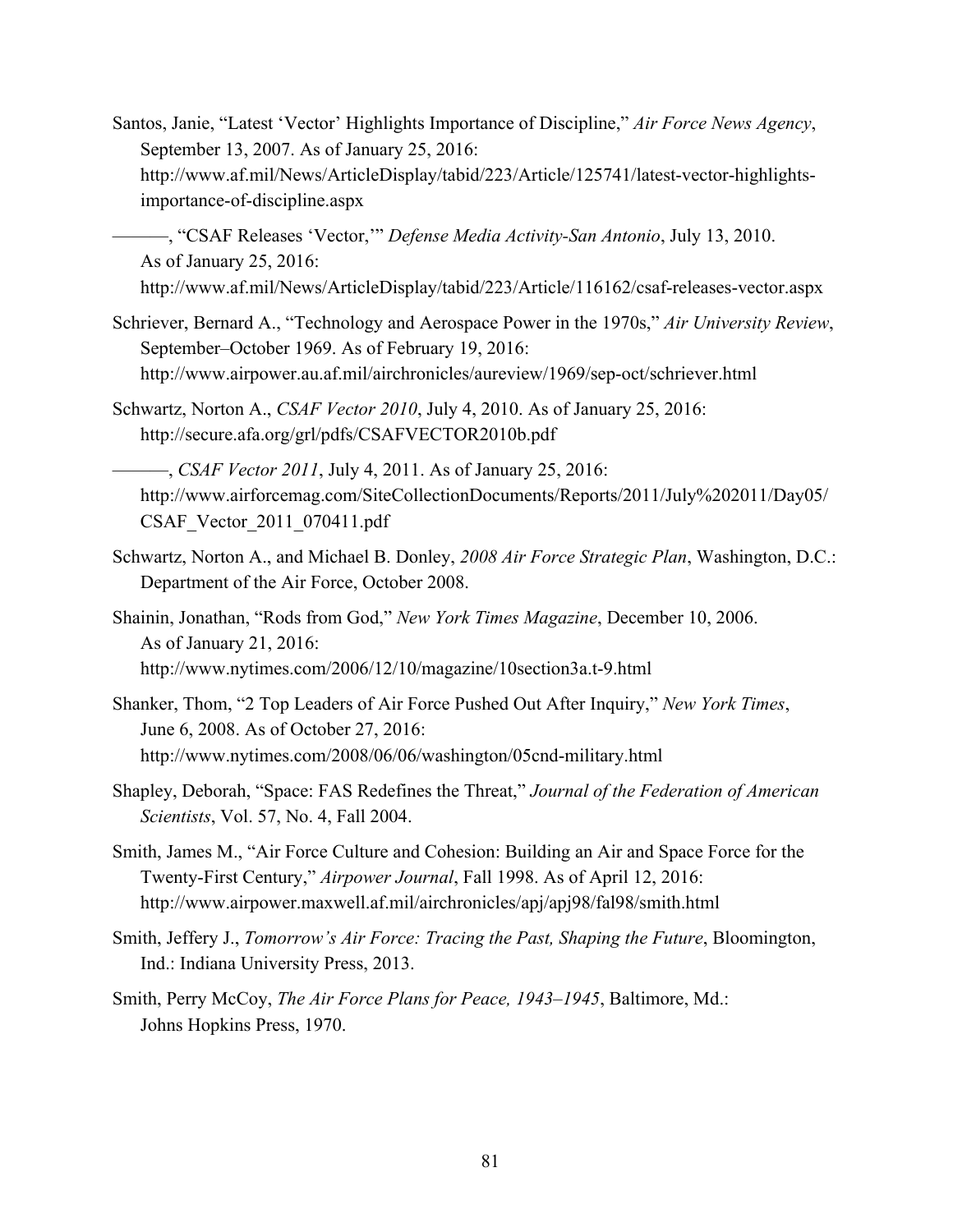Santos, Janie, "Latest 'Vector' Highlights Importance of Discipline," *Air Force News Agency*, September 13, 2007. As of January 25, 2016: http://www.af.mil/News/ArticleDisplay/tabid/223/Article/125741/latest-vector-highlights-importance-of-discipline.aspx

———, "CSAF Releases 'Vector,'" *Defense Media Activity-San Antonio*, July 13, 2010. As of January 25, 2016: http://www.af.mil/News/ArticleDisplay/tabid/223/Article/116162/csaf-releases-vector.aspx

Schriever, Bernard A., "Technology and Aerospace Power in the 1970s," *Air University Review*, September–October 1969. As of February 19, 2016: http://www.airpower.au.af.mil/airchronicles/aureview/1969/sep-oct/schriever.html

Schwartz, Norton A., *CSAF Vector 2010*, July 4, 2010. As of January 25, 2016: http://secure.afa.org/grl/pdfs/CSAFVECTOR2010b.pdf

———, *CSAF Vector 2011*, July 4, 2011. As of January 25, 2016: http://www.airforcemag.com/SiteCollectionDocuments/Reports/2011/July%202011/Day05/CSAF_Vector_2011_070411.pdf

Schwartz, Norton A., and Michael B. Donley, *2008 Air Force Strategic Plan*, Washington, D.C.: Department of the Air Force, October 2008.

Shainin, Jonathan, "Rods from God," *New York Times Magazine*, December 10, 2006. As of January 21, 2016: http://www.nytimes.com/2006/12/10/magazine/10section3a.t-9.html

Shanker, Thom, "2 Top Leaders of Air Force Pushed Out After Inquiry," *New York Times*, June 6, 2008. As of October 27, 2016: http://www.nytimes.com/2008/06/06/washington/05cnd-military.html

Shapley, Deborah, "Space: FAS Redefines the Threat," *Journal of the Federation of American Scientists*, Vol. 57, No. 4, Fall 2004.

Smith, James M., "Air Force Culture and Cohesion: Building an Air and Space Force for the Twenty-First Century," *Airpower Journal*, Fall 1998. As of April 12, 2016: http://www.airpower.maxwell.af.mil/airchronicles/apj/apj98/fal98/smith.html

Smith, Jeffery J., *Tomorrow's Air Force: Tracing the Past, Shaping the Future*, Bloomington, Ind.: Indiana University Press, 2013.

Smith, Perry McCoy, *The Air Force Plans for Peace, 1943–1945*, Baltimore, Md.: Johns Hopkins Press, 1970.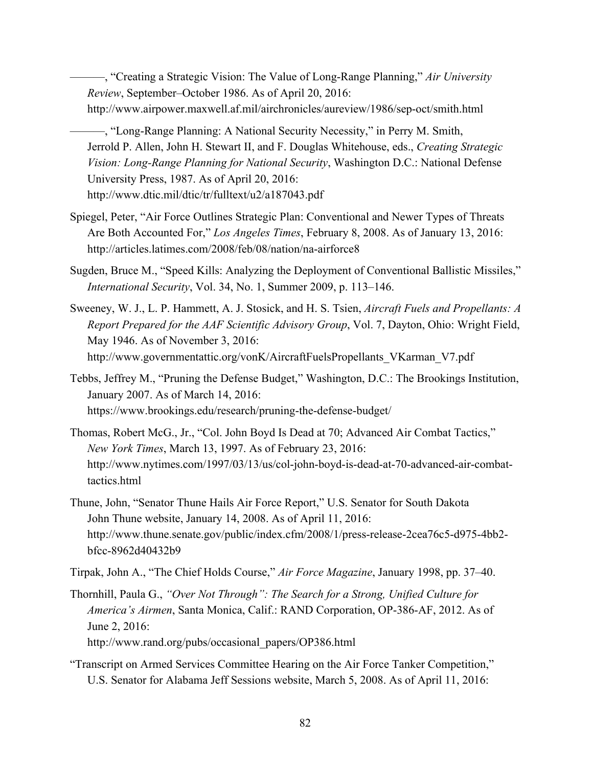———, "Creating a Strategic Vision: The Value of Long-Range Planning," *Air University Review*, September–October 1986. As of April 20, 2016: http://www.airpower.maxwell.af.mil/airchronicles/aureview/1986/sep-oct/smith.html

———, "Long-Range Planning: A National Security Necessity," in Perry M. Smith, Jerrold P. Allen, John H. Stewart II, and F. Douglas Whitehouse, eds., *Creating Strategic Vision: Long-Range Planning for National Security*, Washington D.C.: National Defense University Press, 1987. As of April 20, 2016: http://www.dtic.mil/dtic/tr/fulltext/u2/a187043.pdf

Spiegel, Peter, "Air Force Outlines Strategic Plan: Conventional and Newer Types of Threats Are Both Accounted For," *Los Angeles Times*, February 8, 2008. As of January 13, 2016: http://articles.latimes.com/2008/feb/08/nation/na-airforce8

Sugden, Bruce M., "Speed Kills: Analyzing the Deployment of Conventional Ballistic Missiles," *International Security*, Vol. 34, No. 1, Summer 2009, p. 113–146.

Sweeney, W. J., L. P. Hammett, A. J. Stosick, and H. S. Tsien, *Aircraft Fuels and Propellants: A Report Prepared for the AAF Scientific Advisory Group*, Vol. 7, Dayton, Ohio: Wright Field, May 1946. As of November 3, 2016: http://www.governmentattic.org/vonK/AircraftFuelsPropellants_VKarman_V7.pdf

Tebbs, Jeffrey M., "Pruning the Defense Budget," Washington, D.C.: The Brookings Institution, January 2007. As of March 14, 2016: https://www.brookings.edu/research/pruning-the-defense-budget/

Thomas, Robert McG., Jr., "Col. John Boyd Is Dead at 70; Advanced Air Combat Tactics," *New York Times*, March 13, 1997. As of February 23, 2016: http://www.nytimes.com/1997/03/13/us/col-john-boyd-is-dead-at-70-advanced-air-combat-tactics.html

Thune, John, "Senator Thune Hails Air Force Report," U.S. Senator for South Dakota John Thune website, January 14, 2008. As of April 11, 2016: http://www.thune.senate.gov/public/index.cfm/2008/1/press-release-2cea76c5-d975-4bb2-bfcc-8962d40432b9

Tirpak, John A., "The Chief Holds Course," *Air Force Magazine*, January 1998, pp. 37–40.

Thornhill, Paula G., *"Over Not Through": The Search for a Strong, Unified Culture for America's Airmen*, Santa Monica, Calif.: RAND Corporation, OP-386-AF, 2012. As of June 2, 2016: http://www.rand.org/pubs/occasional_papers/OP386.html

"Transcript on Armed Services Committee Hearing on the Air Force Tanker Competition," U.S. Senator for Alabama Jeff Sessions website, March 5, 2008. As of April 11, 2016: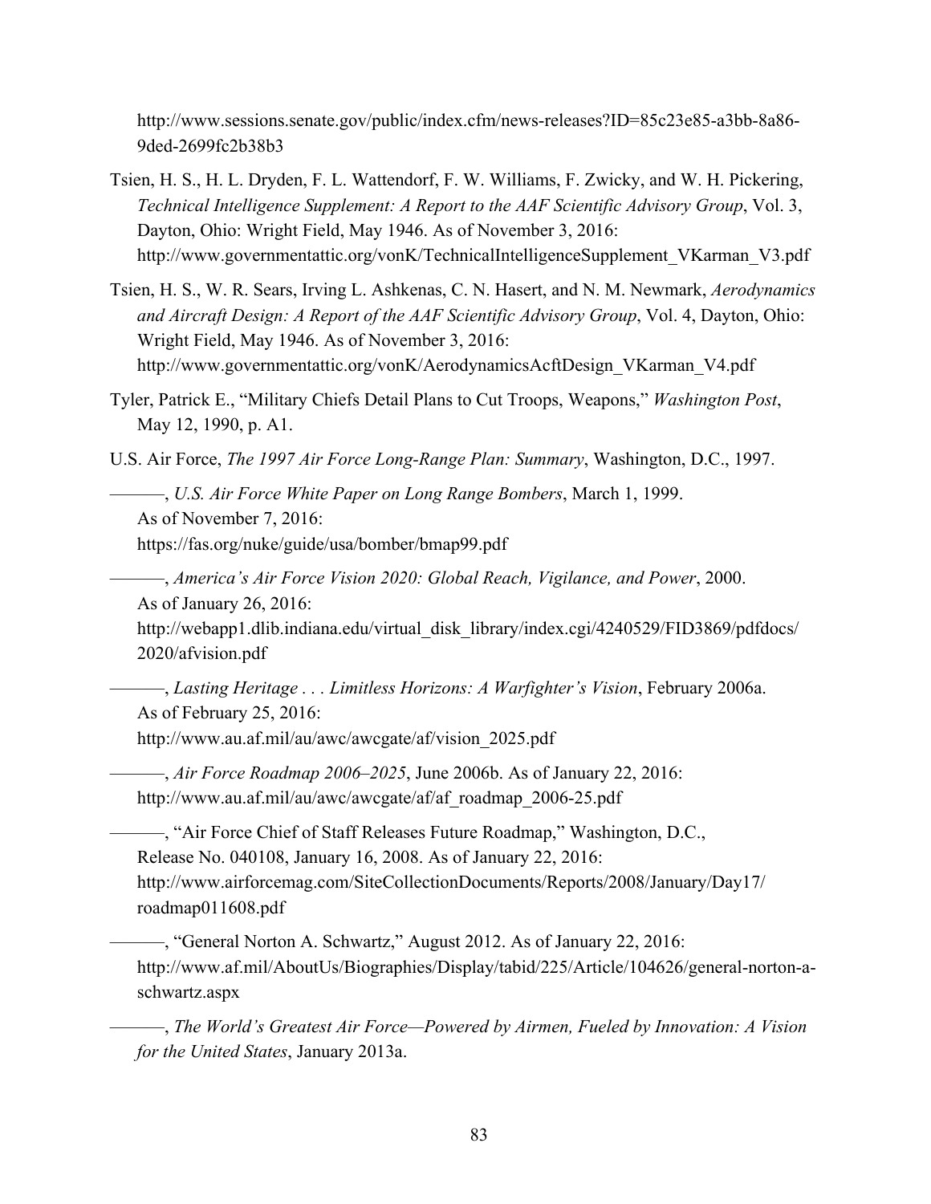http://www.sessions.senate.gov/public/index.cfm/news-releases?ID=85c23e85-a3bb-8a86-9ded-2699fc2b38b3

Tsien, H. S., H. L. Dryden, F. L. Wattendorf, F. W. Williams, F. Zwicky, and W. H. Pickering, *Technical Intelligence Supplement: A Report to the AAF Scientific Advisory Group*, Vol. 3, Dayton, Ohio: Wright Field, May 1946. As of November 3, 2016: http://www.governmentattic.org/vonK/TechnicalIntelligenceSupplement_VKarman_V3.pdf

Tsien, H. S., W. R. Sears, Irving L. Ashkenas, C. N. Hasert, and N. M. Newmark, *Aerodynamics and Aircraft Design: A Report of the AAF Scientific Advisory Group*, Vol. 4, Dayton, Ohio: Wright Field, May 1946. As of November 3, 2016: http://www.governmentattic.org/vonK/AerodynamicsAcftDesign_VKarman_V4.pdf

Tyler, Patrick E., "Military Chiefs Detail Plans to Cut Troops, Weapons," *Washington Post*, May 12, 1990, p. A1.

U.S. Air Force, *The 1997 Air Force Long-Range Plan: Summary*, Washington, D.C., 1997.

———, *U.S. Air Force White Paper on Long Range Bombers*, March 1, 1999. As of November 7, 2016: https://fas.org/nuke/guide/usa/bomber/bmap99.pdf

———, *America's Air Force Vision 2020: Global Reach, Vigilance, and Power*, 2000. As of January 26, 2016: http://webapp1.dlib.indiana.edu/virtual_disk_library/index.cgi/4240529/FID3869/pdfdocs/2020/afvision.pdf

———, *Lasting Heritage . . . Limitless Horizons: A Warfighter's Vision*, February 2006a. As of February 25, 2016: http://www.au.af.mil/au/awc/awcgate/af/vision_2025.pdf

———, *Air Force Roadmap 2006–2025*, June 2006b. As of January 22, 2016: http://www.au.af.mil/au/awc/awcgate/af/af_roadmap_2006-25.pdf

———, "Air Force Chief of Staff Releases Future Roadmap," Washington, D.C., Release No. 040108, January 16, 2008. As of January 22, 2016: http://www.airforcemag.com/SiteCollectionDocuments/Reports/2008/January/Day17/roadmap011608.pdf

———, "General Norton A. Schwartz," August 2012. As of January 22, 2016: http://www.af.mil/AboutUs/Biographies/Display/tabid/225/Article/104626/general-norton-a-schwartz.aspx

———, *The World's Greatest Air Force—Powered by Airmen, Fueled by Innovation: A Vision for the United States*, January 2013a.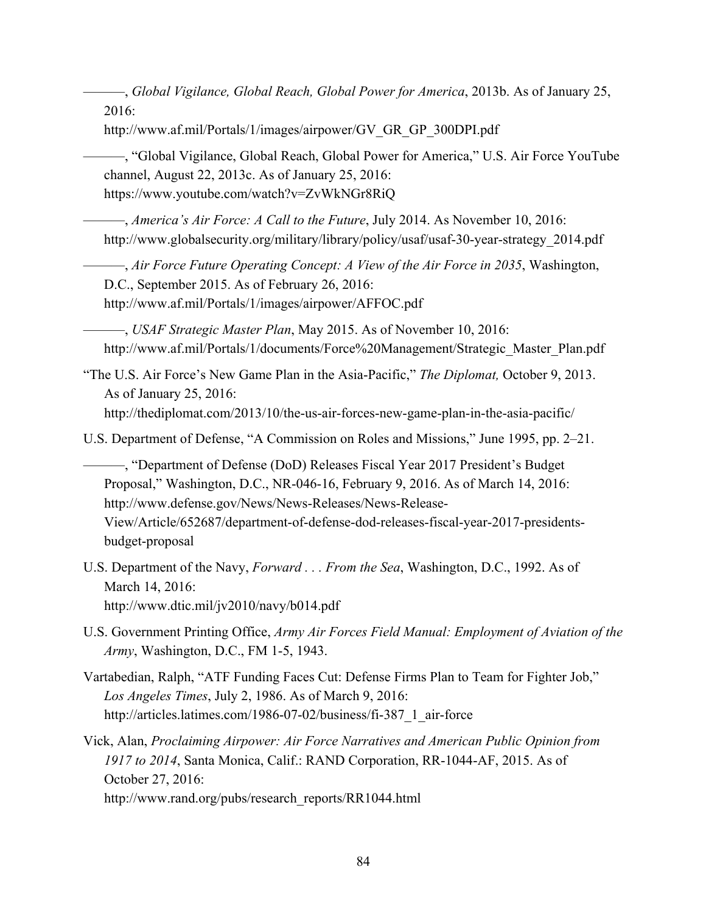———, *Global Vigilance, Global Reach, Global Power for America*, 2013b. As of January 25, 2016:
http://www.af.mil/Portals/1/images/airpower/GV_GR_GP_300DPI.pdf

———, "Global Vigilance, Global Reach, Global Power for America," U.S. Air Force YouTube channel, August 22, 2013c. As of January 25, 2016:
https://www.youtube.com/watch?v=ZvWkNGr8RiQ

———, *America's Air Force: A Call to the Future*, July 2014. As November 10, 2016:
http://www.globalsecurity.org/military/library/policy/usaf/usaf-30-year-strategy_2014.pdf

———, *Air Force Future Operating Concept: A View of the Air Force in 2035*, Washington, D.C., September 2015. As of February 26, 2016:
http://www.af.mil/Portals/1/images/airpower/AFFOC.pdf

———, *USAF Strategic Master Plan*, May 2015. As of November 10, 2016:
http://www.af.mil/Portals/1/documents/Force%20Management/Strategic_Master_Plan.pdf

"The U.S. Air Force's New Game Plan in the Asia-Pacific," *The Diplomat,* October 9, 2013. As of January 25, 2016:
http://thediplomat.com/2013/10/the-us-air-forces-new-game-plan-in-the-asia-pacific/

U.S. Department of Defense, "A Commission on Roles and Missions," June 1995, pp. 2–21.

———, "Department of Defense (DoD) Releases Fiscal Year 2017 President's Budget Proposal," Washington, D.C., NR-046-16, February 9, 2016. As of March 14, 2016:
http://www.defense.gov/News/News-Releases/News-Release-View/Article/652687/department-of-defense-dod-releases-fiscal-year-2017-presidents-budget-proposal

U.S. Department of the Navy, *Forward . . . From the Sea*, Washington, D.C., 1992. As of March 14, 2016:
http://www.dtic.mil/jv2010/navy/b014.pdf

U.S. Government Printing Office, *Army Air Forces Field Manual: Employment of Aviation of the Army*, Washington, D.C., FM 1-5, 1943.

Vartabedian, Ralph, "ATF Funding Faces Cut: Defense Firms Plan to Team for Fighter Job," *Los Angeles Times*, July 2, 1986. As of March 9, 2016:
http://articles.latimes.com/1986-07-02/business/fi-387_1_air-force

Vick, Alan, *Proclaiming Airpower: Air Force Narratives and American Public Opinion from 1917 to 2014*, Santa Monica, Calif.: RAND Corporation, RR-1044-AF, 2015. As of October 27, 2016:
http://www.rand.org/pubs/research_reports/RR1044.html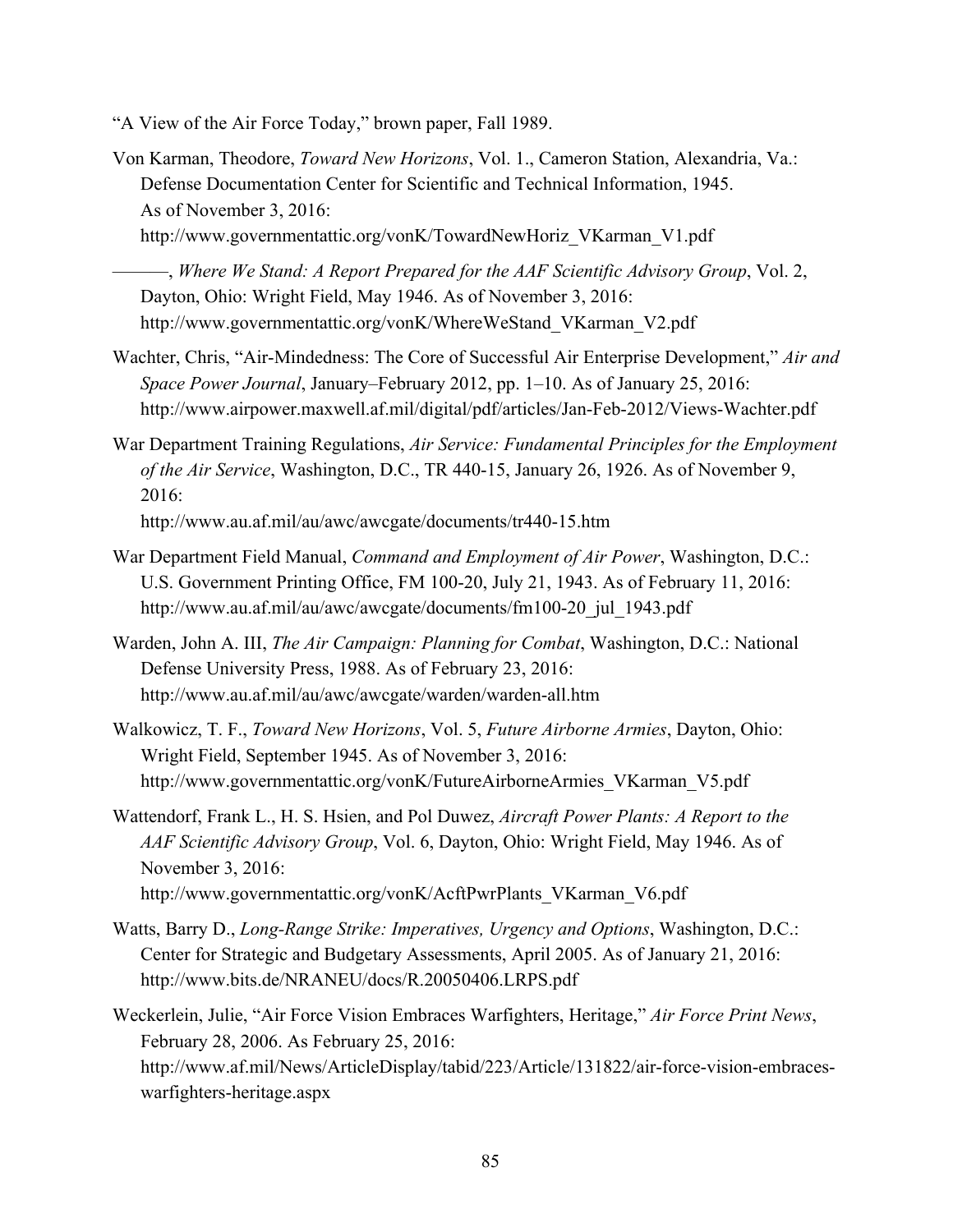“A View of the Air Force Today,” brown paper, Fall 1989.

Von Karman, Theodore, *Toward New Horizons*, Vol. 1., Cameron Station, Alexandria, Va.: Defense Documentation Center for Scientific and Technical Information, 1945. As of November 3, 2016: http://www.governmentattic.org/vonK/TowardNewHoriz_VKarman_V1.pdf

———, *Where We Stand: A Report Prepared for the AAF Scientific Advisory Group*, Vol. 2, Dayton, Ohio: Wright Field, May 1946. As of November 3, 2016: http://www.governmentattic.org/vonK/WhereWeStand_VKarman_V2.pdf

Wachter, Chris, “Air-Mindedness: The Core of Successful Air Enterprise Development,” *Air and Space Power Journal*, January–February 2012, pp. 1–10. As of January 25, 2016: http://www.airpower.maxwell.af.mil/digital/pdf/articles/Jan-Feb-2012/Views-Wachter.pdf

War Department Training Regulations, *Air Service: Fundamental Principles for the Employment of the Air Service*, Washington, D.C., TR 440-15, January 26, 1926. As of November 9, 2016: http://www.au.af.mil/au/awc/awcgate/documents/tr440-15.htm

War Department Field Manual, *Command and Employment of Air Power*, Washington, D.C.: U.S. Government Printing Office, FM 100-20, July 21, 1943. As of February 11, 2016: http://www.au.af.mil/au/awc/awcgate/documents/fm100-20_jul_1943.pdf

Warden, John A. III, *The Air Campaign: Planning for Combat*, Washington, D.C.: National Defense University Press, 1988. As of February 23, 2016: http://www.au.af.mil/au/awc/awcgate/warden/warden-all.htm

Walkowicz, T. F., *Toward New Horizons*, Vol. 5, *Future Airborne Armies*, Dayton, Ohio: Wright Field, September 1945. As of November 3, 2016: http://www.governmentattic.org/vonK/FutureAirborneArmies_VKarman_V5.pdf

Wattendorf, Frank L., H. S. Hsien, and Pol Duwez, *Aircraft Power Plants: A Report to the AAF Scientific Advisory Group*, Vol. 6, Dayton, Ohio: Wright Field, May 1946. As of November 3, 2016: http://www.governmentattic.org/vonK/AcftPwrPlants_VKarman_V6.pdf

Watts, Barry D., *Long-Range Strike: Imperatives, Urgency and Options*, Washington, D.C.: Center for Strategic and Budgetary Assessments, April 2005. As of January 21, 2016: http://www.bits.de/NRANEU/docs/R.20050406.LRPS.pdf

Weckerlein, Julie, “Air Force Vision Embraces Warfighters, Heritage,” *Air Force Print News*, February 28, 2006. As February 25, 2016: http://www.af.mil/News/ArticleDisplay/tabid/223/Article/131822/air-force-vision-embraces-warfighters-heritage.aspx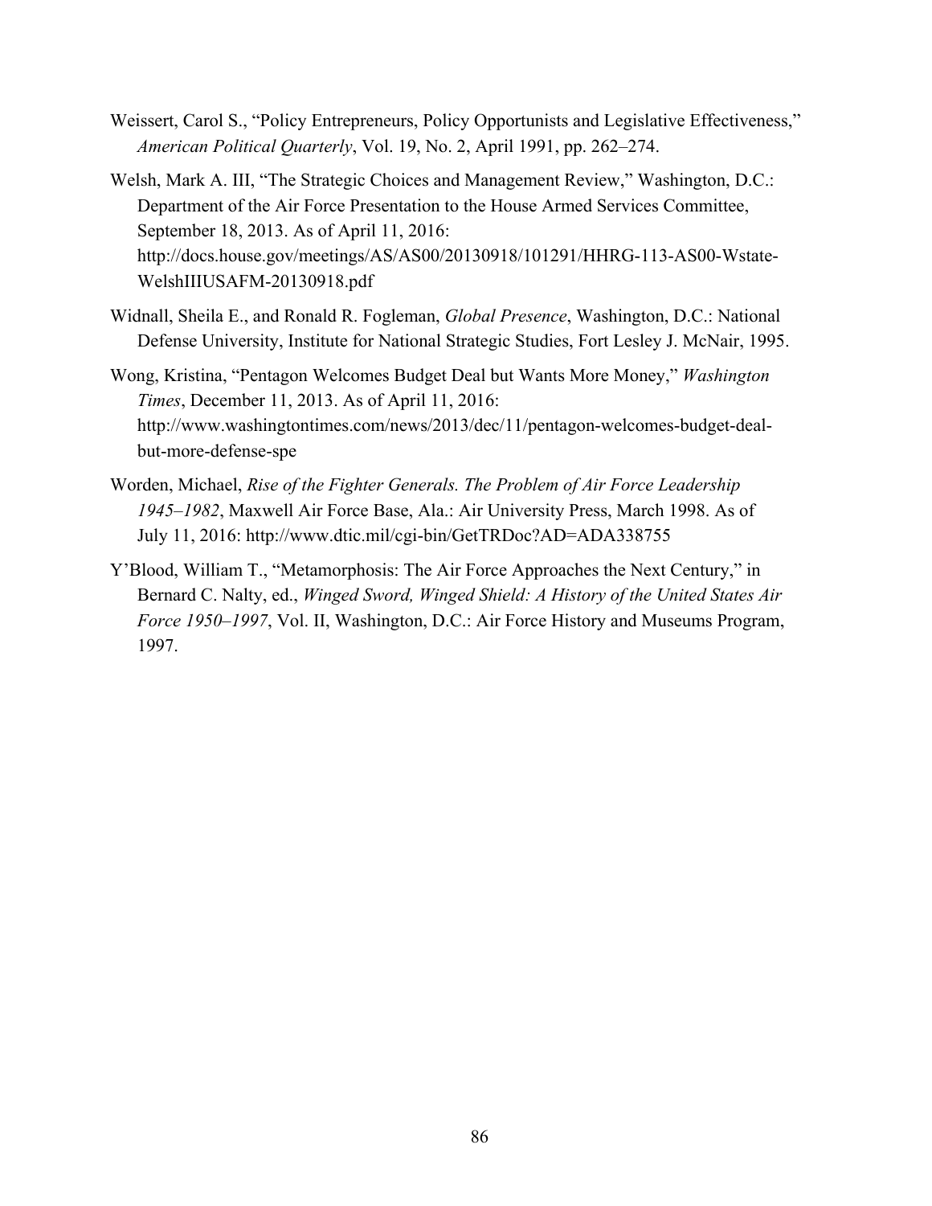Weissert, Carol S., "Policy Entrepreneurs, Policy Opportunists and Legislative Effectiveness," *American Political Quarterly*, Vol. 19, No. 2, April 1991, pp. 262–274.

Welsh, Mark A. III, "The Strategic Choices and Management Review," Washington, D.C.: Department of the Air Force Presentation to the House Armed Services Committee, September 18, 2013. As of April 11, 2016: http://docs.house.gov/meetings/AS/AS00/20130918/101291/HHRG-113-AS00-Wstate-WelshIIIUSAFM-20130918.pdf

Widnall, Sheila E., and Ronald R. Fogleman, *Global Presence*, Washington, D.C.: National Defense University, Institute for National Strategic Studies, Fort Lesley J. McNair, 1995.

Wong, Kristina, "Pentagon Welcomes Budget Deal but Wants More Money," *Washington Times*, December 11, 2013. As of April 11, 2016: http://www.washingtontimes.com/news/2013/dec/11/pentagon-welcomes-budget-deal-but-more-defense-spe

Worden, Michael, *Rise of the Fighter Generals. The Problem of Air Force Leadership 1945–1982*, Maxwell Air Force Base, Ala.: Air University Press, March 1998. As of July 11, 2016: http://www.dtic.mil/cgi-bin/GetTRDoc?AD=ADA338755

Y'Blood, William T., "Metamorphosis: The Air Force Approaches the Next Century," in Bernard C. Nalty, ed., *Winged Sword, Winged Shield: A History of the United States Air Force 1950–1997*, Vol. II, Washington, D.C.: Air Force History and Museums Program, 1997.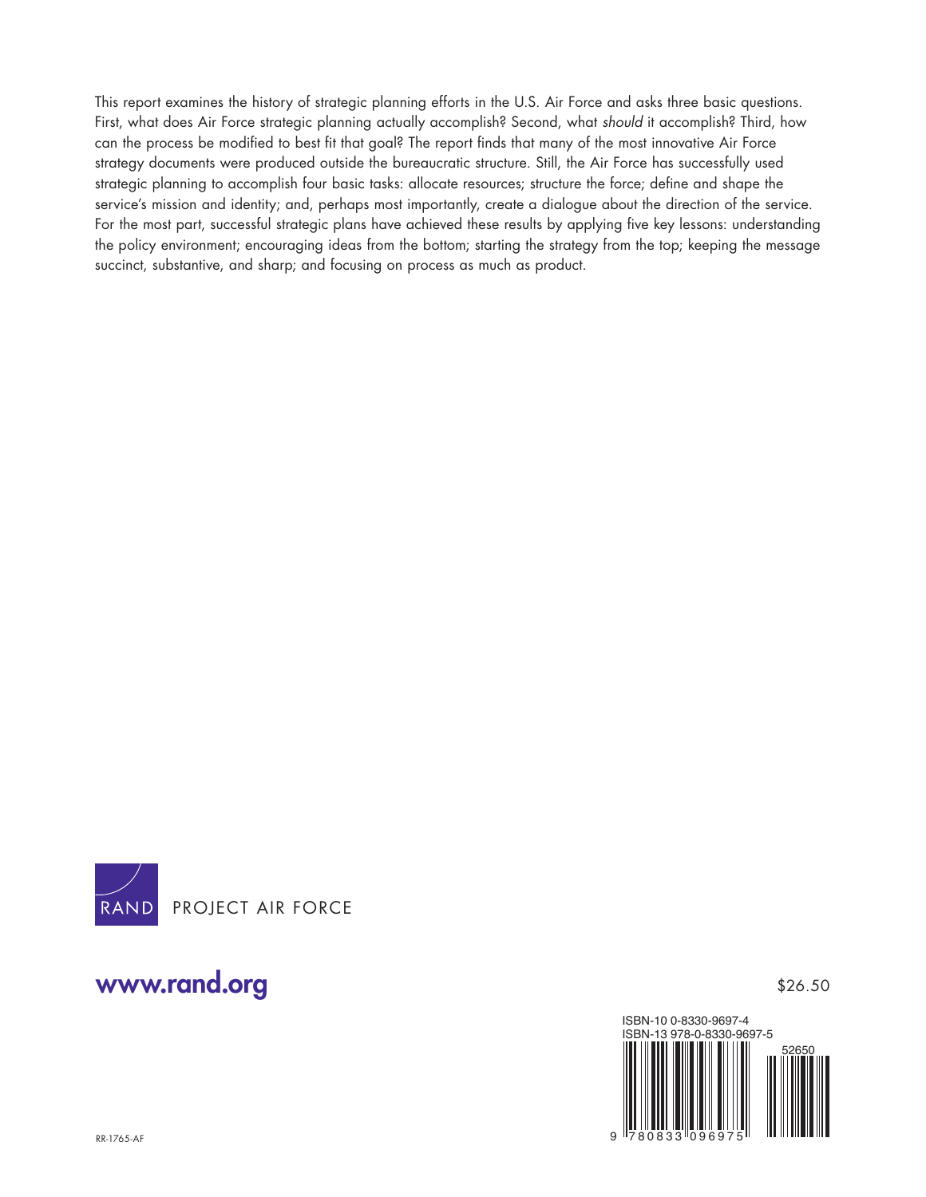This report examines the history of strategic planning efforts in the U.S. Air Force and asks three basic questions. First, what does Air Force strategic planning actually accomplish? Second, what *should* it accomplish? Third, how can the process be modified to best fit that goal? The report finds that many of the most innovative Air Force strategy documents were produced outside the bureaucratic structure. Still, the Air Force has successfully used strategic planning to accomplish four basic tasks: allocate resources; structure the force; define and shape the service's mission and identity; and, perhaps most importantly, create a dialogue about the direction of the service. For the most part, successful strategic plans have achieved these results by applying five key lessons: understanding the policy environment; encouraging ideas from the bottom; starting the strategy from the top; keeping the message succinct, substantive, and sharp; and focusing on process as much as product.

RAND PROJECT AIR FORCE

**www.rand.org**

$26.50

ISBN-10 0-8330-9697-4
ISBN-13 978-0-8330-9697-5

52650

9 780833 096975

RR-1765-AF